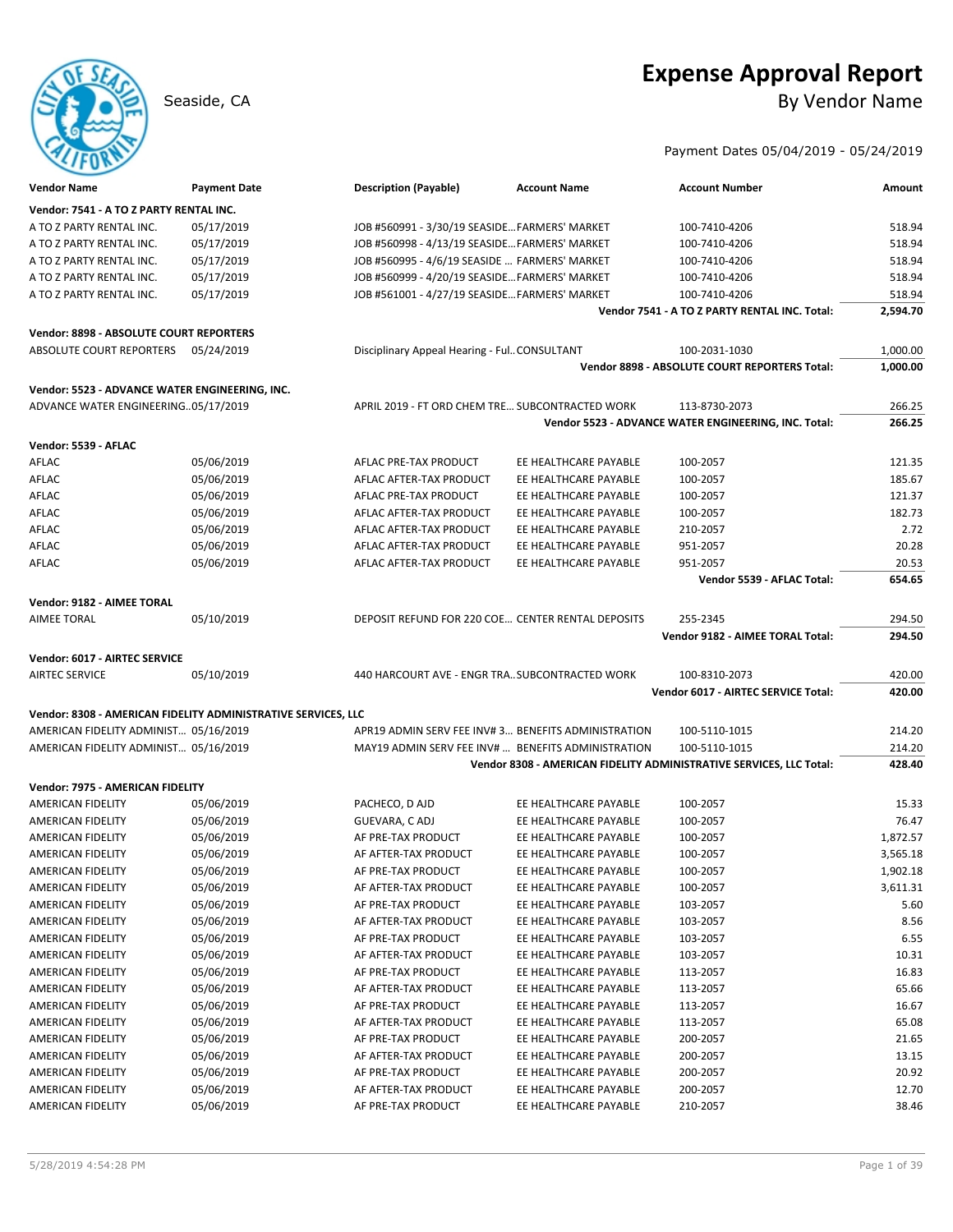# Expense Approval Report

Seaside, CA

By Vendor Name

Payment Dates 05/04/2019 - 05/24/2019

| Vendor Name | Payment Date | Description (Payable) | Account Name | Account Number | Amount |
|---|---|---|---|---|---|
| **Vendor: 7541 - A TO Z PARTY RENTAL INC.** | | | | | |
| A TO Z PARTY RENTAL INC. | 05/17/2019 | JOB #560991 - 3/30/19 SEASIDE... | FARMERS' MARKET | 100-7410-4206 | 518.94 |
| A TO Z PARTY RENTAL INC. | 05/17/2019 | JOB #560998 - 4/13/19 SEASIDE... | FARMERS' MARKET | 100-7410-4206 | 518.94 |
| A TO Z PARTY RENTAL INC. | 05/17/2019 | JOB #560995 - 4/6/19 SEASIDE ... | FARMERS' MARKET | 100-7410-4206 | 518.94 |
| A TO Z PARTY RENTAL INC. | 05/17/2019 | JOB #560999 - 4/20/19 SEASIDE... | FARMERS' MARKET | 100-7410-4206 | 518.94 |
| A TO Z PARTY RENTAL INC. | 05/17/2019 | JOB #561001 - 4/27/19 SEASIDE... | FARMERS' MARKET | 100-7410-4206 | 518.94 |
| | | | | **Vendor 7541 - A TO Z PARTY RENTAL INC. Total:** | **2,594.70** |
| **Vendor: 8898 - ABSOLUTE COURT REPORTERS** | | | | | |
| ABSOLUTE COURT REPORTERS | 05/24/2019 | Disciplinary Appeal Hearing - Ful... | CONSULTANT | 100-2031-1030 | 1,000.00 |
| | | | | **Vendor 8898 - ABSOLUTE COURT REPORTERS Total:** | **1,000.00** |
| **Vendor: 5523 - ADVANCE WATER ENGINEERING, INC.** | | | | | |
| ADVANCE WATER ENGINEERING... | 05/17/2019 | APRIL 2019 - FT ORD CHEM TRE... | SUBCONTRACTED WORK | 113-8730-2073 | 266.25 |
| | | | | **Vendor 5523 - ADVANCE WATER ENGINEERING, INC. Total:** | **266.25** |
| **Vendor: 5539 - AFLAC** | | | | | |
| AFLAC | 05/06/2019 | AFLAC PRE-TAX PRODUCT | EE HEALTHCARE PAYABLE | 100-2057 | 121.35 |
| AFLAC | 05/06/2019 | AFLAC AFTER-TAX PRODUCT | EE HEALTHCARE PAYABLE | 100-2057 | 185.67 |
| AFLAC | 05/06/2019 | AFLAC PRE-TAX PRODUCT | EE HEALTHCARE PAYABLE | 100-2057 | 121.37 |
| AFLAC | 05/06/2019 | AFLAC AFTER-TAX PRODUCT | EE HEALTHCARE PAYABLE | 100-2057 | 182.73 |
| AFLAC | 05/06/2019 | AFLAC AFTER-TAX PRODUCT | EE HEALTHCARE PAYABLE | 210-2057 | 2.72 |
| AFLAC | 05/06/2019 | AFLAC AFTER-TAX PRODUCT | EE HEALTHCARE PAYABLE | 951-2057 | 20.28 |
| AFLAC | 05/06/2019 | AFLAC AFTER-TAX PRODUCT | EE HEALTHCARE PAYABLE | 951-2057 | 20.53 |
| | | | | **Vendor 5539 - AFLAC Total:** | **654.65** |
| **Vendor: 9182 - AIMEE TORAL** | | | | | |
| AIMEE TORAL | 05/10/2019 | DEPOSIT REFUND FOR 220 COE... | CENTER RENTAL DEPOSITS | 255-2345 | 294.50 |
| | | | | **Vendor 9182 - AIMEE TORAL Total:** | **294.50** |
| **Vendor: 6017 - AIRTEC SERVICE** | | | | | |
| AIRTEC SERVICE | 05/10/2019 | 440 HARCOURT AVE - ENGR TRA... | SUBCONTRACTED WORK | 100-8310-2073 | 420.00 |
| | | | | **Vendor 6017 - AIRTEC SERVICE Total:** | **420.00** |
| **Vendor: 8308 - AMERICAN FIDELITY ADMINISTRATIVE SERVICES, LLC** | | | | | |
| AMERICAN FIDELITY ADMINIST... | 05/16/2019 | APR19 ADMIN SERV FEE INV# 3... | BENEFITS ADMINISTRATION | 100-5110-1015 | 214.20 |
| AMERICAN FIDELITY ADMINIST... | 05/16/2019 | MAY19 ADMIN SERV FEE INV# ... | BENEFITS ADMINISTRATION | 100-5110-1015 | 214.20 |
| | | | | **Vendor 8308 - AMERICAN FIDELITY ADMINISTRATIVE SERVICES, LLC Total:** | **428.40** |
| **Vendor: 7975 - AMERICAN FIDELITY** | | | | | |
| AMERICAN FIDELITY | 05/06/2019 | PACHECO, D AJD | EE HEALTHCARE PAYABLE | 100-2057 | 15.33 |
| AMERICAN FIDELITY | 05/06/2019 | GUEVARA, C ADJ | EE HEALTHCARE PAYABLE | 100-2057 | 76.47 |
| AMERICAN FIDELITY | 05/06/2019 | AF PRE-TAX PRODUCT | EE HEALTHCARE PAYABLE | 100-2057 | 1,872.57 |
| AMERICAN FIDELITY | 05/06/2019 | AF AFTER-TAX PRODUCT | EE HEALTHCARE PAYABLE | 100-2057 | 3,565.18 |
| AMERICAN FIDELITY | 05/06/2019 | AF PRE-TAX PRODUCT | EE HEALTHCARE PAYABLE | 100-2057 | 1,902.18 |
| AMERICAN FIDELITY | 05/06/2019 | AF AFTER-TAX PRODUCT | EE HEALTHCARE PAYABLE | 100-2057 | 3,611.31 |
| AMERICAN FIDELITY | 05/06/2019 | AF PRE-TAX PRODUCT | EE HEALTHCARE PAYABLE | 103-2057 | 5.60 |
| AMERICAN FIDELITY | 05/06/2019 | AF AFTER-TAX PRODUCT | EE HEALTHCARE PAYABLE | 103-2057 | 8.56 |
| AMERICAN FIDELITY | 05/06/2019 | AF PRE-TAX PRODUCT | EE HEALTHCARE PAYABLE | 103-2057 | 6.55 |
| AMERICAN FIDELITY | 05/06/2019 | AF AFTER-TAX PRODUCT | EE HEALTHCARE PAYABLE | 103-2057 | 10.31 |
| AMERICAN FIDELITY | 05/06/2019 | AF PRE-TAX PRODUCT | EE HEALTHCARE PAYABLE | 113-2057 | 16.83 |
| AMERICAN FIDELITY | 05/06/2019 | AF AFTER-TAX PRODUCT | EE HEALTHCARE PAYABLE | 113-2057 | 65.66 |
| AMERICAN FIDELITY | 05/06/2019 | AF PRE-TAX PRODUCT | EE HEALTHCARE PAYABLE | 113-2057 | 16.67 |
| AMERICAN FIDELITY | 05/06/2019 | AF AFTER-TAX PRODUCT | EE HEALTHCARE PAYABLE | 113-2057 | 65.08 |
| AMERICAN FIDELITY | 05/06/2019 | AF PRE-TAX PRODUCT | EE HEALTHCARE PAYABLE | 200-2057 | 21.65 |
| AMERICAN FIDELITY | 05/06/2019 | AF AFTER-TAX PRODUCT | EE HEALTHCARE PAYABLE | 200-2057 | 13.15 |
| AMERICAN FIDELITY | 05/06/2019 | AF PRE-TAX PRODUCT | EE HEALTHCARE PAYABLE | 200-2057 | 20.92 |
| AMERICAN FIDELITY | 05/06/2019 | AF AFTER-TAX PRODUCT | EE HEALTHCARE PAYABLE | 200-2057 | 12.70 |
| AMERICAN FIDELITY | 05/06/2019 | AF PRE-TAX PRODUCT | EE HEALTHCARE PAYABLE | 210-2057 | 38.46 |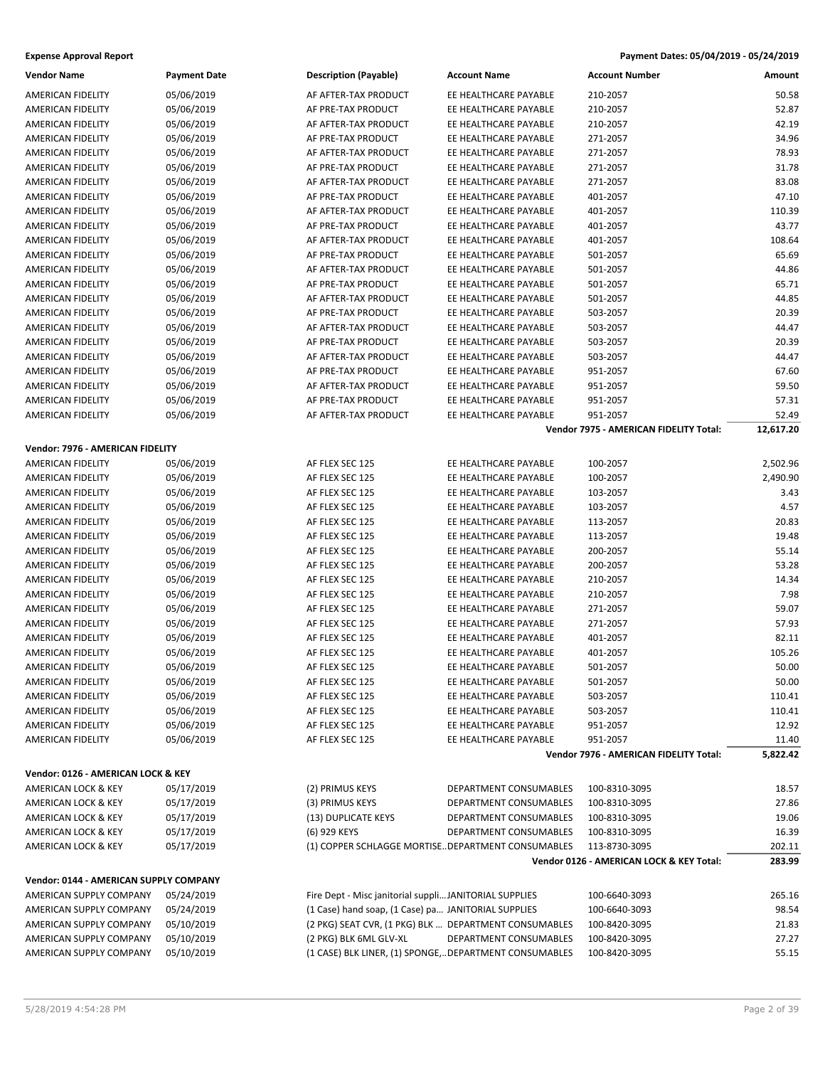**Expense Approval Report** — Payment Dates: 05/04/2019 - 05/24/2019

| Vendor Name | Payment Date | Description (Payable) | Account Name | Account Number | Amount |
|---|---|---|---|---|---|
| AMERICAN FIDELITY | 05/06/2019 | AF AFTER-TAX PRODUCT | EE HEALTHCARE PAYABLE | 210-2057 | 50.58 |
| AMERICAN FIDELITY | 05/06/2019 | AF PRE-TAX PRODUCT | EE HEALTHCARE PAYABLE | 210-2057 | 52.87 |
| AMERICAN FIDELITY | 05/06/2019 | AF AFTER-TAX PRODUCT | EE HEALTHCARE PAYABLE | 210-2057 | 42.19 |
| AMERICAN FIDELITY | 05/06/2019 | AF PRE-TAX PRODUCT | EE HEALTHCARE PAYABLE | 271-2057 | 34.96 |
| AMERICAN FIDELITY | 05/06/2019 | AF AFTER-TAX PRODUCT | EE HEALTHCARE PAYABLE | 271-2057 | 78.93 |
| AMERICAN FIDELITY | 05/06/2019 | AF PRE-TAX PRODUCT | EE HEALTHCARE PAYABLE | 271-2057 | 31.78 |
| AMERICAN FIDELITY | 05/06/2019 | AF AFTER-TAX PRODUCT | EE HEALTHCARE PAYABLE | 271-2057 | 83.08 |
| AMERICAN FIDELITY | 05/06/2019 | AF PRE-TAX PRODUCT | EE HEALTHCARE PAYABLE | 401-2057 | 47.10 |
| AMERICAN FIDELITY | 05/06/2019 | AF AFTER-TAX PRODUCT | EE HEALTHCARE PAYABLE | 401-2057 | 110.39 |
| AMERICAN FIDELITY | 05/06/2019 | AF PRE-TAX PRODUCT | EE HEALTHCARE PAYABLE | 401-2057 | 43.77 |
| AMERICAN FIDELITY | 05/06/2019 | AF AFTER-TAX PRODUCT | EE HEALTHCARE PAYABLE | 401-2057 | 108.64 |
| AMERICAN FIDELITY | 05/06/2019 | AF PRE-TAX PRODUCT | EE HEALTHCARE PAYABLE | 501-2057 | 65.69 |
| AMERICAN FIDELITY | 05/06/2019 | AF AFTER-TAX PRODUCT | EE HEALTHCARE PAYABLE | 501-2057 | 44.86 |
| AMERICAN FIDELITY | 05/06/2019 | AF PRE-TAX PRODUCT | EE HEALTHCARE PAYABLE | 501-2057 | 65.71 |
| AMERICAN FIDELITY | 05/06/2019 | AF AFTER-TAX PRODUCT | EE HEALTHCARE PAYABLE | 501-2057 | 44.85 |
| AMERICAN FIDELITY | 05/06/2019 | AF PRE-TAX PRODUCT | EE HEALTHCARE PAYABLE | 503-2057 | 20.39 |
| AMERICAN FIDELITY | 05/06/2019 | AF AFTER-TAX PRODUCT | EE HEALTHCARE PAYABLE | 503-2057 | 44.47 |
| AMERICAN FIDELITY | 05/06/2019 | AF PRE-TAX PRODUCT | EE HEALTHCARE PAYABLE | 503-2057 | 20.39 |
| AMERICAN FIDELITY | 05/06/2019 | AF AFTER-TAX PRODUCT | EE HEALTHCARE PAYABLE | 503-2057 | 44.47 |
| AMERICAN FIDELITY | 05/06/2019 | AF PRE-TAX PRODUCT | EE HEALTHCARE PAYABLE | 951-2057 | 67.60 |
| AMERICAN FIDELITY | 05/06/2019 | AF AFTER-TAX PRODUCT | EE HEALTHCARE PAYABLE | 951-2057 | 59.50 |
| AMERICAN FIDELITY | 05/06/2019 | AF PRE-TAX PRODUCT | EE HEALTHCARE PAYABLE | 951-2057 | 57.31 |
| AMERICAN FIDELITY | 05/06/2019 | AF AFTER-TAX PRODUCT | EE HEALTHCARE PAYABLE | 951-2057 | 52.49 |
| | | | | **Vendor 7975 - AMERICAN FIDELITY Total:** | **12,617.20** |

**Vendor: 7976 - AMERICAN FIDELITY**

| Vendor Name | Payment Date | Description (Payable) | Account Name | Account Number | Amount |
|---|---|---|---|---|---|
| AMERICAN FIDELITY | 05/06/2019 | AF FLEX SEC 125 | EE HEALTHCARE PAYABLE | 100-2057 | 2,502.96 |
| AMERICAN FIDELITY | 05/06/2019 | AF FLEX SEC 125 | EE HEALTHCARE PAYABLE | 100-2057 | 2,490.90 |
| AMERICAN FIDELITY | 05/06/2019 | AF FLEX SEC 125 | EE HEALTHCARE PAYABLE | 103-2057 | 3.43 |
| AMERICAN FIDELITY | 05/06/2019 | AF FLEX SEC 125 | EE HEALTHCARE PAYABLE | 103-2057 | 4.57 |
| AMERICAN FIDELITY | 05/06/2019 | AF FLEX SEC 125 | EE HEALTHCARE PAYABLE | 113-2057 | 20.83 |
| AMERICAN FIDELITY | 05/06/2019 | AF FLEX SEC 125 | EE HEALTHCARE PAYABLE | 113-2057 | 19.48 |
| AMERICAN FIDELITY | 05/06/2019 | AF FLEX SEC 125 | EE HEALTHCARE PAYABLE | 200-2057 | 55.14 |
| AMERICAN FIDELITY | 05/06/2019 | AF FLEX SEC 125 | EE HEALTHCARE PAYABLE | 200-2057 | 53.28 |
| AMERICAN FIDELITY | 05/06/2019 | AF FLEX SEC 125 | EE HEALTHCARE PAYABLE | 210-2057 | 14.34 |
| AMERICAN FIDELITY | 05/06/2019 | AF FLEX SEC 125 | EE HEALTHCARE PAYABLE | 210-2057 | 7.98 |
| AMERICAN FIDELITY | 05/06/2019 | AF FLEX SEC 125 | EE HEALTHCARE PAYABLE | 271-2057 | 59.07 |
| AMERICAN FIDELITY | 05/06/2019 | AF FLEX SEC 125 | EE HEALTHCARE PAYABLE | 271-2057 | 57.93 |
| AMERICAN FIDELITY | 05/06/2019 | AF FLEX SEC 125 | EE HEALTHCARE PAYABLE | 401-2057 | 82.11 |
| AMERICAN FIDELITY | 05/06/2019 | AF FLEX SEC 125 | EE HEALTHCARE PAYABLE | 401-2057 | 105.26 |
| AMERICAN FIDELITY | 05/06/2019 | AF FLEX SEC 125 | EE HEALTHCARE PAYABLE | 501-2057 | 50.00 |
| AMERICAN FIDELITY | 05/06/2019 | AF FLEX SEC 125 | EE HEALTHCARE PAYABLE | 501-2057 | 50.00 |
| AMERICAN FIDELITY | 05/06/2019 | AF FLEX SEC 125 | EE HEALTHCARE PAYABLE | 503-2057 | 110.41 |
| AMERICAN FIDELITY | 05/06/2019 | AF FLEX SEC 125 | EE HEALTHCARE PAYABLE | 503-2057 | 110.41 |
| AMERICAN FIDELITY | 05/06/2019 | AF FLEX SEC 125 | EE HEALTHCARE PAYABLE | 951-2057 | 12.92 |
| AMERICAN FIDELITY | 05/06/2019 | AF FLEX SEC 125 | EE HEALTHCARE PAYABLE | 951-2057 | 11.40 |
| | | | | **Vendor 7976 - AMERICAN FIDELITY Total:** | **5,822.42** |

**Vendor: 0126 - AMERICAN LOCK & KEY**

| Vendor Name | Payment Date | Description (Payable) | Account Name | Account Number | Amount |
|---|---|---|---|---|---|
| AMERICAN LOCK & KEY | 05/17/2019 | (2) PRIMUS KEYS | DEPARTMENT CONSUMABLES | 100-8310-3095 | 18.57 |
| AMERICAN LOCK & KEY | 05/17/2019 | (3) PRIMUS KEYS | DEPARTMENT CONSUMABLES | 100-8310-3095 | 27.86 |
| AMERICAN LOCK & KEY | 05/17/2019 | (13) DUPLICATE KEYS | DEPARTMENT CONSUMABLES | 100-8310-3095 | 19.06 |
| AMERICAN LOCK & KEY | 05/17/2019 | (6) 929 KEYS | DEPARTMENT CONSUMABLES | 100-8310-3095 | 16.39 |
| AMERICAN LOCK & KEY | 05/17/2019 | (1) COPPER SCHLAGGE MORTISE... | DEPARTMENT CONSUMABLES | 113-8730-3095 | 202.11 |
| | | | | **Vendor 0126 - AMERICAN LOCK & KEY Total:** | **283.99** |

**Vendor: 0144 - AMERICAN SUPPLY COMPANY**

| Vendor Name | Payment Date | Description (Payable) | Account Name | Account Number | Amount |
|---|---|---|---|---|---|
| AMERICAN SUPPLY COMPANY | 05/24/2019 | Fire Dept - Misc janitorial suppli... | JANITORIAL SUPPLIES | 100-6640-3093 | 265.16 |
| AMERICAN SUPPLY COMPANY | 05/24/2019 | (1 Case) hand soap, (1 Case) pa... | JANITORIAL SUPPLIES | 100-6640-3093 | 98.54 |
| AMERICAN SUPPLY COMPANY | 05/10/2019 | (2 PKG) SEAT CVR, (1 PKG) BLK ... | DEPARTMENT CONSUMABLES | 100-8420-3095 | 21.83 |
| AMERICAN SUPPLY COMPANY | 05/10/2019 | (2 PKG) BLK 6ML GLV-XL | DEPARTMENT CONSUMABLES | 100-8420-3095 | 27.27 |
| AMERICAN SUPPLY COMPANY | 05/10/2019 | (1 CASE) BLK LINER, (1) SPONGE,... | DEPARTMENT CONSUMABLES | 100-8420-3095 | 55.15 |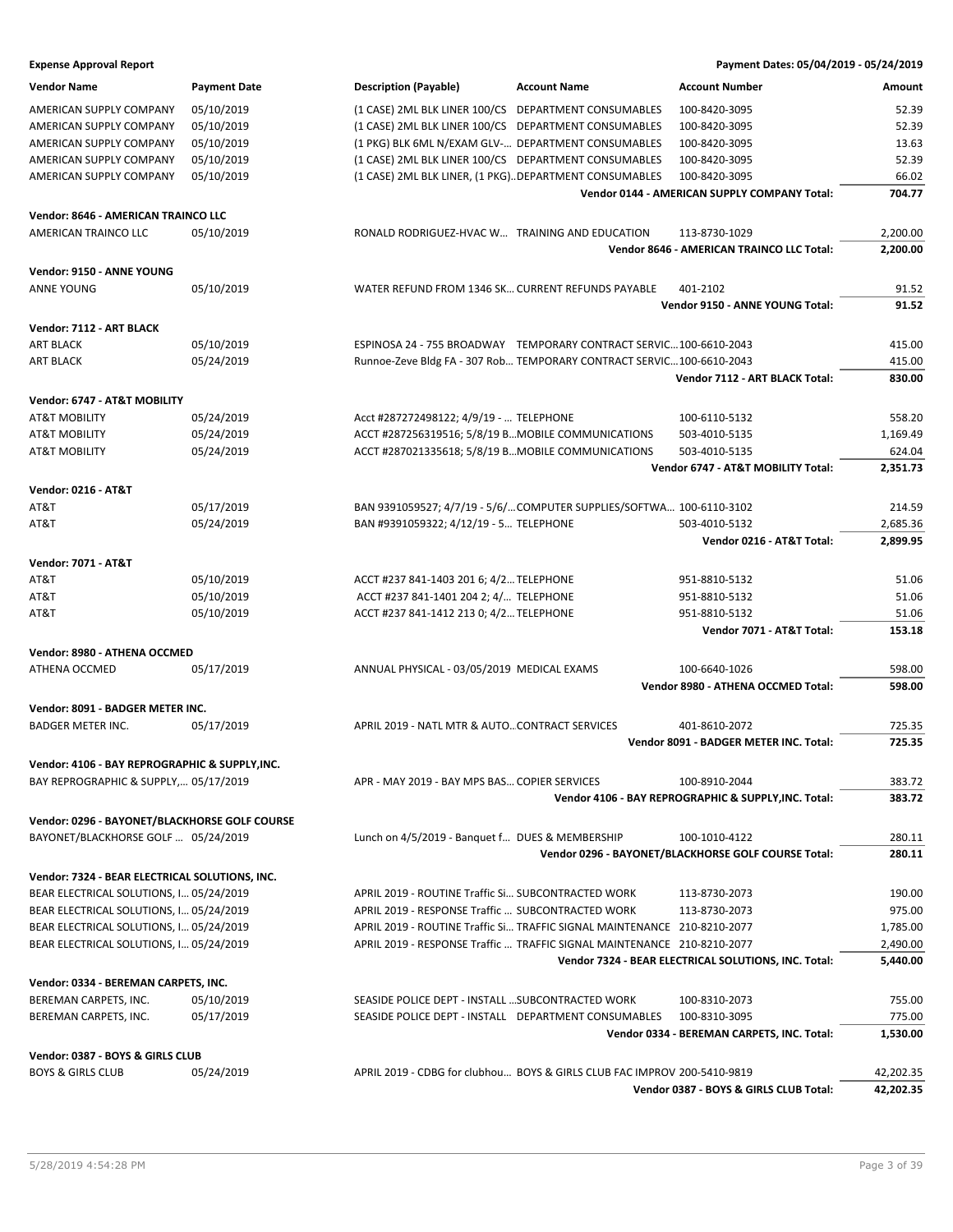**Expense Approval Report** — Payment Dates: 05/04/2019 - 05/24/2019

| Vendor Name | Payment Date | Description (Payable) | Account Name | Account Number | Amount |
|---|---|---|---|---|---|
| AMERICAN SUPPLY COMPANY | 05/10/2019 | (1 CASE) 2ML BLK LINER 100/CS | DEPARTMENT CONSUMABLES | 100-8420-3095 | 52.39 |
| AMERICAN SUPPLY COMPANY | 05/10/2019 | (1 CASE) 2ML BLK LINER 100/CS | DEPARTMENT CONSUMABLES | 100-8420-3095 | 52.39 |
| AMERICAN SUPPLY COMPANY | 05/10/2019 | (1 PKG) BLK 6ML N/EXAM GLV-... | DEPARTMENT CONSUMABLES | 100-8420-3095 | 13.63 |
| AMERICAN SUPPLY COMPANY | 05/10/2019 | (1 CASE) 2ML BLK LINER 100/CS | DEPARTMENT CONSUMABLES | 100-8420-3095 | 52.39 |
| AMERICAN SUPPLY COMPANY | 05/10/2019 | (1 CASE) 2ML BLK LINER, (1 PKG)... | DEPARTMENT CONSUMABLES | 100-8420-3095 | 66.02 |
| | | | | **Vendor 0144 - AMERICAN SUPPLY COMPANY Total:** | **704.77** |
| **Vendor: 8646 - AMERICAN TRAINCO LLC** | | | | | |
| AMERICAN TRAINCO LLC | 05/10/2019 | RONALD RODRIGUEZ-HVAC W... | TRAINING AND EDUCATION | 113-8730-1029 | 2,200.00 |
| | | | | **Vendor 8646 - AMERICAN TRAINCO LLC Total:** | **2,200.00** |
| **Vendor: 9150 - ANNE YOUNG** | | | | | |
| ANNE YOUNG | 05/10/2019 | WATER REFUND FROM 1346 SK... | CURRENT REFUNDS PAYABLE | 401-2102 | 91.52 |
| | | | | **Vendor 9150 - ANNE YOUNG Total:** | **91.52** |
| **Vendor: 7112 - ART BLACK** | | | | | |
| ART BLACK | 05/10/2019 | ESPINOSA 24 - 755 BROADWAY | TEMPORARY CONTRACT SERVIC... | 100-6610-2043 | 415.00 |
| ART BLACK | 05/24/2019 | Runnoe-Zeve Bldg FA - 307 Rob... | TEMPORARY CONTRACT SERVIC... | 100-6610-2043 | 415.00 |
| | | | | **Vendor 7112 - ART BLACK Total:** | **830.00** |
| **Vendor: 6747 - AT&T MOBILITY** | | | | | |
| AT&T MOBILITY | 05/24/2019 | Acct #287272498122; 4/9/19 - ... | TELEPHONE | 100-6110-5132 | 558.20 |
| AT&T MOBILITY | 05/24/2019 | ACCT #287256319516; 5/8/19 B... | MOBILE COMMUNICATIONS | 503-4010-5135 | 1,169.49 |
| AT&T MOBILITY | 05/24/2019 | ACCT #287021335618; 5/8/19 B... | MOBILE COMMUNICATIONS | 503-4010-5135 | 624.04 |
| | | | | **Vendor 6747 - AT&T MOBILITY Total:** | **2,351.73** |
| **Vendor: 0216 - AT&T** | | | | | |
| AT&T | 05/17/2019 | BAN 9391059527; 4/7/19 - 5/6/... | COMPUTER SUPPLIES/SOFTWA... | 100-6110-3102 | 214.59 |
| AT&T | 05/24/2019 | BAN #9391059322; 4/12/19 - 5... | TELEPHONE | 503-4010-5132 | 2,685.36 |
| | | | | **Vendor 0216 - AT&T Total:** | **2,899.95** |
| **Vendor: 7071 - AT&T** | | | | | |
| AT&T | 05/10/2019 | ACCT #237 841-1403 201 6; 4/2... | TELEPHONE | 951-8810-5132 | 51.06 |
| AT&T | 05/10/2019 | ACCT #237 841-1401 204 2; 4/... | TELEPHONE | 951-8810-5132 | 51.06 |
| AT&T | 05/10/2019 | ACCT #237 841-1412 213 0; 4/2... | TELEPHONE | 951-8810-5132 | 51.06 |
| | | | | **Vendor 7071 - AT&T Total:** | **153.18** |
| **Vendor: 8980 - ATHENA OCCMED** | | | | | |
| ATHENA OCCMED | 05/17/2019 | ANNUAL PHYSICAL - 03/05/2019 | MEDICAL EXAMS | 100-6640-1026 | 598.00 |
| | | | | **Vendor 8980 - ATHENA OCCMED Total:** | **598.00** |
| **Vendor: 8091 - BADGER METER INC.** | | | | | |
| BADGER METER INC. | 05/17/2019 | APRIL 2019 - NATL MTR & AUTO... | CONTRACT SERVICES | 401-8610-2072 | 725.35 |
| | | | | **Vendor 8091 - BADGER METER INC. Total:** | **725.35** |
| **Vendor: 4106 - BAY REPROGRAPHIC & SUPPLY,INC.** | | | | | |
| BAY REPROGRAPHIC & SUPPLY,... | 05/17/2019 | APR - MAY 2019 - BAY MPS BAS... | COPIER SERVICES | 100-8910-2044 | 383.72 |
| | | | | **Vendor 4106 - BAY REPROGRAPHIC & SUPPLY,INC. Total:** | **383.72** |
| **Vendor: 0296 - BAYONET/BLACKHORSE GOLF COURSE** | | | | | |
| BAYONET/BLACKHORSE GOLF ... | 05/24/2019 | Lunch on 4/5/2019 - Banquet f... | DUES & MEMBERSHIP | 100-1010-4122 | 280.11 |
| | | | | **Vendor 0296 - BAYONET/BLACKHORSE GOLF COURSE Total:** | **280.11** |
| **Vendor: 7324 - BEAR ELECTRICAL SOLUTIONS, INC.** | | | | | |
| BEAR ELECTRICAL SOLUTIONS, I... | 05/24/2019 | APRIL 2019 - ROUTINE Traffic Si... | SUBCONTRACTED WORK | 113-8730-2073 | 190.00 |
| BEAR ELECTRICAL SOLUTIONS, I... | 05/24/2019 | APRIL 2019 - RESPONSE Traffic ... | SUBCONTRACTED WORK | 113-8730-2073 | 975.00 |
| BEAR ELECTRICAL SOLUTIONS, I... | 05/24/2019 | APRIL 2019 - ROUTINE Traffic Si... | TRAFFIC SIGNAL MAINTENANCE | 210-8210-2077 | 1,785.00 |
| BEAR ELECTRICAL SOLUTIONS, I... | 05/24/2019 | APRIL 2019 - RESPONSE Traffic ... | TRAFFIC SIGNAL MAINTENANCE | 210-8210-2077 | 2,490.00 |
| | | | | **Vendor 7324 - BEAR ELECTRICAL SOLUTIONS, INC. Total:** | **5,440.00** |
| **Vendor: 0334 - BEREMAN CARPETS, INC.** | | | | | |
| BEREMAN CARPETS, INC. | 05/10/2019 | SEASIDE POLICE DEPT - INSTALL ... | SUBCONTRACTED WORK | 100-8310-2073 | 755.00 |
| BEREMAN CARPETS, INC. | 05/17/2019 | SEASIDE POLICE DEPT - INSTALL | DEPARTMENT CONSUMABLES | 100-8310-3095 | 775.00 |
| | | | | **Vendor 0334 - BEREMAN CARPETS, INC. Total:** | **1,530.00** |
| **Vendor: 0387 - BOYS & GIRLS CLUB** | | | | | |
| BOYS & GIRLS CLUB | 05/24/2019 | APRIL 2019 - CDBG for clubhou... | BOYS & GIRLS CLUB FAC IMPROV | 200-5410-9819 | 42,202.35 |
| | | | | **Vendor 0387 - BOYS & GIRLS CLUB Total:** | **42,202.35** |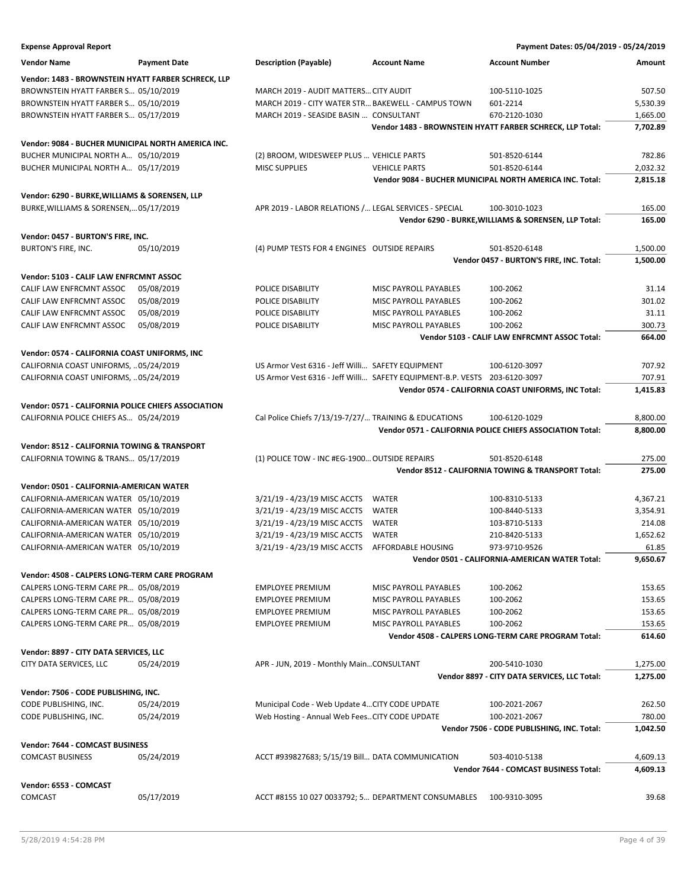**Expense Approval Report** | Payment Dates: 05/04/2019 - 05/24/2019

| Vendor Name | Payment Date | Description (Payable) | Account Name | Account Number | Amount |
|---|---|---|---|---|---|
| **Vendor: 1483 - BROWNSTEIN HYATT FARBER SCHRECK, LLP** | | | | | |
| BROWNSTEIN HYATT FARBER S... | 05/10/2019 | MARCH 2019 - AUDIT MATTERS... | CITY AUDIT | 100-5110-1025 | 507.50 |
| BROWNSTEIN HYATT FARBER S... | 05/10/2019 | MARCH 2019 - CITY WATER STR... | BAKEWELL - CAMPUS TOWN | 601-2214 | 5,530.39 |
| BROWNSTEIN HYATT FARBER S... | 05/17/2019 | MARCH 2019 - SEASIDE BASIN ... | CONSULTANT | 670-2120-1030 | 1,665.00 |
| | | | | **Vendor 1483 - BROWNSTEIN HYATT FARBER SCHRECK, LLP Total:** | **7,702.89** |
| **Vendor: 9084 - BUCHER MUNICIPAL NORTH AMERICA INC.** | | | | | |
| BUCHER MUNICIPAL NORTH A... | 05/10/2019 | (2) BROOM, WIDESWEEP PLUS ... | VEHICLE PARTS | 501-8520-6144 | 782.86 |
| BUCHER MUNICIPAL NORTH A... | 05/17/2019 | MISC SUPPLIES | VEHICLE PARTS | 501-8520-6144 | 2,032.32 |
| | | | | **Vendor 9084 - BUCHER MUNICIPAL NORTH AMERICA INC. Total:** | **2,815.18** |
| **Vendor: 6290 - BURKE,WILLIAMS & SORENSEN, LLP** | | | | | |
| BURKE,WILLIAMS & SORENSEN,... | 05/17/2019 | APR 2019 - LABOR RELATIONS /... | LEGAL SERVICES - SPECIAL | 100-3010-1023 | 165.00 |
| | | | | **Vendor 6290 - BURKE,WILLIAMS & SORENSEN, LLP Total:** | **165.00** |
| **Vendor: 0457 - BURTON'S FIRE, INC.** | | | | | |
| BURTON'S FIRE, INC. | 05/10/2019 | (4) PUMP TESTS FOR 4 ENGINES | OUTSIDE REPAIRS | 501-8520-6148 | 1,500.00 |
| | | | | **Vendor 0457 - BURTON'S FIRE, INC. Total:** | **1,500.00** |
| **Vendor: 5103 - CALIF LAW ENFRCMNT ASSOC** | | | | | |
| CALIF LAW ENFRCMNT ASSOC | 05/08/2019 | POLICE DISABILITY | MISC PAYROLL PAYABLES | 100-2062 | 31.14 |
| CALIF LAW ENFRCMNT ASSOC | 05/08/2019 | POLICE DISABILITY | MISC PAYROLL PAYABLES | 100-2062 | 301.02 |
| CALIF LAW ENFRCMNT ASSOC | 05/08/2019 | POLICE DISABILITY | MISC PAYROLL PAYABLES | 100-2062 | 31.11 |
| CALIF LAW ENFRCMNT ASSOC | 05/08/2019 | POLICE DISABILITY | MISC PAYROLL PAYABLES | 100-2062 | 300.73 |
| | | | | **Vendor 5103 - CALIF LAW ENFRCMNT ASSOC Total:** | **664.00** |
| **Vendor: 0574 - CALIFORNIA COAST UNIFORMS, INC** | | | | | |
| CALIFORNIA COAST UNIFORMS, ... | 05/24/2019 | US Armor Vest 6316 - Jeff Willi... | SAFETY EQUIPMENT | 100-6120-3097 | 707.92 |
| CALIFORNIA COAST UNIFORMS, ... | 05/24/2019 | US Armor Vest 6316 - Jeff Willi... | SAFETY EQUIPMENT-B.P. VESTS | 203-6120-3097 | 707.91 |
| | | | | **Vendor 0574 - CALIFORNIA COAST UNIFORMS, INC Total:** | **1,415.83** |
| **Vendor: 0571 - CALIFORNIA POLICE CHIEFS ASSOCIATION** | | | | | |
| CALIFORNIA POLICE CHIEFS AS... | 05/24/2019 | Cal Police Chiefs 7/13/19-7/27/... | TRAINING & EDUCATIONS | 100-6120-1029 | 8,800.00 |
| | | | | **Vendor 0571 - CALIFORNIA POLICE CHIEFS ASSOCIATION Total:** | **8,800.00** |
| **Vendor: 8512 - CALIFORNIA TOWING & TRANSPORT** | | | | | |
| CALIFORNIA TOWING & TRANS... | 05/17/2019 | (1) POLICE TOW - INC #EG-1900... | OUTSIDE REPAIRS | 501-8520-6148 | 275.00 |
| | | | | **Vendor 8512 - CALIFORNIA TOWING & TRANSPORT Total:** | **275.00** |
| **Vendor: 0501 - CALIFORNIA-AMERICAN WATER** | | | | | |
| CALIFORNIA-AMERICAN WATER | 05/10/2019 | 3/21/19 - 4/23/19 MISC ACCTS | WATER | 100-8310-5133 | 4,367.21 |
| CALIFORNIA-AMERICAN WATER | 05/10/2019 | 3/21/19 - 4/23/19 MISC ACCTS | WATER | 100-8440-5133 | 3,354.91 |
| CALIFORNIA-AMERICAN WATER | 05/10/2019 | 3/21/19 - 4/23/19 MISC ACCTS | WATER | 103-8710-5133 | 214.08 |
| CALIFORNIA-AMERICAN WATER | 05/10/2019 | 3/21/19 - 4/23/19 MISC ACCTS | WATER | 210-8420-5133 | 1,652.62 |
| CALIFORNIA-AMERICAN WATER | 05/10/2019 | 3/21/19 - 4/23/19 MISC ACCTS | AFFORDABLE HOUSING | 973-9710-9526 | 61.85 |
| | | | | **Vendor 0501 - CALIFORNIA-AMERICAN WATER Total:** | **9,650.67** |
| **Vendor: 4508 - CALPERS LONG-TERM CARE PROGRAM** | | | | | |
| CALPERS LONG-TERM CARE PR... | 05/08/2019 | EMPLOYEE PREMIUM | MISC PAYROLL PAYABLES | 100-2062 | 153.65 |
| CALPERS LONG-TERM CARE PR... | 05/08/2019 | EMPLOYEE PREMIUM | MISC PAYROLL PAYABLES | 100-2062 | 153.65 |
| CALPERS LONG-TERM CARE PR... | 05/08/2019 | EMPLOYEE PREMIUM | MISC PAYROLL PAYABLES | 100-2062 | 153.65 |
| CALPERS LONG-TERM CARE PR... | 05/08/2019 | EMPLOYEE PREMIUM | MISC PAYROLL PAYABLES | 100-2062 | 153.65 |
| | | | | **Vendor 4508 - CALPERS LONG-TERM CARE PROGRAM Total:** | **614.60** |
| **Vendor: 8897 - CITY DATA SERVICES, LLC** | | | | | |
| CITY DATA SERVICES, LLC | 05/24/2019 | APR - JUN, 2019 - Monthly Main... | CONSULTANT | 200-5410-1030 | 1,275.00 |
| | | | | **Vendor 8897 - CITY DATA SERVICES, LLC Total:** | **1,275.00** |
| **Vendor: 7506 - CODE PUBLISHING, INC.** | | | | | |
| CODE PUBLISHING, INC. | 05/24/2019 | Municipal Code - Web Update 4... | CITY CODE UPDATE | 100-2021-2067 | 262.50 |
| CODE PUBLISHING, INC. | 05/24/2019 | Web Hosting - Annual Web Fees... | CITY CODE UPDATE | 100-2021-2067 | 780.00 |
| | | | | **Vendor 7506 - CODE PUBLISHING, INC. Total:** | **1,042.50** |
| **Vendor: 7644 - COMCAST BUSINESS** | | | | | |
| COMCAST BUSINESS | 05/24/2019 | ACCT #939827683; 5/15/19 Bill... | DATA COMMUNICATION | 503-4010-5138 | 4,609.13 |
| | | | | **Vendor 7644 - COMCAST BUSINESS Total:** | **4,609.13** |
| **Vendor: 6553 - COMCAST** | | | | | |
| COMCAST | 05/17/2019 | ACCT #8155 10 027 0033792; 5... | DEPARTMENT CONSUMABLES | 100-9310-3095 | 39.68 |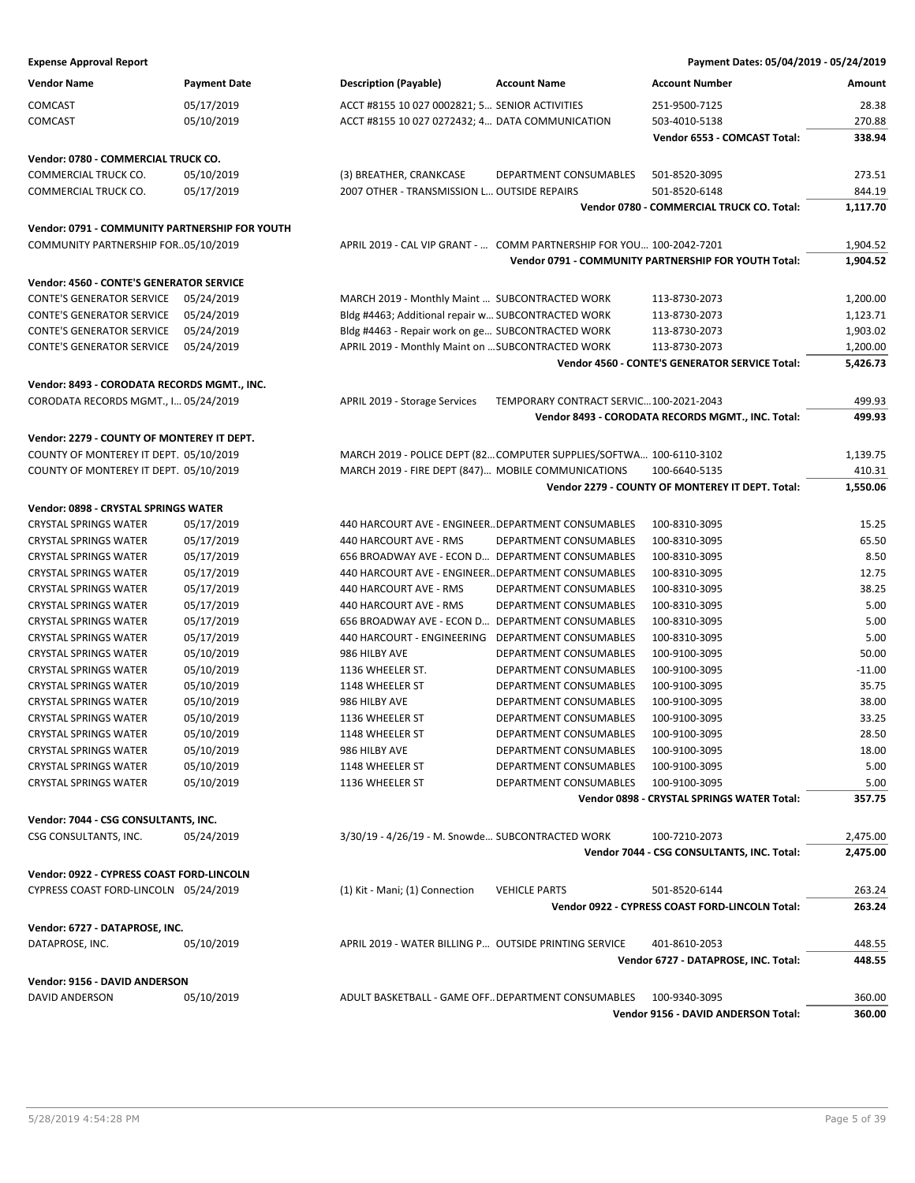**Expense Approval Report** — **Payment Dates: 05/04/2019 - 05/24/2019**

| Vendor Name | Payment Date | Description (Payable) | Account Name | Account Number | Amount |
|---|---|---|---|---|---|
| COMCAST | 05/17/2019 | ACCT #8155 10 027 0002821; 5... | SENIOR ACTIVITIES | 251-9500-7125 | 28.38 |
| COMCAST | 05/10/2019 | ACCT #8155 10 027 0272432; 4... | DATA COMMUNICATION | 503-4010-5138 | 270.88 |
| | | | | **Vendor 6553 - COMCAST Total:** | **338.94** |
| **Vendor: 0780 - COMMERCIAL TRUCK CO.** | | | | | |
| COMMERCIAL TRUCK CO. | 05/10/2019 | (3) BREATHER, CRANKCASE | DEPARTMENT CONSUMABLES | 501-8520-3095 | 273.51 |
| COMMERCIAL TRUCK CO. | 05/17/2019 | 2007 OTHER - TRANSMISSION L... | OUTSIDE REPAIRS | 501-8520-6148 | 844.19 |
| | | | | **Vendor 0780 - COMMERCIAL TRUCK CO. Total:** | **1,117.70** |
| **Vendor: 0791 - COMMUNITY PARTNERSHIP FOR YOUTH** | | | | | |
| COMMUNITY PARTNERSHIP FOR... | 05/10/2019 | APRIL 2019 - CAL VIP GRANT - ... | COMM PARTNERSHIP FOR YOU... | 100-2042-7201 | 1,904.52 |
| | | | | **Vendor 0791 - COMMUNITY PARTNERSHIP FOR YOUTH Total:** | **1,904.52** |
| **Vendor: 4560 - CONTE'S GENERATOR SERVICE** | | | | | |
| CONTE'S GENERATOR SERVICE | 05/24/2019 | MARCH 2019 - Monthly Maint ... | SUBCONTRACTED WORK | 113-8730-2073 | 1,200.00 |
| CONTE'S GENERATOR SERVICE | 05/24/2019 | Bldg #4463; Additional repair w... | SUBCONTRACTED WORK | 113-8730-2073 | 1,123.71 |
| CONTE'S GENERATOR SERVICE | 05/24/2019 | Bldg #4463 - Repair work on ge... | SUBCONTRACTED WORK | 113-8730-2073 | 1,903.02 |
| CONTE'S GENERATOR SERVICE | 05/24/2019 | APRIL 2019 - Monthly Maint on ... | SUBCONTRACTED WORK | 113-8730-2073 | 1,200.00 |
| | | | | **Vendor 4560 - CONTE'S GENERATOR SERVICE Total:** | **5,426.73** |
| **Vendor: 8493 - CORODATA RECORDS MGMT., INC.** | | | | | |
| CORODATA RECORDS MGMT., I... | 05/24/2019 | APRIL 2019 - Storage Services | TEMPORARY CONTRACT SERVIC... | 100-2021-2043 | 499.93 |
| | | | | **Vendor 8493 - CORODATA RECORDS MGMT., INC. Total:** | **499.93** |
| **Vendor: 2279 - COUNTY OF MONTEREY IT DEPT.** | | | | | |
| COUNTY OF MONTEREY IT DEPT. | 05/10/2019 | MARCH 2019 - POLICE DEPT (82... | COMPUTER SUPPLIES/SOFTWA... | 100-6110-3102 | 1,139.75 |
| COUNTY OF MONTEREY IT DEPT. | 05/10/2019 | MARCH 2019 - FIRE DEPT (847)... | MOBILE COMMUNICATIONS | 100-6640-5135 | 410.31 |
| | | | | **Vendor 2279 - COUNTY OF MONTEREY IT DEPT. Total:** | **1,550.06** |
| **Vendor: 0898 - CRYSTAL SPRINGS WATER** | | | | | |
| CRYSTAL SPRINGS WATER | 05/17/2019 | 440 HARCOURT AVE - ENGINEER... | DEPARTMENT CONSUMABLES | 100-8310-3095 | 15.25 |
| CRYSTAL SPRINGS WATER | 05/17/2019 | 440 HARCOURT AVE - RMS | DEPARTMENT CONSUMABLES | 100-8310-3095 | 65.50 |
| CRYSTAL SPRINGS WATER | 05/17/2019 | 656 BROADWAY AVE - ECON D... | DEPARTMENT CONSUMABLES | 100-8310-3095 | 8.50 |
| CRYSTAL SPRINGS WATER | 05/17/2019 | 440 HARCOURT AVE - ENGINEER... | DEPARTMENT CONSUMABLES | 100-8310-3095 | 12.75 |
| CRYSTAL SPRINGS WATER | 05/17/2019 | 440 HARCOURT AVE - RMS | DEPARTMENT CONSUMABLES | 100-8310-3095 | 38.25 |
| CRYSTAL SPRINGS WATER | 05/17/2019 | 440 HARCOURT AVE - RMS | DEPARTMENT CONSUMABLES | 100-8310-3095 | 5.00 |
| CRYSTAL SPRINGS WATER | 05/17/2019 | 656 BROADWAY AVE - ECON D... | DEPARTMENT CONSUMABLES | 100-8310-3095 | 5.00 |
| CRYSTAL SPRINGS WATER | 05/17/2019 | 440 HARCOURT - ENGINEERING | DEPARTMENT CONSUMABLES | 100-8310-3095 | 5.00 |
| CRYSTAL SPRINGS WATER | 05/10/2019 | 986 HILBY AVE | DEPARTMENT CONSUMABLES | 100-9100-3095 | 50.00 |
| CRYSTAL SPRINGS WATER | 05/10/2019 | 1136 WHEELER ST. | DEPARTMENT CONSUMABLES | 100-9100-3095 | -11.00 |
| CRYSTAL SPRINGS WATER | 05/10/2019 | 1148 WHEELER ST | DEPARTMENT CONSUMABLES | 100-9100-3095 | 35.75 |
| CRYSTAL SPRINGS WATER | 05/10/2019 | 986 HILBY AVE | DEPARTMENT CONSUMABLES | 100-9100-3095 | 38.00 |
| CRYSTAL SPRINGS WATER | 05/10/2019 | 1136 WHEELER ST | DEPARTMENT CONSUMABLES | 100-9100-3095 | 33.25 |
| CRYSTAL SPRINGS WATER | 05/10/2019 | 1148 WHEELER ST | DEPARTMENT CONSUMABLES | 100-9100-3095 | 28.50 |
| CRYSTAL SPRINGS WATER | 05/10/2019 | 986 HILBY AVE | DEPARTMENT CONSUMABLES | 100-9100-3095 | 18.00 |
| CRYSTAL SPRINGS WATER | 05/10/2019 | 1148 WHEELER ST | DEPARTMENT CONSUMABLES | 100-9100-3095 | 5.00 |
| CRYSTAL SPRINGS WATER | 05/10/2019 | 1136 WHEELER ST | DEPARTMENT CONSUMABLES | 100-9100-3095 | 5.00 |
| | | | | **Vendor 0898 - CRYSTAL SPRINGS WATER Total:** | **357.75** |
| **Vendor: 7044 - CSG CONSULTANTS, INC.** | | | | | |
| CSG CONSULTANTS, INC. | 05/24/2019 | 3/30/19 - 4/26/19 - M. Snowde... | SUBCONTRACTED WORK | 100-7210-2073 | 2,475.00 |
| | | | | **Vendor 7044 - CSG CONSULTANTS, INC. Total:** | **2,475.00** |
| **Vendor: 0922 - CYPRESS COAST FORD-LINCOLN** | | | | | |
| CYPRESS COAST FORD-LINCOLN | 05/24/2019 | (1) Kit - Mani; (1) Connection | VEHICLE PARTS | 501-8520-6144 | 263.24 |
| | | | | **Vendor 0922 - CYPRESS COAST FORD-LINCOLN Total:** | **263.24** |
| **Vendor: 6727 - DATAPROSE, INC.** | | | | | |
| DATAPROSE, INC. | 05/10/2019 | APRIL 2019 - WATER BILLING P... | OUTSIDE PRINTING SERVICE | 401-8610-2053 | 448.55 |
| | | | | **Vendor 6727 - DATAPROSE, INC. Total:** | **448.55** |
| **Vendor: 9156 - DAVID ANDERSON** | | | | | |
| DAVID ANDERSON | 05/10/2019 | ADULT BASKETBALL - GAME OFF... | DEPARTMENT CONSUMABLES | 100-9340-3095 | 360.00 |
| | | | | **Vendor 9156 - DAVID ANDERSON Total:** | **360.00** |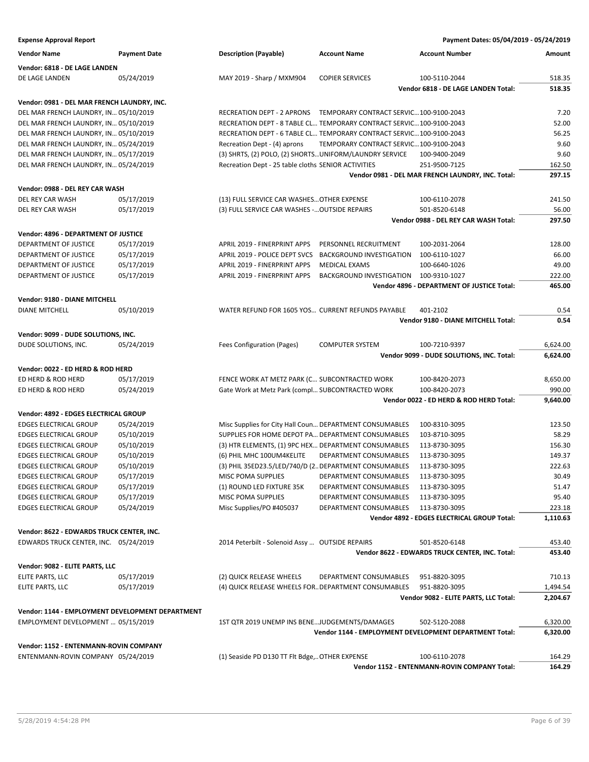**Expense Approval Report**

**Payment Dates: 05/04/2019 - 05/24/2019**

| Vendor Name | Payment Date | Description (Payable) | Account Name | Account Number | Amount |
|---|---|---|---|---|---|
| **Vendor: 6818 - DE LAGE LANDEN** | | | | | |
| DE LAGE LANDEN | 05/24/2019 | MAY 2019 - Sharp / MXM904 | COPIER SERVICES | 100-5110-2044 | 518.35 |
| | | | | **Vendor 6818 - DE LAGE LANDEN Total:** | **518.35** |
| **Vendor: 0981 - DEL MAR FRENCH LAUNDRY, INC.** | | | | | |
| DEL MAR FRENCH LAUNDRY, IN... | 05/10/2019 | RECREATION DEPT - 2 APRONS | TEMPORARY CONTRACT SERVIC... | 100-9100-2043 | 7.20 |
| DEL MAR FRENCH LAUNDRY, IN... | 05/10/2019 | RECREATION DEPT - 8 TABLE CL... | TEMPORARY CONTRACT SERVIC... | 100-9100-2043 | 52.00 |
| DEL MAR FRENCH LAUNDRY, IN... | 05/10/2019 | RECREATION DEPT - 6 TABLE CL... | TEMPORARY CONTRACT SERVIC... | 100-9100-2043 | 56.25 |
| DEL MAR FRENCH LAUNDRY, IN... | 05/24/2019 | Recreation Dept - (4) aprons | TEMPORARY CONTRACT SERVIC... | 100-9100-2043 | 9.60 |
| DEL MAR FRENCH LAUNDRY, IN... | 05/17/2019 | (3) SHRTS, (2) POLO, (2) SHORTS... | UNIFORM/LAUNDRY SERVICE | 100-9400-2049 | 9.60 |
| DEL MAR FRENCH LAUNDRY, IN... | 05/24/2019 | Recreation Dept - 25 table cloths | SENIOR ACTIVITIES | 251-9500-7125 | 162.50 |
| | | | | **Vendor 0981 - DEL MAR FRENCH LAUNDRY, INC. Total:** | **297.15** |
| **Vendor: 0988 - DEL REY CAR WASH** | | | | | |
| DEL REY CAR WASH | 05/17/2019 | (13) FULL SERVICE CAR WASHES... | OTHER EXPENSE | 100-6110-2078 | 241.50 |
| DEL REY CAR WASH | 05/17/2019 | (3) FULL SERVICE CAR WASHES -... | OUTSIDE REPAIRS | 501-8520-6148 | 56.00 |
| | | | | **Vendor 0988 - DEL REY CAR WASH Total:** | **297.50** |
| **Vendor: 4896 - DEPARTMENT OF JUSTICE** | | | | | |
| DEPARTMENT OF JUSTICE | 05/17/2019 | APRIL 2019 - FINERPRINT APPS | PERSONNEL RECRUITMENT | 100-2031-2064 | 128.00 |
| DEPARTMENT OF JUSTICE | 05/17/2019 | APRIL 2019 - POLICE DEPT SVCS | BACKGROUND INVESTIGATION | 100-6110-1027 | 66.00 |
| DEPARTMENT OF JUSTICE | 05/17/2019 | APRIL 2019 - FINERPRINT APPS | MEDICAL EXAMS | 100-6640-1026 | 49.00 |
| DEPARTMENT OF JUSTICE | 05/17/2019 | APRIL 2019 - FINERPRINT APPS | BACKGROUND INVESTIGATION | 100-9310-1027 | 222.00 |
| | | | | **Vendor 4896 - DEPARTMENT OF JUSTICE Total:** | **465.00** |
| **Vendor: 9180 - DIANE MITCHELL** | | | | | |
| DIANE MITCHELL | 05/10/2019 | WATER REFUND FOR 1605 YOS... | CURRENT REFUNDS PAYABLE | 401-2102 | 0.54 |
| | | | | **Vendor 9180 - DIANE MITCHELL Total:** | **0.54** |
| **Vendor: 9099 - DUDE SOLUTIONS, INC.** | | | | | |
| DUDE SOLUTIONS, INC. | 05/24/2019 | Fees Configuration (Pages) | COMPUTER SYSTEM | 100-7210-9397 | 6,624.00 |
| | | | | **Vendor 9099 - DUDE SOLUTIONS, INC. Total:** | **6,624.00** |
| **Vendor: 0022 - ED HERD & ROD HERD** | | | | | |
| ED HERD & ROD HERD | 05/17/2019 | FENCE WORK AT METZ PARK (C... | SUBCONTRACTED WORK | 100-8420-2073 | 8,650.00 |
| ED HERD & ROD HERD | 05/24/2019 | Gate Work at Metz Park (compl... | SUBCONTRACTED WORK | 100-8420-2073 | 990.00 |
| | | | | **Vendor 0022 - ED HERD & ROD HERD Total:** | **9,640.00** |
| **Vendor: 4892 - EDGES ELECTRICAL GROUP** | | | | | |
| EDGES ELECTRICAL GROUP | 05/24/2019 | Misc Supplies for City Hall Coun... | DEPARTMENT CONSUMABLES | 100-8310-3095 | 123.50 |
| EDGES ELECTRICAL GROUP | 05/10/2019 | SUPPLIES FOR HOME DEPOT PA... | DEPARTMENT CONSUMABLES | 103-8710-3095 | 58.29 |
| EDGES ELECTRICAL GROUP | 05/10/2019 | (3) HTR ELEMENTS, (1) 9PC HEX... | DEPARTMENT CONSUMABLES | 113-8730-3095 | 156.30 |
| EDGES ELECTRICAL GROUP | 05/10/2019 | (6) PHIL MHC 100UM4KELITE | DEPARTMENT CONSUMABLES | 113-8730-3095 | 149.37 |
| EDGES ELECTRICAL GROUP | 05/10/2019 | (3) PHIL 35ED23.5/LED/740/D (2... | DEPARTMENT CONSUMABLES | 113-8730-3095 | 222.63 |
| EDGES ELECTRICAL GROUP | 05/17/2019 | MISC POMA SUPPLIES | DEPARTMENT CONSUMABLES | 113-8730-3095 | 30.49 |
| EDGES ELECTRICAL GROUP | 05/17/2019 | (1) ROUND LED FIXTURE 35K | DEPARTMENT CONSUMABLES | 113-8730-3095 | 51.47 |
| EDGES ELECTRICAL GROUP | 05/17/2019 | MISC POMA SUPPLIES | DEPARTMENT CONSUMABLES | 113-8730-3095 | 95.40 |
| EDGES ELECTRICAL GROUP | 05/24/2019 | Misc Supplies/PO #405037 | DEPARTMENT CONSUMABLES | 113-8730-3095 | 223.18 |
| | | | | **Vendor 4892 - EDGES ELECTRICAL GROUP Total:** | **1,110.63** |
| **Vendor: 8622 - EDWARDS TRUCK CENTER, INC.** | | | | | |
| EDWARDS TRUCK CENTER, INC. | 05/24/2019 | 2014 Peterbilt - Solenoid Assy ... | OUTSIDE REPAIRS | 501-8520-6148 | 453.40 |
| | | | | **Vendor 8622 - EDWARDS TRUCK CENTER, INC. Total:** | **453.40** |
| **Vendor: 9082 - ELITE PARTS, LLC** | | | | | |
| ELITE PARTS, LLC | 05/17/2019 | (2) QUICK RELEASE WHEELS | DEPARTMENT CONSUMABLES | 951-8820-3095 | 710.13 |
| ELITE PARTS, LLC | 05/17/2019 | (4) QUICK RELEASE WHEELS FOR... | DEPARTMENT CONSUMABLES | 951-8820-3095 | 1,494.54 |
| | | | | **Vendor 9082 - ELITE PARTS, LLC Total:** | **2,204.67** |
| **Vendor: 1144 - EMPLOYMENT DEVELOPMENT DEPARTMENT** | | | | | |
| EMPLOYMENT DEVELOPMENT ... | 05/15/2019 | 1ST QTR 2019 UNEMP INS BENE... | JUDGEMENTS/DAMAGES | 502-5120-2088 | 6,320.00 |
| | | | | **Vendor 1144 - EMPLOYMENT DEVELOPMENT DEPARTMENT Total:** | **6,320.00** |
| **Vendor: 1152 - ENTENMANN-ROVIN COMPANY** | | | | | |
| ENTENMANN-ROVIN COMPANY | 05/24/2019 | (1) Seaside PD D130 TT Flt Bdge,... | OTHER EXPENSE | 100-6110-2078 | 164.29 |
| | | | | **Vendor 1152 - ENTENMANN-ROVIN COMPANY Total:** | **164.29** |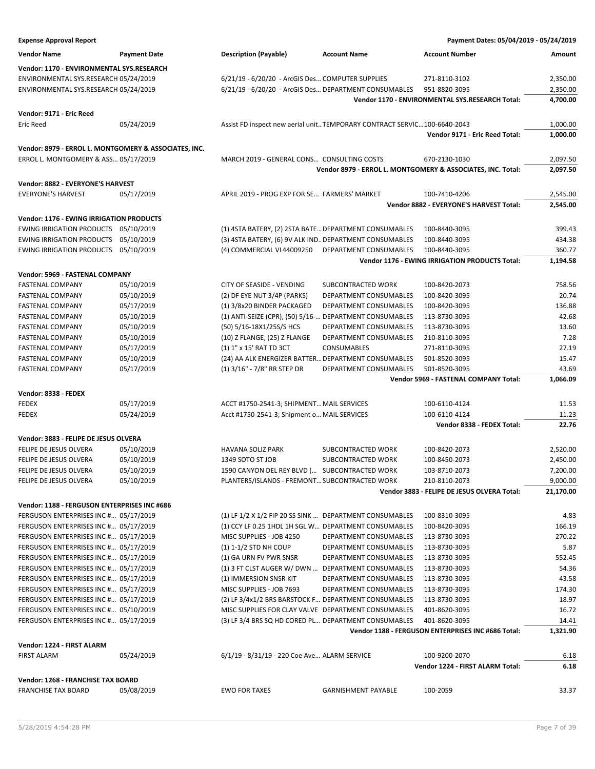**Expense Approval Report** — Payment Dates: 05/04/2019 - 05/24/2019

| Vendor Name | Payment Date | Description (Payable) | Account Name | Account Number | Amount |
|---|---|---|---|---|---|
| **Vendor: 1170 - ENVIRONMENTAL SYS.RESEARCH** | | | | | |
| ENVIRONMENTAL SYS.RESEARCH | 05/24/2019 | 6/21/19 - 6/20/20 - ArcGIS Des... | COMPUTER SUPPLIES | 271-8110-3102 | 2,350.00 |
| ENVIRONMENTAL SYS.RESEARCH | 05/24/2019 | 6/21/19 - 6/20/20 - ArcGIS Des... | DEPARTMENT CONSUMABLES | 951-8820-3095 | 2,350.00 |
| | | | | **Vendor 1170 - ENVIRONMENTAL SYS.RESEARCH Total:** | **4,700.00** |
| **Vendor: 9171 - Eric Reed** | | | | | |
| Eric Reed | 05/24/2019 | Assist FD inspect new aerial unit... | TEMPORARY CONTRACT SERVIC... | 100-6640-2043 | 1,000.00 |
| | | | | **Vendor 9171 - Eric Reed Total:** | **1,000.00** |
| **Vendor: 8979 - ERROL L. MONTGOMERY & ASSOCIATES, INC.** | | | | | |
| ERROL L. MONTGOMERY & ASS... | 05/17/2019 | MARCH 2019 - GENERAL CONS... | CONSULTING COSTS | 670-2130-1030 | 2,097.50 |
| | | | | **Vendor 8979 - ERROL L. MONTGOMERY & ASSOCIATES, INC. Total:** | **2,097.50** |
| **Vendor: 8882 - EVERYONE'S HARVEST** | | | | | |
| EVERYONE'S HARVEST | 05/17/2019 | APRIL 2019 - PROG EXP FOR SE... | FARMERS' MARKET | 100-7410-4206 | 2,545.00 |
| | | | | **Vendor 8882 - EVERYONE'S HARVEST Total:** | **2,545.00** |
| **Vendor: 1176 - EWING IRRIGATION PRODUCTS** | | | | | |
| EWING IRRIGATION PRODUCTS | 05/10/2019 | (1) 4STA BATERY, (2) 2STA BATE... | DEPARTMENT CONSUMABLES | 100-8440-3095 | 399.43 |
| EWING IRRIGATION PRODUCTS | 05/10/2019 | (3) 4STA BATERY, (6) 9V ALK IND... | DEPARTMENT CONSUMABLES | 100-8440-3095 | 434.38 |
| EWING IRRIGATION PRODUCTS | 05/10/2019 | (4) COMMERCIAL VL44009250 | DEPARTMENT CONSUMABLES | 100-8440-3095 | 360.77 |
| | | | | **Vendor 1176 - EWING IRRIGATION PRODUCTS Total:** | **1,194.58** |
| **Vendor: 5969 - FASTENAL COMPANY** | | | | | |
| FASTENAL COMPANY | 05/10/2019 | CITY OF SEASIDE - VENDING | SUBCONTRACTED WORK | 100-8420-2073 | 758.56 |
| FASTENAL COMPANY | 05/10/2019 | (2) DF EYE NUT 3/4P (PARKS) | DEPARTMENT CONSUMABLES | 100-8420-3095 | 20.74 |
| FASTENAL COMPANY | 05/17/2019 | (1) 3/8x20 BINDER PACKAGED | DEPARTMENT CONSUMABLES | 100-8420-3095 | 136.88 |
| FASTENAL COMPANY | 05/10/2019 | (1) ANTI-SEIZE (CPR), (50) 5/16-... | DEPARTMENT CONSUMABLES | 113-8730-3095 | 42.68 |
| FASTENAL COMPANY | 05/10/2019 | (50) 5/16-18X1/25S/S HCS | DEPARTMENT CONSUMABLES | 113-8730-3095 | 13.60 |
| FASTENAL COMPANY | 05/10/2019 | (10) Z FLANGE, (25) Z FLANGE | DEPARTMENT CONSUMABLES | 210-8110-3095 | 7.28 |
| FASTENAL COMPANY | 05/17/2019 | (1) 1" x 15' RAT TD 3CT | CONSUMABLES | 271-8110-3095 | 27.19 |
| FASTENAL COMPANY | 05/10/2019 | (24) AA ALK ENERGIZER BATTER... | DEPARTMENT CONSUMABLES | 501-8520-3095 | 15.47 |
| FASTENAL COMPANY | 05/17/2019 | (1) 3/16" - 7/8" RR STEP DR | DEPARTMENT CONSUMABLES | 501-8520-3095 | 43.69 |
| | | | | **Vendor 5969 - FASTENAL COMPANY Total:** | **1,066.09** |
| **Vendor: 8338 - FEDEX** | | | | | |
| FEDEX | 05/17/2019 | ACCT #1750-2541-3; SHIPMENT... | MAIL SERVICES | 100-6110-4124 | 11.53 |
| FEDEX | 05/24/2019 | Acct #1750-2541-3; Shipment o... | MAIL SERVICES | 100-6110-4124 | 11.23 |
| | | | | **Vendor 8338 - FEDEX Total:** | **22.76** |
| **Vendor: 3883 - FELIPE DE JESUS OLVERA** | | | | | |
| FELIPE DE JESUS OLVERA | 05/10/2019 | HAVANA SOLIZ PARK | SUBCONTRACTED WORK | 100-8420-2073 | 2,520.00 |
| FELIPE DE JESUS OLVERA | 05/10/2019 | 1349 SOTO ST JOB | SUBCONTRACTED WORK | 100-8450-2073 | 2,450.00 |
| FELIPE DE JESUS OLVERA | 05/10/2019 | 1590 CANYON DEL REY BLVD (... | SUBCONTRACTED WORK | 103-8710-2073 | 7,200.00 |
| FELIPE DE JESUS OLVERA | 05/10/2019 | PLANTERS/ISLANDS - FREMONT... | SUBCONTRACTED WORK | 210-8110-2073 | 9,000.00 |
| | | | | **Vendor 3883 - FELIPE DE JESUS OLVERA Total:** | **21,170.00** |
| **Vendor: 1188 - FERGUSON ENTERPRISES INC #686** | | | | | |
| FERGUSON ENTERPRISES INC #... | 05/17/2019 | (1) LF 1/2 X 1/2 FIP 20 SS SINK ... | DEPARTMENT CONSUMABLES | 100-8310-3095 | 4.83 |
| FERGUSON ENTERPRISES INC #... | 05/17/2019 | (1) CCY LF 0.25 1HDL 1H SGL W... | DEPARTMENT CONSUMABLES | 100-8420-3095 | 166.19 |
| FERGUSON ENTERPRISES INC #... | 05/17/2019 | MISC SUPPLIES - JOB 4250 | DEPARTMENT CONSUMABLES | 113-8730-3095 | 270.22 |
| FERGUSON ENTERPRISES INC #... | 05/17/2019 | (1) 1-1/2 STD NH COUP | DEPARTMENT CONSUMABLES | 113-8730-3095 | 5.87 |
| FERGUSON ENTERPRISES INC #... | 05/17/2019 | (1) GA URN FV PWR SNSR | DEPARTMENT CONSUMABLES | 113-8730-3095 | 552.45 |
| FERGUSON ENTERPRISES INC #... | 05/17/2019 | (1) 3 FT CLST AUGER W/ DWN ... | DEPARTMENT CONSUMABLES | 113-8730-3095 | 54.36 |
| FERGUSON ENTERPRISES INC #... | 05/17/2019 | (1) IMMERSION SNSR KIT | DEPARTMENT CONSUMABLES | 113-8730-3095 | 43.58 |
| FERGUSON ENTERPRISES INC #... | 05/17/2019 | MISC SUPPLIES - JOB 7693 | DEPARTMENT CONSUMABLES | 113-8730-3095 | 174.30 |
| FERGUSON ENTERPRISES INC #... | 05/17/2019 | (2) LF 3/4x1/2 BRS BARSTOCK F... | DEPARTMENT CONSUMABLES | 113-8730-3095 | 18.97 |
| FERGUSON ENTERPRISES INC #... | 05/10/2019 | MISC SUPPLIES FOR CLAY VALVE | DEPARTMENT CONSUMABLES | 401-8620-3095 | 16.72 |
| FERGUSON ENTERPRISES INC #... | 05/17/2019 | (3) LF 3/4 BRS SQ HD CORED PL... | DEPARTMENT CONSUMABLES | 401-8620-3095 | 14.41 |
| | | | | **Vendor 1188 - FERGUSON ENTERPRISES INC #686 Total:** | **1,321.90** |
| **Vendor: 1224 - FIRST ALARM** | | | | | |
| FIRST ALARM | 05/24/2019 | 6/1/19 - 8/31/19 - 220 Coe Ave... | ALARM SERVICE | 100-9200-2070 | 6.18 |
| | | | | **Vendor 1224 - FIRST ALARM Total:** | **6.18** |
| **Vendor: 1268 - FRANCHISE TAX BOARD** | | | | | |
| FRANCHISE TAX BOARD | 05/08/2019 | EWO FOR TAXES | GARNISHMENT PAYABLE | 100-2059 | 33.37 |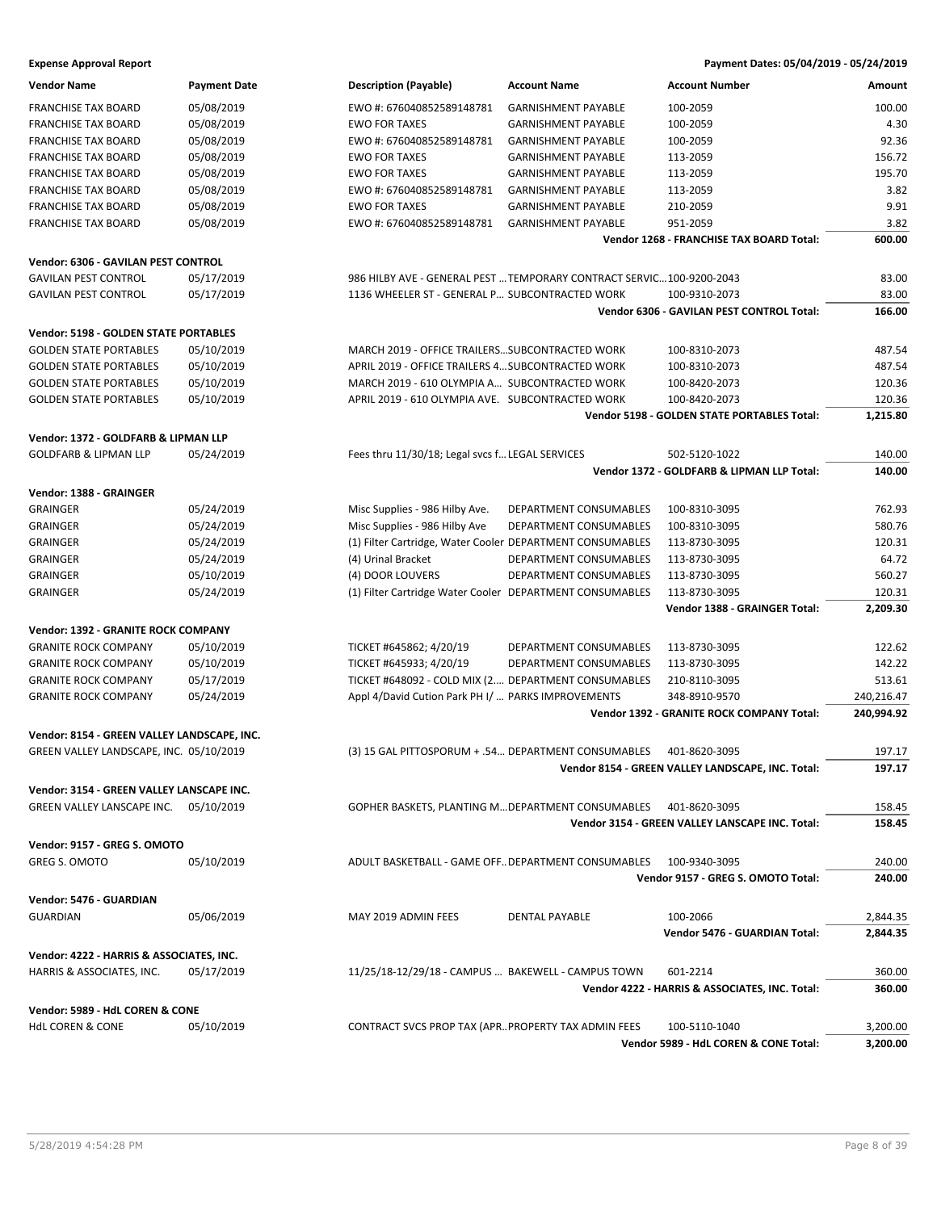**Expense Approval Report** — Payment Dates: 05/04/2019 - 05/24/2019

| Vendor Name | Payment Date | Description (Payable) | Account Name | Account Number | Amount |
|---|---|---|---|---|---|
| FRANCHISE TAX BOARD | 05/08/2019 | EWO #: 676040852589148781 | GARNISHMENT PAYABLE | 100-2059 | 100.00 |
| FRANCHISE TAX BOARD | 05/08/2019 | EWO FOR TAXES | GARNISHMENT PAYABLE | 100-2059 | 4.30 |
| FRANCHISE TAX BOARD | 05/08/2019 | EWO #: 676040852589148781 | GARNISHMENT PAYABLE | 100-2059 | 92.36 |
| FRANCHISE TAX BOARD | 05/08/2019 | EWO FOR TAXES | GARNISHMENT PAYABLE | 113-2059 | 156.72 |
| FRANCHISE TAX BOARD | 05/08/2019 | EWO FOR TAXES | GARNISHMENT PAYABLE | 113-2059 | 195.70 |
| FRANCHISE TAX BOARD | 05/08/2019 | EWO #: 676040852589148781 | GARNISHMENT PAYABLE | 113-2059 | 3.82 |
| FRANCHISE TAX BOARD | 05/08/2019 | EWO FOR TAXES | GARNISHMENT PAYABLE | 210-2059 | 9.91 |
| FRANCHISE TAX BOARD | 05/08/2019 | EWO #: 676040852589148781 | GARNISHMENT PAYABLE | 951-2059 | 3.82 |
| | | | | **Vendor 1268 - FRANCHISE TAX BOARD Total:** | **600.00** |
| **Vendor: 6306 - GAVILAN PEST CONTROL** | | | | | |
| GAVILAN PEST CONTROL | 05/17/2019 | 986 HILBY AVE - GENERAL PEST ... | TEMPORARY CONTRACT SERVIC... | 100-9200-2043 | 83.00 |
| GAVILAN PEST CONTROL | 05/17/2019 | 1136 WHEELER ST - GENERAL P... | SUBCONTRACTED WORK | 100-9310-2073 | 83.00 |
| | | | | **Vendor 6306 - GAVILAN PEST CONTROL Total:** | **166.00** |
| **Vendor: 5198 - GOLDEN STATE PORTABLES** | | | | | |
| GOLDEN STATE PORTABLES | 05/10/2019 | MARCH 2019 - OFFICE TRAILERS... | SUBCONTRACTED WORK | 100-8310-2073 | 487.54 |
| GOLDEN STATE PORTABLES | 05/10/2019 | APRIL 2019 - OFFICE TRAILERS 4... | SUBCONTRACTED WORK | 100-8310-2073 | 487.54 |
| GOLDEN STATE PORTABLES | 05/10/2019 | MARCH 2019 - 610 OLYMPIA A... | SUBCONTRACTED WORK | 100-8420-2073 | 120.36 |
| GOLDEN STATE PORTABLES | 05/10/2019 | APRIL 2019 - 610 OLYMPIA AVE. | SUBCONTRACTED WORK | 100-8420-2073 | 120.36 |
| | | | | **Vendor 5198 - GOLDEN STATE PORTABLES Total:** | **1,215.80** |
| **Vendor: 1372 - GOLDFARB & LIPMAN LLP** | | | | | |
| GOLDFARB & LIPMAN LLP | 05/24/2019 | Fees thru 11/30/18; Legal svcs f... | LEGAL SERVICES | 502-5120-1022 | 140.00 |
| | | | | **Vendor 1372 - GOLDFARB & LIPMAN LLP Total:** | **140.00** |
| **Vendor: 1388 - GRAINGER** | | | | | |
| GRAINGER | 05/24/2019 | Misc Supplies - 986 Hilby Ave. | DEPARTMENT CONSUMABLES | 100-8310-3095 | 762.93 |
| GRAINGER | 05/24/2019 | Misc Supplies - 986 Hilby Ave | DEPARTMENT CONSUMABLES | 100-8310-3095 | 580.76 |
| GRAINGER | 05/24/2019 | (1) Filter Cartridge, Water Cooler | DEPARTMENT CONSUMABLES | 113-8730-3095 | 120.31 |
| GRAINGER | 05/24/2019 | (4) Urinal Bracket | DEPARTMENT CONSUMABLES | 113-8730-3095 | 64.72 |
| GRAINGER | 05/10/2019 | (4) DOOR LOUVERS | DEPARTMENT CONSUMABLES | 113-8730-3095 | 560.27 |
| GRAINGER | 05/24/2019 | (1) Filter Cartridge Water Cooler | DEPARTMENT CONSUMABLES | 113-8730-3095 | 120.31 |
| | | | | **Vendor 1388 - GRAINGER Total:** | **2,209.30** |
| **Vendor: 1392 - GRANITE ROCK COMPANY** | | | | | |
| GRANITE ROCK COMPANY | 05/10/2019 | TICKET #645862; 4/20/19 | DEPARTMENT CONSUMABLES | 113-8730-3095 | 122.62 |
| GRANITE ROCK COMPANY | 05/10/2019 | TICKET #645933; 4/20/19 | DEPARTMENT CONSUMABLES | 113-8730-3095 | 142.22 |
| GRANITE ROCK COMPANY | 05/17/2019 | TICKET #648092 - COLD MIX (2... | DEPARTMENT CONSUMABLES | 210-8110-3095 | 513.61 |
| GRANITE ROCK COMPANY | 05/24/2019 | Appl 4/David Cution Park PH I/ ... | PARKS IMPROVEMENTS | 348-8910-9570 | 240,216.47 |
| | | | | **Vendor 1392 - GRANITE ROCK COMPANY Total:** | **240,994.92** |
| **Vendor: 8154 - GREEN VALLEY LANDSCAPE, INC.** | | | | | |
| GREEN VALLEY LANDSCAPE, INC. | 05/10/2019 | (3) 15 GAL PITTOSPORUM + .54... | DEPARTMENT CONSUMABLES | 401-8620-3095 | 197.17 |
| | | | | **Vendor 8154 - GREEN VALLEY LANDSCAPE, INC. Total:** | **197.17** |
| **Vendor: 3154 - GREEN VALLEY LANSCAPE INC.** | | | | | |
| GREEN VALLEY LANSCAPE INC. | 05/10/2019 | GOPHER BASKETS, PLANTING M... | DEPARTMENT CONSUMABLES | 401-8620-3095 | 158.45 |
| | | | | **Vendor 3154 - GREEN VALLEY LANSCAPE INC. Total:** | **158.45** |
| **Vendor: 9157 - GREG S. OMOTO** | | | | | |
| GREG S. OMOTO | 05/10/2019 | ADULT BASKETBALL - GAME OFF... | DEPARTMENT CONSUMABLES | 100-9340-3095 | 240.00 |
| | | | | **Vendor 9157 - GREG S. OMOTO Total:** | **240.00** |
| **Vendor: 5476 - GUARDIAN** | | | | | |
| GUARDIAN | 05/06/2019 | MAY 2019 ADMIN FEES | DENTAL PAYABLE | 100-2066 | 2,844.35 |
| | | | | **Vendor 5476 - GUARDIAN Total:** | **2,844.35** |
| **Vendor: 4222 - HARRIS & ASSOCIATES, INC.** | | | | | |
| HARRIS & ASSOCIATES, INC. | 05/17/2019 | 11/25/18-12/29/18 - CAMPUS ... | BAKEWELL - CAMPUS TOWN | 601-2214 | 360.00 |
| | | | | **Vendor 4222 - HARRIS & ASSOCIATES, INC. Total:** | **360.00** |
| **Vendor: 5989 - HdL COREN & CONE** | | | | | |
| HdL COREN & CONE | 05/10/2019 | CONTRACT SVCS PROP TAX (APR... | PROPERTY TAX ADMIN FEES | 100-5110-1040 | 3,200.00 |
| | | | | **Vendor 5989 - HdL COREN & CONE Total:** | **3,200.00** |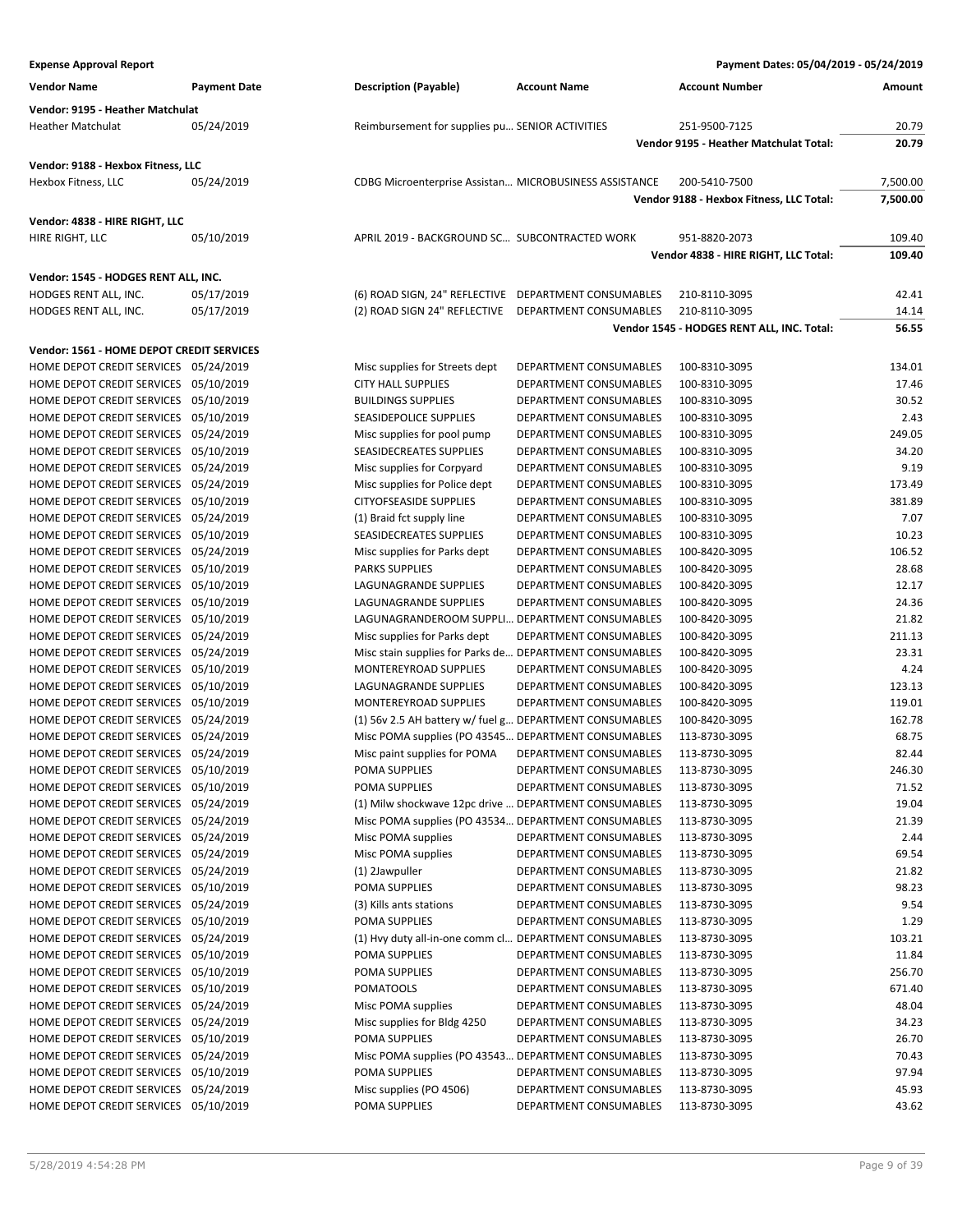**Expense Approval Report** — Payment Dates: 05/04/2019 - 05/24/2019

| Vendor Name | Payment Date | Description (Payable) | Account Name | Account Number | Amount |
|---|---|---|---|---|---|
| **Vendor: 9195 - Heather Matchulat** | | | | | |
| Heather Matchulat | 05/24/2019 | Reimbursement for supplies pu... | SENIOR ACTIVITIES | 251-9500-7125 | 20.79 |
| | | | | **Vendor 9195 - Heather Matchulat Total:** | **20.79** |
| **Vendor: 9188 - Hexbox Fitness, LLC** | | | | | |
| Hexbox Fitness, LLC | 05/24/2019 | CDBG Microenterprise Assistan... | MICROBUSINESS ASSISTANCE | 200-5410-7500 | 7,500.00 |
| | | | | **Vendor 9188 - Hexbox Fitness, LLC Total:** | **7,500.00** |
| **Vendor: 4838 - HIRE RIGHT, LLC** | | | | | |
| HIRE RIGHT, LLC | 05/10/2019 | APRIL 2019 - BACKGROUND SC... | SUBCONTRACTED WORK | 951-8820-2073 | 109.40 |
| | | | | **Vendor 4838 - HIRE RIGHT, LLC Total:** | **109.40** |
| **Vendor: 1545 - HODGES RENT ALL, INC.** | | | | | |
| HODGES RENT ALL, INC. | 05/17/2019 | (6) ROAD SIGN, 24" REFLECTIVE | DEPARTMENT CONSUMABLES | 210-8110-3095 | 42.41 |
| HODGES RENT ALL, INC. | 05/17/2019 | (2) ROAD SIGN 24" REFLECTIVE | DEPARTMENT CONSUMABLES | 210-8110-3095 | 14.14 |
| | | | | **Vendor 1545 - HODGES RENT ALL, INC. Total:** | **56.55** |
| **Vendor: 1561 - HOME DEPOT CREDIT SERVICES** | | | | | |
| HOME DEPOT CREDIT SERVICES | 05/24/2019 | Misc supplies for Streets dept | DEPARTMENT CONSUMABLES | 100-8310-3095 | 134.01 |
| HOME DEPOT CREDIT SERVICES | 05/10/2019 | CITY HALL SUPPLIES | DEPARTMENT CONSUMABLES | 100-8310-3095 | 17.46 |
| HOME DEPOT CREDIT SERVICES | 05/10/2019 | BUILDINGS SUPPLIES | DEPARTMENT CONSUMABLES | 100-8310-3095 | 30.52 |
| HOME DEPOT CREDIT SERVICES | 05/10/2019 | SEASIDEPOLICE SUPPLIES | DEPARTMENT CONSUMABLES | 100-8310-3095 | 2.43 |
| HOME DEPOT CREDIT SERVICES | 05/24/2019 | Misc supplies for pool pump | DEPARTMENT CONSUMABLES | 100-8310-3095 | 249.05 |
| HOME DEPOT CREDIT SERVICES | 05/10/2019 | SEASIDECREATES SUPPLIES | DEPARTMENT CONSUMABLES | 100-8310-3095 | 34.20 |
| HOME DEPOT CREDIT SERVICES | 05/24/2019 | Misc supplies for Corpyard | DEPARTMENT CONSUMABLES | 100-8310-3095 | 9.19 |
| HOME DEPOT CREDIT SERVICES | 05/24/2019 | Misc supplies for Police dept | DEPARTMENT CONSUMABLES | 100-8310-3095 | 173.49 |
| HOME DEPOT CREDIT SERVICES | 05/10/2019 | CITYOFSEASIDE SUPPLIES | DEPARTMENT CONSUMABLES | 100-8310-3095 | 381.89 |
| HOME DEPOT CREDIT SERVICES | 05/24/2019 | (1) Braid fct supply line | DEPARTMENT CONSUMABLES | 100-8310-3095 | 7.07 |
| HOME DEPOT CREDIT SERVICES | 05/10/2019 | SEASIDECREATES SUPPLIES | DEPARTMENT CONSUMABLES | 100-8310-3095 | 10.23 |
| HOME DEPOT CREDIT SERVICES | 05/24/2019 | Misc supplies for Parks dept | DEPARTMENT CONSUMABLES | 100-8420-3095 | 106.52 |
| HOME DEPOT CREDIT SERVICES | 05/10/2019 | PARKS SUPPLIES | DEPARTMENT CONSUMABLES | 100-8420-3095 | 28.68 |
| HOME DEPOT CREDIT SERVICES | 05/10/2019 | LAGUNAGRANDE SUPPLIES | DEPARTMENT CONSUMABLES | 100-8420-3095 | 12.17 |
| HOME DEPOT CREDIT SERVICES | 05/10/2019 | LAGUNAGRANDE SUPPLIES | DEPARTMENT CONSUMABLES | 100-8420-3095 | 24.36 |
| HOME DEPOT CREDIT SERVICES | 05/10/2019 | LAGUNAGRANDEROOM SUPPLI... | DEPARTMENT CONSUMABLES | 100-8420-3095 | 21.82 |
| HOME DEPOT CREDIT SERVICES | 05/24/2019 | Misc supplies for Parks dept | DEPARTMENT CONSUMABLES | 100-8420-3095 | 211.13 |
| HOME DEPOT CREDIT SERVICES | 05/24/2019 | Misc stain supplies for Parks de... | DEPARTMENT CONSUMABLES | 100-8420-3095 | 23.31 |
| HOME DEPOT CREDIT SERVICES | 05/10/2019 | MONTEREYROAD SUPPLIES | DEPARTMENT CONSUMABLES | 100-8420-3095 | 4.24 |
| HOME DEPOT CREDIT SERVICES | 05/10/2019 | LAGUNAGRANDE SUPPLIES | DEPARTMENT CONSUMABLES | 100-8420-3095 | 123.13 |
| HOME DEPOT CREDIT SERVICES | 05/10/2019 | MONTEREYROAD SUPPLIES | DEPARTMENT CONSUMABLES | 100-8420-3095 | 119.01 |
| HOME DEPOT CREDIT SERVICES | 05/24/2019 | (1) 56v 2.5 AH battery w/ fuel g... | DEPARTMENT CONSUMABLES | 100-8420-3095 | 162.78 |
| HOME DEPOT CREDIT SERVICES | 05/24/2019 | Misc POMA supplies (PO 43545... | DEPARTMENT CONSUMABLES | 113-8730-3095 | 68.75 |
| HOME DEPOT CREDIT SERVICES | 05/24/2019 | Misc paint supplies for POMA | DEPARTMENT CONSUMABLES | 113-8730-3095 | 82.44 |
| HOME DEPOT CREDIT SERVICES | 05/10/2019 | POMA SUPPLIES | DEPARTMENT CONSUMABLES | 113-8730-3095 | 246.30 |
| HOME DEPOT CREDIT SERVICES | 05/10/2019 | POMA SUPPLIES | DEPARTMENT CONSUMABLES | 113-8730-3095 | 71.52 |
| HOME DEPOT CREDIT SERVICES | 05/24/2019 | (1) Milw shockwave 12pc drive ... | DEPARTMENT CONSUMABLES | 113-8730-3095 | 19.04 |
| HOME DEPOT CREDIT SERVICES | 05/24/2019 | Misc POMA supplies (PO 43534... | DEPARTMENT CONSUMABLES | 113-8730-3095 | 21.39 |
| HOME DEPOT CREDIT SERVICES | 05/24/2019 | Misc POMA supplies | DEPARTMENT CONSUMABLES | 113-8730-3095 | 2.44 |
| HOME DEPOT CREDIT SERVICES | 05/24/2019 | Misc POMA supplies | DEPARTMENT CONSUMABLES | 113-8730-3095 | 69.54 |
| HOME DEPOT CREDIT SERVICES | 05/24/2019 | (1) 2Jawpuller | DEPARTMENT CONSUMABLES | 113-8730-3095 | 21.82 |
| HOME DEPOT CREDIT SERVICES | 05/10/2019 | POMA SUPPLIES | DEPARTMENT CONSUMABLES | 113-8730-3095 | 98.23 |
| HOME DEPOT CREDIT SERVICES | 05/24/2019 | (3) Kills ants stations | DEPARTMENT CONSUMABLES | 113-8730-3095 | 9.54 |
| HOME DEPOT CREDIT SERVICES | 05/10/2019 | POMA SUPPLIES | DEPARTMENT CONSUMABLES | 113-8730-3095 | 1.29 |
| HOME DEPOT CREDIT SERVICES | 05/24/2019 | (1) Hvy duty all-in-one comm cl... | DEPARTMENT CONSUMABLES | 113-8730-3095 | 103.21 |
| HOME DEPOT CREDIT SERVICES | 05/10/2019 | POMA SUPPLIES | DEPARTMENT CONSUMABLES | 113-8730-3095 | 11.84 |
| HOME DEPOT CREDIT SERVICES | 05/10/2019 | POMA SUPPLIES | DEPARTMENT CONSUMABLES | 113-8730-3095 | 256.70 |
| HOME DEPOT CREDIT SERVICES | 05/10/2019 | POMATOOLS | DEPARTMENT CONSUMABLES | 113-8730-3095 | 671.40 |
| HOME DEPOT CREDIT SERVICES | 05/24/2019 | Misc POMA supplies | DEPARTMENT CONSUMABLES | 113-8730-3095 | 48.04 |
| HOME DEPOT CREDIT SERVICES | 05/24/2019 | Misc supplies for Bldg 4250 | DEPARTMENT CONSUMABLES | 113-8730-3095 | 34.23 |
| HOME DEPOT CREDIT SERVICES | 05/10/2019 | POMA SUPPLIES | DEPARTMENT CONSUMABLES | 113-8730-3095 | 26.70 |
| HOME DEPOT CREDIT SERVICES | 05/24/2019 | Misc POMA supplies (PO 43543... | DEPARTMENT CONSUMABLES | 113-8730-3095 | 70.43 |
| HOME DEPOT CREDIT SERVICES | 05/10/2019 | POMA SUPPLIES | DEPARTMENT CONSUMABLES | 113-8730-3095 | 97.94 |
| HOME DEPOT CREDIT SERVICES | 05/24/2019 | Misc supplies (PO 4506) | DEPARTMENT CONSUMABLES | 113-8730-3095 | 45.93 |
| HOME DEPOT CREDIT SERVICES | 05/10/2019 | POMA SUPPLIES | DEPARTMENT CONSUMABLES | 113-8730-3095 | 43.62 |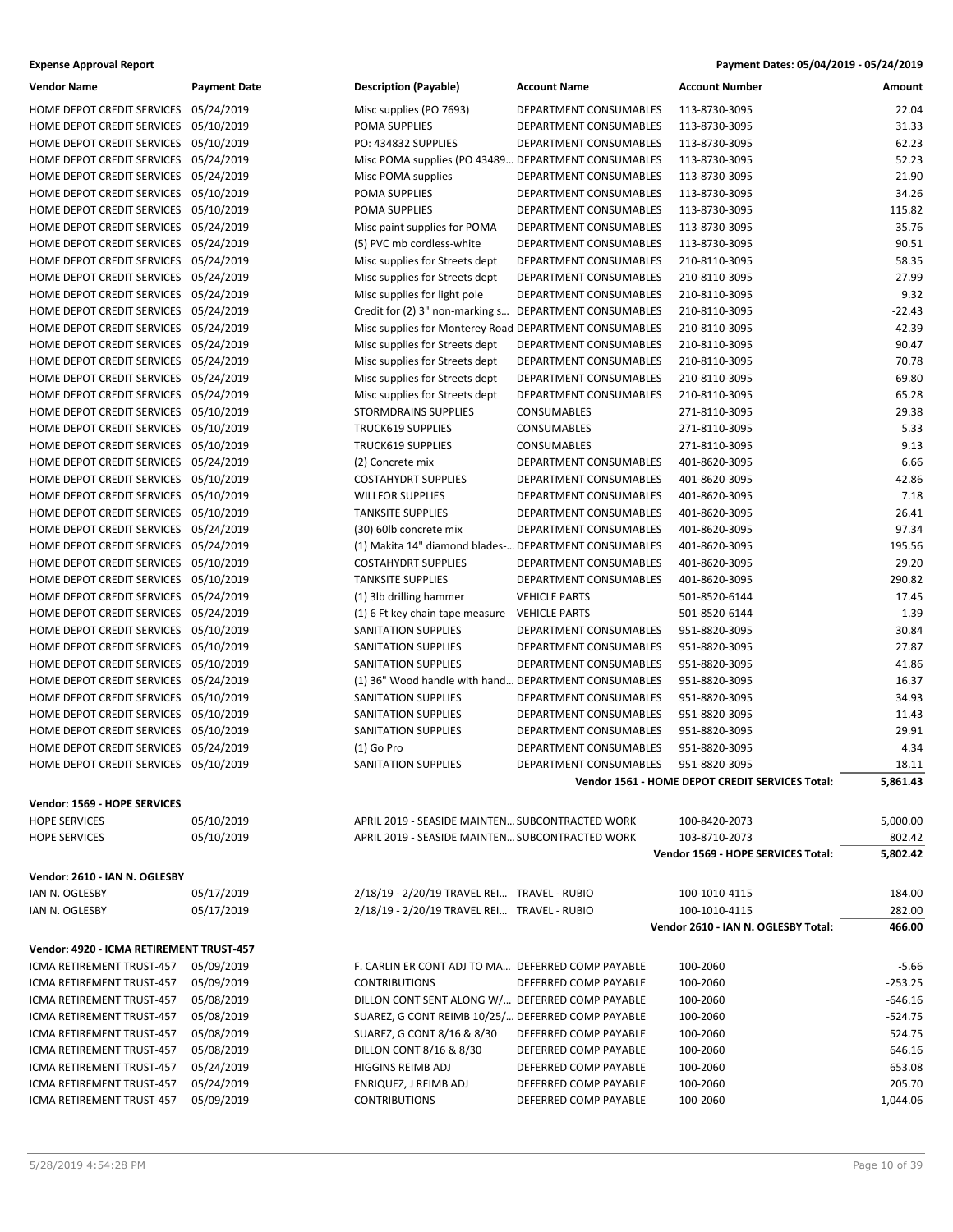**Expense Approval Report** — Payment Dates: 05/04/2019 - 05/24/2019

| Vendor Name | Payment Date | Description (Payable) | Account Name | Account Number | Amount |
|---|---|---|---|---|---|
| HOME DEPOT CREDIT SERVICES | 05/24/2019 | Misc supplies (PO 7693) | DEPARTMENT CONSUMABLES | 113-8730-3095 | 22.04 |
| HOME DEPOT CREDIT SERVICES | 05/10/2019 | POMA SUPPLIES | DEPARTMENT CONSUMABLES | 113-8730-3095 | 31.33 |
| HOME DEPOT CREDIT SERVICES | 05/10/2019 | PO: 434832 SUPPLIES | DEPARTMENT CONSUMABLES | 113-8730-3095 | 62.23 |
| HOME DEPOT CREDIT SERVICES | 05/24/2019 | Misc POMA supplies (PO 43489… | DEPARTMENT CONSUMABLES | 113-8730-3095 | 52.23 |
| HOME DEPOT CREDIT SERVICES | 05/24/2019 | Misc POMA supplies | DEPARTMENT CONSUMABLES | 113-8730-3095 | 21.90 |
| HOME DEPOT CREDIT SERVICES | 05/10/2019 | POMA SUPPLIES | DEPARTMENT CONSUMABLES | 113-8730-3095 | 34.26 |
| HOME DEPOT CREDIT SERVICES | 05/10/2019 | POMA SUPPLIES | DEPARTMENT CONSUMABLES | 113-8730-3095 | 115.82 |
| HOME DEPOT CREDIT SERVICES | 05/24/2019 | Misc paint supplies for POMA | DEPARTMENT CONSUMABLES | 113-8730-3095 | 35.76 |
| HOME DEPOT CREDIT SERVICES | 05/24/2019 | (5) PVC mb cordless-white | DEPARTMENT CONSUMABLES | 113-8730-3095 | 90.51 |
| HOME DEPOT CREDIT SERVICES | 05/24/2019 | Misc supplies for Streets dept | DEPARTMENT CONSUMABLES | 210-8110-3095 | 58.35 |
| HOME DEPOT CREDIT SERVICES | 05/24/2019 | Misc supplies for Streets dept | DEPARTMENT CONSUMABLES | 210-8110-3095 | 27.99 |
| HOME DEPOT CREDIT SERVICES | 05/24/2019 | Misc supplies for light pole | DEPARTMENT CONSUMABLES | 210-8110-3095 | 9.32 |
| HOME DEPOT CREDIT SERVICES | 05/24/2019 | Credit for (2) 3" non-marking s… | DEPARTMENT CONSUMABLES | 210-8110-3095 | -22.43 |
| HOME DEPOT CREDIT SERVICES | 05/24/2019 | Misc supplies for Monterey Road | DEPARTMENT CONSUMABLES | 210-8110-3095 | 42.39 |
| HOME DEPOT CREDIT SERVICES | 05/24/2019 | Misc supplies for Streets dept | DEPARTMENT CONSUMABLES | 210-8110-3095 | 90.47 |
| HOME DEPOT CREDIT SERVICES | 05/24/2019 | Misc supplies for Streets dept | DEPARTMENT CONSUMABLES | 210-8110-3095 | 70.78 |
| HOME DEPOT CREDIT SERVICES | 05/24/2019 | Misc supplies for Streets dept | DEPARTMENT CONSUMABLES | 210-8110-3095 | 69.80 |
| HOME DEPOT CREDIT SERVICES | 05/24/2019 | Misc supplies for Streets dept | DEPARTMENT CONSUMABLES | 210-8110-3095 | 65.28 |
| HOME DEPOT CREDIT SERVICES | 05/10/2019 | STORMDRAINS SUPPLIES | CONSUMABLES | 271-8110-3095 | 29.38 |
| HOME DEPOT CREDIT SERVICES | 05/10/2019 | TRUCK619 SUPPLIES | CONSUMABLES | 271-8110-3095 | 5.33 |
| HOME DEPOT CREDIT SERVICES | 05/10/2019 | TRUCK619 SUPPLIES | CONSUMABLES | 271-8110-3095 | 9.13 |
| HOME DEPOT CREDIT SERVICES | 05/24/2019 | (2) Concrete mix | DEPARTMENT CONSUMABLES | 401-8620-3095 | 6.66 |
| HOME DEPOT CREDIT SERVICES | 05/10/2019 | COSTAHYDRT SUPPLIES | DEPARTMENT CONSUMABLES | 401-8620-3095 | 42.86 |
| HOME DEPOT CREDIT SERVICES | 05/10/2019 | WILLFOR SUPPLIES | DEPARTMENT CONSUMABLES | 401-8620-3095 | 7.18 |
| HOME DEPOT CREDIT SERVICES | 05/10/2019 | TANKSITE SUPPLIES | DEPARTMENT CONSUMABLES | 401-8620-3095 | 26.41 |
| HOME DEPOT CREDIT SERVICES | 05/24/2019 | (30) 60lb concrete mix | DEPARTMENT CONSUMABLES | 401-8620-3095 | 97.34 |
| HOME DEPOT CREDIT SERVICES | 05/24/2019 | (1) Makita 14" diamond blades-… | DEPARTMENT CONSUMABLES | 401-8620-3095 | 195.56 |
| HOME DEPOT CREDIT SERVICES | 05/10/2019 | COSTAHYDRT SUPPLIES | DEPARTMENT CONSUMABLES | 401-8620-3095 | 29.20 |
| HOME DEPOT CREDIT SERVICES | 05/10/2019 | TANKSITE SUPPLIES | DEPARTMENT CONSUMABLES | 401-8620-3095 | 290.82 |
| HOME DEPOT CREDIT SERVICES | 05/24/2019 | (1) 3lb drilling hammer | VEHICLE PARTS | 501-8520-6144 | 17.45 |
| HOME DEPOT CREDIT SERVICES | 05/24/2019 | (1) 6 Ft key chain tape measure | VEHICLE PARTS | 501-8520-6144 | 1.39 |
| HOME DEPOT CREDIT SERVICES | 05/10/2019 | SANITATION SUPPLIES | DEPARTMENT CONSUMABLES | 951-8820-3095 | 30.84 |
| HOME DEPOT CREDIT SERVICES | 05/10/2019 | SANITATION SUPPLIES | DEPARTMENT CONSUMABLES | 951-8820-3095 | 27.87 |
| HOME DEPOT CREDIT SERVICES | 05/10/2019 | SANITATION SUPPLIES | DEPARTMENT CONSUMABLES | 951-8820-3095 | 41.86 |
| HOME DEPOT CREDIT SERVICES | 05/24/2019 | (1) 36" Wood handle with hand… | DEPARTMENT CONSUMABLES | 951-8820-3095 | 16.37 |
| HOME DEPOT CREDIT SERVICES | 05/10/2019 | SANITATION SUPPLIES | DEPARTMENT CONSUMABLES | 951-8820-3095 | 34.93 |
| HOME DEPOT CREDIT SERVICES | 05/10/2019 | SANITATION SUPPLIES | DEPARTMENT CONSUMABLES | 951-8820-3095 | 11.43 |
| HOME DEPOT CREDIT SERVICES | 05/10/2019 | SANITATION SUPPLIES | DEPARTMENT CONSUMABLES | 951-8820-3095 | 29.91 |
| HOME DEPOT CREDIT SERVICES | 05/24/2019 | (1) Go Pro | DEPARTMENT CONSUMABLES | 951-8820-3095 | 4.34 |
| HOME DEPOT CREDIT SERVICES | 05/10/2019 | SANITATION SUPPLIES | DEPARTMENT CONSUMABLES | 951-8820-3095 | 18.11 |
| | | | | **Vendor 1561 - HOME DEPOT CREDIT SERVICES Total:** | **5,861.43** |

**Vendor: 1569 - HOPE SERVICES**

| Vendor Name | Payment Date | Description (Payable) | Account Name | Account Number | Amount |
|---|---|---|---|---|---|
| HOPE SERVICES | 05/10/2019 | APRIL 2019 - SEASIDE MAINTEN… | SUBCONTRACTED WORK | 100-8420-2073 | 5,000.00 |
| HOPE SERVICES | 05/10/2019 | APRIL 2019 - SEASIDE MAINTEN… | SUBCONTRACTED WORK | 103-8710-2073 | 802.42 |
| | | | | **Vendor 1569 - HOPE SERVICES Total:** | **5,802.42** |

**Vendor: 2610 - IAN N. OGLESBY**

| Vendor Name | Payment Date | Description (Payable) | Account Name | Account Number | Amount |
|---|---|---|---|---|---|
| IAN N. OGLESBY | 05/17/2019 | 2/18/19 - 2/20/19 TRAVEL REI… | TRAVEL - RUBIO | 100-1010-4115 | 184.00 |
| IAN N. OGLESBY | 05/17/2019 | 2/18/19 - 2/20/19 TRAVEL REI… | TRAVEL - RUBIO | 100-1010-4115 | 282.00 |
| | | | | **Vendor 2610 - IAN N. OGLESBY Total:** | **466.00** |

**Vendor: 4920 - ICMA RETIREMENT TRUST-457**

| Vendor Name | Payment Date | Description (Payable) | Account Name | Account Number | Amount |
|---|---|---|---|---|---|
| ICMA RETIREMENT TRUST-457 | 05/09/2019 | F. CARLIN ER CONT ADJ TO MA… | DEFERRED COMP PAYABLE | 100-2060 | -5.66 |
| ICMA RETIREMENT TRUST-457 | 05/09/2019 | CONTRIBUTIONS | DEFERRED COMP PAYABLE | 100-2060 | -253.25 |
| ICMA RETIREMENT TRUST-457 | 05/08/2019 | DILLON CONT SENT ALONG W/… | DEFERRED COMP PAYABLE | 100-2060 | -646.16 |
| ICMA RETIREMENT TRUST-457 | 05/08/2019 | SUAREZ, G CONT REIMB 10/25/… | DEFERRED COMP PAYABLE | 100-2060 | -524.75 |
| ICMA RETIREMENT TRUST-457 | 05/08/2019 | SUAREZ, G CONT 8/16 & 8/30 | DEFERRED COMP PAYABLE | 100-2060 | 524.75 |
| ICMA RETIREMENT TRUST-457 | 05/08/2019 | DILLON CONT 8/16 & 8/30 | DEFERRED COMP PAYABLE | 100-2060 | 646.16 |
| ICMA RETIREMENT TRUST-457 | 05/24/2019 | HIGGINS REIMB ADJ | DEFERRED COMP PAYABLE | 100-2060 | 653.08 |
| ICMA RETIREMENT TRUST-457 | 05/24/2019 | ENRIQUEZ, J REIMB ADJ | DEFERRED COMP PAYABLE | 100-2060 | 205.70 |
| ICMA RETIREMENT TRUST-457 | 05/09/2019 | CONTRIBUTIONS | DEFERRED COMP PAYABLE | 100-2060 | 1,044.06 |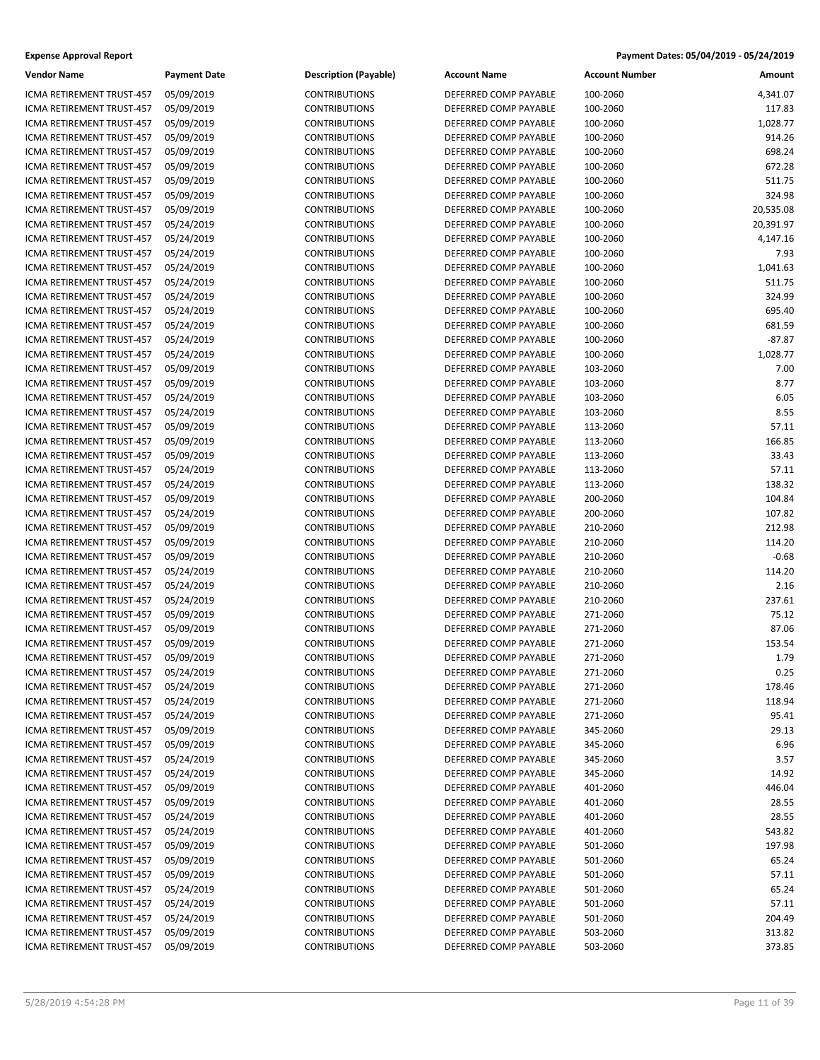**Expense Approval Report** | **Payment Dates: 05/04/2019 - 05/24/2019**

| Vendor Name | Payment Date | Description (Payable) | Account Name | Account Number | Amount |
|---|---|---|---|---|---|
| ICMA RETIREMENT TRUST-457 | 05/09/2019 | CONTRIBUTIONS | DEFERRED COMP PAYABLE | 100-2060 | 4,341.07 |
| ICMA RETIREMENT TRUST-457 | 05/09/2019 | CONTRIBUTIONS | DEFERRED COMP PAYABLE | 100-2060 | 117.83 |
| ICMA RETIREMENT TRUST-457 | 05/09/2019 | CONTRIBUTIONS | DEFERRED COMP PAYABLE | 100-2060 | 1,028.77 |
| ICMA RETIREMENT TRUST-457 | 05/09/2019 | CONTRIBUTIONS | DEFERRED COMP PAYABLE | 100-2060 | 914.26 |
| ICMA RETIREMENT TRUST-457 | 05/09/2019 | CONTRIBUTIONS | DEFERRED COMP PAYABLE | 100-2060 | 698.24 |
| ICMA RETIREMENT TRUST-457 | 05/09/2019 | CONTRIBUTIONS | DEFERRED COMP PAYABLE | 100-2060 | 672.28 |
| ICMA RETIREMENT TRUST-457 | 05/09/2019 | CONTRIBUTIONS | DEFERRED COMP PAYABLE | 100-2060 | 511.75 |
| ICMA RETIREMENT TRUST-457 | 05/09/2019 | CONTRIBUTIONS | DEFERRED COMP PAYABLE | 100-2060 | 324.98 |
| ICMA RETIREMENT TRUST-457 | 05/09/2019 | CONTRIBUTIONS | DEFERRED COMP PAYABLE | 100-2060 | 20,535.08 |
| ICMA RETIREMENT TRUST-457 | 05/24/2019 | CONTRIBUTIONS | DEFERRED COMP PAYABLE | 100-2060 | 20,391.97 |
| ICMA RETIREMENT TRUST-457 | 05/24/2019 | CONTRIBUTIONS | DEFERRED COMP PAYABLE | 100-2060 | 4,147.16 |
| ICMA RETIREMENT TRUST-457 | 05/24/2019 | CONTRIBUTIONS | DEFERRED COMP PAYABLE | 100-2060 | 7.93 |
| ICMA RETIREMENT TRUST-457 | 05/24/2019 | CONTRIBUTIONS | DEFERRED COMP PAYABLE | 100-2060 | 1,041.63 |
| ICMA RETIREMENT TRUST-457 | 05/24/2019 | CONTRIBUTIONS | DEFERRED COMP PAYABLE | 100-2060 | 511.75 |
| ICMA RETIREMENT TRUST-457 | 05/24/2019 | CONTRIBUTIONS | DEFERRED COMP PAYABLE | 100-2060 | 324.99 |
| ICMA RETIREMENT TRUST-457 | 05/24/2019 | CONTRIBUTIONS | DEFERRED COMP PAYABLE | 100-2060 | 695.40 |
| ICMA RETIREMENT TRUST-457 | 05/24/2019 | CONTRIBUTIONS | DEFERRED COMP PAYABLE | 100-2060 | 681.59 |
| ICMA RETIREMENT TRUST-457 | 05/24/2019 | CONTRIBUTIONS | DEFERRED COMP PAYABLE | 100-2060 | -87.87 |
| ICMA RETIREMENT TRUST-457 | 05/24/2019 | CONTRIBUTIONS | DEFERRED COMP PAYABLE | 100-2060 | 1,028.77 |
| ICMA RETIREMENT TRUST-457 | 05/09/2019 | CONTRIBUTIONS | DEFERRED COMP PAYABLE | 103-2060 | 7.00 |
| ICMA RETIREMENT TRUST-457 | 05/09/2019 | CONTRIBUTIONS | DEFERRED COMP PAYABLE | 103-2060 | 8.77 |
| ICMA RETIREMENT TRUST-457 | 05/24/2019 | CONTRIBUTIONS | DEFERRED COMP PAYABLE | 103-2060 | 6.05 |
| ICMA RETIREMENT TRUST-457 | 05/24/2019 | CONTRIBUTIONS | DEFERRED COMP PAYABLE | 103-2060 | 8.55 |
| ICMA RETIREMENT TRUST-457 | 05/09/2019 | CONTRIBUTIONS | DEFERRED COMP PAYABLE | 113-2060 | 57.11 |
| ICMA RETIREMENT TRUST-457 | 05/09/2019 | CONTRIBUTIONS | DEFERRED COMP PAYABLE | 113-2060 | 166.85 |
| ICMA RETIREMENT TRUST-457 | 05/09/2019 | CONTRIBUTIONS | DEFERRED COMP PAYABLE | 113-2060 | 33.43 |
| ICMA RETIREMENT TRUST-457 | 05/24/2019 | CONTRIBUTIONS | DEFERRED COMP PAYABLE | 113-2060 | 57.11 |
| ICMA RETIREMENT TRUST-457 | 05/24/2019 | CONTRIBUTIONS | DEFERRED COMP PAYABLE | 113-2060 | 138.32 |
| ICMA RETIREMENT TRUST-457 | 05/09/2019 | CONTRIBUTIONS | DEFERRED COMP PAYABLE | 200-2060 | 104.84 |
| ICMA RETIREMENT TRUST-457 | 05/24/2019 | CONTRIBUTIONS | DEFERRED COMP PAYABLE | 200-2060 | 107.82 |
| ICMA RETIREMENT TRUST-457 | 05/09/2019 | CONTRIBUTIONS | DEFERRED COMP PAYABLE | 210-2060 | 212.98 |
| ICMA RETIREMENT TRUST-457 | 05/09/2019 | CONTRIBUTIONS | DEFERRED COMP PAYABLE | 210-2060 | 114.20 |
| ICMA RETIREMENT TRUST-457 | 05/09/2019 | CONTRIBUTIONS | DEFERRED COMP PAYABLE | 210-2060 | -0.68 |
| ICMA RETIREMENT TRUST-457 | 05/24/2019 | CONTRIBUTIONS | DEFERRED COMP PAYABLE | 210-2060 | 114.20 |
| ICMA RETIREMENT TRUST-457 | 05/24/2019 | CONTRIBUTIONS | DEFERRED COMP PAYABLE | 210-2060 | 2.16 |
| ICMA RETIREMENT TRUST-457 | 05/24/2019 | CONTRIBUTIONS | DEFERRED COMP PAYABLE | 210-2060 | 237.61 |
| ICMA RETIREMENT TRUST-457 | 05/09/2019 | CONTRIBUTIONS | DEFERRED COMP PAYABLE | 271-2060 | 75.12 |
| ICMA RETIREMENT TRUST-457 | 05/09/2019 | CONTRIBUTIONS | DEFERRED COMP PAYABLE | 271-2060 | 87.06 |
| ICMA RETIREMENT TRUST-457 | 05/09/2019 | CONTRIBUTIONS | DEFERRED COMP PAYABLE | 271-2060 | 153.54 |
| ICMA RETIREMENT TRUST-457 | 05/09/2019 | CONTRIBUTIONS | DEFERRED COMP PAYABLE | 271-2060 | 1.79 |
| ICMA RETIREMENT TRUST-457 | 05/24/2019 | CONTRIBUTIONS | DEFERRED COMP PAYABLE | 271-2060 | 0.25 |
| ICMA RETIREMENT TRUST-457 | 05/24/2019 | CONTRIBUTIONS | DEFERRED COMP PAYABLE | 271-2060 | 178.46 |
| ICMA RETIREMENT TRUST-457 | 05/24/2019 | CONTRIBUTIONS | DEFERRED COMP PAYABLE | 271-2060 | 118.94 |
| ICMA RETIREMENT TRUST-457 | 05/24/2019 | CONTRIBUTIONS | DEFERRED COMP PAYABLE | 271-2060 | 95.41 |
| ICMA RETIREMENT TRUST-457 | 05/09/2019 | CONTRIBUTIONS | DEFERRED COMP PAYABLE | 345-2060 | 29.13 |
| ICMA RETIREMENT TRUST-457 | 05/09/2019 | CONTRIBUTIONS | DEFERRED COMP PAYABLE | 345-2060 | 6.96 |
| ICMA RETIREMENT TRUST-457 | 05/24/2019 | CONTRIBUTIONS | DEFERRED COMP PAYABLE | 345-2060 | 3.57 |
| ICMA RETIREMENT TRUST-457 | 05/24/2019 | CONTRIBUTIONS | DEFERRED COMP PAYABLE | 345-2060 | 14.92 |
| ICMA RETIREMENT TRUST-457 | 05/09/2019 | CONTRIBUTIONS | DEFERRED COMP PAYABLE | 401-2060 | 446.04 |
| ICMA RETIREMENT TRUST-457 | 05/09/2019 | CONTRIBUTIONS | DEFERRED COMP PAYABLE | 401-2060 | 28.55 |
| ICMA RETIREMENT TRUST-457 | 05/24/2019 | CONTRIBUTIONS | DEFERRED COMP PAYABLE | 401-2060 | 28.55 |
| ICMA RETIREMENT TRUST-457 | 05/24/2019 | CONTRIBUTIONS | DEFERRED COMP PAYABLE | 401-2060 | 543.82 |
| ICMA RETIREMENT TRUST-457 | 05/09/2019 | CONTRIBUTIONS | DEFERRED COMP PAYABLE | 501-2060 | 197.98 |
| ICMA RETIREMENT TRUST-457 | 05/09/2019 | CONTRIBUTIONS | DEFERRED COMP PAYABLE | 501-2060 | 65.24 |
| ICMA RETIREMENT TRUST-457 | 05/09/2019 | CONTRIBUTIONS | DEFERRED COMP PAYABLE | 501-2060 | 57.11 |
| ICMA RETIREMENT TRUST-457 | 05/24/2019 | CONTRIBUTIONS | DEFERRED COMP PAYABLE | 501-2060 | 65.24 |
| ICMA RETIREMENT TRUST-457 | 05/24/2019 | CONTRIBUTIONS | DEFERRED COMP PAYABLE | 501-2060 | 57.11 |
| ICMA RETIREMENT TRUST-457 | 05/24/2019 | CONTRIBUTIONS | DEFERRED COMP PAYABLE | 501-2060 | 204.49 |
| ICMA RETIREMENT TRUST-457 | 05/09/2019 | CONTRIBUTIONS | DEFERRED COMP PAYABLE | 503-2060 | 313.82 |
| ICMA RETIREMENT TRUST-457 | 05/09/2019 | CONTRIBUTIONS | DEFERRED COMP PAYABLE | 503-2060 | 373.85 |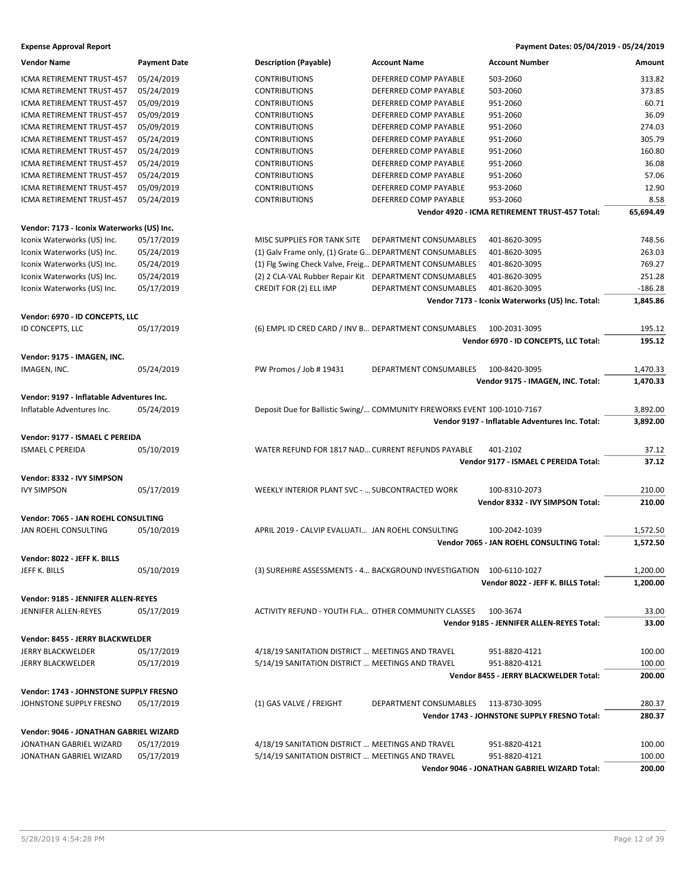**Expense Approval Report** | **Payment Dates: 05/04/2019 - 05/24/2019**

| Vendor Name | Payment Date | Description (Payable) | Account Name | Account Number | Amount |
|---|---|---|---|---|---|
| ICMA RETIREMENT TRUST-457 | 05/24/2019 | CONTRIBUTIONS | DEFERRED COMP PAYABLE | 503-2060 | 313.82 |
| ICMA RETIREMENT TRUST-457 | 05/24/2019 | CONTRIBUTIONS | DEFERRED COMP PAYABLE | 503-2060 | 373.85 |
| ICMA RETIREMENT TRUST-457 | 05/09/2019 | CONTRIBUTIONS | DEFERRED COMP PAYABLE | 951-2060 | 60.71 |
| ICMA RETIREMENT TRUST-457 | 05/09/2019 | CONTRIBUTIONS | DEFERRED COMP PAYABLE | 951-2060 | 36.09 |
| ICMA RETIREMENT TRUST-457 | 05/09/2019 | CONTRIBUTIONS | DEFERRED COMP PAYABLE | 951-2060 | 274.03 |
| ICMA RETIREMENT TRUST-457 | 05/24/2019 | CONTRIBUTIONS | DEFERRED COMP PAYABLE | 951-2060 | 305.79 |
| ICMA RETIREMENT TRUST-457 | 05/24/2019 | CONTRIBUTIONS | DEFERRED COMP PAYABLE | 951-2060 | 160.80 |
| ICMA RETIREMENT TRUST-457 | 05/24/2019 | CONTRIBUTIONS | DEFERRED COMP PAYABLE | 951-2060 | 36.08 |
| ICMA RETIREMENT TRUST-457 | 05/24/2019 | CONTRIBUTIONS | DEFERRED COMP PAYABLE | 951-2060 | 57.06 |
| ICMA RETIREMENT TRUST-457 | 05/09/2019 | CONTRIBUTIONS | DEFERRED COMP PAYABLE | 953-2060 | 12.90 |
| ICMA RETIREMENT TRUST-457 | 05/24/2019 | CONTRIBUTIONS | DEFERRED COMP PAYABLE | 953-2060 | 8.58 |
| | | | | **Vendor 4920 - ICMA RETIREMENT TRUST-457 Total:** | **65,694.49** |
| **Vendor: 7173 - Iconix Waterworks (US) Inc.** | | | | | |
| Iconix Waterworks (US) Inc. | 05/17/2019 | MISC SUPPLIES FOR TANK SITE | DEPARTMENT CONSUMABLES | 401-8620-3095 | 748.56 |
| Iconix Waterworks (US) Inc. | 05/24/2019 | (1) Galv Frame only, (1) Grate G... | DEPARTMENT CONSUMABLES | 401-8620-3095 | 263.03 |
| Iconix Waterworks (US) Inc. | 05/24/2019 | (1) Flg Swing Check Valve, Freig... | DEPARTMENT CONSUMABLES | 401-8620-3095 | 769.27 |
| Iconix Waterworks (US) Inc. | 05/24/2019 | (2) 2 CLA-VAL Rubber Repair Kit | DEPARTMENT CONSUMABLES | 401-8620-3095 | 251.28 |
| Iconix Waterworks (US) Inc. | 05/17/2019 | CREDIT FOR (2) ELL IMP | DEPARTMENT CONSUMABLES | 401-8620-3095 | -186.28 |
| | | | | **Vendor 7173 - Iconix Waterworks (US) Inc. Total:** | **1,845.86** |
| **Vendor: 6970 - ID CONCEPTS, LLC** | | | | | |
| ID CONCEPTS, LLC | 05/17/2019 | (6) EMPL ID CRED CARD / INV B... | DEPARTMENT CONSUMABLES | 100-2031-3095 | 195.12 |
| | | | | **Vendor 6970 - ID CONCEPTS, LLC Total:** | **195.12** |
| **Vendor: 9175 - IMAGEN, INC.** | | | | | |
| IMAGEN, INC. | 05/24/2019 | PW Promos / Job # 19431 | DEPARTMENT CONSUMABLES | 100-8420-3095 | 1,470.33 |
| | | | | **Vendor 9175 - IMAGEN, INC. Total:** | **1,470.33** |
| **Vendor: 9197 - Inflatable Adventures Inc.** | | | | | |
| Inflatable Adventures Inc. | 05/24/2019 | Deposit Due for Ballistic Swing/... | COMMUNITY FIREWORKS EVENT | 100-1010-7167 | 3,892.00 |
| | | | | **Vendor 9197 - Inflatable Adventures Inc. Total:** | **3,892.00** |
| **Vendor: 9177 - ISMAEL C PEREIDA** | | | | | |
| ISMAEL C PEREIDA | 05/10/2019 | WATER REFUND FOR 1817 NAD... | CURRENT REFUNDS PAYABLE | 401-2102 | 37.12 |
| | | | | **Vendor 9177 - ISMAEL C PEREIDA Total:** | **37.12** |
| **Vendor: 8332 - IVY SIMPSON** | | | | | |
| IVY SIMPSON | 05/17/2019 | WEEKLY INTERIOR PLANT SVC - ... | SUBCONTRACTED WORK | 100-8310-2073 | 210.00 |
| | | | | **Vendor 8332 - IVY SIMPSON Total:** | **210.00** |
| **Vendor: 7065 - JAN ROEHL CONSULTING** | | | | | |
| JAN ROEHL CONSULTING | 05/10/2019 | APRIL 2019 - CALVIP EVALUATI... | JAN ROEHL CONSULTING | 100-2042-1039 | 1,572.50 |
| | | | | **Vendor 7065 - JAN ROEHL CONSULTING Total:** | **1,572.50** |
| **Vendor: 8022 - JEFF K. BILLS** | | | | | |
| JEFF K. BILLS | 05/10/2019 | (3) SUREHIRE ASSESSMENTS - 4... | BACKGROUND INVESTIGATION | 100-6110-1027 | 1,200.00 |
| | | | | **Vendor 8022 - JEFF K. BILLS Total:** | **1,200.00** |
| **Vendor: 9185 - JENNIFER ALLEN-REYES** | | | | | |
| JENNIFER ALLEN-REYES | 05/17/2019 | ACTIVITY REFUND - YOUTH FLA... | OTHER COMMUNITY CLASSES | 100-3674 | 33.00 |
| | | | | **Vendor 9185 - JENNIFER ALLEN-REYES Total:** | **33.00** |
| **Vendor: 8455 - JERRY BLACKWELDER** | | | | | |
| JERRY BLACKWELDER | 05/17/2019 | 4/18/19 SANITATION DISTRICT ... | MEETINGS AND TRAVEL | 951-8820-4121 | 100.00 |
| JERRY BLACKWELDER | 05/17/2019 | 5/14/19 SANITATION DISTRICT ... | MEETINGS AND TRAVEL | 951-8820-4121 | 100.00 |
| | | | | **Vendor 8455 - JERRY BLACKWELDER Total:** | **200.00** |
| **Vendor: 1743 - JOHNSTONE SUPPLY FRESNO** | | | | | |
| JOHNSTONE SUPPLY FRESNO | 05/17/2019 | (1) GAS VALVE / FREIGHT | DEPARTMENT CONSUMABLES | 113-8730-3095 | 280.37 |
| | | | | **Vendor 1743 - JOHNSTONE SUPPLY FRESNO Total:** | **280.37** |
| **Vendor: 9046 - JONATHAN GABRIEL WIZARD** | | | | | |
| JONATHAN GABRIEL WIZARD | 05/17/2019 | 4/18/19 SANITATION DISTRICT ... | MEETINGS AND TRAVEL | 951-8820-4121 | 100.00 |
| JONATHAN GABRIEL WIZARD | 05/17/2019 | 5/14/19 SANITATION DISTRICT ... | MEETINGS AND TRAVEL | 951-8820-4121 | 100.00 |
| | | | | **Vendor 9046 - JONATHAN GABRIEL WIZARD Total:** | **200.00** |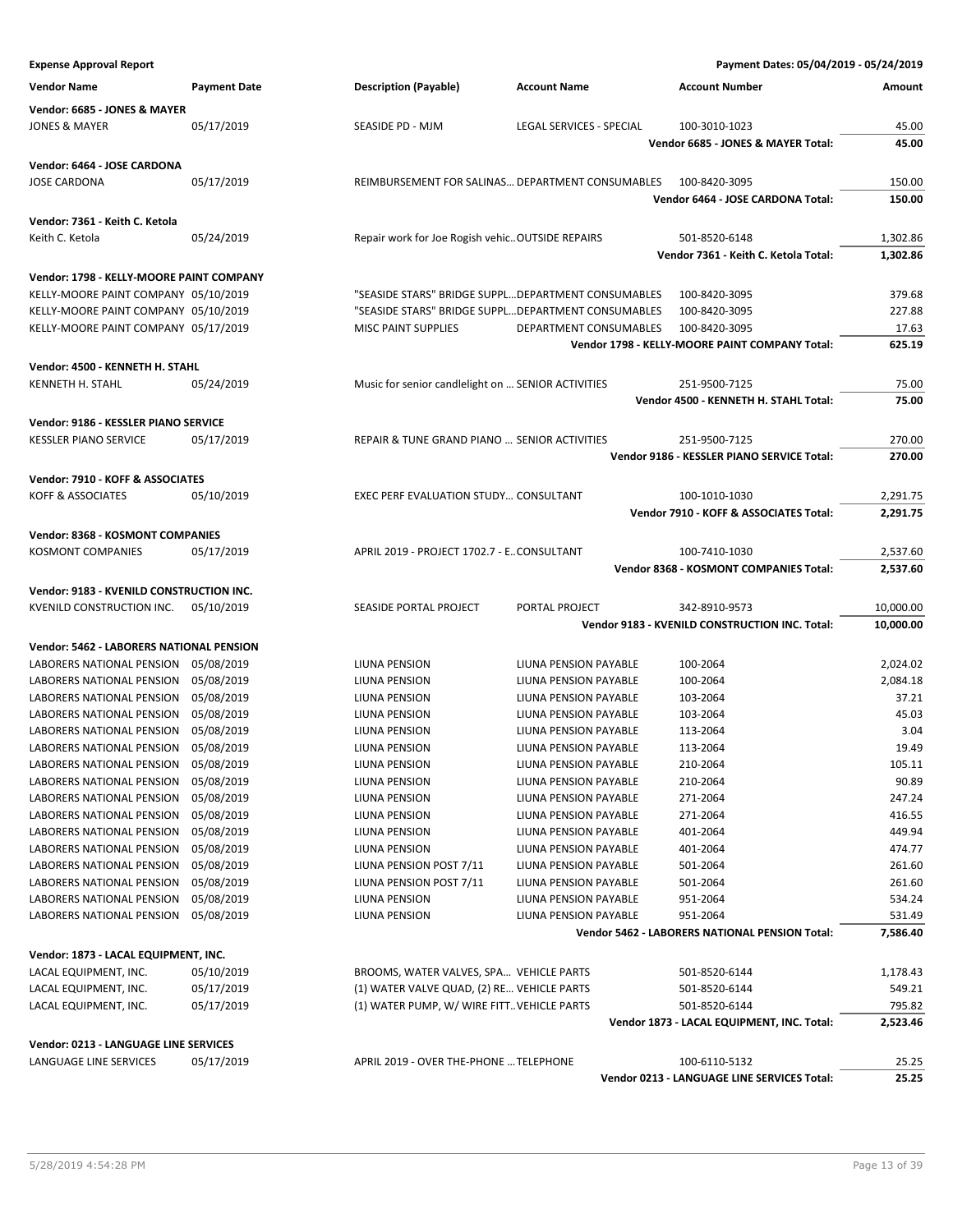**Expense Approval Report** — Payment Dates: 05/04/2019 - 05/24/2019

| Vendor Name | Payment Date | Description (Payable) | Account Name | Account Number | Amount |
|---|---|---|---|---|---|
| **Vendor: 6685 - JONES & MAYER** | | | | | |
| JONES & MAYER | 05/17/2019 | SEASIDE PD - MJM | LEGAL SERVICES - SPECIAL | 100-3010-1023 | 45.00 |
| | | | | **Vendor 6685 - JONES & MAYER Total:** | **45.00** |
| **Vendor: 6464 - JOSE CARDONA** | | | | | |
| JOSE CARDONA | 05/17/2019 | REIMBURSEMENT FOR SALINAS... | DEPARTMENT CONSUMABLES | 100-8420-3095 | 150.00 |
| | | | | **Vendor 6464 - JOSE CARDONA Total:** | **150.00** |
| **Vendor: 7361 - Keith C. Ketola** | | | | | |
| Keith C. Ketola | 05/24/2019 | Repair work for Joe Rogish vehic... | OUTSIDE REPAIRS | 501-8520-6148 | 1,302.86 |
| | | | | **Vendor 7361 - Keith C. Ketola Total:** | **1,302.86** |
| **Vendor: 1798 - KELLY-MOORE PAINT COMPANY** | | | | | |
| KELLY-MOORE PAINT COMPANY | 05/10/2019 | "SEASIDE STARS" BRIDGE SUPPL... | DEPARTMENT CONSUMABLES | 100-8420-3095 | 379.68 |
| KELLY-MOORE PAINT COMPANY | 05/10/2019 | "SEASIDE STARS" BRIDGE SUPPL... | DEPARTMENT CONSUMABLES | 100-8420-3095 | 227.88 |
| KELLY-MOORE PAINT COMPANY | 05/17/2019 | MISC PAINT SUPPLIES | DEPARTMENT CONSUMABLES | 100-8420-3095 | 17.63 |
| | | | | **Vendor 1798 - KELLY-MOORE PAINT COMPANY Total:** | **625.19** |
| **Vendor: 4500 - KENNETH H. STAHL** | | | | | |
| KENNETH H. STAHL | 05/24/2019 | Music for senior candlelight on ... | SENIOR ACTIVITIES | 251-9500-7125 | 75.00 |
| | | | | **Vendor 4500 - KENNETH H. STAHL Total:** | **75.00** |
| **Vendor: 9186 - KESSLER PIANO SERVICE** | | | | | |
| KESSLER PIANO SERVICE | 05/17/2019 | REPAIR & TUNE GRAND PIANO ... | SENIOR ACTIVITIES | 251-9500-7125 | 270.00 |
| | | | | **Vendor 9186 - KESSLER PIANO SERVICE Total:** | **270.00** |
| **Vendor: 7910 - KOFF & ASSOCIATES** | | | | | |
| KOFF & ASSOCIATES | 05/10/2019 | EXEC PERF EVALUATION STUDY... | CONSULTANT | 100-1010-1030 | 2,291.75 |
| | | | | **Vendor 7910 - KOFF & ASSOCIATES Total:** | **2,291.75** |
| **Vendor: 8368 - KOSMONT COMPANIES** | | | | | |
| KOSMONT COMPANIES | 05/17/2019 | APRIL 2019 - PROJECT 1702.7 - E... | CONSULTANT | 100-7410-1030 | 2,537.60 |
| | | | | **Vendor 8368 - KOSMONT COMPANIES Total:** | **2,537.60** |
| **Vendor: 9183 - KVENILD CONSTRUCTION INC.** | | | | | |
| KVENILD CONSTRUCTION INC. | 05/10/2019 | SEASIDE PORTAL PROJECT | PORTAL PROJECT | 342-8910-9573 | 10,000.00 |
| | | | | **Vendor 9183 - KVENILD CONSTRUCTION INC. Total:** | **10,000.00** |
| **Vendor: 5462 - LABORERS NATIONAL PENSION** | | | | | |
| LABORERS NATIONAL PENSION | 05/08/2019 | LIUNA PENSION | LIUNA PENSION PAYABLE | 100-2064 | 2,024.02 |
| LABORERS NATIONAL PENSION | 05/08/2019 | LIUNA PENSION | LIUNA PENSION PAYABLE | 100-2064 | 2,084.18 |
| LABORERS NATIONAL PENSION | 05/08/2019 | LIUNA PENSION | LIUNA PENSION PAYABLE | 103-2064 | 37.21 |
| LABORERS NATIONAL PENSION | 05/08/2019 | LIUNA PENSION | LIUNA PENSION PAYABLE | 103-2064 | 45.03 |
| LABORERS NATIONAL PENSION | 05/08/2019 | LIUNA PENSION | LIUNA PENSION PAYABLE | 113-2064 | 3.04 |
| LABORERS NATIONAL PENSION | 05/08/2019 | LIUNA PENSION | LIUNA PENSION PAYABLE | 113-2064 | 19.49 |
| LABORERS NATIONAL PENSION | 05/08/2019 | LIUNA PENSION | LIUNA PENSION PAYABLE | 210-2064 | 105.11 |
| LABORERS NATIONAL PENSION | 05/08/2019 | LIUNA PENSION | LIUNA PENSION PAYABLE | 210-2064 | 90.89 |
| LABORERS NATIONAL PENSION | 05/08/2019 | LIUNA PENSION | LIUNA PENSION PAYABLE | 271-2064 | 247.24 |
| LABORERS NATIONAL PENSION | 05/08/2019 | LIUNA PENSION | LIUNA PENSION PAYABLE | 271-2064 | 416.55 |
| LABORERS NATIONAL PENSION | 05/08/2019 | LIUNA PENSION | LIUNA PENSION PAYABLE | 401-2064 | 449.94 |
| LABORERS NATIONAL PENSION | 05/08/2019 | LIUNA PENSION | LIUNA PENSION PAYABLE | 401-2064 | 474.77 |
| LABORERS NATIONAL PENSION | 05/08/2019 | LIUNA PENSION POST 7/11 | LIUNA PENSION PAYABLE | 501-2064 | 261.60 |
| LABORERS NATIONAL PENSION | 05/08/2019 | LIUNA PENSION POST 7/11 | LIUNA PENSION PAYABLE | 501-2064 | 261.60 |
| LABORERS NATIONAL PENSION | 05/08/2019 | LIUNA PENSION | LIUNA PENSION PAYABLE | 951-2064 | 534.24 |
| LABORERS NATIONAL PENSION | 05/08/2019 | LIUNA PENSION | LIUNA PENSION PAYABLE | 951-2064 | 531.49 |
| | | | | **Vendor 5462 - LABORERS NATIONAL PENSION Total:** | **7,586.40** |
| **Vendor: 1873 - LACAL EQUIPMENT, INC.** | | | | | |
| LACAL EQUIPMENT, INC. | 05/10/2019 | BROOMS, WATER VALVES, SPA... | VEHICLE PARTS | 501-8520-6144 | 1,178.43 |
| LACAL EQUIPMENT, INC. | 05/17/2019 | (1) WATER VALVE QUAD, (2) RE... | VEHICLE PARTS | 501-8520-6144 | 549.21 |
| LACAL EQUIPMENT, INC. | 05/17/2019 | (1) WATER PUMP, W/ WIRE FITT... | VEHICLE PARTS | 501-8520-6144 | 795.82 |
| | | | | **Vendor 1873 - LACAL EQUIPMENT, INC. Total:** | **2,523.46** |
| **Vendor: 0213 - LANGUAGE LINE SERVICES** | | | | | |
| LANGUAGE LINE SERVICES | 05/17/2019 | APRIL 2019 - OVER THE-PHONE ... | TELEPHONE | 100-6110-5132 | 25.25 |
| | | | | **Vendor 0213 - LANGUAGE LINE SERVICES Total:** | **25.25** |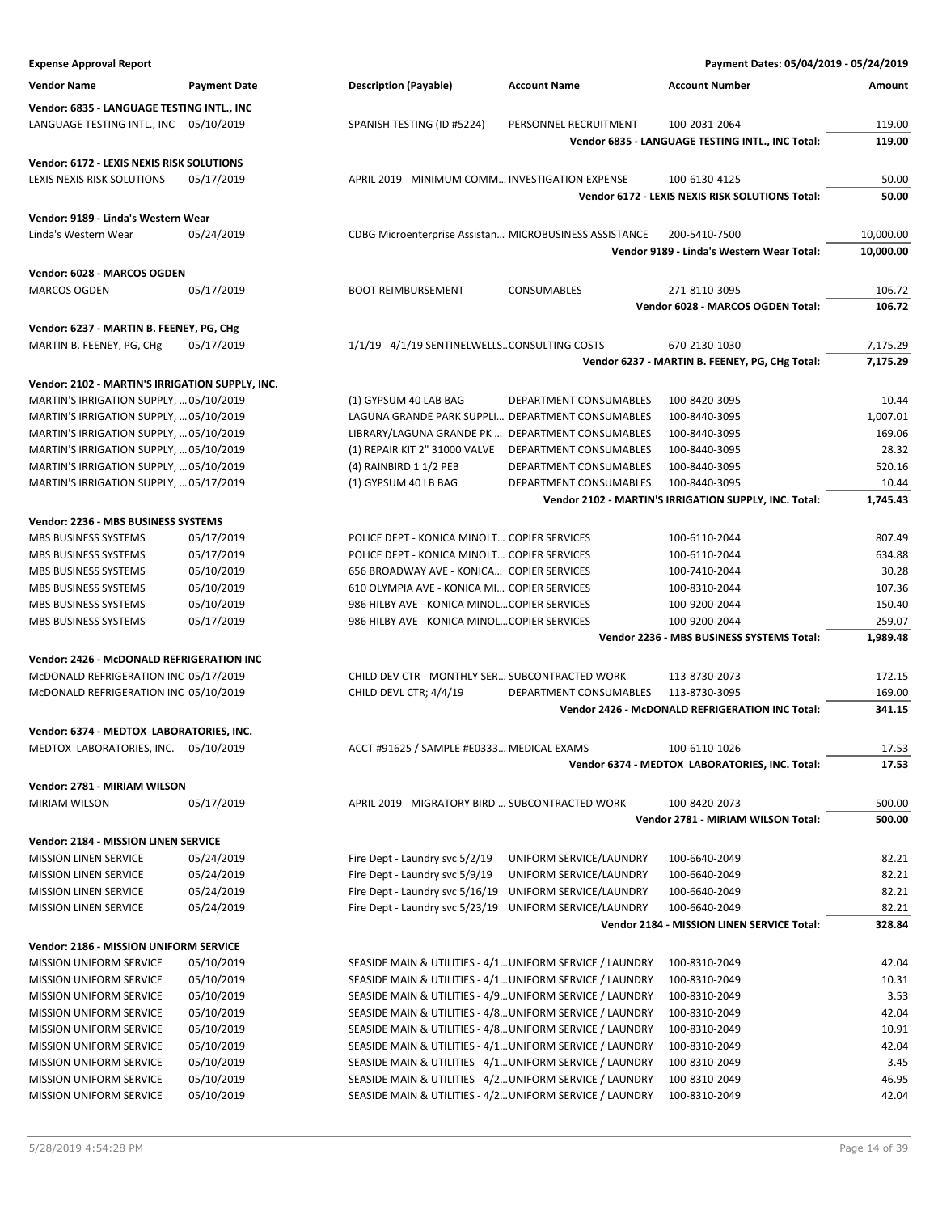**Expense Approval Report** — Payment Dates: 05/04/2019 - 05/24/2019

| Vendor Name | Payment Date | Description (Payable) | Account Name | Account Number | Amount |
|---|---|---|---|---|---|
| **Vendor: 6835 - LANGUAGE TESTING INTL., INC** | | | | | |
| LANGUAGE TESTING INTL., INC | 05/10/2019 | SPANISH TESTING (ID #5224) | PERSONNEL RECRUITMENT | 100-2031-2064 | 119.00 |
| | | | | **Vendor 6835 - LANGUAGE TESTING INTL., INC Total:** | **119.00** |
| **Vendor: 6172 - LEXIS NEXIS RISK SOLUTIONS** | | | | | |
| LEXIS NEXIS RISK SOLUTIONS | 05/17/2019 | APRIL 2019 - MINIMUM COMM… | INVESTIGATION EXPENSE | 100-6130-4125 | 50.00 |
| | | | | **Vendor 6172 - LEXIS NEXIS RISK SOLUTIONS Total:** | **50.00** |
| **Vendor: 9189 - Linda's Western Wear** | | | | | |
| Linda's Western Wear | 05/24/2019 | CDBG Microenterprise Assistan… | MICROBUSINESS ASSISTANCE | 200-5410-7500 | 10,000.00 |
| | | | | **Vendor 9189 - Linda's Western Wear Total:** | **10,000.00** |
| **Vendor: 6028 - MARCOS OGDEN** | | | | | |
| MARCOS OGDEN | 05/17/2019 | BOOT REIMBURSEMENT | CONSUMABLES | 271-8110-3095 | 106.72 |
| | | | | **Vendor 6028 - MARCOS OGDEN Total:** | **106.72** |
| **Vendor: 6237 - MARTIN B. FEENEY, PG, CHg** | | | | | |
| MARTIN B. FEENEY, PG, CHg | 05/17/2019 | 1/1/19 - 4/1/19 SENTINELWELLS… | CONSULTING COSTS | 670-2130-1030 | 7,175.29 |
| | | | | **Vendor 6237 - MARTIN B. FEENEY, PG, CHg Total:** | **7,175.29** |
| **Vendor: 2102 - MARTIN'S IRRIGATION SUPPLY, INC.** | | | | | |
| MARTIN'S IRRIGATION SUPPLY, … | 05/10/2019 | (1) GYPSUM 40 LAB BAG | DEPARTMENT CONSUMABLES | 100-8420-3095 | 10.44 |
| MARTIN'S IRRIGATION SUPPLY, … | 05/10/2019 | LAGUNA GRANDE PARK SUPPLI… | DEPARTMENT CONSUMABLES | 100-8440-3095 | 1,007.01 |
| MARTIN'S IRRIGATION SUPPLY, … | 05/10/2019 | LIBRARY/LAGUNA GRANDE PK … | DEPARTMENT CONSUMABLES | 100-8440-3095 | 169.06 |
| MARTIN'S IRRIGATION SUPPLY, … | 05/10/2019 | (1) REPAIR KIT 2" 31000 VALVE | DEPARTMENT CONSUMABLES | 100-8440-3095 | 28.32 |
| MARTIN'S IRRIGATION SUPPLY, … | 05/10/2019 | (4) RAINBIRD 1 1/2 PEB | DEPARTMENT CONSUMABLES | 100-8440-3095 | 520.16 |
| MARTIN'S IRRIGATION SUPPLY, … | 05/17/2019 | (1) GYPSUM 40 LB BAG | DEPARTMENT CONSUMABLES | 100-8440-3095 | 10.44 |
| | | | | **Vendor 2102 - MARTIN'S IRRIGATION SUPPLY, INC. Total:** | **1,745.43** |
| **Vendor: 2236 - MBS BUSINESS SYSTEMS** | | | | | |
| MBS BUSINESS SYSTEMS | 05/17/2019 | POLICE DEPT - KONICA MINOLT… | COPIER SERVICES | 100-6110-2044 | 807.49 |
| MBS BUSINESS SYSTEMS | 05/17/2019 | POLICE DEPT - KONICA MINOLT… | COPIER SERVICES | 100-6110-2044 | 634.88 |
| MBS BUSINESS SYSTEMS | 05/10/2019 | 656 BROADWAY AVE - KONICA… | COPIER SERVICES | 100-7410-2044 | 30.28 |
| MBS BUSINESS SYSTEMS | 05/10/2019 | 610 OLYMPIA AVE - KONICA MI… | COPIER SERVICES | 100-8310-2044 | 107.36 |
| MBS BUSINESS SYSTEMS | 05/10/2019 | 986 HILBY AVE - KONICA MINOL… | COPIER SERVICES | 100-9200-2044 | 150.40 |
| MBS BUSINESS SYSTEMS | 05/17/2019 | 986 HILBY AVE - KONICA MINOL… | COPIER SERVICES | 100-9200-2044 | 259.07 |
| | | | | **Vendor 2236 - MBS BUSINESS SYSTEMS Total:** | **1,989.48** |
| **Vendor: 2426 - McDONALD REFRIGERATION INC** | | | | | |
| McDONALD REFRIGERATION INC | 05/17/2019 | CHILD DEV CTR - MONTHLY SER… | SUBCONTRACTED WORK | 113-8730-2073 | 172.15 |
| McDONALD REFRIGERATION INC | 05/10/2019 | CHILD DEVL CTR; 4/4/19 | DEPARTMENT CONSUMABLES | 113-8730-3095 | 169.00 |
| | | | | **Vendor 2426 - McDONALD REFRIGERATION INC Total:** | **341.15** |
| **Vendor: 6374 - MEDTOX LABORATORIES, INC.** | | | | | |
| MEDTOX LABORATORIES, INC. | 05/10/2019 | ACCT #91625 / SAMPLE #E0333… | MEDICAL EXAMS | 100-6110-1026 | 17.53 |
| | | | | **Vendor 6374 - MEDTOX LABORATORIES, INC. Total:** | **17.53** |
| **Vendor: 2781 - MIRIAM WILSON** | | | | | |
| MIRIAM WILSON | 05/17/2019 | APRIL 2019 - MIGRATORY BIRD … | SUBCONTRACTED WORK | 100-8420-2073 | 500.00 |
| | | | | **Vendor 2781 - MIRIAM WILSON Total:** | **500.00** |
| **Vendor: 2184 - MISSION LINEN SERVICE** | | | | | |
| MISSION LINEN SERVICE | 05/24/2019 | Fire Dept - Laundry svc 5/2/19 | UNIFORM SERVICE/LAUNDRY | 100-6640-2049 | 82.21 |
| MISSION LINEN SERVICE | 05/24/2019 | Fire Dept - Laundry svc 5/9/19 | UNIFORM SERVICE/LAUNDRY | 100-6640-2049 | 82.21 |
| MISSION LINEN SERVICE | 05/24/2019 | Fire Dept - Laundry svc 5/16/19 | UNIFORM SERVICE/LAUNDRY | 100-6640-2049 | 82.21 |
| MISSION LINEN SERVICE | 05/24/2019 | Fire Dept - Laundry svc 5/23/19 | UNIFORM SERVICE/LAUNDRY | 100-6640-2049 | 82.21 |
| | | | | **Vendor 2184 - MISSION LINEN SERVICE Total:** | **328.84** |
| **Vendor: 2186 - MISSION UNIFORM SERVICE** | | | | | |
| MISSION UNIFORM SERVICE | 05/10/2019 | SEASIDE MAIN & UTILITIES - 4/1… | UNIFORM SERVICE / LAUNDRY | 100-8310-2049 | 42.04 |
| MISSION UNIFORM SERVICE | 05/10/2019 | SEASIDE MAIN & UTILITIES - 4/1… | UNIFORM SERVICE / LAUNDRY | 100-8310-2049 | 10.31 |
| MISSION UNIFORM SERVICE | 05/10/2019 | SEASIDE MAIN & UTILITIES - 4/9… | UNIFORM SERVICE / LAUNDRY | 100-8310-2049 | 3.53 |
| MISSION UNIFORM SERVICE | 05/10/2019 | SEASIDE MAIN & UTILITIES - 4/8… | UNIFORM SERVICE / LAUNDRY | 100-8310-2049 | 42.04 |
| MISSION UNIFORM SERVICE | 05/10/2019 | SEASIDE MAIN & UTILITIES - 4/8… | UNIFORM SERVICE / LAUNDRY | 100-8310-2049 | 10.91 |
| MISSION UNIFORM SERVICE | 05/10/2019 | SEASIDE MAIN & UTILITIES - 4/1… | UNIFORM SERVICE / LAUNDRY | 100-8310-2049 | 42.04 |
| MISSION UNIFORM SERVICE | 05/10/2019 | SEASIDE MAIN & UTILITIES - 4/1… | UNIFORM SERVICE / LAUNDRY | 100-8310-2049 | 3.45 |
| MISSION UNIFORM SERVICE | 05/10/2019 | SEASIDE MAIN & UTILITIES - 4/2… | UNIFORM SERVICE / LAUNDRY | 100-8310-2049 | 46.95 |
| MISSION UNIFORM SERVICE | 05/10/2019 | SEASIDE MAIN & UTILITIES - 4/2… | UNIFORM SERVICE / LAUNDRY | 100-8310-2049 | 42.04 |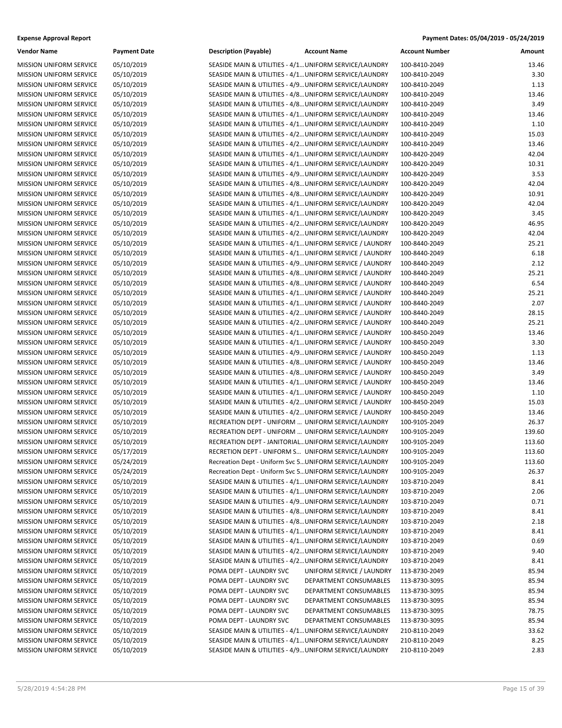**Expense Approval Report** — **Payment Dates: 05/04/2019 - 05/24/2019**

| Vendor Name | Payment Date | Description (Payable) | Account Name | Account Number | Amount |
|---|---|---|---|---|---|
| MISSION UNIFORM SERVICE | 05/10/2019 | SEASIDE MAIN & UTILITIES - 4/1… | UNIFORM SERVICE/LAUNDRY | 100-8410-2049 | 13.46 |
| MISSION UNIFORM SERVICE | 05/10/2019 | SEASIDE MAIN & UTILITIES - 4/1… | UNIFORM SERVICE/LAUNDRY | 100-8410-2049 | 3.30 |
| MISSION UNIFORM SERVICE | 05/10/2019 | SEASIDE MAIN & UTILITIES - 4/9… | UNIFORM SERVICE/LAUNDRY | 100-8410-2049 | 1.13 |
| MISSION UNIFORM SERVICE | 05/10/2019 | SEASIDE MAIN & UTILITIES - 4/8… | UNIFORM SERVICE/LAUNDRY | 100-8410-2049 | 13.46 |
| MISSION UNIFORM SERVICE | 05/10/2019 | SEASIDE MAIN & UTILITIES - 4/8… | UNIFORM SERVICE/LAUNDRY | 100-8410-2049 | 3.49 |
| MISSION UNIFORM SERVICE | 05/10/2019 | SEASIDE MAIN & UTILITIES - 4/1… | UNIFORM SERVICE/LAUNDRY | 100-8410-2049 | 13.46 |
| MISSION UNIFORM SERVICE | 05/10/2019 | SEASIDE MAIN & UTILITIES - 4/1… | UNIFORM SERVICE/LAUNDRY | 100-8410-2049 | 1.10 |
| MISSION UNIFORM SERVICE | 05/10/2019 | SEASIDE MAIN & UTILITIES - 4/2… | UNIFORM SERVICE/LAUNDRY | 100-8410-2049 | 15.03 |
| MISSION UNIFORM SERVICE | 05/10/2019 | SEASIDE MAIN & UTILITIES - 4/2… | UNIFORM SERVICE/LAUNDRY | 100-8410-2049 | 13.46 |
| MISSION UNIFORM SERVICE | 05/10/2019 | SEASIDE MAIN & UTILITIES - 4/1… | UNIFORM SERVICE/LAUNDRY | 100-8420-2049 | 42.04 |
| MISSION UNIFORM SERVICE | 05/10/2019 | SEASIDE MAIN & UTILITIES - 4/1… | UNIFORM SERVICE/LAUNDRY | 100-8420-2049 | 10.31 |
| MISSION UNIFORM SERVICE | 05/10/2019 | SEASIDE MAIN & UTILITIES - 4/9… | UNIFORM SERVICE/LAUNDRY | 100-8420-2049 | 3.53 |
| MISSION UNIFORM SERVICE | 05/10/2019 | SEASIDE MAIN & UTILITIES - 4/8… | UNIFORM SERVICE/LAUNDRY | 100-8420-2049 | 42.04 |
| MISSION UNIFORM SERVICE | 05/10/2019 | SEASIDE MAIN & UTILITIES - 4/8… | UNIFORM SERVICE/LAUNDRY | 100-8420-2049 | 10.91 |
| MISSION UNIFORM SERVICE | 05/10/2019 | SEASIDE MAIN & UTILITIES - 4/1… | UNIFORM SERVICE/LAUNDRY | 100-8420-2049 | 42.04 |
| MISSION UNIFORM SERVICE | 05/10/2019 | SEASIDE MAIN & UTILITIES - 4/1… | UNIFORM SERVICE/LAUNDRY | 100-8420-2049 | 3.45 |
| MISSION UNIFORM SERVICE | 05/10/2019 | SEASIDE MAIN & UTILITIES - 4/2… | UNIFORM SERVICE/LAUNDRY | 100-8420-2049 | 46.95 |
| MISSION UNIFORM SERVICE | 05/10/2019 | SEASIDE MAIN & UTILITIES - 4/2… | UNIFORM SERVICE/LAUNDRY | 100-8420-2049 | 42.04 |
| MISSION UNIFORM SERVICE | 05/10/2019 | SEASIDE MAIN & UTILITIES - 4/1… | UNIFORM SERVICE / LAUNDRY | 100-8440-2049 | 25.21 |
| MISSION UNIFORM SERVICE | 05/10/2019 | SEASIDE MAIN & UTILITIES - 4/1… | UNIFORM SERVICE / LAUNDRY | 100-8440-2049 | 6.18 |
| MISSION UNIFORM SERVICE | 05/10/2019 | SEASIDE MAIN & UTILITIES - 4/9… | UNIFORM SERVICE / LAUNDRY | 100-8440-2049 | 2.12 |
| MISSION UNIFORM SERVICE | 05/10/2019 | SEASIDE MAIN & UTILITIES - 4/8… | UNIFORM SERVICE / LAUNDRY | 100-8440-2049 | 25.21 |
| MISSION UNIFORM SERVICE | 05/10/2019 | SEASIDE MAIN & UTILITIES - 4/8… | UNIFORM SERVICE / LAUNDRY | 100-8440-2049 | 6.54 |
| MISSION UNIFORM SERVICE | 05/10/2019 | SEASIDE MAIN & UTILITIES - 4/1… | UNIFORM SERVICE / LAUNDRY | 100-8440-2049 | 25.21 |
| MISSION UNIFORM SERVICE | 05/10/2019 | SEASIDE MAIN & UTILITIES - 4/1… | UNIFORM SERVICE / LAUNDRY | 100-8440-2049 | 2.07 |
| MISSION UNIFORM SERVICE | 05/10/2019 | SEASIDE MAIN & UTILITIES - 4/2… | UNIFORM SERVICE / LAUNDRY | 100-8440-2049 | 28.15 |
| MISSION UNIFORM SERVICE | 05/10/2019 | SEASIDE MAIN & UTILITIES - 4/2… | UNIFORM SERVICE / LAUNDRY | 100-8440-2049 | 25.21 |
| MISSION UNIFORM SERVICE | 05/10/2019 | SEASIDE MAIN & UTILITIES - 4/1… | UNIFORM SERVICE / LAUNDRY | 100-8450-2049 | 13.46 |
| MISSION UNIFORM SERVICE | 05/10/2019 | SEASIDE MAIN & UTILITIES - 4/1… | UNIFORM SERVICE / LAUNDRY | 100-8450-2049 | 3.30 |
| MISSION UNIFORM SERVICE | 05/10/2019 | SEASIDE MAIN & UTILITIES - 4/9… | UNIFORM SERVICE / LAUNDRY | 100-8450-2049 | 1.13 |
| MISSION UNIFORM SERVICE | 05/10/2019 | SEASIDE MAIN & UTILITIES - 4/8… | UNIFORM SERVICE / LAUNDRY | 100-8450-2049 | 13.46 |
| MISSION UNIFORM SERVICE | 05/10/2019 | SEASIDE MAIN & UTILITIES - 4/8… | UNIFORM SERVICE / LAUNDRY | 100-8450-2049 | 3.49 |
| MISSION UNIFORM SERVICE | 05/10/2019 | SEASIDE MAIN & UTILITIES - 4/1… | UNIFORM SERVICE / LAUNDRY | 100-8450-2049 | 13.46 |
| MISSION UNIFORM SERVICE | 05/10/2019 | SEASIDE MAIN & UTILITIES - 4/1… | UNIFORM SERVICE / LAUNDRY | 100-8450-2049 | 1.10 |
| MISSION UNIFORM SERVICE | 05/10/2019 | SEASIDE MAIN & UTILITIES - 4/2… | UNIFORM SERVICE / LAUNDRY | 100-8450-2049 | 15.03 |
| MISSION UNIFORM SERVICE | 05/10/2019 | SEASIDE MAIN & UTILITIES - 4/2… | UNIFORM SERVICE / LAUNDRY | 100-8450-2049 | 13.46 |
| MISSION UNIFORM SERVICE | 05/10/2019 | RECREATION DEPT - UNIFORM … | UNIFORM SERVICE/LAUNDRY | 100-9105-2049 | 26.37 |
| MISSION UNIFORM SERVICE | 05/10/2019 | RECREATION DEPT - UNIFORM … | UNIFORM SERVICE/LAUNDRY | 100-9105-2049 | 139.60 |
| MISSION UNIFORM SERVICE | 05/10/2019 | RECREATION DEPT - JANITORIAL… | UNIFORM SERVICE/LAUNDRY | 100-9105-2049 | 113.60 |
| MISSION UNIFORM SERVICE | 05/17/2019 | RECRETION DEPT - UNIFORM S… | UNIFORM SERVICE/LAUNDRY | 100-9105-2049 | 113.60 |
| MISSION UNIFORM SERVICE | 05/24/2019 | Recreation Dept - Uniform Svc 5… | UNIFORM SERVICE/LAUNDRY | 100-9105-2049 | 113.60 |
| MISSION UNIFORM SERVICE | 05/24/2019 | Recreation Dept - Uniform Svc 5… | UNIFORM SERVICE/LAUNDRY | 100-9105-2049 | 26.37 |
| MISSION UNIFORM SERVICE | 05/10/2019 | SEASIDE MAIN & UTILITIES - 4/1… | UNIFORM SERVICE/LAUNDRY | 103-8710-2049 | 8.41 |
| MISSION UNIFORM SERVICE | 05/10/2019 | SEASIDE MAIN & UTILITIES - 4/1… | UNIFORM SERVICE/LAUNDRY | 103-8710-2049 | 2.06 |
| MISSION UNIFORM SERVICE | 05/10/2019 | SEASIDE MAIN & UTILITIES - 4/9… | UNIFORM SERVICE/LAUNDRY | 103-8710-2049 | 0.71 |
| MISSION UNIFORM SERVICE | 05/10/2019 | SEASIDE MAIN & UTILITIES - 4/8… | UNIFORM SERVICE/LAUNDRY | 103-8710-2049 | 8.41 |
| MISSION UNIFORM SERVICE | 05/10/2019 | SEASIDE MAIN & UTILITIES - 4/8… | UNIFORM SERVICE/LAUNDRY | 103-8710-2049 | 2.18 |
| MISSION UNIFORM SERVICE | 05/10/2019 | SEASIDE MAIN & UTILITIES - 4/1… | UNIFORM SERVICE/LAUNDRY | 103-8710-2049 | 8.41 |
| MISSION UNIFORM SERVICE | 05/10/2019 | SEASIDE MAIN & UTILITIES - 4/1… | UNIFORM SERVICE/LAUNDRY | 103-8710-2049 | 0.69 |
| MISSION UNIFORM SERVICE | 05/10/2019 | SEASIDE MAIN & UTILITIES - 4/2… | UNIFORM SERVICE/LAUNDRY | 103-8710-2049 | 9.40 |
| MISSION UNIFORM SERVICE | 05/10/2019 | SEASIDE MAIN & UTILITIES - 4/2… | UNIFORM SERVICE/LAUNDRY | 103-8710-2049 | 8.41 |
| MISSION UNIFORM SERVICE | 05/10/2019 | POMA DEPT - LAUNDRY SVC | UNIFORM SERVICE / LAUNDRY | 113-8730-2049 | 85.94 |
| MISSION UNIFORM SERVICE | 05/10/2019 | POMA DEPT - LAUNDRY SVC | DEPARTMENT CONSUMABLES | 113-8730-3095 | 85.94 |
| MISSION UNIFORM SERVICE | 05/10/2019 | POMA DEPT - LAUNDRY SVC | DEPARTMENT CONSUMABLES | 113-8730-3095 | 85.94 |
| MISSION UNIFORM SERVICE | 05/10/2019 | POMA DEPT - LAUNDRY SVC | DEPARTMENT CONSUMABLES | 113-8730-3095 | 85.94 |
| MISSION UNIFORM SERVICE | 05/10/2019 | POMA DEPT - LAUNDRY SVC | DEPARTMENT CONSUMABLES | 113-8730-3095 | 78.75 |
| MISSION UNIFORM SERVICE | 05/10/2019 | POMA DEPT - LAUNDRY SVC | DEPARTMENT CONSUMABLES | 113-8730-3095 | 85.94 |
| MISSION UNIFORM SERVICE | 05/10/2019 | SEASIDE MAIN & UTILITIES - 4/1… | UNIFORM SERVICE/LAUNDRY | 210-8110-2049 | 33.62 |
| MISSION UNIFORM SERVICE | 05/10/2019 | SEASIDE MAIN & UTILITIES - 4/1… | UNIFORM SERVICE/LAUNDRY | 210-8110-2049 | 8.25 |
| MISSION UNIFORM SERVICE | 05/10/2019 | SEASIDE MAIN & UTILITIES - 4/9… | UNIFORM SERVICE/LAUNDRY | 210-8110-2049 | 2.83 |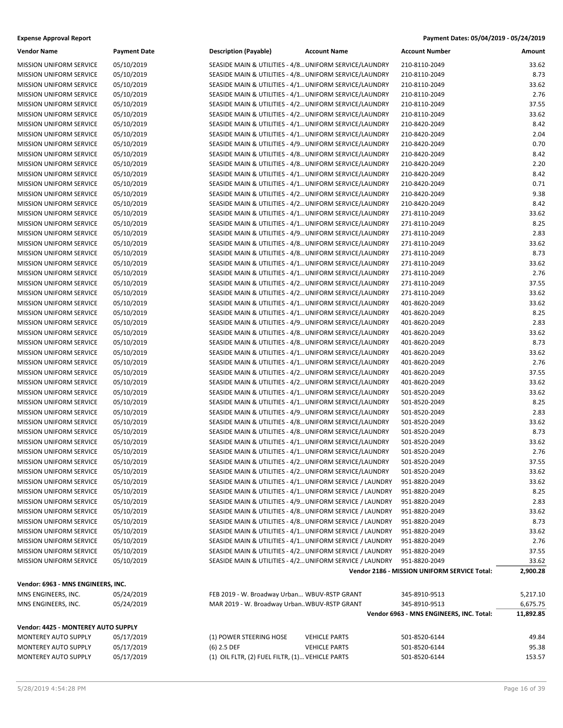**Expense Approval Report** — Payment Dates: 05/04/2019 - 05/24/2019

| Vendor Name | Payment Date | Description (Payable) | Account Name | Account Number | Amount |
|---|---|---|---|---|---|
| MISSION UNIFORM SERVICE | 05/10/2019 | SEASIDE MAIN & UTILITIES - 4/8... | UNIFORM SERVICE/LAUNDRY | 210-8110-2049 | 33.62 |
| MISSION UNIFORM SERVICE | 05/10/2019 | SEASIDE MAIN & UTILITIES - 4/8... | UNIFORM SERVICE/LAUNDRY | 210-8110-2049 | 8.73 |
| MISSION UNIFORM SERVICE | 05/10/2019 | SEASIDE MAIN & UTILITIES - 4/1... | UNIFORM SERVICE/LAUNDRY | 210-8110-2049 | 33.62 |
| MISSION UNIFORM SERVICE | 05/10/2019 | SEASIDE MAIN & UTILITIES - 4/1... | UNIFORM SERVICE/LAUNDRY | 210-8110-2049 | 2.76 |
| MISSION UNIFORM SERVICE | 05/10/2019 | SEASIDE MAIN & UTILITIES - 4/2... | UNIFORM SERVICE/LAUNDRY | 210-8110-2049 | 37.55 |
| MISSION UNIFORM SERVICE | 05/10/2019 | SEASIDE MAIN & UTILITIES - 4/2... | UNIFORM SERVICE/LAUNDRY | 210-8110-2049 | 33.62 |
| MISSION UNIFORM SERVICE | 05/10/2019 | SEASIDE MAIN & UTILITIES - 4/1... | UNIFORM SERVICE/LAUNDRY | 210-8420-2049 | 8.42 |
| MISSION UNIFORM SERVICE | 05/10/2019 | SEASIDE MAIN & UTILITIES - 4/1... | UNIFORM SERVICE/LAUNDRY | 210-8420-2049 | 2.04 |
| MISSION UNIFORM SERVICE | 05/10/2019 | SEASIDE MAIN & UTILITIES - 4/9... | UNIFORM SERVICE/LAUNDRY | 210-8420-2049 | 0.70 |
| MISSION UNIFORM SERVICE | 05/10/2019 | SEASIDE MAIN & UTILITIES - 4/8... | UNIFORM SERVICE/LAUNDRY | 210-8420-2049 | 8.42 |
| MISSION UNIFORM SERVICE | 05/10/2019 | SEASIDE MAIN & UTILITIES - 4/8... | UNIFORM SERVICE/LAUNDRY | 210-8420-2049 | 2.20 |
| MISSION UNIFORM SERVICE | 05/10/2019 | SEASIDE MAIN & UTILITIES - 4/1... | UNIFORM SERVICE/LAUNDRY | 210-8420-2049 | 8.42 |
| MISSION UNIFORM SERVICE | 05/10/2019 | SEASIDE MAIN & UTILITIES - 4/1... | UNIFORM SERVICE/LAUNDRY | 210-8420-2049 | 0.71 |
| MISSION UNIFORM SERVICE | 05/10/2019 | SEASIDE MAIN & UTILITIES - 4/2... | UNIFORM SERVICE/LAUNDRY | 210-8420-2049 | 9.38 |
| MISSION UNIFORM SERVICE | 05/10/2019 | SEASIDE MAIN & UTILITIES - 4/2... | UNIFORM SERVICE/LAUNDRY | 210-8420-2049 | 8.42 |
| MISSION UNIFORM SERVICE | 05/10/2019 | SEASIDE MAIN & UTILITIES - 4/1... | UNIFORM SERVICE/LAUNDRY | 271-8110-2049 | 33.62 |
| MISSION UNIFORM SERVICE | 05/10/2019 | SEASIDE MAIN & UTILITIES - 4/1... | UNIFORM SERVICE/LAUNDRY | 271-8110-2049 | 8.25 |
| MISSION UNIFORM SERVICE | 05/10/2019 | SEASIDE MAIN & UTILITIES - 4/9... | UNIFORM SERVICE/LAUNDRY | 271-8110-2049 | 2.83 |
| MISSION UNIFORM SERVICE | 05/10/2019 | SEASIDE MAIN & UTILITIES - 4/8... | UNIFORM SERVICE/LAUNDRY | 271-8110-2049 | 33.62 |
| MISSION UNIFORM SERVICE | 05/10/2019 | SEASIDE MAIN & UTILITIES - 4/8... | UNIFORM SERVICE/LAUNDRY | 271-8110-2049 | 8.73 |
| MISSION UNIFORM SERVICE | 05/10/2019 | SEASIDE MAIN & UTILITIES - 4/1... | UNIFORM SERVICE/LAUNDRY | 271-8110-2049 | 33.62 |
| MISSION UNIFORM SERVICE | 05/10/2019 | SEASIDE MAIN & UTILITIES - 4/1... | UNIFORM SERVICE/LAUNDRY | 271-8110-2049 | 2.76 |
| MISSION UNIFORM SERVICE | 05/10/2019 | SEASIDE MAIN & UTILITIES - 4/2... | UNIFORM SERVICE/LAUNDRY | 271-8110-2049 | 37.55 |
| MISSION UNIFORM SERVICE | 05/10/2019 | SEASIDE MAIN & UTILITIES - 4/2... | UNIFORM SERVICE/LAUNDRY | 271-8110-2049 | 33.62 |
| MISSION UNIFORM SERVICE | 05/10/2019 | SEASIDE MAIN & UTILITIES - 4/1... | UNIFORM SERVICE/LAUNDRY | 401-8620-2049 | 33.62 |
| MISSION UNIFORM SERVICE | 05/10/2019 | SEASIDE MAIN & UTILITIES - 4/1... | UNIFORM SERVICE/LAUNDRY | 401-8620-2049 | 8.25 |
| MISSION UNIFORM SERVICE | 05/10/2019 | SEASIDE MAIN & UTILITIES - 4/9... | UNIFORM SERVICE/LAUNDRY | 401-8620-2049 | 2.83 |
| MISSION UNIFORM SERVICE | 05/10/2019 | SEASIDE MAIN & UTILITIES - 4/8... | UNIFORM SERVICE/LAUNDRY | 401-8620-2049 | 33.62 |
| MISSION UNIFORM SERVICE | 05/10/2019 | SEASIDE MAIN & UTILITIES - 4/8... | UNIFORM SERVICE/LAUNDRY | 401-8620-2049 | 8.73 |
| MISSION UNIFORM SERVICE | 05/10/2019 | SEASIDE MAIN & UTILITIES - 4/1... | UNIFORM SERVICE/LAUNDRY | 401-8620-2049 | 33.62 |
| MISSION UNIFORM SERVICE | 05/10/2019 | SEASIDE MAIN & UTILITIES - 4/1... | UNIFORM SERVICE/LAUNDRY | 401-8620-2049 | 2.76 |
| MISSION UNIFORM SERVICE | 05/10/2019 | SEASIDE MAIN & UTILITIES - 4/2... | UNIFORM SERVICE/LAUNDRY | 401-8620-2049 | 37.55 |
| MISSION UNIFORM SERVICE | 05/10/2019 | SEASIDE MAIN & UTILITIES - 4/2... | UNIFORM SERVICE/LAUNDRY | 401-8620-2049 | 33.62 |
| MISSION UNIFORM SERVICE | 05/10/2019 | SEASIDE MAIN & UTILITIES - 4/1... | UNIFORM SERVICE/LAUNDRY | 501-8520-2049 | 33.62 |
| MISSION UNIFORM SERVICE | 05/10/2019 | SEASIDE MAIN & UTILITIES - 4/1... | UNIFORM SERVICE/LAUNDRY | 501-8520-2049 | 8.25 |
| MISSION UNIFORM SERVICE | 05/10/2019 | SEASIDE MAIN & UTILITIES - 4/9... | UNIFORM SERVICE/LAUNDRY | 501-8520-2049 | 2.83 |
| MISSION UNIFORM SERVICE | 05/10/2019 | SEASIDE MAIN & UTILITIES - 4/8... | UNIFORM SERVICE/LAUNDRY | 501-8520-2049 | 33.62 |
| MISSION UNIFORM SERVICE | 05/10/2019 | SEASIDE MAIN & UTILITIES - 4/8... | UNIFORM SERVICE/LAUNDRY | 501-8520-2049 | 8.73 |
| MISSION UNIFORM SERVICE | 05/10/2019 | SEASIDE MAIN & UTILITIES - 4/1... | UNIFORM SERVICE/LAUNDRY | 501-8520-2049 | 33.62 |
| MISSION UNIFORM SERVICE | 05/10/2019 | SEASIDE MAIN & UTILITIES - 4/1... | UNIFORM SERVICE/LAUNDRY | 501-8520-2049 | 2.76 |
| MISSION UNIFORM SERVICE | 05/10/2019 | SEASIDE MAIN & UTILITIES - 4/2... | UNIFORM SERVICE/LAUNDRY | 501-8520-2049 | 37.55 |
| MISSION UNIFORM SERVICE | 05/10/2019 | SEASIDE MAIN & UTILITIES - 4/2... | UNIFORM SERVICE/LAUNDRY | 501-8520-2049 | 33.62 |
| MISSION UNIFORM SERVICE | 05/10/2019 | SEASIDE MAIN & UTILITIES - 4/1... | UNIFORM SERVICE / LAUNDRY | 951-8820-2049 | 33.62 |
| MISSION UNIFORM SERVICE | 05/10/2019 | SEASIDE MAIN & UTILITIES - 4/1... | UNIFORM SERVICE / LAUNDRY | 951-8820-2049 | 8.25 |
| MISSION UNIFORM SERVICE | 05/10/2019 | SEASIDE MAIN & UTILITIES - 4/9... | UNIFORM SERVICE / LAUNDRY | 951-8820-2049 | 2.83 |
| MISSION UNIFORM SERVICE | 05/10/2019 | SEASIDE MAIN & UTILITIES - 4/8... | UNIFORM SERVICE / LAUNDRY | 951-8820-2049 | 33.62 |
| MISSION UNIFORM SERVICE | 05/10/2019 | SEASIDE MAIN & UTILITIES - 4/8... | UNIFORM SERVICE / LAUNDRY | 951-8820-2049 | 8.73 |
| MISSION UNIFORM SERVICE | 05/10/2019 | SEASIDE MAIN & UTILITIES - 4/1... | UNIFORM SERVICE / LAUNDRY | 951-8820-2049 | 33.62 |
| MISSION UNIFORM SERVICE | 05/10/2019 | SEASIDE MAIN & UTILITIES - 4/1... | UNIFORM SERVICE / LAUNDRY | 951-8820-2049 | 2.76 |
| MISSION UNIFORM SERVICE | 05/10/2019 | SEASIDE MAIN & UTILITIES - 4/2... | UNIFORM SERVICE / LAUNDRY | 951-8820-2049 | 37.55 |
| MISSION UNIFORM SERVICE | 05/10/2019 | SEASIDE MAIN & UTILITIES - 4/2... | UNIFORM SERVICE / LAUNDRY | 951-8820-2049 | 33.62 |
| | | | | **Vendor 2186 - MISSION UNIFORM SERVICE Total:** | **2,900.28** |

**Vendor: 6963 - MNS ENGINEERS, INC.**

| Vendor Name | Payment Date | Description (Payable) | Account Name | Account Number | Amount |
|---|---|---|---|---|---|
| MNS ENGINEERS, INC. | 05/24/2019 | FEB 2019 - W. Broadway Urban... | WBUV-RSTP GRANT | 345-8910-9513 | 5,217.10 |
| MNS ENGINEERS, INC. | 05/24/2019 | MAR 2019 - W. Broadway Urban... | WBUV-RSTP GRANT | 345-8910-9513 | 6,675.75 |
| | | | | **Vendor 6963 - MNS ENGINEERS, INC. Total:** | **11,892.85** |

**Vendor: 4425 - MONTEREY AUTO SUPPLY**

| Vendor Name | Payment Date | Description (Payable) | Account Name | Account Number | Amount |
|---|---|---|---|---|---|
| MONTEREY AUTO SUPPLY | 05/17/2019 | (1) POWER STEERING HOSE | VEHICLE PARTS | 501-8520-6144 | 49.84 |
| MONTEREY AUTO SUPPLY | 05/17/2019 | (6) 2.5 DEF | VEHICLE PARTS | 501-8520-6144 | 95.38 |
| MONTEREY AUTO SUPPLY | 05/17/2019 | (1) OIL FLTR, (2) FUEL FILTR, (1)... | VEHICLE PARTS | 501-8520-6144 | 153.57 |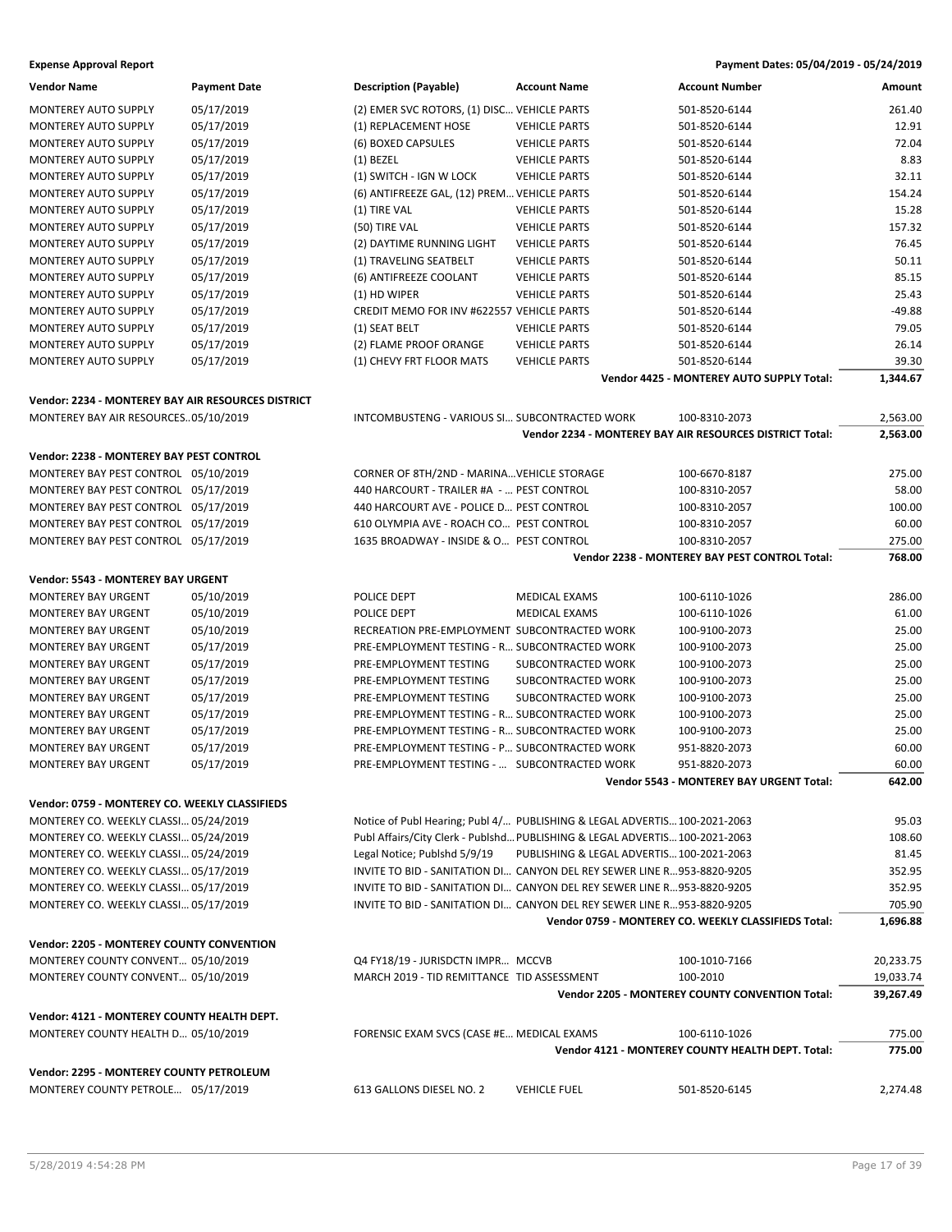**Expense Approval Report** — Payment Dates: 05/04/2019 - 05/24/2019

| Vendor Name | Payment Date | Description (Payable) | Account Name | Account Number | Amount |
|---|---|---|---|---|---|
| MONTEREY AUTO SUPPLY | 05/17/2019 | (2) EMER SVC ROTORS, (1) DISC... | VEHICLE PARTS | 501-8520-6144 | 261.40 |
| MONTEREY AUTO SUPPLY | 05/17/2019 | (1) REPLACEMENT HOSE | VEHICLE PARTS | 501-8520-6144 | 12.91 |
| MONTEREY AUTO SUPPLY | 05/17/2019 | (6) BOXED CAPSULES | VEHICLE PARTS | 501-8520-6144 | 72.04 |
| MONTEREY AUTO SUPPLY | 05/17/2019 | (1) BEZEL | VEHICLE PARTS | 501-8520-6144 | 8.83 |
| MONTEREY AUTO SUPPLY | 05/17/2019 | (1) SWITCH - IGN W LOCK | VEHICLE PARTS | 501-8520-6144 | 32.11 |
| MONTEREY AUTO SUPPLY | 05/17/2019 | (6) ANTIFREEZE GAL, (12) PREM... | VEHICLE PARTS | 501-8520-6144 | 154.24 |
| MONTEREY AUTO SUPPLY | 05/17/2019 | (1) TIRE VAL | VEHICLE PARTS | 501-8520-6144 | 15.28 |
| MONTEREY AUTO SUPPLY | 05/17/2019 | (50) TIRE VAL | VEHICLE PARTS | 501-8520-6144 | 157.32 |
| MONTEREY AUTO SUPPLY | 05/17/2019 | (2) DAYTIME RUNNING LIGHT | VEHICLE PARTS | 501-8520-6144 | 76.45 |
| MONTEREY AUTO SUPPLY | 05/17/2019 | (1) TRAVELING SEATBELT | VEHICLE PARTS | 501-8520-6144 | 50.11 |
| MONTEREY AUTO SUPPLY | 05/17/2019 | (6) ANTIFREEZE COOLANT | VEHICLE PARTS | 501-8520-6144 | 85.15 |
| MONTEREY AUTO SUPPLY | 05/17/2019 | (1) HD WIPER | VEHICLE PARTS | 501-8520-6144 | 25.43 |
| MONTEREY AUTO SUPPLY | 05/17/2019 | CREDIT MEMO FOR INV #622557 | VEHICLE PARTS | 501-8520-6144 | -49.88 |
| MONTEREY AUTO SUPPLY | 05/17/2019 | (1) SEAT BELT | VEHICLE PARTS | 501-8520-6144 | 79.05 |
| MONTEREY AUTO SUPPLY | 05/17/2019 | (2) FLAME PROOF ORANGE | VEHICLE PARTS | 501-8520-6144 | 26.14 |
| MONTEREY AUTO SUPPLY | 05/17/2019 | (1) CHEVY FRT FLOOR MATS | VEHICLE PARTS | 501-8520-6144 | 39.30 |
| | | | | **Vendor 4425 - MONTEREY AUTO SUPPLY Total:** | **1,344.67** |
| **Vendor: 2234 - MONTEREY BAY AIR RESOURCES DISTRICT** | | | | | |
| MONTEREY BAY AIR RESOURCES... | 05/10/2019 | INTCOMBUSTENG - VARIOUS SI... | SUBCONTRACTED WORK | 100-8310-2073 | 2,563.00 |
| | | | | **Vendor 2234 - MONTEREY BAY AIR RESOURCES DISTRICT Total:** | **2,563.00** |
| **Vendor: 2238 - MONTEREY BAY PEST CONTROL** | | | | | |
| MONTEREY BAY PEST CONTROL | 05/10/2019 | CORNER OF 8TH/2ND - MARINA... | VEHICLE STORAGE | 100-6670-8187 | 275.00 |
| MONTEREY BAY PEST CONTROL | 05/17/2019 | 440 HARCOURT - TRAILER #A - ... | PEST CONTROL | 100-8310-2057 | 58.00 |
| MONTEREY BAY PEST CONTROL | 05/17/2019 | 440 HARCOURT AVE - POLICE D... | PEST CONTROL | 100-8310-2057 | 100.00 |
| MONTEREY BAY PEST CONTROL | 05/17/2019 | 610 OLYMPIA AVE - ROACH CO... | PEST CONTROL | 100-8310-2057 | 60.00 |
| MONTEREY BAY PEST CONTROL | 05/17/2019 | 1635 BROADWAY - INSIDE & O... | PEST CONTROL | 100-8310-2057 | 275.00 |
| | | | | **Vendor 2238 - MONTEREY BAY PEST CONTROL Total:** | **768.00** |
| **Vendor: 5543 - MONTEREY BAY URGENT** | | | | | |
| MONTEREY BAY URGENT | 05/10/2019 | POLICE DEPT | MEDICAL EXAMS | 100-6110-1026 | 286.00 |
| MONTEREY BAY URGENT | 05/10/2019 | POLICE DEPT | MEDICAL EXAMS | 100-6110-1026 | 61.00 |
| MONTEREY BAY URGENT | 05/10/2019 | RECREATION PRE-EMPLOYMENT | SUBCONTRACTED WORK | 100-9100-2073 | 25.00 |
| MONTEREY BAY URGENT | 05/17/2019 | PRE-EMPLOYMENT TESTING - R... | SUBCONTRACTED WORK | 100-9100-2073 | 25.00 |
| MONTEREY BAY URGENT | 05/17/2019 | PRE-EMPLOYMENT TESTING | SUBCONTRACTED WORK | 100-9100-2073 | 25.00 |
| MONTEREY BAY URGENT | 05/17/2019 | PRE-EMPLOYMENT TESTING | SUBCONTRACTED WORK | 100-9100-2073 | 25.00 |
| MONTEREY BAY URGENT | 05/17/2019 | PRE-EMPLOYMENT TESTING | SUBCONTRACTED WORK | 100-9100-2073 | 25.00 |
| MONTEREY BAY URGENT | 05/17/2019 | PRE-EMPLOYMENT TESTING - R... | SUBCONTRACTED WORK | 100-9100-2073 | 25.00 |
| MONTEREY BAY URGENT | 05/17/2019 | PRE-EMPLOYMENT TESTING - R... | SUBCONTRACTED WORK | 100-9100-2073 | 25.00 |
| MONTEREY BAY URGENT | 05/17/2019 | PRE-EMPLOYMENT TESTING - P... | SUBCONTRACTED WORK | 951-8820-2073 | 60.00 |
| MONTEREY BAY URGENT | 05/17/2019 | PRE-EMPLOYMENT TESTING - ... | SUBCONTRACTED WORK | 951-8820-2073 | 60.00 |
| | | | | **Vendor 5543 - MONTEREY BAY URGENT Total:** | **642.00** |
| **Vendor: 0759 - MONTEREY CO. WEEKLY CLASSIFIEDS** | | | | | |
| MONTEREY CO. WEEKLY CLASSI... | 05/24/2019 | Notice of Publ Hearing; Publ 4/... | PUBLISHING & LEGAL ADVERTIS... | 100-2021-2063 | 95.03 |
| MONTEREY CO. WEEKLY CLASSI... | 05/24/2019 | Publ Affairs/City Clerk - Publshd... | PUBLISHING & LEGAL ADVERTIS... | 100-2021-2063 | 108.60 |
| MONTEREY CO. WEEKLY CLASSI... | 05/24/2019 | Legal Notice; Publshd 5/9/19 | PUBLISHING & LEGAL ADVERTIS... | 100-2021-2063 | 81.45 |
| MONTEREY CO. WEEKLY CLASSI... | 05/17/2019 | INVITE TO BID - SANITATION DI... | CANYON DEL REY SEWER LINE R... | 953-8820-9205 | 352.95 |
| MONTEREY CO. WEEKLY CLASSI... | 05/17/2019 | INVITE TO BID - SANITATION DI... | CANYON DEL REY SEWER LINE R... | 953-8820-9205 | 352.95 |
| MONTEREY CO. WEEKLY CLASSI... | 05/17/2019 | INVITE TO BID - SANITATION DI... | CANYON DEL REY SEWER LINE R... | 953-8820-9205 | 705.90 |
| | | | | **Vendor 0759 - MONTEREY CO. WEEKLY CLASSIFIEDS Total:** | **1,696.88** |
| **Vendor: 2205 - MONTEREY COUNTY CONVENTION** | | | | | |
| MONTEREY COUNTY CONVENT... | 05/10/2019 | Q4 FY18/19 - JURISDCTN IMPR... | MCCVB | 100-1010-7166 | 20,233.75 |
| MONTEREY COUNTY CONVENT... | 05/10/2019 | MARCH 2019 - TID REMITTANCE | TID ASSESSMENT | 100-2010 | 19,033.74 |
| | | | | **Vendor 2205 - MONTEREY COUNTY CONVENTION Total:** | **39,267.49** |
| **Vendor: 4121 - MONTEREY COUNTY HEALTH DEPT.** | | | | | |
| MONTEREY COUNTY HEALTH D... | 05/10/2019 | FORENSIC EXAM SVCS (CASE #E... | MEDICAL EXAMS | 100-6110-1026 | 775.00 |
| | | | | **Vendor 4121 - MONTEREY COUNTY HEALTH DEPT. Total:** | **775.00** |
| **Vendor: 2295 - MONTEREY COUNTY PETROLEUM** | | | | | |
| MONTEREY COUNTY PETROLE... | 05/17/2019 | 613 GALLONS DIESEL NO. 2 | VEHICLE FUEL | 501-8520-6145 | 2,274.48 |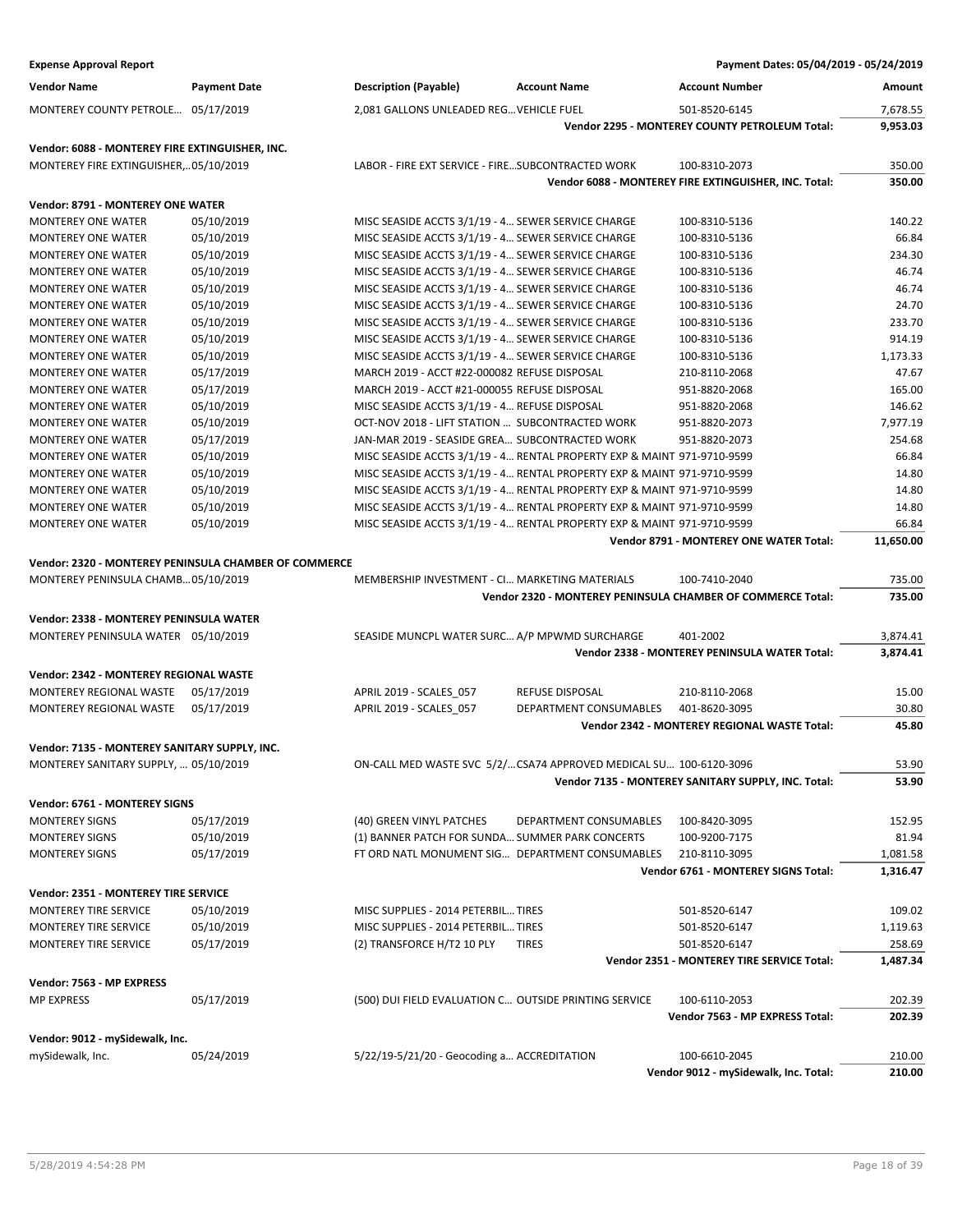**Expense Approval Report** — Payment Dates: 05/04/2019 - 05/24/2019

| Vendor Name | Payment Date | Description (Payable) | Account Name | Account Number | Amount |
|---|---|---|---|---|---|
| MONTEREY COUNTY PETROLE… | 05/17/2019 | 2,081 GALLONS UNLEADED REG… | VEHICLE FUEL | 501-8520-6145 | 7,678.55 |
| | | | | **Vendor 2295 - MONTEREY COUNTY PETROLEUM Total:** | **9,953.03** |
| **Vendor: 6088 - MONTEREY FIRE EXTINGUISHER, INC.** | | | | | |
| MONTEREY FIRE EXTINGUISHER,… | 05/10/2019 | LABOR - FIRE EXT SERVICE - FIRE… | SUBCONTRACTED WORK | 100-8310-2073 | 350.00 |
| | | | | **Vendor 6088 - MONTEREY FIRE EXTINGUISHER, INC. Total:** | **350.00** |
| **Vendor: 8791 - MONTEREY ONE WATER** | | | | | |
| MONTEREY ONE WATER | 05/10/2019 | MISC SEASIDE ACCTS 3/1/19 - 4… | SEWER SERVICE CHARGE | 100-8310-5136 | 140.22 |
| MONTEREY ONE WATER | 05/10/2019 | MISC SEASIDE ACCTS 3/1/19 - 4… | SEWER SERVICE CHARGE | 100-8310-5136 | 66.84 |
| MONTEREY ONE WATER | 05/10/2019 | MISC SEASIDE ACCTS 3/1/19 - 4… | SEWER SERVICE CHARGE | 100-8310-5136 | 234.30 |
| MONTEREY ONE WATER | 05/10/2019 | MISC SEASIDE ACCTS 3/1/19 - 4… | SEWER SERVICE CHARGE | 100-8310-5136 | 46.74 |
| MONTEREY ONE WATER | 05/10/2019 | MISC SEASIDE ACCTS 3/1/19 - 4… | SEWER SERVICE CHARGE | 100-8310-5136 | 46.74 |
| MONTEREY ONE WATER | 05/10/2019 | MISC SEASIDE ACCTS 3/1/19 - 4… | SEWER SERVICE CHARGE | 100-8310-5136 | 24.70 |
| MONTEREY ONE WATER | 05/10/2019 | MISC SEASIDE ACCTS 3/1/19 - 4… | SEWER SERVICE CHARGE | 100-8310-5136 | 233.70 |
| MONTEREY ONE WATER | 05/10/2019 | MISC SEASIDE ACCTS 3/1/19 - 4… | SEWER SERVICE CHARGE | 100-8310-5136 | 914.19 |
| MONTEREY ONE WATER | 05/10/2019 | MISC SEASIDE ACCTS 3/1/19 - 4… | SEWER SERVICE CHARGE | 100-8310-5136 | 1,173.33 |
| MONTEREY ONE WATER | 05/17/2019 | MARCH 2019 - ACCT #22-000082 | REFUSE DISPOSAL | 210-8110-2068 | 47.67 |
| MONTEREY ONE WATER | 05/17/2019 | MARCH 2019 - ACCT #21-000055 | REFUSE DISPOSAL | 951-8820-2068 | 165.00 |
| MONTEREY ONE WATER | 05/10/2019 | MISC SEASIDE ACCTS 3/1/19 - 4… | REFUSE DISPOSAL | 951-8820-2068 | 146.62 |
| MONTEREY ONE WATER | 05/10/2019 | OCT-NOV 2018 - LIFT STATION … | SUBCONTRACTED WORK | 951-8820-2073 | 7,977.19 |
| MONTEREY ONE WATER | 05/17/2019 | JAN-MAR 2019 - SEASIDE GREA… | SUBCONTRACTED WORK | 951-8820-2073 | 254.68 |
| MONTEREY ONE WATER | 05/10/2019 | MISC SEASIDE ACCTS 3/1/19 - 4… | RENTAL PROPERTY EXP & MAINT | 971-9710-9599 | 66.84 |
| MONTEREY ONE WATER | 05/10/2019 | MISC SEASIDE ACCTS 3/1/19 - 4… | RENTAL PROPERTY EXP & MAINT | 971-9710-9599 | 14.80 |
| MONTEREY ONE WATER | 05/10/2019 | MISC SEASIDE ACCTS 3/1/19 - 4… | RENTAL PROPERTY EXP & MAINT | 971-9710-9599 | 14.80 |
| MONTEREY ONE WATER | 05/10/2019 | MISC SEASIDE ACCTS 3/1/19 - 4… | RENTAL PROPERTY EXP & MAINT | 971-9710-9599 | 14.80 |
| MONTEREY ONE WATER | 05/10/2019 | MISC SEASIDE ACCTS 3/1/19 - 4… | RENTAL PROPERTY EXP & MAINT | 971-9710-9599 | 66.84 |
| | | | | **Vendor 8791 - MONTEREY ONE WATER Total:** | **11,650.00** |
| **Vendor: 2320 - MONTEREY PENINSULA CHAMBER OF COMMERCE** | | | | | |
| MONTEREY PENINSULA CHAMB… | 05/10/2019 | MEMBERSHIP INVESTMENT - CI… | MARKETING MATERIALS | 100-7410-2040 | 735.00 |
| | | | | **Vendor 2320 - MONTEREY PENINSULA CHAMBER OF COMMERCE Total:** | **735.00** |
| **Vendor: 2338 - MONTEREY PENINSULA WATER** | | | | | |
| MONTEREY PENINSULA WATER | 05/10/2019 | SEASIDE MUNCPL WATER SURC… | A/P MPWMD SURCHARGE | 401-2002 | 3,874.41 |
| | | | | **Vendor 2338 - MONTEREY PENINSULA WATER Total:** | **3,874.41** |
| **Vendor: 2342 - MONTEREY REGIONAL WASTE** | | | | | |
| MONTEREY REGIONAL WASTE | 05/17/2019 | APRIL 2019 - SCALES_057 | REFUSE DISPOSAL | 210-8110-2068 | 15.00 |
| MONTEREY REGIONAL WASTE | 05/17/2019 | APRIL 2019 - SCALES_057 | DEPARTMENT CONSUMABLES | 401-8620-3095 | 30.80 |
| | | | | **Vendor 2342 - MONTEREY REGIONAL WASTE Total:** | **45.80** |
| **Vendor: 7135 - MONTEREY SANITARY SUPPLY, INC.** | | | | | |
| MONTEREY SANITARY SUPPLY, … | 05/10/2019 | ON-CALL MED WASTE SVC 5/2/… | CSA74 APPROVED MEDICAL SU… | 100-6120-3096 | 53.90 |
| | | | | **Vendor 7135 - MONTEREY SANITARY SUPPLY, INC. Total:** | **53.90** |
| **Vendor: 6761 - MONTEREY SIGNS** | | | | | |
| MONTEREY SIGNS | 05/17/2019 | (40) GREEN VINYL PATCHES | DEPARTMENT CONSUMABLES | 100-8420-3095 | 152.95 |
| MONTEREY SIGNS | 05/10/2019 | (1) BANNER PATCH FOR SUNDA… | SUMMER PARK CONCERTS | 100-9200-7175 | 81.94 |
| MONTEREY SIGNS | 05/17/2019 | FT ORD NATL MONUMENT SIG… | DEPARTMENT CONSUMABLES | 210-8110-3095 | 1,081.58 |
| | | | | **Vendor 6761 - MONTEREY SIGNS Total:** | **1,316.47** |
| **Vendor: 2351 - MONTEREY TIRE SERVICE** | | | | | |
| MONTEREY TIRE SERVICE | 05/10/2019 | MISC SUPPLIES - 2014 PETERBIL… | TIRES | 501-8520-6147 | 109.02 |
| MONTEREY TIRE SERVICE | 05/10/2019 | MISC SUPPLIES - 2014 PETERBIL… | TIRES | 501-8520-6147 | 1,119.63 |
| MONTEREY TIRE SERVICE | 05/17/2019 | (2) TRANSFORCE H/T2 10 PLY | TIRES | 501-8520-6147 | 258.69 |
| | | | | **Vendor 2351 - MONTEREY TIRE SERVICE Total:** | **1,487.34** |
| **Vendor: 7563 - MP EXPRESS** | | | | | |
| MP EXPRESS | 05/17/2019 | (500) DUI FIELD EVALUATION C… | OUTSIDE PRINTING SERVICE | 100-6110-2053 | 202.39 |
| | | | | **Vendor 7563 - MP EXPRESS Total:** | **202.39** |
| **Vendor: 9012 - mySidewalk, Inc.** | | | | | |
| mySidewalk, Inc. | 05/24/2019 | 5/22/19-5/21/20 - Geocoding a… | ACCREDITATION | 100-6610-2045 | 210.00 |
| | | | | **Vendor 9012 - mySidewalk, Inc. Total:** | **210.00** |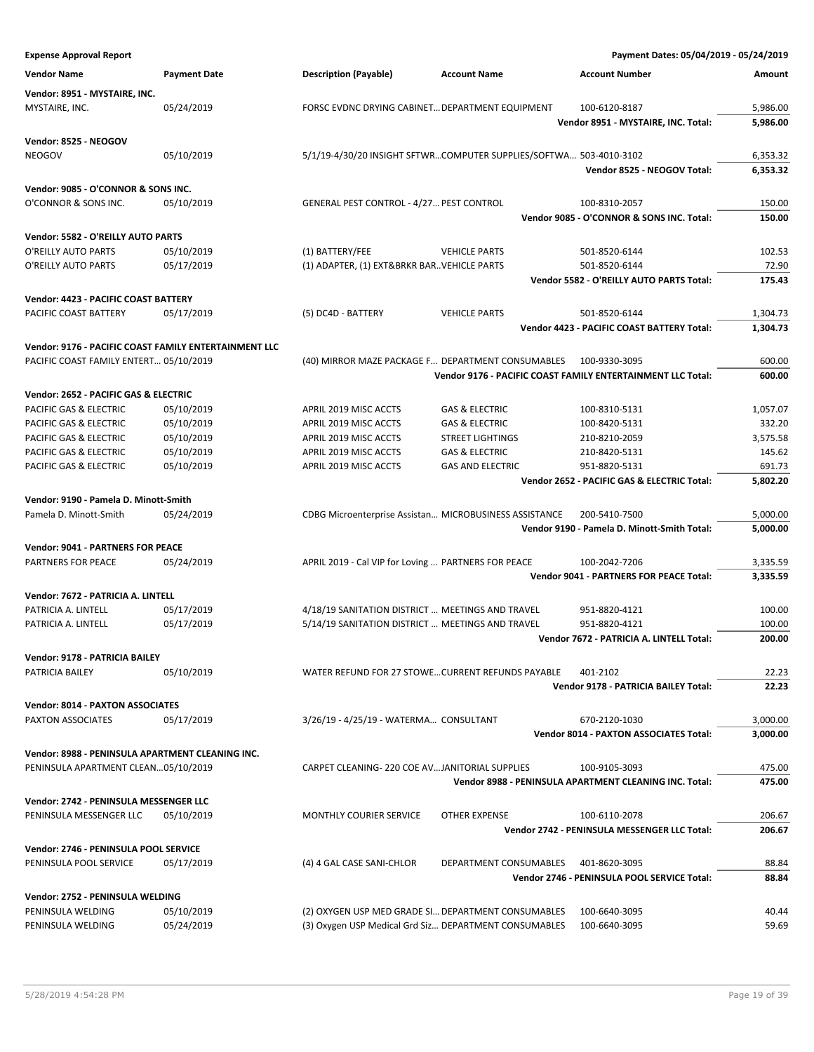**Expense Approval Report** — Payment Dates: 05/04/2019 - 05/24/2019

| Vendor Name | Payment Date | Description (Payable) | Account Name | Account Number | Amount |
|---|---|---|---|---|---|
| **Vendor: 8951 - MYSTAIRE, INC.** | | | | | |
| MYSTAIRE, INC. | 05/24/2019 | FORSC EVDNC DRYING CABINET… | DEPARTMENT EQUIPMENT | 100-6120-8187 | 5,986.00 |
| | | | | **Vendor 8951 - MYSTAIRE, INC. Total:** | **5,986.00** |
| **Vendor: 8525 - NEOGOV** | | | | | |
| NEOGOV | 05/10/2019 | 5/1/19-4/30/20 INSIGHT SFTWR… | COMPUTER SUPPLIES/SOFTWA… | 503-4010-3102 | 6,353.32 |
| | | | | **Vendor 8525 - NEOGOV Total:** | **6,353.32** |
| **Vendor: 9085 - O'CONNOR & SONS INC.** | | | | | |
| O'CONNOR & SONS INC. | 05/10/2019 | GENERAL PEST CONTROL - 4/27… | PEST CONTROL | 100-8310-2057 | 150.00 |
| | | | | **Vendor 9085 - O'CONNOR & SONS INC. Total:** | **150.00** |
| **Vendor: 5582 - O'REILLY AUTO PARTS** | | | | | |
| O'REILLY AUTO PARTS | 05/10/2019 | (1) BATTERY/FEE | VEHICLE PARTS | 501-8520-6144 | 102.53 |
| O'REILLY AUTO PARTS | 05/17/2019 | (1) ADAPTER, (1) EXT&BRKR BAR… | VEHICLE PARTS | 501-8520-6144 | 72.90 |
| | | | | **Vendor 5582 - O'REILLY AUTO PARTS Total:** | **175.43** |
| **Vendor: 4423 - PACIFIC COAST BATTERY** | | | | | |
| PACIFIC COAST BATTERY | 05/17/2019 | (5) DC4D - BATTERY | VEHICLE PARTS | 501-8520-6144 | 1,304.73 |
| | | | | **Vendor 4423 - PACIFIC COAST BATTERY Total:** | **1,304.73** |
| **Vendor: 9176 - PACIFIC COAST FAMILY ENTERTAINMENT LLC** | | | | | |
| PACIFIC COAST FAMILY ENTERT… | 05/10/2019 | (40) MIRROR MAZE PACKAGE F… | DEPARTMENT CONSUMABLES | 100-9330-3095 | 600.00 |
| | | | | **Vendor 9176 - PACIFIC COAST FAMILY ENTERTAINMENT LLC Total:** | **600.00** |
| **Vendor: 2652 - PACIFIC GAS & ELECTRIC** | | | | | |
| PACIFIC GAS & ELECTRIC | 05/10/2019 | APRIL 2019 MISC ACCTS | GAS & ELECTRIC | 100-8310-5131 | 1,057.07 |
| PACIFIC GAS & ELECTRIC | 05/10/2019 | APRIL 2019 MISC ACCTS | GAS & ELECTRIC | 100-8420-5131 | 332.20 |
| PACIFIC GAS & ELECTRIC | 05/10/2019 | APRIL 2019 MISC ACCTS | STREET LIGHTINGS | 210-8210-2059 | 3,575.58 |
| PACIFIC GAS & ELECTRIC | 05/10/2019 | APRIL 2019 MISC ACCTS | GAS & ELECTRIC | 210-8420-5131 | 145.62 |
| PACIFIC GAS & ELECTRIC | 05/10/2019 | APRIL 2019 MISC ACCTS | GAS AND ELECTRIC | 951-8820-5131 | 691.73 |
| | | | | **Vendor 2652 - PACIFIC GAS & ELECTRIC Total:** | **5,802.20** |
| **Vendor: 9190 - Pamela D. Minott-Smith** | | | | | |
| Pamela D. Minott-Smith | 05/24/2019 | CDBG Microenterprise Assistan… | MICROBUSINESS ASSISTANCE | 200-5410-7500 | 5,000.00 |
| | | | | **Vendor 9190 - Pamela D. Minott-Smith Total:** | **5,000.00** |
| **Vendor: 9041 - PARTNERS FOR PEACE** | | | | | |
| PARTNERS FOR PEACE | 05/24/2019 | APRIL 2019 - Cal VIP for Loving … | PARTNERS FOR PEACE | 100-2042-7206 | 3,335.59 |
| | | | | **Vendor 9041 - PARTNERS FOR PEACE Total:** | **3,335.59** |
| **Vendor: 7672 - PATRICIA A. LINTELL** | | | | | |
| PATRICIA A. LINTELL | 05/17/2019 | 4/18/19 SANITATION DISTRICT … | MEETINGS AND TRAVEL | 951-8820-4121 | 100.00 |
| PATRICIA A. LINTELL | 05/17/2019 | 5/14/19 SANITATION DISTRICT … | MEETINGS AND TRAVEL | 951-8820-4121 | 100.00 |
| | | | | **Vendor 7672 - PATRICIA A. LINTELL Total:** | **200.00** |
| **Vendor: 9178 - PATRICIA BAILEY** | | | | | |
| PATRICIA BAILEY | 05/10/2019 | WATER REFUND FOR 27 STOWE… | CURRENT REFUNDS PAYABLE | 401-2102 | 22.23 |
| | | | | **Vendor 9178 - PATRICIA BAILEY Total:** | **22.23** |
| **Vendor: 8014 - PAXTON ASSOCIATES** | | | | | |
| PAXTON ASSOCIATES | 05/17/2019 | 3/26/19 - 4/25/19 - WATERMA… | CONSULTANT | 670-2120-1030 | 3,000.00 |
| | | | | **Vendor 8014 - PAXTON ASSOCIATES Total:** | **3,000.00** |
| **Vendor: 8988 - PENINSULA APARTMENT CLEANING INC.** | | | | | |
| PENINSULA APARTMENT CLEAN… | 05/10/2019 | CARPET CLEANING- 220 COE AV… | JANITORIAL SUPPLIES | 100-9105-3093 | 475.00 |
| | | | | **Vendor 8988 - PENINSULA APARTMENT CLEANING INC. Total:** | **475.00** |
| **Vendor: 2742 - PENINSULA MESSENGER LLC** | | | | | |
| PENINSULA MESSENGER LLC | 05/10/2019 | MONTHLY COURIER SERVICE | OTHER EXPENSE | 100-6110-2078 | 206.67 |
| | | | | **Vendor 2742 - PENINSULA MESSENGER LLC Total:** | **206.67** |
| **Vendor: 2746 - PENINSULA POOL SERVICE** | | | | | |
| PENINSULA POOL SERVICE | 05/17/2019 | (4) 4 GAL CASE SANI-CHLOR | DEPARTMENT CONSUMABLES | 401-8620-3095 | 88.84 |
| | | | | **Vendor 2746 - PENINSULA POOL SERVICE Total:** | **88.84** |
| **Vendor: 2752 - PENINSULA WELDING** | | | | | |
| PENINSULA WELDING | 05/10/2019 | (2) OXYGEN USP MED GRADE SI… | DEPARTMENT CONSUMABLES | 100-6640-3095 | 40.44 |
| PENINSULA WELDING | 05/24/2019 | (3) Oxygen USP Medical Grd Siz… | DEPARTMENT CONSUMABLES | 100-6640-3095 | 59.69 |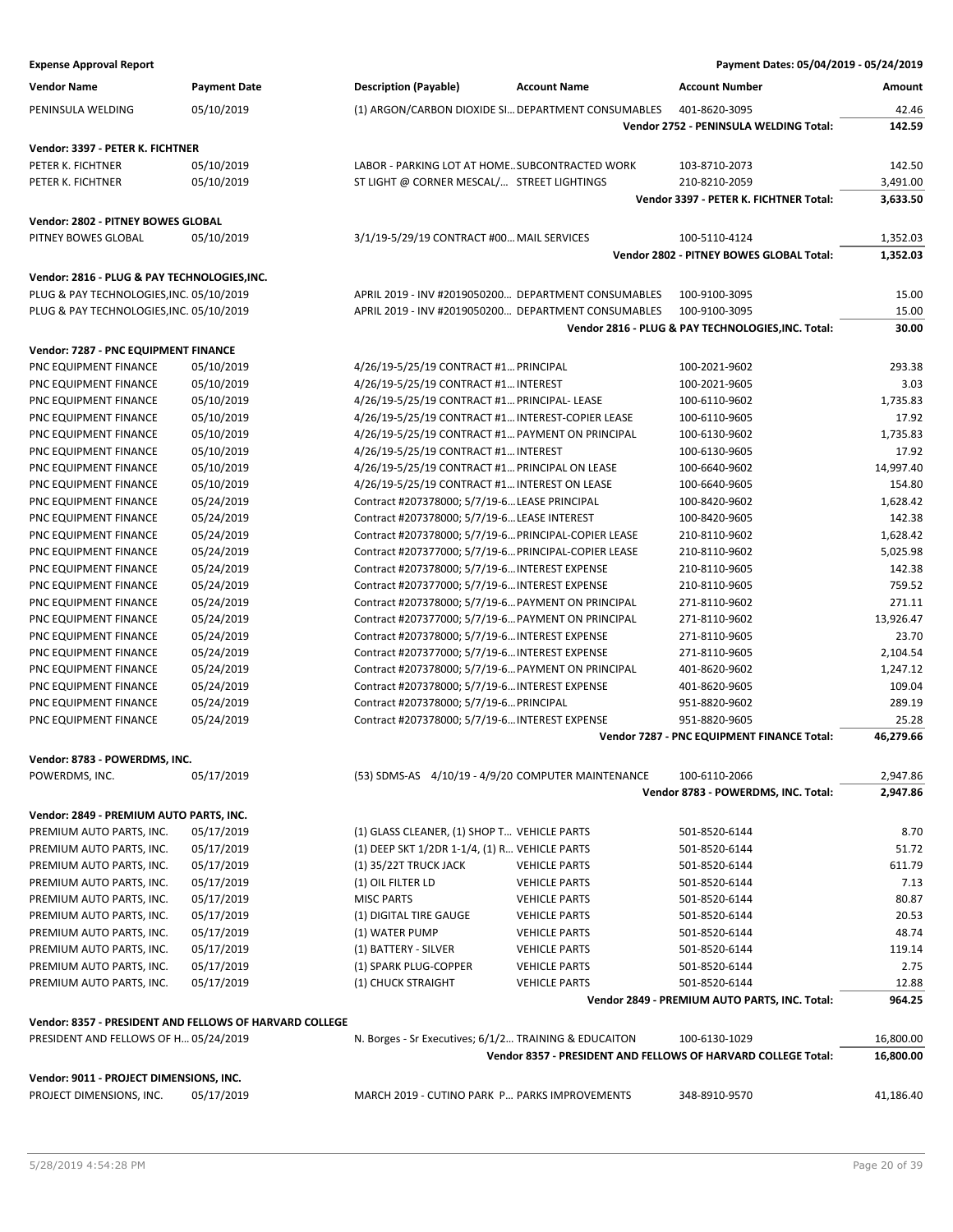**Expense Approval Report** — Payment Dates: 05/04/2019 - 05/24/2019

| Vendor Name | Payment Date | Description (Payable) | Account Name | Account Number | Amount |
|---|---|---|---|---|---|
| PENINSULA WELDING | 05/10/2019 | (1) ARGON/CARBON DIOXIDE SI... | DEPARTMENT CONSUMABLES | 401-8620-3095 | 42.46 |
| | | | | **Vendor 2752 - PENINSULA WELDING Total:** | **142.59** |
| **Vendor: 3397 - PETER K. FICHTNER** | | | | | |
| PETER K. FICHTNER | 05/10/2019 | LABOR - PARKING LOT AT HOME... | SUBCONTRACTED WORK | 103-8710-2073 | 142.50 |
| PETER K. FICHTNER | 05/10/2019 | ST LIGHT @ CORNER MESCAL/... | STREET LIGHTINGS | 210-8210-2059 | 3,491.00 |
| | | | | **Vendor 3397 - PETER K. FICHTNER Total:** | **3,633.50** |
| **Vendor: 2802 - PITNEY BOWES GLOBAL** | | | | | |
| PITNEY BOWES GLOBAL | 05/10/2019 | 3/1/19-5/29/19 CONTRACT #00... | MAIL SERVICES | 100-5110-4124 | 1,352.03 |
| | | | | **Vendor 2802 - PITNEY BOWES GLOBAL Total:** | **1,352.03** |
| **Vendor: 2816 - PLUG & PAY TECHNOLOGIES,INC.** | | | | | |
| PLUG & PAY TECHNOLOGIES,INC. | 05/10/2019 | APRIL 2019 - INV #2019050200... | DEPARTMENT CONSUMABLES | 100-9100-3095 | 15.00 |
| PLUG & PAY TECHNOLOGIES,INC. | 05/10/2019 | APRIL 2019 - INV #2019050200... | DEPARTMENT CONSUMABLES | 100-9100-3095 | 15.00 |
| | | | | **Vendor 2816 - PLUG & PAY TECHNOLOGIES,INC. Total:** | **30.00** |
| **Vendor: 7287 - PNC EQUIPMENT FINANCE** | | | | | |
| PNC EQUIPMENT FINANCE | 05/10/2019 | 4/26/19-5/25/19 CONTRACT #1... | PRINCIPAL | 100-2021-9602 | 293.38 |
| PNC EQUIPMENT FINANCE | 05/10/2019 | 4/26/19-5/25/19 CONTRACT #1... | INTEREST | 100-2021-9605 | 3.03 |
| PNC EQUIPMENT FINANCE | 05/10/2019 | 4/26/19-5/25/19 CONTRACT #1... | PRINCIPAL- LEASE | 100-6110-9602 | 1,735.83 |
| PNC EQUIPMENT FINANCE | 05/10/2019 | 4/26/19-5/25/19 CONTRACT #1... | INTEREST-COPIER LEASE | 100-6110-9605 | 17.92 |
| PNC EQUIPMENT FINANCE | 05/10/2019 | 4/26/19-5/25/19 CONTRACT #1... | PAYMENT ON PRINCIPAL | 100-6130-9602 | 1,735.83 |
| PNC EQUIPMENT FINANCE | 05/10/2019 | 4/26/19-5/25/19 CONTRACT #1... | INTEREST | 100-6130-9605 | 17.92 |
| PNC EQUIPMENT FINANCE | 05/10/2019 | 4/26/19-5/25/19 CONTRACT #1... | PRINCIPAL ON LEASE | 100-6640-9602 | 14,997.40 |
| PNC EQUIPMENT FINANCE | 05/10/2019 | 4/26/19-5/25/19 CONTRACT #1... | INTEREST ON LEASE | 100-6640-9605 | 154.80 |
| PNC EQUIPMENT FINANCE | 05/24/2019 | Contract #207378000; 5/7/19-6... | LEASE PRINCIPAL | 100-8420-9602 | 1,628.42 |
| PNC EQUIPMENT FINANCE | 05/24/2019 | Contract #207378000; 5/7/19-6... | LEASE INTEREST | 100-8420-9605 | 142.38 |
| PNC EQUIPMENT FINANCE | 05/24/2019 | Contract #207378000; 5/7/19-6... | PRINCIPAL-COPIER LEASE | 210-8110-9602 | 1,628.42 |
| PNC EQUIPMENT FINANCE | 05/24/2019 | Contract #207377000; 5/7/19-6... | PRINCIPAL-COPIER LEASE | 210-8110-9602 | 5,025.98 |
| PNC EQUIPMENT FINANCE | 05/24/2019 | Contract #207378000; 5/7/19-6... | INTEREST EXPENSE | 210-8110-9605 | 142.38 |
| PNC EQUIPMENT FINANCE | 05/24/2019 | Contract #207377000; 5/7/19-6... | INTEREST EXPENSE | 210-8110-9605 | 759.52 |
| PNC EQUIPMENT FINANCE | 05/24/2019 | Contract #207378000; 5/7/19-6... | PAYMENT ON PRINCIPAL | 271-8110-9602 | 271.11 |
| PNC EQUIPMENT FINANCE | 05/24/2019 | Contract #207377000; 5/7/19-6... | PAYMENT ON PRINCIPAL | 271-8110-9602 | 13,926.47 |
| PNC EQUIPMENT FINANCE | 05/24/2019 | Contract #207378000; 5/7/19-6... | INTEREST EXPENSE | 271-8110-9605 | 23.70 |
| PNC EQUIPMENT FINANCE | 05/24/2019 | Contract #207377000; 5/7/19-6... | INTEREST EXPENSE | 271-8110-9605 | 2,104.54 |
| PNC EQUIPMENT FINANCE | 05/24/2019 | Contract #207378000; 5/7/19-6... | PAYMENT ON PRINCIPAL | 401-8620-9602 | 1,247.12 |
| PNC EQUIPMENT FINANCE | 05/24/2019 | Contract #207378000; 5/7/19-6... | INTEREST EXPENSE | 401-8620-9605 | 109.04 |
| PNC EQUIPMENT FINANCE | 05/24/2019 | Contract #207378000; 5/7/19-6... | PRINCIPAL | 951-8820-9602 | 289.19 |
| PNC EQUIPMENT FINANCE | 05/24/2019 | Contract #207378000; 5/7/19-6... | INTEREST EXPENSE | 951-8820-9605 | 25.28 |
| | | | | **Vendor 7287 - PNC EQUIPMENT FINANCE Total:** | **46,279.66** |
| **Vendor: 8783 - POWERDMS, INC.** | | | | | |
| POWERDMS, INC. | 05/17/2019 | (53) SDMS-AS 4/10/19 - 4/9/20 | COMPUTER MAINTENANCE | 100-6110-2066 | 2,947.86 |
| | | | | **Vendor 8783 - POWERDMS, INC. Total:** | **2,947.86** |
| **Vendor: 2849 - PREMIUM AUTO PARTS, INC.** | | | | | |
| PREMIUM AUTO PARTS, INC. | 05/17/2019 | (1) GLASS CLEANER, (1) SHOP T... | VEHICLE PARTS | 501-8520-6144 | 8.70 |
| PREMIUM AUTO PARTS, INC. | 05/17/2019 | (1) DEEP SKT 1/2DR 1-1/4, (1) R... | VEHICLE PARTS | 501-8520-6144 | 51.72 |
| PREMIUM AUTO PARTS, INC. | 05/17/2019 | (1) 35/22T TRUCK JACK | VEHICLE PARTS | 501-8520-6144 | 611.79 |
| PREMIUM AUTO PARTS, INC. | 05/17/2019 | (1) OIL FILTER LD | VEHICLE PARTS | 501-8520-6144 | 7.13 |
| PREMIUM AUTO PARTS, INC. | 05/17/2019 | MISC PARTS | VEHICLE PARTS | 501-8520-6144 | 80.87 |
| PREMIUM AUTO PARTS, INC. | 05/17/2019 | (1) DIGITAL TIRE GAUGE | VEHICLE PARTS | 501-8520-6144 | 20.53 |
| PREMIUM AUTO PARTS, INC. | 05/17/2019 | (1) WATER PUMP | VEHICLE PARTS | 501-8520-6144 | 48.74 |
| PREMIUM AUTO PARTS, INC. | 05/17/2019 | (1) BATTERY - SILVER | VEHICLE PARTS | 501-8520-6144 | 119.14 |
| PREMIUM AUTO PARTS, INC. | 05/17/2019 | (1) SPARK PLUG-COPPER | VEHICLE PARTS | 501-8520-6144 | 2.75 |
| PREMIUM AUTO PARTS, INC. | 05/17/2019 | (1) CHUCK STRAIGHT | VEHICLE PARTS | 501-8520-6144 | 12.88 |
| | | | | **Vendor 2849 - PREMIUM AUTO PARTS, INC. Total:** | **964.25** |
| **Vendor: 8357 - PRESIDENT AND FELLOWS OF HARVARD COLLEGE** | | | | | |
| PRESIDENT AND FELLOWS OF H... | 05/24/2019 | N. Borges - Sr Executives; 6/1/2... | TRAINING & EDUCAITON | 100-6130-1029 | 16,800.00 |
| | | | | **Vendor 8357 - PRESIDENT AND FELLOWS OF HARVARD COLLEGE Total:** | **16,800.00** |
| **Vendor: 9011 - PROJECT DIMENSIONS, INC.** | | | | | |
| PROJECT DIMENSIONS, INC. | 05/17/2019 | MARCH 2019 - CUTINO PARK P... | PARKS IMPROVEMENTS | 348-8910-9570 | 41,186.40 |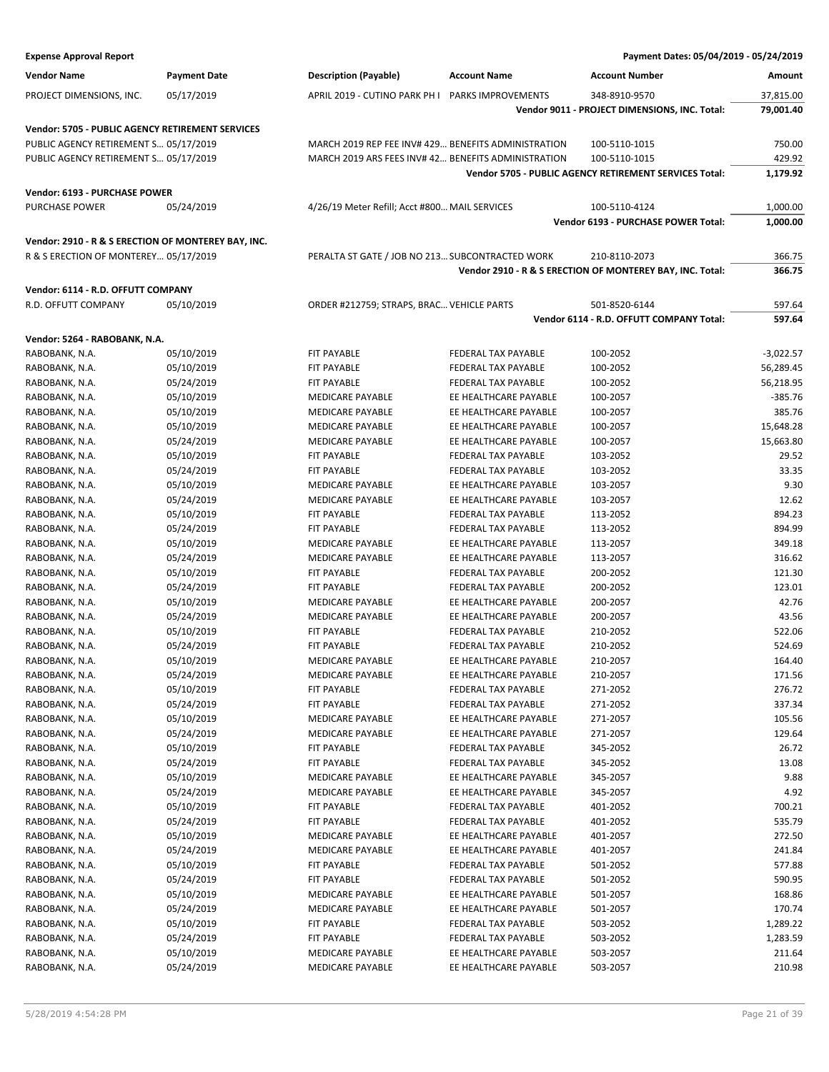**Expense Approval Report** — Payment Dates: 05/04/2019 - 05/24/2019

| Vendor Name | Payment Date | Description (Payable) | Account Name | Account Number | Amount |
|---|---|---|---|---|---|
| PROJECT DIMENSIONS, INC. | 05/17/2019 | APRIL 2019 - CUTINO PARK PH I | PARKS IMPROVEMENTS | 348-8910-9570 | 37,815.00 |
| | | | | **Vendor 9011 - PROJECT DIMENSIONS, INC. Total:** | **79,001.40** |
| **Vendor: 5705 - PUBLIC AGENCY RETIREMENT SERVICES** | | | | | |
| PUBLIC AGENCY RETIREMENT S… | 05/17/2019 | MARCH 2019 REP FEE INV# 429… | BENEFITS ADMINISTRATION | 100-5110-1015 | 750.00 |
| PUBLIC AGENCY RETIREMENT S… | 05/17/2019 | MARCH 2019 ARS FEES INV# 42… | BENEFITS ADMINISTRATION | 100-5110-1015 | 429.92 |
| | | | | **Vendor 5705 - PUBLIC AGENCY RETIREMENT SERVICES Total:** | **1,179.92** |
| **Vendor: 6193 - PURCHASE POWER** | | | | | |
| PURCHASE POWER | 05/24/2019 | 4/26/19 Meter Refill; Acct #800… | MAIL SERVICES | 100-5110-4124 | 1,000.00 |
| | | | | **Vendor 6193 - PURCHASE POWER Total:** | **1,000.00** |
| **Vendor: 2910 - R & S ERECTION OF MONTEREY BAY, INC.** | | | | | |
| R & S ERECTION OF MONTEREY… | 05/17/2019 | PERALTA ST GATE / JOB NO 213… | SUBCONTRACTED WORK | 210-8110-2073 | 366.75 |
| | | | | **Vendor 2910 - R & S ERECTION OF MONTEREY BAY, INC. Total:** | **366.75** |
| **Vendor: 6114 - R.D. OFFUTT COMPANY** | | | | | |
| R.D. OFFUTT COMPANY | 05/10/2019 | ORDER #212759; STRAPS, BRAC… | VEHICLE PARTS | 501-8520-6144 | 597.64 |
| | | | | **Vendor 6114 - R.D. OFFUTT COMPANY Total:** | **597.64** |
| **Vendor: 5264 - RABOBANK, N.A.** | | | | | |
| RABOBANK, N.A. | 05/10/2019 | FIT PAYABLE | FEDERAL TAX PAYABLE | 100-2052 | -3,022.57 |
| RABOBANK, N.A. | 05/10/2019 | FIT PAYABLE | FEDERAL TAX PAYABLE | 100-2052 | 56,289.45 |
| RABOBANK, N.A. | 05/24/2019 | FIT PAYABLE | FEDERAL TAX PAYABLE | 100-2052 | 56,218.95 |
| RABOBANK, N.A. | 05/10/2019 | MEDICARE PAYABLE | EE HEALTHCARE PAYABLE | 100-2057 | -385.76 |
| RABOBANK, N.A. | 05/10/2019 | MEDICARE PAYABLE | EE HEALTHCARE PAYABLE | 100-2057 | 385.76 |
| RABOBANK, N.A. | 05/10/2019 | MEDICARE PAYABLE | EE HEALTHCARE PAYABLE | 100-2057 | 15,648.28 |
| RABOBANK, N.A. | 05/24/2019 | MEDICARE PAYABLE | EE HEALTHCARE PAYABLE | 100-2057 | 15,663.80 |
| RABOBANK, N.A. | 05/10/2019 | FIT PAYABLE | FEDERAL TAX PAYABLE | 103-2052 | 29.52 |
| RABOBANK, N.A. | 05/24/2019 | FIT PAYABLE | FEDERAL TAX PAYABLE | 103-2052 | 33.35 |
| RABOBANK, N.A. | 05/10/2019 | MEDICARE PAYABLE | EE HEALTHCARE PAYABLE | 103-2057 | 9.30 |
| RABOBANK, N.A. | 05/24/2019 | MEDICARE PAYABLE | EE HEALTHCARE PAYABLE | 103-2057 | 12.62 |
| RABOBANK, N.A. | 05/10/2019 | FIT PAYABLE | FEDERAL TAX PAYABLE | 113-2052 | 894.23 |
| RABOBANK, N.A. | 05/24/2019 | FIT PAYABLE | FEDERAL TAX PAYABLE | 113-2052 | 894.99 |
| RABOBANK, N.A. | 05/10/2019 | MEDICARE PAYABLE | EE HEALTHCARE PAYABLE | 113-2057 | 349.18 |
| RABOBANK, N.A. | 05/24/2019 | MEDICARE PAYABLE | EE HEALTHCARE PAYABLE | 113-2057 | 316.62 |
| RABOBANK, N.A. | 05/10/2019 | FIT PAYABLE | FEDERAL TAX PAYABLE | 200-2052 | 121.30 |
| RABOBANK, N.A. | 05/24/2019 | FIT PAYABLE | FEDERAL TAX PAYABLE | 200-2052 | 123.01 |
| RABOBANK, N.A. | 05/10/2019 | MEDICARE PAYABLE | EE HEALTHCARE PAYABLE | 200-2057 | 42.76 |
| RABOBANK, N.A. | 05/24/2019 | MEDICARE PAYABLE | EE HEALTHCARE PAYABLE | 200-2057 | 43.56 |
| RABOBANK, N.A. | 05/10/2019 | FIT PAYABLE | FEDERAL TAX PAYABLE | 210-2052 | 522.06 |
| RABOBANK, N.A. | 05/24/2019 | FIT PAYABLE | FEDERAL TAX PAYABLE | 210-2052 | 524.69 |
| RABOBANK, N.A. | 05/10/2019 | MEDICARE PAYABLE | EE HEALTHCARE PAYABLE | 210-2057 | 164.40 |
| RABOBANK, N.A. | 05/24/2019 | MEDICARE PAYABLE | EE HEALTHCARE PAYABLE | 210-2057 | 171.56 |
| RABOBANK, N.A. | 05/10/2019 | FIT PAYABLE | FEDERAL TAX PAYABLE | 271-2052 | 276.72 |
| RABOBANK, N.A. | 05/24/2019 | FIT PAYABLE | FEDERAL TAX PAYABLE | 271-2052 | 337.34 |
| RABOBANK, N.A. | 05/10/2019 | MEDICARE PAYABLE | EE HEALTHCARE PAYABLE | 271-2057 | 105.56 |
| RABOBANK, N.A. | 05/24/2019 | MEDICARE PAYABLE | EE HEALTHCARE PAYABLE | 271-2057 | 129.64 |
| RABOBANK, N.A. | 05/10/2019 | FIT PAYABLE | FEDERAL TAX PAYABLE | 345-2052 | 26.72 |
| RABOBANK, N.A. | 05/24/2019 | FIT PAYABLE | FEDERAL TAX PAYABLE | 345-2052 | 13.08 |
| RABOBANK, N.A. | 05/10/2019 | MEDICARE PAYABLE | EE HEALTHCARE PAYABLE | 345-2057 | 9.88 |
| RABOBANK, N.A. | 05/24/2019 | MEDICARE PAYABLE | EE HEALTHCARE PAYABLE | 345-2057 | 4.92 |
| RABOBANK, N.A. | 05/10/2019 | FIT PAYABLE | FEDERAL TAX PAYABLE | 401-2052 | 700.21 |
| RABOBANK, N.A. | 05/24/2019 | FIT PAYABLE | FEDERAL TAX PAYABLE | 401-2052 | 535.79 |
| RABOBANK, N.A. | 05/10/2019 | MEDICARE PAYABLE | EE HEALTHCARE PAYABLE | 401-2057 | 272.50 |
| RABOBANK, N.A. | 05/24/2019 | MEDICARE PAYABLE | EE HEALTHCARE PAYABLE | 401-2057 | 241.84 |
| RABOBANK, N.A. | 05/10/2019 | FIT PAYABLE | FEDERAL TAX PAYABLE | 501-2052 | 577.88 |
| RABOBANK, N.A. | 05/24/2019 | FIT PAYABLE | FEDERAL TAX PAYABLE | 501-2052 | 590.95 |
| RABOBANK, N.A. | 05/10/2019 | MEDICARE PAYABLE | EE HEALTHCARE PAYABLE | 501-2057 | 168.86 |
| RABOBANK, N.A. | 05/24/2019 | MEDICARE PAYABLE | EE HEALTHCARE PAYABLE | 501-2057 | 170.74 |
| RABOBANK, N.A. | 05/10/2019 | FIT PAYABLE | FEDERAL TAX PAYABLE | 503-2052 | 1,289.22 |
| RABOBANK, N.A. | 05/24/2019 | FIT PAYABLE | FEDERAL TAX PAYABLE | 503-2052 | 1,283.59 |
| RABOBANK, N.A. | 05/10/2019 | MEDICARE PAYABLE | EE HEALTHCARE PAYABLE | 503-2057 | 211.64 |
| RABOBANK, N.A. | 05/24/2019 | MEDICARE PAYABLE | EE HEALTHCARE PAYABLE | 503-2057 | 210.98 |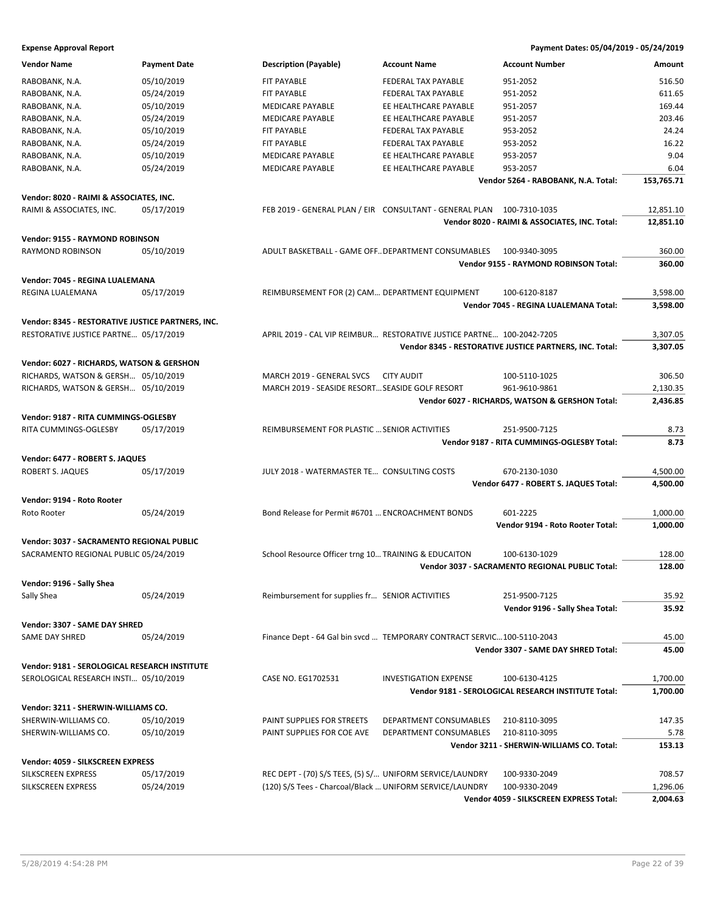**Expense Approval Report** — Payment Dates: 05/04/2019 - 05/24/2019

| Vendor Name | Payment Date | Description (Payable) | Account Name | Account Number | Amount |
|---|---|---|---|---|---|
| RABOBANK, N.A. | 05/10/2019 | FIT PAYABLE | FEDERAL TAX PAYABLE | 951-2052 | 516.50 |
| RABOBANK, N.A. | 05/24/2019 | FIT PAYABLE | FEDERAL TAX PAYABLE | 951-2052 | 611.65 |
| RABOBANK, N.A. | 05/10/2019 | MEDICARE PAYABLE | EE HEALTHCARE PAYABLE | 951-2057 | 169.44 |
| RABOBANK, N.A. | 05/24/2019 | MEDICARE PAYABLE | EE HEALTHCARE PAYABLE | 951-2057 | 203.46 |
| RABOBANK, N.A. | 05/10/2019 | FIT PAYABLE | FEDERAL TAX PAYABLE | 953-2052 | 24.24 |
| RABOBANK, N.A. | 05/24/2019 | FIT PAYABLE | FEDERAL TAX PAYABLE | 953-2052 | 16.22 |
| RABOBANK, N.A. | 05/10/2019 | MEDICARE PAYABLE | EE HEALTHCARE PAYABLE | 953-2057 | 9.04 |
| RABOBANK, N.A. | 05/24/2019 | MEDICARE PAYABLE | EE HEALTHCARE PAYABLE | 953-2057 | 6.04 |
| | | | | **Vendor 5264 - RABOBANK, N.A. Total:** | **153,765.71** |
| **Vendor: 8020 - RAIMI & ASSOCIATES, INC.** | | | | | |
| RAIMI & ASSOCIATES, INC. | 05/17/2019 | FEB 2019 - GENERAL PLAN / EIR | CONSULTANT - GENERAL PLAN | 100-7310-1035 | 12,851.10 |
| | | | | **Vendor 8020 - RAIMI & ASSOCIATES, INC. Total:** | **12,851.10** |
| **Vendor: 9155 - RAYMOND ROBINSON** | | | | | |
| RAYMOND ROBINSON | 05/10/2019 | ADULT BASKETBALL - GAME OFF... | DEPARTMENT CONSUMABLES | 100-9340-3095 | 360.00 |
| | | | | **Vendor 9155 - RAYMOND ROBINSON Total:** | **360.00** |
| **Vendor: 7045 - REGINA LUALEMANA** | | | | | |
| REGINA LUALEMANA | 05/17/2019 | REIMBURSEMENT FOR (2) CAM... | DEPARTMENT EQUIPMENT | 100-6120-8187 | 3,598.00 |
| | | | | **Vendor 7045 - REGINA LUALEMANA Total:** | **3,598.00** |
| **Vendor: 8345 - RESTORATIVE JUSTICE PARTNERS, INC.** | | | | | |
| RESTORATIVE JUSTICE PARTNE... | 05/17/2019 | APRIL 2019 - CAL VIP REIMBUR... | RESTORATIVE JUSTICE PARTNE... | 100-2042-7205 | 3,307.05 |
| | | | | **Vendor 8345 - RESTORATIVE JUSTICE PARTNERS, INC. Total:** | **3,307.05** |
| **Vendor: 6027 - RICHARDS, WATSON & GERSHON** | | | | | |
| RICHARDS, WATSON & GERSH... | 05/10/2019 | MARCH 2019 - GENERAL SVCS | CITY AUDIT | 100-5110-1025 | 306.50 |
| RICHARDS, WATSON & GERSH... | 05/10/2019 | MARCH 2019 - SEASIDE RESORT... | SEASIDE GOLF RESORT | 961-9610-9861 | 2,130.35 |
| | | | | **Vendor 6027 - RICHARDS, WATSON & GERSHON Total:** | **2,436.85** |
| **Vendor: 9187 - RITA CUMMINGS-OGLESBY** | | | | | |
| RITA CUMMINGS-OGLESBY | 05/17/2019 | REIMBURSEMENT FOR PLASTIC ... | SENIOR ACTIVITIES | 251-9500-7125 | 8.73 |
| | | | | **Vendor 9187 - RITA CUMMINGS-OGLESBY Total:** | **8.73** |
| **Vendor: 6477 - ROBERT S. JAQUES** | | | | | |
| ROBERT S. JAQUES | 05/17/2019 | JULY 2018 - WATERMASTER TE... | CONSULTING COSTS | 670-2130-1030 | 4,500.00 |
| | | | | **Vendor 6477 - ROBERT S. JAQUES Total:** | **4,500.00** |
| **Vendor: 9194 - Roto Rooter** | | | | | |
| Roto Rooter | 05/24/2019 | Bond Release for Permit #6701 ... | ENCROACHMENT BONDS | 601-2225 | 1,000.00 |
| | | | | **Vendor 9194 - Roto Rooter Total:** | **1,000.00** |
| **Vendor: 3037 - SACRAMENTO REGIONAL PUBLIC** | | | | | |
| SACRAMENTO REGIONAL PUBLIC | 05/24/2019 | School Resource Officer trng 10... | TRAINING & EDUCAITON | 100-6130-1029 | 128.00 |
| | | | | **Vendor 3037 - SACRAMENTO REGIONAL PUBLIC Total:** | **128.00** |
| **Vendor: 9196 - Sally Shea** | | | | | |
| Sally Shea | 05/24/2019 | Reimbursement for supplies fr... | SENIOR ACTIVITIES | 251-9500-7125 | 35.92 |
| | | | | **Vendor 9196 - Sally Shea Total:** | **35.92** |
| **Vendor: 3307 - SAME DAY SHRED** | | | | | |
| SAME DAY SHRED | 05/24/2019 | Finance Dept - 64 Gal bin svcd ... | TEMPORARY CONTRACT SERVIC... | 100-5110-2043 | 45.00 |
| | | | | **Vendor 3307 - SAME DAY SHRED Total:** | **45.00** |
| **Vendor: 9181 - SEROLOGICAL RESEARCH INSTITUTE** | | | | | |
| SEROLOGICAL RESEARCH INSTI... | 05/10/2019 | CASE NO. EG1702531 | INVESTIGATION EXPENSE | 100-6130-4125 | 1,700.00 |
| | | | | **Vendor 9181 - SEROLOGICAL RESEARCH INSTITUTE Total:** | **1,700.00** |
| **Vendor: 3211 - SHERWIN-WILLIAMS CO.** | | | | | |
| SHERWIN-WILLIAMS CO. | 05/10/2019 | PAINT SUPPLIES FOR STREETS | DEPARTMENT CONSUMABLES | 210-8110-3095 | 147.35 |
| SHERWIN-WILLIAMS CO. | 05/10/2019 | PAINT SUPPLIES FOR COE AVE | DEPARTMENT CONSUMABLES | 210-8110-3095 | 5.78 |
| | | | | **Vendor 3211 - SHERWIN-WILLIAMS CO. Total:** | **153.13** |
| **Vendor: 4059 - SILKSCREEN EXPRESS** | | | | | |
| SILKSCREEN EXPRESS | 05/17/2019 | REC DEPT - (70) S/S TEES, (5) S/... | UNIFORM SERVICE/LAUNDRY | 100-9330-2049 | 708.57 |
| SILKSCREEN EXPRESS | 05/24/2019 | (120) S/S Tees - Charcoal/Black ... | UNIFORM SERVICE/LAUNDRY | 100-9330-2049 | 1,296.06 |
| | | | | **Vendor 4059 - SILKSCREEN EXPRESS Total:** | **2,004.63** |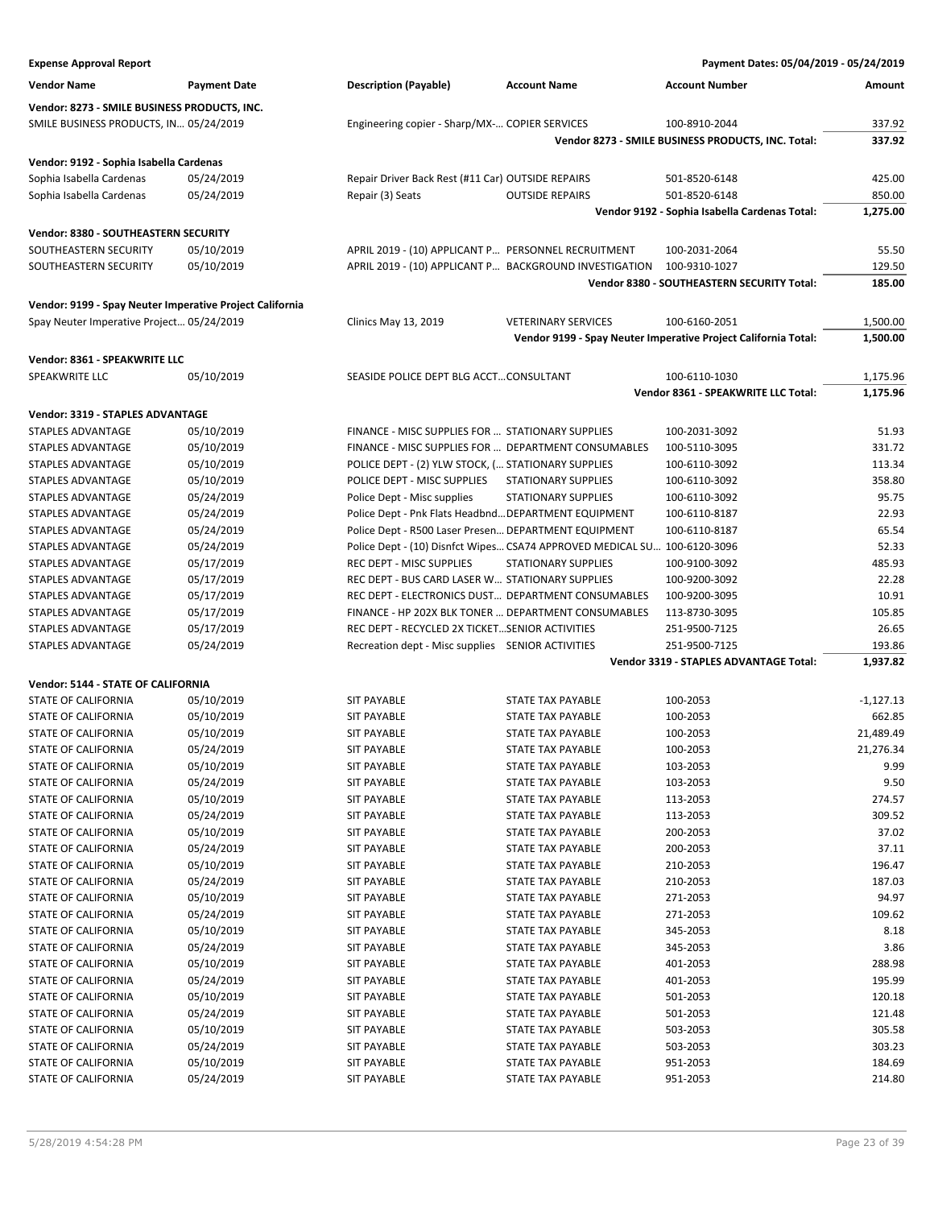**Expense Approval Report** — Payment Dates: 05/04/2019 - 05/24/2019

| Vendor Name | Payment Date | Description (Payable) | Account Name | Account Number | Amount |
|---|---|---|---|---|---|
| **Vendor: 8273 - SMILE BUSINESS PRODUCTS, INC.** | | | | | |
| SMILE BUSINESS PRODUCTS, IN… | 05/24/2019 | Engineering copier - Sharp/MX-… | COPIER SERVICES | 100-8910-2044 | 337.92 |
| | | | | **Vendor 8273 - SMILE BUSINESS PRODUCTS, INC. Total:** | **337.92** |
| **Vendor: 9192 - Sophia Isabella Cardenas** | | | | | |
| Sophia Isabella Cardenas | 05/24/2019 | Repair Driver Back Rest (#11 Car) | OUTSIDE REPAIRS | 501-8520-6148 | 425.00 |
| Sophia Isabella Cardenas | 05/24/2019 | Repair (3) Seats | OUTSIDE REPAIRS | 501-8520-6148 | 850.00 |
| | | | | **Vendor 9192 - Sophia Isabella Cardenas Total:** | **1,275.00** |
| **Vendor: 8380 - SOUTHEASTERN SECURITY** | | | | | |
| SOUTHEASTERN SECURITY | 05/10/2019 | APRIL 2019 - (10) APPLICANT P… | PERSONNEL RECRUITMENT | 100-2031-2064 | 55.50 |
| SOUTHEASTERN SECURITY | 05/10/2019 | APRIL 2019 - (10) APPLICANT P… | BACKGROUND INVESTIGATION | 100-9310-1027 | 129.50 |
| | | | | **Vendor 8380 - SOUTHEASTERN SECURITY Total:** | **185.00** |
| **Vendor: 9199 - Spay Neuter Imperative Project California** | | | | | |
| Spay Neuter Imperative Project… | 05/24/2019 | Clinics May 13, 2019 | VETERINARY SERVICES | 100-6160-2051 | 1,500.00 |
| | | | | **Vendor 9199 - Spay Neuter Imperative Project California Total:** | **1,500.00** |
| **Vendor: 8361 - SPEAKWRITE LLC** | | | | | |
| SPEAKWRITE LLC | 05/10/2019 | SEASIDE POLICE DEPT BLG ACCT… | CONSULTANT | 100-6110-1030 | 1,175.96 |
| | | | | **Vendor 8361 - SPEAKWRITE LLC Total:** | **1,175.96** |
| **Vendor: 3319 - STAPLES ADVANTAGE** | | | | | |
| STAPLES ADVANTAGE | 05/10/2019 | FINANCE - MISC SUPPLIES FOR … | STATIONARY SUPPLIES | 100-2031-3092 | 51.93 |
| STAPLES ADVANTAGE | 05/10/2019 | FINANCE - MISC SUPPLIES FOR … | DEPARTMENT CONSUMABLES | 100-5110-3095 | 331.72 |
| STAPLES ADVANTAGE | 05/10/2019 | POLICE DEPT - (2) YLW STOCK, (… | STATIONARY SUPPLIES | 100-6110-3092 | 113.34 |
| STAPLES ADVANTAGE | 05/10/2019 | POLICE DEPT - MISC SUPPLIES | STATIONARY SUPPLIES | 100-6110-3092 | 358.80 |
| STAPLES ADVANTAGE | 05/24/2019 | Police Dept - Misc supplies | STATIONARY SUPPLIES | 100-6110-3092 | 95.75 |
| STAPLES ADVANTAGE | 05/24/2019 | Police Dept - Pnk Flats Headbnd… | DEPARTMENT EQUIPMENT | 100-6110-8187 | 22.93 |
| STAPLES ADVANTAGE | 05/24/2019 | Police Dept - R500 Laser Presen… | DEPARTMENT EQUIPMENT | 100-6110-8187 | 65.54 |
| STAPLES ADVANTAGE | 05/24/2019 | Police Dept - (10) Disnfct Wipes… | CSA74 APPROVED MEDICAL SU… | 100-6120-3096 | 52.33 |
| STAPLES ADVANTAGE | 05/17/2019 | REC DEPT - MISC SUPPLIES | STATIONARY SUPPLIES | 100-9100-3092 | 485.93 |
| STAPLES ADVANTAGE | 05/17/2019 | REC DEPT - BUS CARD LASER W… | STATIONARY SUPPLIES | 100-9200-3092 | 22.28 |
| STAPLES ADVANTAGE | 05/17/2019 | REC DEPT - ELECTRONICS DUST… | DEPARTMENT CONSUMABLES | 100-9200-3095 | 10.91 |
| STAPLES ADVANTAGE | 05/17/2019 | FINANCE - HP 202X BLK TONER … | DEPARTMENT CONSUMABLES | 113-8730-3095 | 105.85 |
| STAPLES ADVANTAGE | 05/17/2019 | REC DEPT - RECYCLED 2X TICKET… | SENIOR ACTIVITIES | 251-9500-7125 | 26.65 |
| STAPLES ADVANTAGE | 05/24/2019 | Recreation dept - Misc supplies | SENIOR ACTIVITIES | 251-9500-7125 | 193.86 |
| | | | | **Vendor 3319 - STAPLES ADVANTAGE Total:** | **1,937.82** |
| **Vendor: 5144 - STATE OF CALIFORNIA** | | | | | |
| STATE OF CALIFORNIA | 05/10/2019 | SIT PAYABLE | STATE TAX PAYABLE | 100-2053 | -1,127.13 |
| STATE OF CALIFORNIA | 05/10/2019 | SIT PAYABLE | STATE TAX PAYABLE | 100-2053 | 662.85 |
| STATE OF CALIFORNIA | 05/10/2019 | SIT PAYABLE | STATE TAX PAYABLE | 100-2053 | 21,489.49 |
| STATE OF CALIFORNIA | 05/24/2019 | SIT PAYABLE | STATE TAX PAYABLE | 100-2053 | 21,276.34 |
| STATE OF CALIFORNIA | 05/10/2019 | SIT PAYABLE | STATE TAX PAYABLE | 103-2053 | 9.99 |
| STATE OF CALIFORNIA | 05/24/2019 | SIT PAYABLE | STATE TAX PAYABLE | 103-2053 | 9.50 |
| STATE OF CALIFORNIA | 05/10/2019 | SIT PAYABLE | STATE TAX PAYABLE | 113-2053 | 274.57 |
| STATE OF CALIFORNIA | 05/24/2019 | SIT PAYABLE | STATE TAX PAYABLE | 113-2053 | 309.52 |
| STATE OF CALIFORNIA | 05/10/2019 | SIT PAYABLE | STATE TAX PAYABLE | 200-2053 | 37.02 |
| STATE OF CALIFORNIA | 05/24/2019 | SIT PAYABLE | STATE TAX PAYABLE | 200-2053 | 37.11 |
| STATE OF CALIFORNIA | 05/10/2019 | SIT PAYABLE | STATE TAX PAYABLE | 210-2053 | 196.47 |
| STATE OF CALIFORNIA | 05/24/2019 | SIT PAYABLE | STATE TAX PAYABLE | 210-2053 | 187.03 |
| STATE OF CALIFORNIA | 05/10/2019 | SIT PAYABLE | STATE TAX PAYABLE | 271-2053 | 94.97 |
| STATE OF CALIFORNIA | 05/24/2019 | SIT PAYABLE | STATE TAX PAYABLE | 271-2053 | 109.62 |
| STATE OF CALIFORNIA | 05/10/2019 | SIT PAYABLE | STATE TAX PAYABLE | 345-2053 | 8.18 |
| STATE OF CALIFORNIA | 05/24/2019 | SIT PAYABLE | STATE TAX PAYABLE | 345-2053 | 3.86 |
| STATE OF CALIFORNIA | 05/10/2019 | SIT PAYABLE | STATE TAX PAYABLE | 401-2053 | 288.98 |
| STATE OF CALIFORNIA | 05/24/2019 | SIT PAYABLE | STATE TAX PAYABLE | 401-2053 | 195.99 |
| STATE OF CALIFORNIA | 05/10/2019 | SIT PAYABLE | STATE TAX PAYABLE | 501-2053 | 120.18 |
| STATE OF CALIFORNIA | 05/24/2019 | SIT PAYABLE | STATE TAX PAYABLE | 501-2053 | 121.48 |
| STATE OF CALIFORNIA | 05/10/2019 | SIT PAYABLE | STATE TAX PAYABLE | 503-2053 | 305.58 |
| STATE OF CALIFORNIA | 05/24/2019 | SIT PAYABLE | STATE TAX PAYABLE | 503-2053 | 303.23 |
| STATE OF CALIFORNIA | 05/10/2019 | SIT PAYABLE | STATE TAX PAYABLE | 951-2053 | 184.69 |
| STATE OF CALIFORNIA | 05/24/2019 | SIT PAYABLE | STATE TAX PAYABLE | 951-2053 | 214.80 |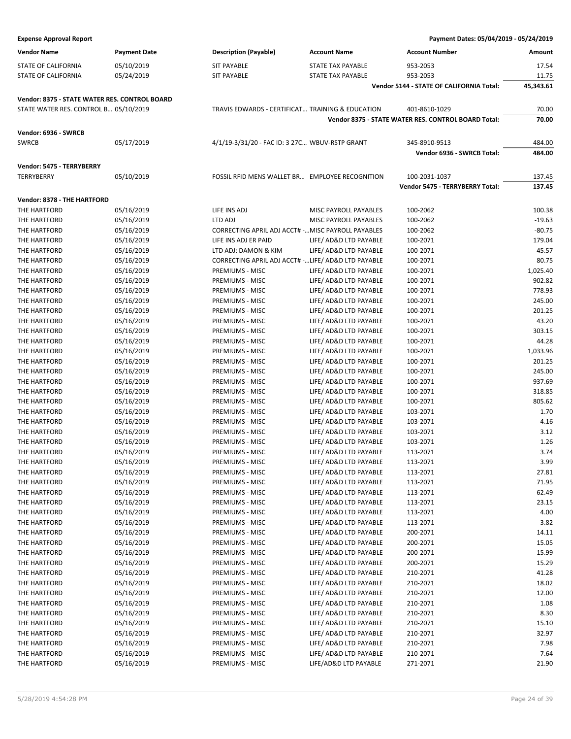**Expense Approval Report** — Payment Dates: 05/04/2019 - 05/24/2019

| Vendor Name | Payment Date | Description (Payable) | Account Name | Account Number | Amount |
|---|---|---|---|---|---|
| STATE OF CALIFORNIA | 05/10/2019 | SIT PAYABLE | STATE TAX PAYABLE | 953-2053 | 17.54 |
| STATE OF CALIFORNIA | 05/24/2019 | SIT PAYABLE | STATE TAX PAYABLE | 953-2053 | 11.75 |
| | | | | **Vendor 5144 - STATE OF CALIFORNIA Total:** | **45,343.61** |
| **Vendor: 8375 - STATE WATER RES. CONTROL BOARD** | | | | | |
| STATE WATER RES. CONTROL B... | 05/10/2019 | TRAVIS EDWARDS - CERTIFICAT... | TRAINING & EDUCATION | 401-8610-1029 | 70.00 |
| | | | | **Vendor 8375 - STATE WATER RES. CONTROL BOARD Total:** | **70.00** |
| **Vendor: 6936 - SWRCB** | | | | | |
| SWRCB | 05/17/2019 | 4/1/19-3/31/20 - FAC ID: 3 27C... | WBUV-RSTP GRANT | 345-8910-9513 | 484.00 |
| | | | | **Vendor 6936 - SWRCB Total:** | **484.00** |
| **Vendor: 5475 - TERRYBERRY** | | | | | |
| TERRYBERRY | 05/10/2019 | FOSSIL RFID MENS WALLET BR... | EMPLOYEE RECOGNITION | 100-2031-1037 | 137.45 |
| | | | | **Vendor 5475 - TERRYBERRY Total:** | **137.45** |
| **Vendor: 8378 - THE HARTFORD** | | | | | |
| THE HARTFORD | 05/16/2019 | LIFE INS ADJ | MISC PAYROLL PAYABLES | 100-2062 | 100.38 |
| THE HARTFORD | 05/16/2019 | LTD ADJ | MISC PAYROLL PAYABLES | 100-2062 | -19.63 |
| THE HARTFORD | 05/16/2019 | CORRECTING APRIL ADJ ACCT# -... | MISC PAYROLL PAYABLES | 100-2062 | -80.75 |
| THE HARTFORD | 05/16/2019 | LIFE INS ADJ ER PAID | LIFE/ AD&D LTD PAYABLE | 100-2071 | 179.04 |
| THE HARTFORD | 05/16/2019 | LTD ADJ: DAMON & KIM | LIFE/ AD&D LTD PAYABLE | 100-2071 | 45.57 |
| THE HARTFORD | 05/16/2019 | CORRECTING APRIL ADJ ACCT# -... | LIFE/ AD&D LTD PAYABLE | 100-2071 | 80.75 |
| THE HARTFORD | 05/16/2019 | PREMIUMS - MISC | LIFE/ AD&D LTD PAYABLE | 100-2071 | 1,025.40 |
| THE HARTFORD | 05/16/2019 | PREMIUMS - MISC | LIFE/ AD&D LTD PAYABLE | 100-2071 | 902.82 |
| THE HARTFORD | 05/16/2019 | PREMIUMS - MISC | LIFE/ AD&D LTD PAYABLE | 100-2071 | 778.93 |
| THE HARTFORD | 05/16/2019 | PREMIUMS - MISC | LIFE/ AD&D LTD PAYABLE | 100-2071 | 245.00 |
| THE HARTFORD | 05/16/2019 | PREMIUMS - MISC | LIFE/ AD&D LTD PAYABLE | 100-2071 | 201.25 |
| THE HARTFORD | 05/16/2019 | PREMIUMS - MISC | LIFE/ AD&D LTD PAYABLE | 100-2071 | 43.20 |
| THE HARTFORD | 05/16/2019 | PREMIUMS - MISC | LIFE/ AD&D LTD PAYABLE | 100-2071 | 303.15 |
| THE HARTFORD | 05/16/2019 | PREMIUMS - MISC | LIFE/ AD&D LTD PAYABLE | 100-2071 | 44.28 |
| THE HARTFORD | 05/16/2019 | PREMIUMS - MISC | LIFE/ AD&D LTD PAYABLE | 100-2071 | 1,033.96 |
| THE HARTFORD | 05/16/2019 | PREMIUMS - MISC | LIFE/ AD&D LTD PAYABLE | 100-2071 | 201.25 |
| THE HARTFORD | 05/16/2019 | PREMIUMS - MISC | LIFE/ AD&D LTD PAYABLE | 100-2071 | 245.00 |
| THE HARTFORD | 05/16/2019 | PREMIUMS - MISC | LIFE/ AD&D LTD PAYABLE | 100-2071 | 937.69 |
| THE HARTFORD | 05/16/2019 | PREMIUMS - MISC | LIFE/ AD&D LTD PAYABLE | 100-2071 | 318.85 |
| THE HARTFORD | 05/16/2019 | PREMIUMS - MISC | LIFE/ AD&D LTD PAYABLE | 100-2071 | 805.62 |
| THE HARTFORD | 05/16/2019 | PREMIUMS - MISC | LIFE/ AD&D LTD PAYABLE | 103-2071 | 1.70 |
| THE HARTFORD | 05/16/2019 | PREMIUMS - MISC | LIFE/ AD&D LTD PAYABLE | 103-2071 | 4.16 |
| THE HARTFORD | 05/16/2019 | PREMIUMS - MISC | LIFE/ AD&D LTD PAYABLE | 103-2071 | 3.12 |
| THE HARTFORD | 05/16/2019 | PREMIUMS - MISC | LIFE/ AD&D LTD PAYABLE | 103-2071 | 1.26 |
| THE HARTFORD | 05/16/2019 | PREMIUMS - MISC | LIFE/ AD&D LTD PAYABLE | 113-2071 | 3.74 |
| THE HARTFORD | 05/16/2019 | PREMIUMS - MISC | LIFE/ AD&D LTD PAYABLE | 113-2071 | 3.99 |
| THE HARTFORD | 05/16/2019 | PREMIUMS - MISC | LIFE/ AD&D LTD PAYABLE | 113-2071 | 27.81 |
| THE HARTFORD | 05/16/2019 | PREMIUMS - MISC | LIFE/ AD&D LTD PAYABLE | 113-2071 | 71.95 |
| THE HARTFORD | 05/16/2019 | PREMIUMS - MISC | LIFE/ AD&D LTD PAYABLE | 113-2071 | 62.49 |
| THE HARTFORD | 05/16/2019 | PREMIUMS - MISC | LIFE/ AD&D LTD PAYABLE | 113-2071 | 23.15 |
| THE HARTFORD | 05/16/2019 | PREMIUMS - MISC | LIFE/ AD&D LTD PAYABLE | 113-2071 | 4.00 |
| THE HARTFORD | 05/16/2019 | PREMIUMS - MISC | LIFE/ AD&D LTD PAYABLE | 113-2071 | 3.82 |
| THE HARTFORD | 05/16/2019 | PREMIUMS - MISC | LIFE/ AD&D LTD PAYABLE | 200-2071 | 14.11 |
| THE HARTFORD | 05/16/2019 | PREMIUMS - MISC | LIFE/ AD&D LTD PAYABLE | 200-2071 | 15.05 |
| THE HARTFORD | 05/16/2019 | PREMIUMS - MISC | LIFE/ AD&D LTD PAYABLE | 200-2071 | 15.99 |
| THE HARTFORD | 05/16/2019 | PREMIUMS - MISC | LIFE/ AD&D LTD PAYABLE | 200-2071 | 15.29 |
| THE HARTFORD | 05/16/2019 | PREMIUMS - MISC | LIFE/ AD&D LTD PAYABLE | 210-2071 | 41.28 |
| THE HARTFORD | 05/16/2019 | PREMIUMS - MISC | LIFE/ AD&D LTD PAYABLE | 210-2071 | 18.02 |
| THE HARTFORD | 05/16/2019 | PREMIUMS - MISC | LIFE/ AD&D LTD PAYABLE | 210-2071 | 12.00 |
| THE HARTFORD | 05/16/2019 | PREMIUMS - MISC | LIFE/ AD&D LTD PAYABLE | 210-2071 | 1.08 |
| THE HARTFORD | 05/16/2019 | PREMIUMS - MISC | LIFE/ AD&D LTD PAYABLE | 210-2071 | 8.30 |
| THE HARTFORD | 05/16/2019 | PREMIUMS - MISC | LIFE/ AD&D LTD PAYABLE | 210-2071 | 15.10 |
| THE HARTFORD | 05/16/2019 | PREMIUMS - MISC | LIFE/ AD&D LTD PAYABLE | 210-2071 | 32.97 |
| THE HARTFORD | 05/16/2019 | PREMIUMS - MISC | LIFE/ AD&D LTD PAYABLE | 210-2071 | 7.98 |
| THE HARTFORD | 05/16/2019 | PREMIUMS - MISC | LIFE/ AD&D LTD PAYABLE | 210-2071 | 7.64 |
| THE HARTFORD | 05/16/2019 | PREMIUMS - MISC | LIFE/AD&D LTD PAYABLE | 271-2071 | 21.90 |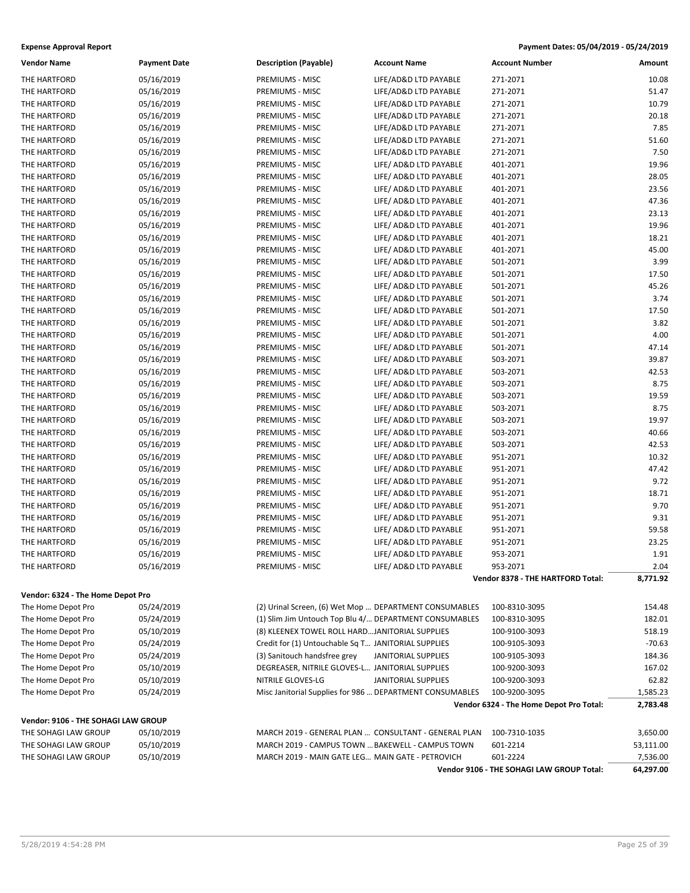**Expense Approval Report** — Payment Dates: 05/04/2019 - 05/24/2019

| Vendor Name | Payment Date | Description (Payable) | Account Name | Account Number | Amount |
|---|---|---|---|---|---|
| THE HARTFORD | 05/16/2019 | PREMIUMS - MISC | LIFE/AD&D LTD PAYABLE | 271-2071 | 10.08 |
| THE HARTFORD | 05/16/2019 | PREMIUMS - MISC | LIFE/AD&D LTD PAYABLE | 271-2071 | 51.47 |
| THE HARTFORD | 05/16/2019 | PREMIUMS - MISC | LIFE/AD&D LTD PAYABLE | 271-2071 | 10.79 |
| THE HARTFORD | 05/16/2019 | PREMIUMS - MISC | LIFE/AD&D LTD PAYABLE | 271-2071 | 20.18 |
| THE HARTFORD | 05/16/2019 | PREMIUMS - MISC | LIFE/AD&D LTD PAYABLE | 271-2071 | 7.85 |
| THE HARTFORD | 05/16/2019 | PREMIUMS - MISC | LIFE/AD&D LTD PAYABLE | 271-2071 | 51.60 |
| THE HARTFORD | 05/16/2019 | PREMIUMS - MISC | LIFE/AD&D LTD PAYABLE | 271-2071 | 7.50 |
| THE HARTFORD | 05/16/2019 | PREMIUMS - MISC | LIFE/ AD&D LTD PAYABLE | 401-2071 | 19.96 |
| THE HARTFORD | 05/16/2019 | PREMIUMS - MISC | LIFE/ AD&D LTD PAYABLE | 401-2071 | 28.05 |
| THE HARTFORD | 05/16/2019 | PREMIUMS - MISC | LIFE/ AD&D LTD PAYABLE | 401-2071 | 23.56 |
| THE HARTFORD | 05/16/2019 | PREMIUMS - MISC | LIFE/ AD&D LTD PAYABLE | 401-2071 | 47.36 |
| THE HARTFORD | 05/16/2019 | PREMIUMS - MISC | LIFE/ AD&D LTD PAYABLE | 401-2071 | 23.13 |
| THE HARTFORD | 05/16/2019 | PREMIUMS - MISC | LIFE/ AD&D LTD PAYABLE | 401-2071 | 19.96 |
| THE HARTFORD | 05/16/2019 | PREMIUMS - MISC | LIFE/ AD&D LTD PAYABLE | 401-2071 | 18.21 |
| THE HARTFORD | 05/16/2019 | PREMIUMS - MISC | LIFE/ AD&D LTD PAYABLE | 401-2071 | 45.00 |
| THE HARTFORD | 05/16/2019 | PREMIUMS - MISC | LIFE/ AD&D LTD PAYABLE | 501-2071 | 3.99 |
| THE HARTFORD | 05/16/2019 | PREMIUMS - MISC | LIFE/ AD&D LTD PAYABLE | 501-2071 | 17.50 |
| THE HARTFORD | 05/16/2019 | PREMIUMS - MISC | LIFE/ AD&D LTD PAYABLE | 501-2071 | 45.26 |
| THE HARTFORD | 05/16/2019 | PREMIUMS - MISC | LIFE/ AD&D LTD PAYABLE | 501-2071 | 3.74 |
| THE HARTFORD | 05/16/2019 | PREMIUMS - MISC | LIFE/ AD&D LTD PAYABLE | 501-2071 | 17.50 |
| THE HARTFORD | 05/16/2019 | PREMIUMS - MISC | LIFE/ AD&D LTD PAYABLE | 501-2071 | 3.82 |
| THE HARTFORD | 05/16/2019 | PREMIUMS - MISC | LIFE/ AD&D LTD PAYABLE | 501-2071 | 4.00 |
| THE HARTFORD | 05/16/2019 | PREMIUMS - MISC | LIFE/ AD&D LTD PAYABLE | 501-2071 | 47.14 |
| THE HARTFORD | 05/16/2019 | PREMIUMS - MISC | LIFE/ AD&D LTD PAYABLE | 503-2071 | 39.87 |
| THE HARTFORD | 05/16/2019 | PREMIUMS - MISC | LIFE/ AD&D LTD PAYABLE | 503-2071 | 42.53 |
| THE HARTFORD | 05/16/2019 | PREMIUMS - MISC | LIFE/ AD&D LTD PAYABLE | 503-2071 | 8.75 |
| THE HARTFORD | 05/16/2019 | PREMIUMS - MISC | LIFE/ AD&D LTD PAYABLE | 503-2071 | 19.59 |
| THE HARTFORD | 05/16/2019 | PREMIUMS - MISC | LIFE/ AD&D LTD PAYABLE | 503-2071 | 8.75 |
| THE HARTFORD | 05/16/2019 | PREMIUMS - MISC | LIFE/ AD&D LTD PAYABLE | 503-2071 | 19.97 |
| THE HARTFORD | 05/16/2019 | PREMIUMS - MISC | LIFE/ AD&D LTD PAYABLE | 503-2071 | 40.66 |
| THE HARTFORD | 05/16/2019 | PREMIUMS - MISC | LIFE/ AD&D LTD PAYABLE | 503-2071 | 42.53 |
| THE HARTFORD | 05/16/2019 | PREMIUMS - MISC | LIFE/ AD&D LTD PAYABLE | 951-2071 | 10.32 |
| THE HARTFORD | 05/16/2019 | PREMIUMS - MISC | LIFE/ AD&D LTD PAYABLE | 951-2071 | 47.42 |
| THE HARTFORD | 05/16/2019 | PREMIUMS - MISC | LIFE/ AD&D LTD PAYABLE | 951-2071 | 9.72 |
| THE HARTFORD | 05/16/2019 | PREMIUMS - MISC | LIFE/ AD&D LTD PAYABLE | 951-2071 | 18.71 |
| THE HARTFORD | 05/16/2019 | PREMIUMS - MISC | LIFE/ AD&D LTD PAYABLE | 951-2071 | 9.70 |
| THE HARTFORD | 05/16/2019 | PREMIUMS - MISC | LIFE/ AD&D LTD PAYABLE | 951-2071 | 9.31 |
| THE HARTFORD | 05/16/2019 | PREMIUMS - MISC | LIFE/ AD&D LTD PAYABLE | 951-2071 | 59.58 |
| THE HARTFORD | 05/16/2019 | PREMIUMS - MISC | LIFE/ AD&D LTD PAYABLE | 951-2071 | 23.25 |
| THE HARTFORD | 05/16/2019 | PREMIUMS - MISC | LIFE/ AD&D LTD PAYABLE | 953-2071 | 1.91 |
| THE HARTFORD | 05/16/2019 | PREMIUMS - MISC | LIFE/ AD&D LTD PAYABLE | 953-2071 | 2.04 |
| | | | | **Vendor 8378 - THE HARTFORD Total:** | **8,771.92** |

**Vendor: 6324 - The Home Depot Pro**

| Vendor Name | Payment Date | Description (Payable) | Account Name | Account Number | Amount |
|---|---|---|---|---|---|
| The Home Depot Pro | 05/24/2019 | (2) Urinal Screen, (6) Wet Mop ... | DEPARTMENT CONSUMABLES | 100-8310-3095 | 154.48 |
| The Home Depot Pro | 05/24/2019 | (1) Slim Jim Untouch Top Blu 4/... | DEPARTMENT CONSUMABLES | 100-8310-3095 | 182.01 |
| The Home Depot Pro | 05/10/2019 | (8) KLEENEX TOWEL ROLL HARD... | JANITORIAL SUPPLIES | 100-9100-3093 | 518.19 |
| The Home Depot Pro | 05/24/2019 | Credit for (1) Untouchable Sq T... | JANITORIAL SUPPLIES | 100-9105-3093 | -70.63 |
| The Home Depot Pro | 05/24/2019 | (3) Sanitouch handsfree grey | JANITORIAL SUPPLIES | 100-9105-3093 | 184.36 |
| The Home Depot Pro | 05/10/2019 | DEGREASER, NITRILE GLOVES-L... | JANITORIAL SUPPLIES | 100-9200-3093 | 167.02 |
| The Home Depot Pro | 05/10/2019 | NITRILE GLOVES-LG | JANITORIAL SUPPLIES | 100-9200-3093 | 62.82 |
| The Home Depot Pro | 05/24/2019 | Misc Janitorial Supplies for 986 ... | DEPARTMENT CONSUMABLES | 100-9200-3095 | 1,585.23 |
| | | | | **Vendor 6324 - The Home Depot Pro Total:** | **2,783.48** |

**Vendor: 9106 - THE SOHAGI LAW GROUP**

| Vendor Name | Payment Date | Description (Payable) | Account Name | Account Number | Amount |
|---|---|---|---|---|---|
| THE SOHAGI LAW GROUP | 05/10/2019 | MARCH 2019 - GENERAL PLAN ... | CONSULTANT - GENERAL PLAN | 100-7310-1035 | 3,650.00 |
| THE SOHAGI LAW GROUP | 05/10/2019 | MARCH 2019 - CAMPUS TOWN ... | BAKEWELL - CAMPUS TOWN | 601-2214 | 53,111.00 |
| THE SOHAGI LAW GROUP | 05/10/2019 | MARCH 2019 - MAIN GATE LEG... | MAIN GATE - PETROVICH | 601-2224 | 7,536.00 |
| | | | | **Vendor 9106 - THE SOHAGI LAW GROUP Total:** | **64,297.00** |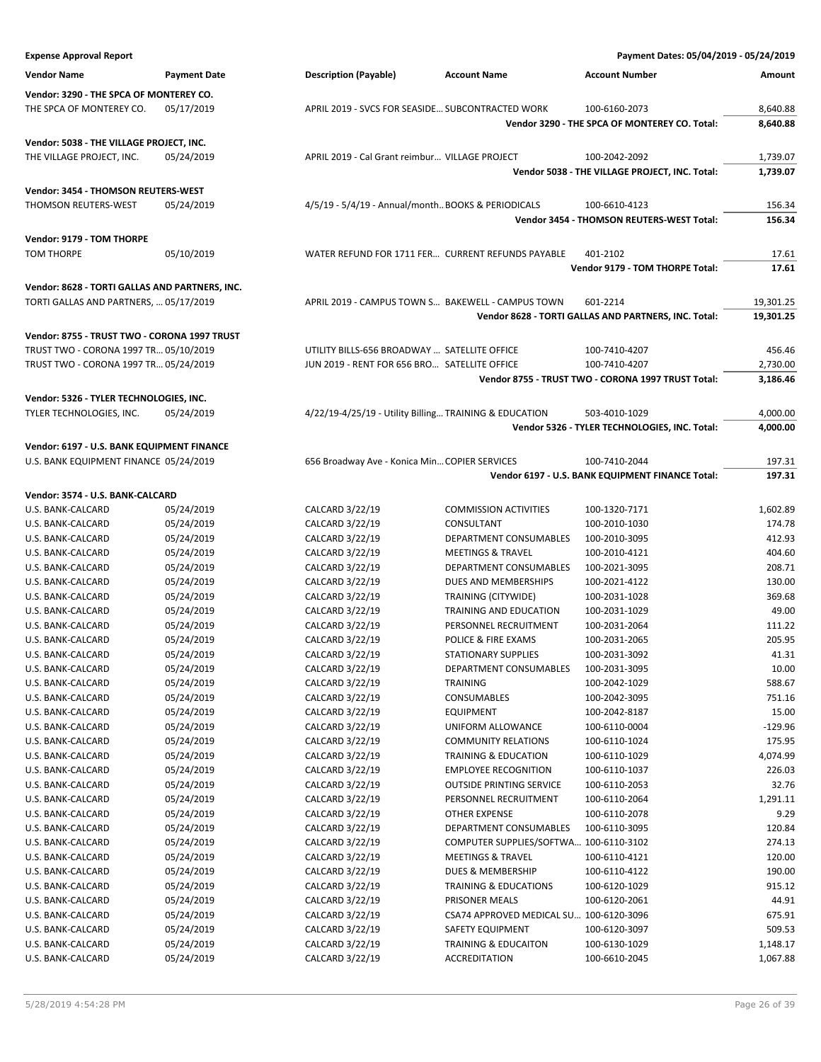**Expense Approval Report** — Payment Dates: 05/04/2019 - 05/24/2019

| Vendor Name | Payment Date | Description (Payable) | Account Name | Account Number | Amount |
|---|---|---|---|---|---|
| **Vendor: 3290 - THE SPCA OF MONTEREY CO.** | | | | | |
| THE SPCA OF MONTEREY CO. | 05/17/2019 | APRIL 2019 - SVCS FOR SEASIDE… | SUBCONTRACTED WORK | 100-6160-2073 | 8,640.88 |
| | | | | **Vendor 3290 - THE SPCA OF MONTEREY CO. Total:** | **8,640.88** |
| **Vendor: 5038 - THE VILLAGE PROJECT, INC.** | | | | | |
| THE VILLAGE PROJECT, INC. | 05/24/2019 | APRIL 2019 - Cal Grant reimbur… | VILLAGE PROJECT | 100-2042-2092 | 1,739.07 |
| | | | | **Vendor 5038 - THE VILLAGE PROJECT, INC. Total:** | **1,739.07** |
| **Vendor: 3454 - THOMSON REUTERS-WEST** | | | | | |
| THOMSON REUTERS-WEST | 05/24/2019 | 4/5/19 - 5/4/19 - Annual/month… | BOOKS & PERIODICALS | 100-6610-4123 | 156.34 |
| | | | | **Vendor 3454 - THOMSON REUTERS-WEST Total:** | **156.34** |
| **Vendor: 9179 - TOM THORPE** | | | | | |
| TOM THORPE | 05/10/2019 | WATER REFUND FOR 1711 FER… | CURRENT REFUNDS PAYABLE | 401-2102 | 17.61 |
| | | | | **Vendor 9179 - TOM THORPE Total:** | **17.61** |
| **Vendor: 8628 - TORTI GALLAS AND PARTNERS, INC.** | | | | | |
| TORTI GALLAS AND PARTNERS, … | 05/17/2019 | APRIL 2019 - CAMPUS TOWN S… | BAKEWELL - CAMPUS TOWN | 601-2214 | 19,301.25 |
| | | | | **Vendor 8628 - TORTI GALLAS AND PARTNERS, INC. Total:** | **19,301.25** |
| **Vendor: 8755 - TRUST TWO - CORONA 1997 TRUST** | | | | | |
| TRUST TWO - CORONA 1997 TR… | 05/10/2019 | UTILITY BILLS-656 BROADWAY … | SATELLITE OFFICE | 100-7410-4207 | 456.46 |
| TRUST TWO - CORONA 1997 TR… | 05/24/2019 | JUN 2019 - RENT FOR 656 BRO… | SATELLITE OFFICE | 100-7410-4207 | 2,730.00 |
| | | | | **Vendor 8755 - TRUST TWO - CORONA 1997 TRUST Total:** | **3,186.46** |
| **Vendor: 5326 - TYLER TECHNOLOGIES, INC.** | | | | | |
| TYLER TECHNOLOGIES, INC. | 05/24/2019 | 4/22/19-4/25/19 - Utility Billing… | TRAINING & EDUCATION | 503-4010-1029 | 4,000.00 |
| | | | | **Vendor 5326 - TYLER TECHNOLOGIES, INC. Total:** | **4,000.00** |
| **Vendor: 6197 - U.S. BANK EQUIPMENT FINANCE** | | | | | |
| U.S. BANK EQUIPMENT FINANCE | 05/24/2019 | 656 Broadway Ave - Konica Min… | COPIER SERVICES | 100-7410-2044 | 197.31 |
| | | | | **Vendor 6197 - U.S. BANK EQUIPMENT FINANCE Total:** | **197.31** |
| **Vendor: 3574 - U.S. BANK-CALCARD** | | | | | |
| U.S. BANK-CALCARD | 05/24/2019 | CALCARD 3/22/19 | COMMISSION ACTIVITIES | 100-1320-7171 | 1,602.89 |
| U.S. BANK-CALCARD | 05/24/2019 | CALCARD 3/22/19 | CONSULTANT | 100-2010-1030 | 174.78 |
| U.S. BANK-CALCARD | 05/24/2019 | CALCARD 3/22/19 | DEPARTMENT CONSUMABLES | 100-2010-3095 | 412.93 |
| U.S. BANK-CALCARD | 05/24/2019 | CALCARD 3/22/19 | MEETINGS & TRAVEL | 100-2010-4121 | 404.60 |
| U.S. BANK-CALCARD | 05/24/2019 | CALCARD 3/22/19 | DEPARTMENT CONSUMABLES | 100-2021-3095 | 208.71 |
| U.S. BANK-CALCARD | 05/24/2019 | CALCARD 3/22/19 | DUES AND MEMBERSHIPS | 100-2021-4122 | 130.00 |
| U.S. BANK-CALCARD | 05/24/2019 | CALCARD 3/22/19 | TRAINING (CITYWIDE) | 100-2031-1028 | 369.68 |
| U.S. BANK-CALCARD | 05/24/2019 | CALCARD 3/22/19 | TRAINING AND EDUCATION | 100-2031-1029 | 49.00 |
| U.S. BANK-CALCARD | 05/24/2019 | CALCARD 3/22/19 | PERSONNEL RECRUITMENT | 100-2031-2064 | 111.22 |
| U.S. BANK-CALCARD | 05/24/2019 | CALCARD 3/22/19 | POLICE & FIRE EXAMS | 100-2031-2065 | 205.95 |
| U.S. BANK-CALCARD | 05/24/2019 | CALCARD 3/22/19 | STATIONARY SUPPLIES | 100-2031-3092 | 41.31 |
| U.S. BANK-CALCARD | 05/24/2019 | CALCARD 3/22/19 | DEPARTMENT CONSUMABLES | 100-2031-3095 | 10.00 |
| U.S. BANK-CALCARD | 05/24/2019 | CALCARD 3/22/19 | TRAINING | 100-2042-1029 | 588.67 |
| U.S. BANK-CALCARD | 05/24/2019 | CALCARD 3/22/19 | CONSUMABLES | 100-2042-3095 | 751.16 |
| U.S. BANK-CALCARD | 05/24/2019 | CALCARD 3/22/19 | EQUIPMENT | 100-2042-8187 | 15.00 |
| U.S. BANK-CALCARD | 05/24/2019 | CALCARD 3/22/19 | UNIFORM ALLOWANCE | 100-6110-0004 | -129.96 |
| U.S. BANK-CALCARD | 05/24/2019 | CALCARD 3/22/19 | COMMUNITY RELATIONS | 100-6110-1024 | 175.95 |
| U.S. BANK-CALCARD | 05/24/2019 | CALCARD 3/22/19 | TRAINING & EDUCATION | 100-6110-1029 | 4,074.99 |
| U.S. BANK-CALCARD | 05/24/2019 | CALCARD 3/22/19 | EMPLOYEE RECOGNITION | 100-6110-1037 | 226.03 |
| U.S. BANK-CALCARD | 05/24/2019 | CALCARD 3/22/19 | OUTSIDE PRINTING SERVICE | 100-6110-2053 | 32.76 |
| U.S. BANK-CALCARD | 05/24/2019 | CALCARD 3/22/19 | PERSONNEL RECRUITMENT | 100-6110-2064 | 1,291.11 |
| U.S. BANK-CALCARD | 05/24/2019 | CALCARD 3/22/19 | OTHER EXPENSE | 100-6110-2078 | 9.29 |
| U.S. BANK-CALCARD | 05/24/2019 | CALCARD 3/22/19 | DEPARTMENT CONSUMABLES | 100-6110-3095 | 120.84 |
| U.S. BANK-CALCARD | 05/24/2019 | CALCARD 3/22/19 | COMPUTER SUPPLIES/SOFTWA… | 100-6110-3102 | 274.13 |
| U.S. BANK-CALCARD | 05/24/2019 | CALCARD 3/22/19 | MEETINGS & TRAVEL | 100-6110-4121 | 120.00 |
| U.S. BANK-CALCARD | 05/24/2019 | CALCARD 3/22/19 | DUES & MEMBERSHIP | 100-6110-4122 | 190.00 |
| U.S. BANK-CALCARD | 05/24/2019 | CALCARD 3/22/19 | TRAINING & EDUCATIONS | 100-6120-1029 | 915.12 |
| U.S. BANK-CALCARD | 05/24/2019 | CALCARD 3/22/19 | PRISONER MEALS | 100-6120-2061 | 44.91 |
| U.S. BANK-CALCARD | 05/24/2019 | CALCARD 3/22/19 | CSA74 APPROVED MEDICAL SU… | 100-6120-3096 | 675.91 |
| U.S. BANK-CALCARD | 05/24/2019 | CALCARD 3/22/19 | SAFETY EQUIPMENT | 100-6120-3097 | 509.53 |
| U.S. BANK-CALCARD | 05/24/2019 | CALCARD 3/22/19 | TRAINING & EDUCAITON | 100-6130-1029 | 1,148.17 |
| U.S. BANK-CALCARD | 05/24/2019 | CALCARD 3/22/19 | ACCREDITATION | 100-6610-2045 | 1,067.88 |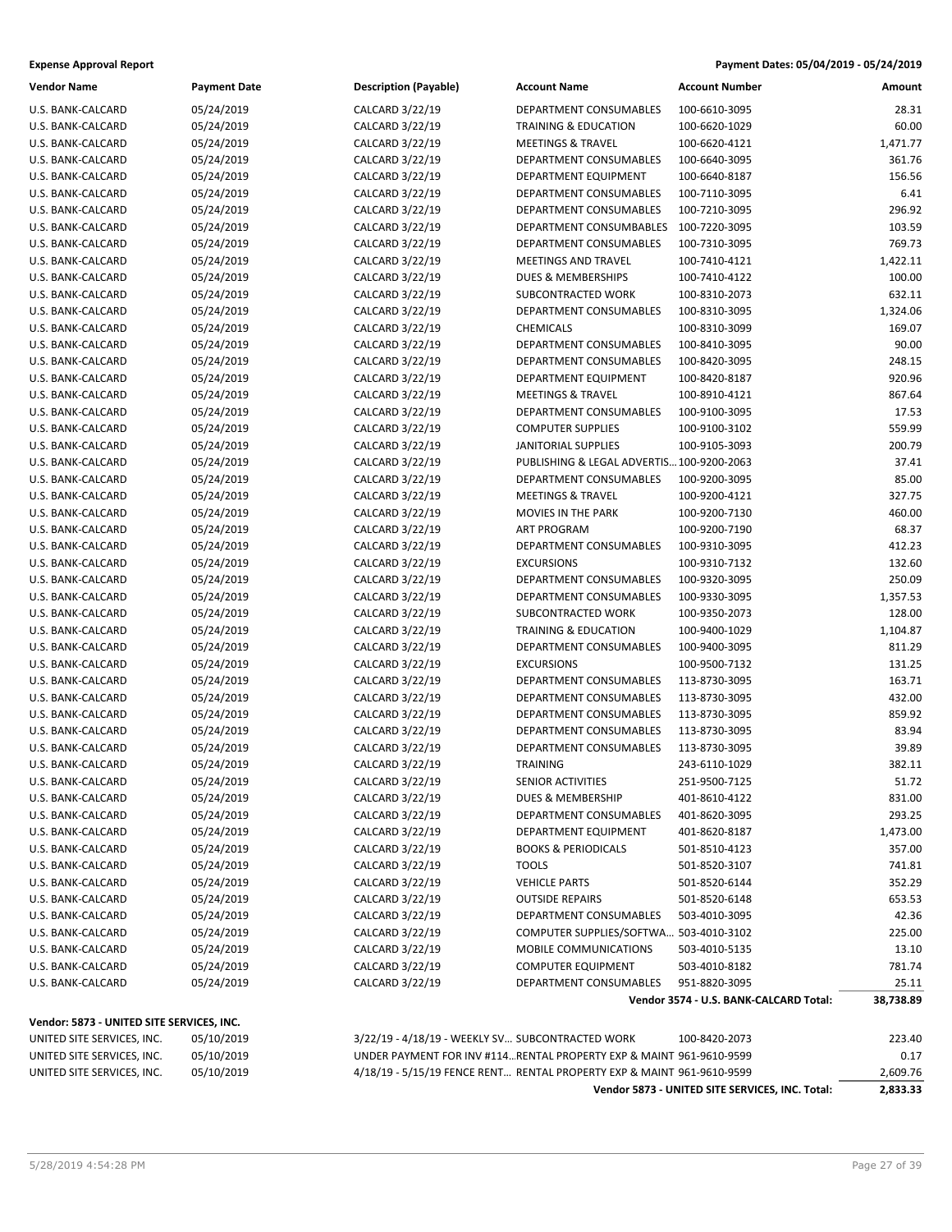**Expense Approval Report** — Payment Dates: 05/04/2019 - 05/24/2019

| Vendor Name | Payment Date | Description (Payable) | Account Name | Account Number | Amount |
|---|---|---|---|---|---|
| U.S. BANK-CALCARD | 05/24/2019 | CALCARD 3/22/19 | DEPARTMENT CONSUMABLES | 100-6610-3095 | 28.31 |
| U.S. BANK-CALCARD | 05/24/2019 | CALCARD 3/22/19 | TRAINING & EDUCATION | 100-6620-1029 | 60.00 |
| U.S. BANK-CALCARD | 05/24/2019 | CALCARD 3/22/19 | MEETINGS & TRAVEL | 100-6620-4121 | 1,471.77 |
| U.S. BANK-CALCARD | 05/24/2019 | CALCARD 3/22/19 | DEPARTMENT CONSUMABLES | 100-6640-3095 | 361.76 |
| U.S. BANK-CALCARD | 05/24/2019 | CALCARD 3/22/19 | DEPARTMENT EQUIPMENT | 100-6640-8187 | 156.56 |
| U.S. BANK-CALCARD | 05/24/2019 | CALCARD 3/22/19 | DEPARTMENT CONSUMABLES | 100-7110-3095 | 6.41 |
| U.S. BANK-CALCARD | 05/24/2019 | CALCARD 3/22/19 | DEPARTMENT CONSUMABLES | 100-7210-3095 | 296.92 |
| U.S. BANK-CALCARD | 05/24/2019 | CALCARD 3/22/19 | DEPARTMENT CONSUMBABLES | 100-7220-3095 | 103.59 |
| U.S. BANK-CALCARD | 05/24/2019 | CALCARD 3/22/19 | DEPARTMENT CONSUMABLES | 100-7310-3095 | 769.73 |
| U.S. BANK-CALCARD | 05/24/2019 | CALCARD 3/22/19 | MEETINGS AND TRAVEL | 100-7410-4121 | 1,422.11 |
| U.S. BANK-CALCARD | 05/24/2019 | CALCARD 3/22/19 | DUES & MEMBERSHIPS | 100-7410-4122 | 100.00 |
| U.S. BANK-CALCARD | 05/24/2019 | CALCARD 3/22/19 | SUBCONTRACTED WORK | 100-8310-2073 | 632.11 |
| U.S. BANK-CALCARD | 05/24/2019 | CALCARD 3/22/19 | DEPARTMENT CONSUMABLES | 100-8310-3095 | 1,324.06 |
| U.S. BANK-CALCARD | 05/24/2019 | CALCARD 3/22/19 | CHEMICALS | 100-8310-3099 | 169.07 |
| U.S. BANK-CALCARD | 05/24/2019 | CALCARD 3/22/19 | DEPARTMENT CONSUMABLES | 100-8410-3095 | 90.00 |
| U.S. BANK-CALCARD | 05/24/2019 | CALCARD 3/22/19 | DEPARTMENT CONSUMABLES | 100-8420-3095 | 248.15 |
| U.S. BANK-CALCARD | 05/24/2019 | CALCARD 3/22/19 | DEPARTMENT EQUIPMENT | 100-8420-8187 | 920.96 |
| U.S. BANK-CALCARD | 05/24/2019 | CALCARD 3/22/19 | MEETINGS & TRAVEL | 100-8910-4121 | 867.64 |
| U.S. BANK-CALCARD | 05/24/2019 | CALCARD 3/22/19 | DEPARTMENT CONSUMABLES | 100-9100-3095 | 17.53 |
| U.S. BANK-CALCARD | 05/24/2019 | CALCARD 3/22/19 | COMPUTER SUPPLIES | 100-9100-3102 | 559.99 |
| U.S. BANK-CALCARD | 05/24/2019 | CALCARD 3/22/19 | JANITORIAL SUPPLIES | 100-9105-3093 | 200.79 |
| U.S. BANK-CALCARD | 05/24/2019 | CALCARD 3/22/19 | PUBLISHING & LEGAL ADVERTIS... | 100-9200-2063 | 37.41 |
| U.S. BANK-CALCARD | 05/24/2019 | CALCARD 3/22/19 | DEPARTMENT CONSUMABLES | 100-9200-3095 | 85.00 |
| U.S. BANK-CALCARD | 05/24/2019 | CALCARD 3/22/19 | MEETINGS & TRAVEL | 100-9200-4121 | 327.75 |
| U.S. BANK-CALCARD | 05/24/2019 | CALCARD 3/22/19 | MOVIES IN THE PARK | 100-9200-7130 | 460.00 |
| U.S. BANK-CALCARD | 05/24/2019 | CALCARD 3/22/19 | ART PROGRAM | 100-9200-7190 | 68.37 |
| U.S. BANK-CALCARD | 05/24/2019 | CALCARD 3/22/19 | DEPARTMENT CONSUMABLES | 100-9310-3095 | 412.23 |
| U.S. BANK-CALCARD | 05/24/2019 | CALCARD 3/22/19 | EXCURSIONS | 100-9310-7132 | 132.60 |
| U.S. BANK-CALCARD | 05/24/2019 | CALCARD 3/22/19 | DEPARTMENT CONSUMABLES | 100-9320-3095 | 250.09 |
| U.S. BANK-CALCARD | 05/24/2019 | CALCARD 3/22/19 | DEPARTMENT CONSUMABLES | 100-9330-3095 | 1,357.53 |
| U.S. BANK-CALCARD | 05/24/2019 | CALCARD 3/22/19 | SUBCONTRACTED WORK | 100-9350-2073 | 128.00 |
| U.S. BANK-CALCARD | 05/24/2019 | CALCARD 3/22/19 | TRAINING & EDUCATION | 100-9400-1029 | 1,104.87 |
| U.S. BANK-CALCARD | 05/24/2019 | CALCARD 3/22/19 | DEPARTMENT CONSUMABLES | 100-9400-3095 | 811.29 |
| U.S. BANK-CALCARD | 05/24/2019 | CALCARD 3/22/19 | EXCURSIONS | 100-9500-7132 | 131.25 |
| U.S. BANK-CALCARD | 05/24/2019 | CALCARD 3/22/19 | DEPARTMENT CONSUMABLES | 113-8730-3095 | 163.71 |
| U.S. BANK-CALCARD | 05/24/2019 | CALCARD 3/22/19 | DEPARTMENT CONSUMABLES | 113-8730-3095 | 432.00 |
| U.S. BANK-CALCARD | 05/24/2019 | CALCARD 3/22/19 | DEPARTMENT CONSUMABLES | 113-8730-3095 | 859.92 |
| U.S. BANK-CALCARD | 05/24/2019 | CALCARD 3/22/19 | DEPARTMENT CONSUMABLES | 113-8730-3095 | 83.94 |
| U.S. BANK-CALCARD | 05/24/2019 | CALCARD 3/22/19 | DEPARTMENT CONSUMABLES | 113-8730-3095 | 39.89 |
| U.S. BANK-CALCARD | 05/24/2019 | CALCARD 3/22/19 | TRAINING | 243-6110-1029 | 382.11 |
| U.S. BANK-CALCARD | 05/24/2019 | CALCARD 3/22/19 | SENIOR ACTIVITIES | 251-9500-7125 | 51.72 |
| U.S. BANK-CALCARD | 05/24/2019 | CALCARD 3/22/19 | DUES & MEMBERSHIP | 401-8610-4122 | 831.00 |
| U.S. BANK-CALCARD | 05/24/2019 | CALCARD 3/22/19 | DEPARTMENT CONSUMABLES | 401-8620-3095 | 293.25 |
| U.S. BANK-CALCARD | 05/24/2019 | CALCARD 3/22/19 | DEPARTMENT EQUIPMENT | 401-8620-8187 | 1,473.00 |
| U.S. BANK-CALCARD | 05/24/2019 | CALCARD 3/22/19 | BOOKS & PERIODICALS | 501-8510-4123 | 357.00 |
| U.S. BANK-CALCARD | 05/24/2019 | CALCARD 3/22/19 | TOOLS | 501-8520-3107 | 741.81 |
| U.S. BANK-CALCARD | 05/24/2019 | CALCARD 3/22/19 | VEHICLE PARTS | 501-8520-6144 | 352.29 |
| U.S. BANK-CALCARD | 05/24/2019 | CALCARD 3/22/19 | OUTSIDE REPAIRS | 501-8520-6148 | 653.53 |
| U.S. BANK-CALCARD | 05/24/2019 | CALCARD 3/22/19 | DEPARTMENT CONSUMABLES | 503-4010-3095 | 42.36 |
| U.S. BANK-CALCARD | 05/24/2019 | CALCARD 3/22/19 | COMPUTER SUPPLIES/SOFTWA... | 503-4010-3102 | 225.00 |
| U.S. BANK-CALCARD | 05/24/2019 | CALCARD 3/22/19 | MOBILE COMMUNICATIONS | 503-4010-5135 | 13.10 |
| U.S. BANK-CALCARD | 05/24/2019 | CALCARD 3/22/19 | COMPUTER EQUIPMENT | 503-4010-8182 | 781.74 |
| U.S. BANK-CALCARD | 05/24/2019 | CALCARD 3/22/19 | DEPARTMENT CONSUMABLES | 951-8820-3095 | 25.11 |
| | | | | **Vendor 3574 - U.S. BANK-CALCARD Total:** | **38,738.89** |

**Vendor: 5873 - UNITED SITE SERVICES, INC.**

| Vendor Name | Payment Date | Description (Payable) | Account Name | Account Number | Amount |
|---|---|---|---|---|---|
| UNITED SITE SERVICES, INC. | 05/10/2019 | 3/22/19 - 4/18/19 - WEEKLY SV... | SUBCONTRACTED WORK | 100-8420-2073 | 223.40 |
| UNITED SITE SERVICES, INC. | 05/10/2019 | UNDER PAYMENT FOR INV #114... | RENTAL PROPERTY EXP & MAINT | 961-9610-9599 | 0.17 |
| UNITED SITE SERVICES, INC. | 05/10/2019 | 4/18/19 - 5/15/19 FENCE RENT... | RENTAL PROPERTY EXP & MAINT | 961-9610-9599 | 2,609.76 |
| | | | | **Vendor 5873 - UNITED SITE SERVICES, INC. Total:** | **2,833.33** |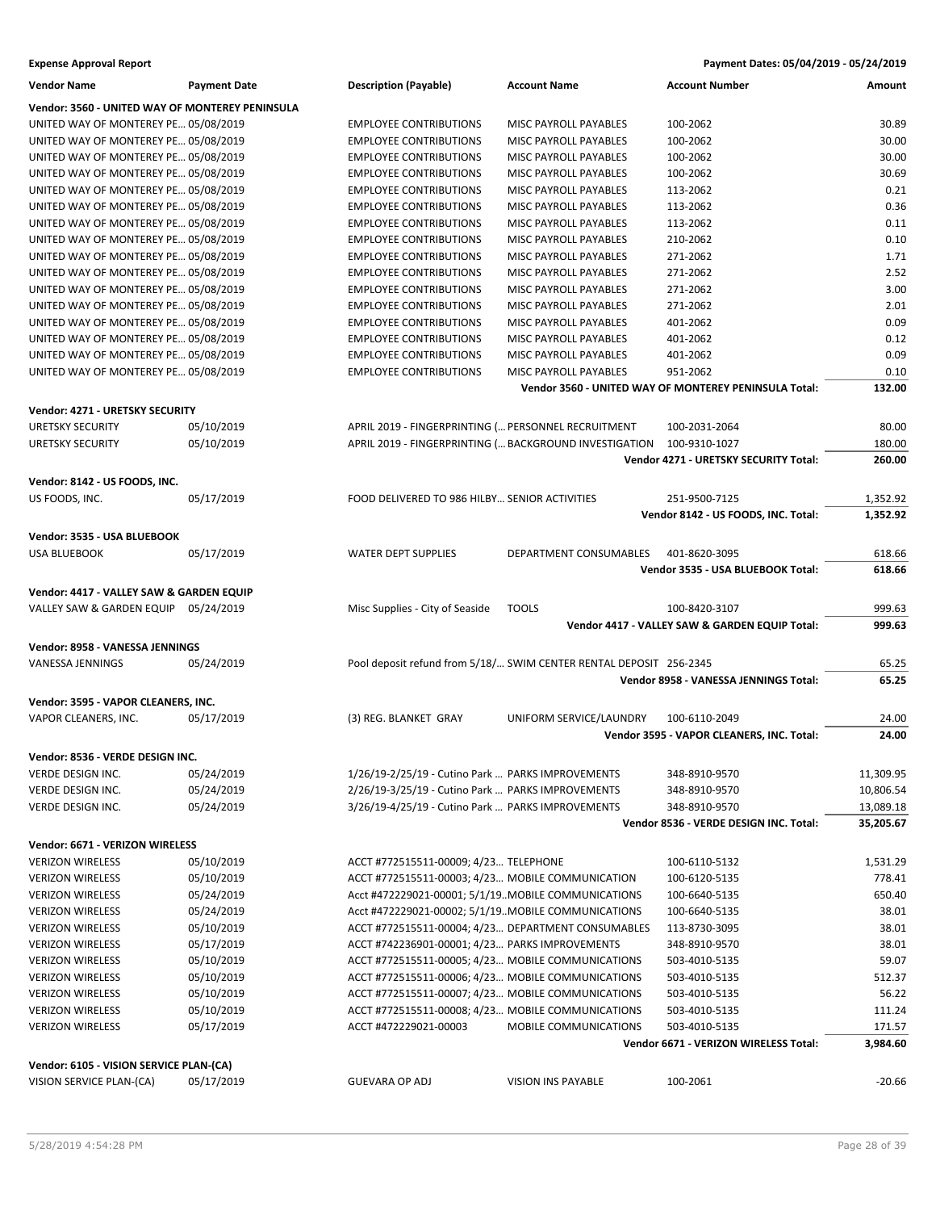**Expense Approval Report** — Payment Dates: 05/04/2019 - 05/24/2019

| Vendor Name | Payment Date | Description (Payable) | Account Name | Account Number | Amount |
|---|---|---|---|---|---|
| **Vendor: 3560 - UNITED WAY OF MONTEREY PENINSULA** | | | | | |
| UNITED WAY OF MONTEREY PE… | 05/08/2019 | EMPLOYEE CONTRIBUTIONS | MISC PAYROLL PAYABLES | 100-2062 | 30.89 |
| UNITED WAY OF MONTEREY PE… | 05/08/2019 | EMPLOYEE CONTRIBUTIONS | MISC PAYROLL PAYABLES | 100-2062 | 30.00 |
| UNITED WAY OF MONTEREY PE… | 05/08/2019 | EMPLOYEE CONTRIBUTIONS | MISC PAYROLL PAYABLES | 100-2062 | 30.00 |
| UNITED WAY OF MONTEREY PE… | 05/08/2019 | EMPLOYEE CONTRIBUTIONS | MISC PAYROLL PAYABLES | 100-2062 | 30.69 |
| UNITED WAY OF MONTEREY PE… | 05/08/2019 | EMPLOYEE CONTRIBUTIONS | MISC PAYROLL PAYABLES | 113-2062 | 0.21 |
| UNITED WAY OF MONTEREY PE… | 05/08/2019 | EMPLOYEE CONTRIBUTIONS | MISC PAYROLL PAYABLES | 113-2062 | 0.36 |
| UNITED WAY OF MONTEREY PE… | 05/08/2019 | EMPLOYEE CONTRIBUTIONS | MISC PAYROLL PAYABLES | 113-2062 | 0.11 |
| UNITED WAY OF MONTEREY PE… | 05/08/2019 | EMPLOYEE CONTRIBUTIONS | MISC PAYROLL PAYABLES | 210-2062 | 0.10 |
| UNITED WAY OF MONTEREY PE… | 05/08/2019 | EMPLOYEE CONTRIBUTIONS | MISC PAYROLL PAYABLES | 271-2062 | 1.71 |
| UNITED WAY OF MONTEREY PE… | 05/08/2019 | EMPLOYEE CONTRIBUTIONS | MISC PAYROLL PAYABLES | 271-2062 | 2.52 |
| UNITED WAY OF MONTEREY PE… | 05/08/2019 | EMPLOYEE CONTRIBUTIONS | MISC PAYROLL PAYABLES | 271-2062 | 3.00 |
| UNITED WAY OF MONTEREY PE… | 05/08/2019 | EMPLOYEE CONTRIBUTIONS | MISC PAYROLL PAYABLES | 271-2062 | 2.01 |
| UNITED WAY OF MONTEREY PE… | 05/08/2019 | EMPLOYEE CONTRIBUTIONS | MISC PAYROLL PAYABLES | 401-2062 | 0.09 |
| UNITED WAY OF MONTEREY PE… | 05/08/2019 | EMPLOYEE CONTRIBUTIONS | MISC PAYROLL PAYABLES | 401-2062 | 0.12 |
| UNITED WAY OF MONTEREY PE… | 05/08/2019 | EMPLOYEE CONTRIBUTIONS | MISC PAYROLL PAYABLES | 401-2062 | 0.09 |
| UNITED WAY OF MONTEREY PE… | 05/08/2019 | EMPLOYEE CONTRIBUTIONS | MISC PAYROLL PAYABLES | 951-2062 | 0.10 |
| | | | | **Vendor 3560 - UNITED WAY OF MONTEREY PENINSULA Total:** | **132.00** |
| **Vendor: 4271 - URETSKY SECURITY** | | | | | |
| URETSKY SECURITY | 05/10/2019 | APRIL 2019 - FINGERPRINTING (… | PERSONNEL RECRUITMENT | 100-2031-2064 | 80.00 |
| URETSKY SECURITY | 05/10/2019 | APRIL 2019 - FINGERPRINTING (… | BACKGROUND INVESTIGATION | 100-9310-1027 | 180.00 |
| | | | | **Vendor 4271 - URETSKY SECURITY Total:** | **260.00** |
| **Vendor: 8142 - US FOODS, INC.** | | | | | |
| US FOODS, INC. | 05/17/2019 | FOOD DELIVERED TO 986 HILBY… | SENIOR ACTIVITIES | 251-9500-7125 | 1,352.92 |
| | | | | **Vendor 8142 - US FOODS, INC. Total:** | **1,352.92** |
| **Vendor: 3535 - USA BLUEBOOK** | | | | | |
| USA BLUEBOOK | 05/17/2019 | WATER DEPT SUPPLIES | DEPARTMENT CONSUMABLES | 401-8620-3095 | 618.66 |
| | | | | **Vendor 3535 - USA BLUEBOOK Total:** | **618.66** |
| **Vendor: 4417 - VALLEY SAW & GARDEN EQUIP** | | | | | |
| VALLEY SAW & GARDEN EQUIP | 05/24/2019 | Misc Supplies - City of Seaside | TOOLS | 100-8420-3107 | 999.63 |
| | | | | **Vendor 4417 - VALLEY SAW & GARDEN EQUIP Total:** | **999.63** |
| **Vendor: 8958 - VANESSA JENNINGS** | | | | | |
| VANESSA JENNINGS | 05/24/2019 | Pool deposit refund from 5/18/… | SWIM CENTER RENTAL DEPOSIT | 256-2345 | 65.25 |
| | | | | **Vendor 8958 - VANESSA JENNINGS Total:** | **65.25** |
| **Vendor: 3595 - VAPOR CLEANERS, INC.** | | | | | |
| VAPOR CLEANERS, INC. | 05/17/2019 | (3) REG. BLANKET GRAY | UNIFORM SERVICE/LAUNDRY | 100-6110-2049 | 24.00 |
| | | | | **Vendor 3595 - VAPOR CLEANERS, INC. Total:** | **24.00** |
| **Vendor: 8536 - VERDE DESIGN INC.** | | | | | |
| VERDE DESIGN INC. | 05/24/2019 | 1/26/19-2/25/19 - Cutino Park … | PARKS IMPROVEMENTS | 348-8910-9570 | 11,309.95 |
| VERDE DESIGN INC. | 05/24/2019 | 2/26/19-3/25/19 - Cutino Park … | PARKS IMPROVEMENTS | 348-8910-9570 | 10,806.54 |
| VERDE DESIGN INC. | 05/24/2019 | 3/26/19-4/25/19 - Cutino Park … | PARKS IMPROVEMENTS | 348-8910-9570 | 13,089.18 |
| | | | | **Vendor 8536 - VERDE DESIGN INC. Total:** | **35,205.67** |
| **Vendor: 6671 - VERIZON WIRELESS** | | | | | |
| VERIZON WIRELESS | 05/10/2019 | ACCT #772515511-00009; 4/23… | TELEPHONE | 100-6110-5132 | 1,531.29 |
| VERIZON WIRELESS | 05/10/2019 | ACCT #772515511-00003; 4/23… | MOBILE COMMUNICATION | 100-6120-5135 | 778.41 |
| VERIZON WIRELESS | 05/24/2019 | Acct #472229021-00001; 5/1/19… | MOBILE COMMUNICATIONS | 100-6640-5135 | 650.40 |
| VERIZON WIRELESS | 05/24/2019 | Acct #472229021-00002; 5/1/19… | MOBILE COMMUNICATIONS | 100-6640-5135 | 38.01 |
| VERIZON WIRELESS | 05/10/2019 | ACCT #772515511-00004; 4/23… | DEPARTMENT CONSUMABLES | 113-8730-3095 | 38.01 |
| VERIZON WIRELESS | 05/17/2019 | ACCT #742236901-00001; 4/23… | PARKS IMPROVEMENTS | 348-8910-9570 | 38.01 |
| VERIZON WIRELESS | 05/10/2019 | ACCT #772515511-00005; 4/23… | MOBILE COMMUNICATIONS | 503-4010-5135 | 59.07 |
| VERIZON WIRELESS | 05/10/2019 | ACCT #772515511-00006; 4/23… | MOBILE COMMUNICATIONS | 503-4010-5135 | 512.37 |
| VERIZON WIRELESS | 05/10/2019 | ACCT #772515511-00007; 4/23… | MOBILE COMMUNICATIONS | 503-4010-5135 | 56.22 |
| VERIZON WIRELESS | 05/10/2019 | ACCT #772515511-00008; 4/23… | MOBILE COMMUNICATIONS | 503-4010-5135 | 111.24 |
| VERIZON WIRELESS | 05/17/2019 | ACCT #472229021-00003 | MOBILE COMMUNICATIONS | 503-4010-5135 | 171.57 |
| | | | | **Vendor 6671 - VERIZON WIRELESS Total:** | **3,984.60** |
| **Vendor: 6105 - VISION SERVICE PLAN-(CA)** | | | | | |
| VISION SERVICE PLAN-(CA) | 05/17/2019 | GUEVARA OP ADJ | VISION INS PAYABLE | 100-2061 | -20.66 |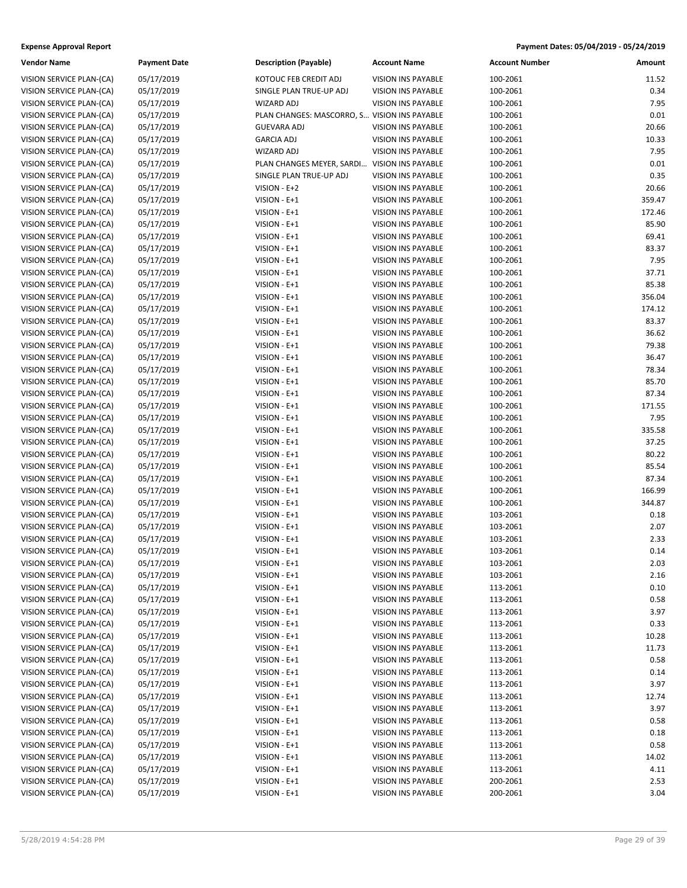**Expense Approval Report** **Payment Dates: 05/04/2019 - 05/24/2019**

| Vendor Name | Payment Date | Description (Payable) | Account Name | Account Number | Amount |
|---|---|---|---|---|---|
| VISION SERVICE PLAN-(CA) | 05/17/2019 | KOTOUC FEB CREDIT ADJ | VISION INS PAYABLE | 100-2061 | 11.52 |
| VISION SERVICE PLAN-(CA) | 05/17/2019 | SINGLE PLAN TRUE-UP ADJ | VISION INS PAYABLE | 100-2061 | 0.34 |
| VISION SERVICE PLAN-(CA) | 05/17/2019 | WIZARD ADJ | VISION INS PAYABLE | 100-2061 | 7.95 |
| VISION SERVICE PLAN-(CA) | 05/17/2019 | PLAN CHANGES: MASCORRO, S… | VISION INS PAYABLE | 100-2061 | 0.01 |
| VISION SERVICE PLAN-(CA) | 05/17/2019 | GUEVARA ADJ | VISION INS PAYABLE | 100-2061 | 20.66 |
| VISION SERVICE PLAN-(CA) | 05/17/2019 | GARCIA ADJ | VISION INS PAYABLE | 100-2061 | 10.33 |
| VISION SERVICE PLAN-(CA) | 05/17/2019 | WIZARD ADJ | VISION INS PAYABLE | 100-2061 | 7.95 |
| VISION SERVICE PLAN-(CA) | 05/17/2019 | PLAN CHANGES MEYER, SARDI… | VISION INS PAYABLE | 100-2061 | 0.01 |
| VISION SERVICE PLAN-(CA) | 05/17/2019 | SINGLE PLAN TRUE-UP ADJ | VISION INS PAYABLE | 100-2061 | 0.35 |
| VISION SERVICE PLAN-(CA) | 05/17/2019 | VISION - E+2 | VISION INS PAYABLE | 100-2061 | 20.66 |
| VISION SERVICE PLAN-(CA) | 05/17/2019 | VISION - E+1 | VISION INS PAYABLE | 100-2061 | 359.47 |
| VISION SERVICE PLAN-(CA) | 05/17/2019 | VISION - E+1 | VISION INS PAYABLE | 100-2061 | 172.46 |
| VISION SERVICE PLAN-(CA) | 05/17/2019 | VISION - E+1 | VISION INS PAYABLE | 100-2061 | 85.90 |
| VISION SERVICE PLAN-(CA) | 05/17/2019 | VISION - E+1 | VISION INS PAYABLE | 100-2061 | 69.41 |
| VISION SERVICE PLAN-(CA) | 05/17/2019 | VISION - E+1 | VISION INS PAYABLE | 100-2061 | 83.37 |
| VISION SERVICE PLAN-(CA) | 05/17/2019 | VISION - E+1 | VISION INS PAYABLE | 100-2061 | 7.95 |
| VISION SERVICE PLAN-(CA) | 05/17/2019 | VISION - E+1 | VISION INS PAYABLE | 100-2061 | 37.71 |
| VISION SERVICE PLAN-(CA) | 05/17/2019 | VISION - E+1 | VISION INS PAYABLE | 100-2061 | 85.38 |
| VISION SERVICE PLAN-(CA) | 05/17/2019 | VISION - E+1 | VISION INS PAYABLE | 100-2061 | 356.04 |
| VISION SERVICE PLAN-(CA) | 05/17/2019 | VISION - E+1 | VISION INS PAYABLE | 100-2061 | 174.12 |
| VISION SERVICE PLAN-(CA) | 05/17/2019 | VISION - E+1 | VISION INS PAYABLE | 100-2061 | 83.37 |
| VISION SERVICE PLAN-(CA) | 05/17/2019 | VISION - E+1 | VISION INS PAYABLE | 100-2061 | 36.62 |
| VISION SERVICE PLAN-(CA) | 05/17/2019 | VISION - E+1 | VISION INS PAYABLE | 100-2061 | 79.38 |
| VISION SERVICE PLAN-(CA) | 05/17/2019 | VISION - E+1 | VISION INS PAYABLE | 100-2061 | 36.47 |
| VISION SERVICE PLAN-(CA) | 05/17/2019 | VISION - E+1 | VISION INS PAYABLE | 100-2061 | 78.34 |
| VISION SERVICE PLAN-(CA) | 05/17/2019 | VISION - E+1 | VISION INS PAYABLE | 100-2061 | 85.70 |
| VISION SERVICE PLAN-(CA) | 05/17/2019 | VISION - E+1 | VISION INS PAYABLE | 100-2061 | 87.34 |
| VISION SERVICE PLAN-(CA) | 05/17/2019 | VISION - E+1 | VISION INS PAYABLE | 100-2061 | 171.55 |
| VISION SERVICE PLAN-(CA) | 05/17/2019 | VISION - E+1 | VISION INS PAYABLE | 100-2061 | 7.95 |
| VISION SERVICE PLAN-(CA) | 05/17/2019 | VISION - E+1 | VISION INS PAYABLE | 100-2061 | 335.58 |
| VISION SERVICE PLAN-(CA) | 05/17/2019 | VISION - E+1 | VISION INS PAYABLE | 100-2061 | 37.25 |
| VISION SERVICE PLAN-(CA) | 05/17/2019 | VISION - E+1 | VISION INS PAYABLE | 100-2061 | 80.22 |
| VISION SERVICE PLAN-(CA) | 05/17/2019 | VISION - E+1 | VISION INS PAYABLE | 100-2061 | 85.54 |
| VISION SERVICE PLAN-(CA) | 05/17/2019 | VISION - E+1 | VISION INS PAYABLE | 100-2061 | 87.34 |
| VISION SERVICE PLAN-(CA) | 05/17/2019 | VISION - E+1 | VISION INS PAYABLE | 100-2061 | 166.99 |
| VISION SERVICE PLAN-(CA) | 05/17/2019 | VISION - E+1 | VISION INS PAYABLE | 100-2061 | 344.87 |
| VISION SERVICE PLAN-(CA) | 05/17/2019 | VISION - E+1 | VISION INS PAYABLE | 103-2061 | 0.18 |
| VISION SERVICE PLAN-(CA) | 05/17/2019 | VISION - E+1 | VISION INS PAYABLE | 103-2061 | 2.07 |
| VISION SERVICE PLAN-(CA) | 05/17/2019 | VISION - E+1 | VISION INS PAYABLE | 103-2061 | 2.33 |
| VISION SERVICE PLAN-(CA) | 05/17/2019 | VISION - E+1 | VISION INS PAYABLE | 103-2061 | 0.14 |
| VISION SERVICE PLAN-(CA) | 05/17/2019 | VISION - E+1 | VISION INS PAYABLE | 103-2061 | 2.03 |
| VISION SERVICE PLAN-(CA) | 05/17/2019 | VISION - E+1 | VISION INS PAYABLE | 103-2061 | 2.16 |
| VISION SERVICE PLAN-(CA) | 05/17/2019 | VISION - E+1 | VISION INS PAYABLE | 113-2061 | 0.10 |
| VISION SERVICE PLAN-(CA) | 05/17/2019 | VISION - E+1 | VISION INS PAYABLE | 113-2061 | 0.58 |
| VISION SERVICE PLAN-(CA) | 05/17/2019 | VISION - E+1 | VISION INS PAYABLE | 113-2061 | 3.97 |
| VISION SERVICE PLAN-(CA) | 05/17/2019 | VISION - E+1 | VISION INS PAYABLE | 113-2061 | 0.33 |
| VISION SERVICE PLAN-(CA) | 05/17/2019 | VISION - E+1 | VISION INS PAYABLE | 113-2061 | 10.28 |
| VISION SERVICE PLAN-(CA) | 05/17/2019 | VISION - E+1 | VISION INS PAYABLE | 113-2061 | 11.73 |
| VISION SERVICE PLAN-(CA) | 05/17/2019 | VISION - E+1 | VISION INS PAYABLE | 113-2061 | 0.58 |
| VISION SERVICE PLAN-(CA) | 05/17/2019 | VISION - E+1 | VISION INS PAYABLE | 113-2061 | 0.14 |
| VISION SERVICE PLAN-(CA) | 05/17/2019 | VISION - E+1 | VISION INS PAYABLE | 113-2061 | 3.97 |
| VISION SERVICE PLAN-(CA) | 05/17/2019 | VISION - E+1 | VISION INS PAYABLE | 113-2061 | 12.74 |
| VISION SERVICE PLAN-(CA) | 05/17/2019 | VISION - E+1 | VISION INS PAYABLE | 113-2061 | 3.97 |
| VISION SERVICE PLAN-(CA) | 05/17/2019 | VISION - E+1 | VISION INS PAYABLE | 113-2061 | 0.58 |
| VISION SERVICE PLAN-(CA) | 05/17/2019 | VISION - E+1 | VISION INS PAYABLE | 113-2061 | 0.18 |
| VISION SERVICE PLAN-(CA) | 05/17/2019 | VISION - E+1 | VISION INS PAYABLE | 113-2061 | 0.58 |
| VISION SERVICE PLAN-(CA) | 05/17/2019 | VISION - E+1 | VISION INS PAYABLE | 113-2061 | 14.02 |
| VISION SERVICE PLAN-(CA) | 05/17/2019 | VISION - E+1 | VISION INS PAYABLE | 113-2061 | 4.11 |
| VISION SERVICE PLAN-(CA) | 05/17/2019 | VISION - E+1 | VISION INS PAYABLE | 200-2061 | 2.53 |
| VISION SERVICE PLAN-(CA) | 05/17/2019 | VISION - E+1 | VISION INS PAYABLE | 200-2061 | 3.04 |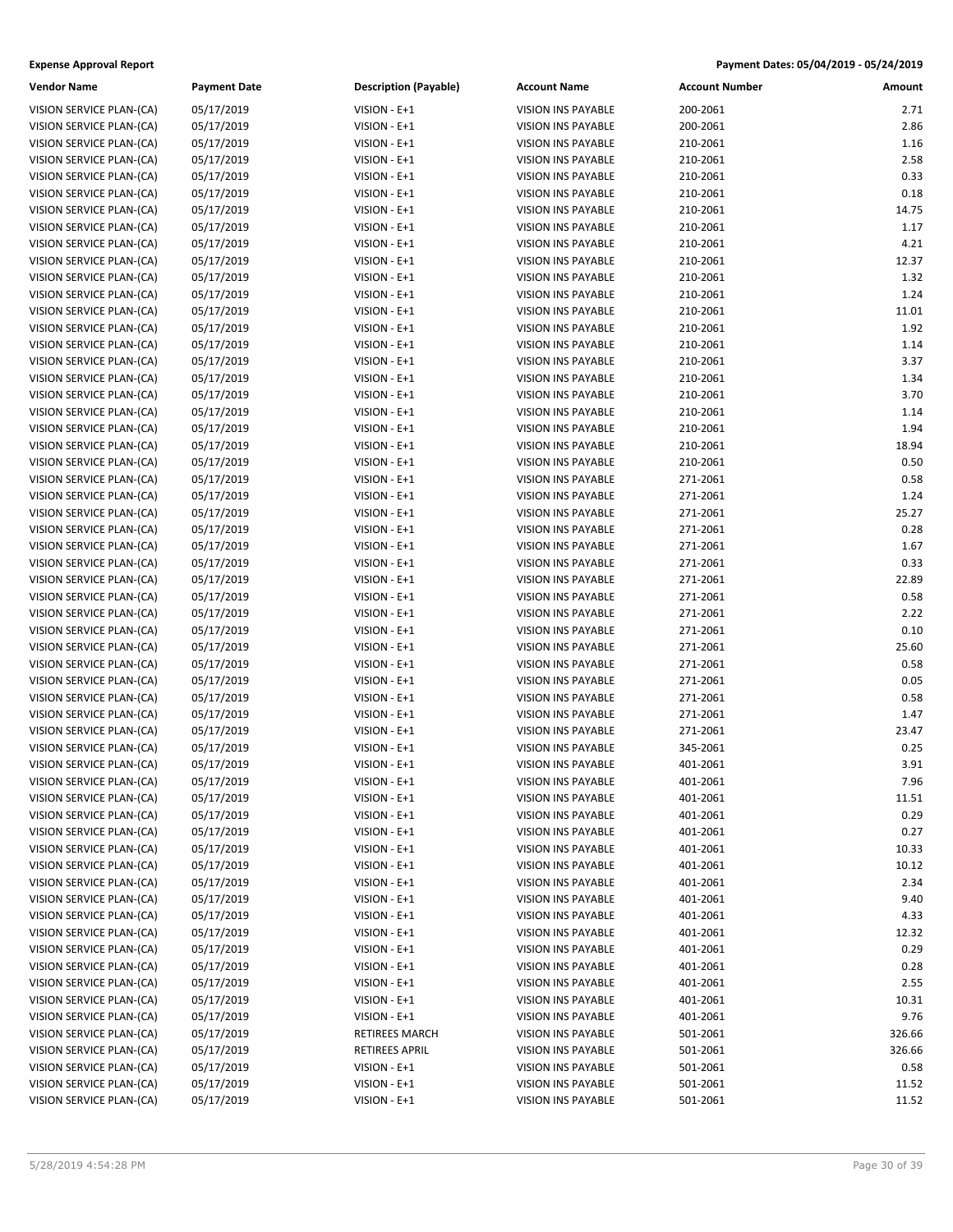**Expense Approval Report** | **Payment Dates: 05/04/2019 - 05/24/2019**

| Vendor Name | Payment Date | Description (Payable) | Account Name | Account Number | Amount |
|---|---|---|---|---|---|
| VISION SERVICE PLAN-(CA) | 05/17/2019 | VISION - E+1 | VISION INS PAYABLE | 200-2061 | 2.71 |
| VISION SERVICE PLAN-(CA) | 05/17/2019 | VISION - E+1 | VISION INS PAYABLE | 200-2061 | 2.86 |
| VISION SERVICE PLAN-(CA) | 05/17/2019 | VISION - E+1 | VISION INS PAYABLE | 210-2061 | 1.16 |
| VISION SERVICE PLAN-(CA) | 05/17/2019 | VISION - E+1 | VISION INS PAYABLE | 210-2061 | 2.58 |
| VISION SERVICE PLAN-(CA) | 05/17/2019 | VISION - E+1 | VISION INS PAYABLE | 210-2061 | 0.33 |
| VISION SERVICE PLAN-(CA) | 05/17/2019 | VISION - E+1 | VISION INS PAYABLE | 210-2061 | 0.18 |
| VISION SERVICE PLAN-(CA) | 05/17/2019 | VISION - E+1 | VISION INS PAYABLE | 210-2061 | 14.75 |
| VISION SERVICE PLAN-(CA) | 05/17/2019 | VISION - E+1 | VISION INS PAYABLE | 210-2061 | 1.17 |
| VISION SERVICE PLAN-(CA) | 05/17/2019 | VISION - E+1 | VISION INS PAYABLE | 210-2061 | 4.21 |
| VISION SERVICE PLAN-(CA) | 05/17/2019 | VISION - E+1 | VISION INS PAYABLE | 210-2061 | 12.37 |
| VISION SERVICE PLAN-(CA) | 05/17/2019 | VISION - E+1 | VISION INS PAYABLE | 210-2061 | 1.32 |
| VISION SERVICE PLAN-(CA) | 05/17/2019 | VISION - E+1 | VISION INS PAYABLE | 210-2061 | 1.24 |
| VISION SERVICE PLAN-(CA) | 05/17/2019 | VISION - E+1 | VISION INS PAYABLE | 210-2061 | 11.01 |
| VISION SERVICE PLAN-(CA) | 05/17/2019 | VISION - E+1 | VISION INS PAYABLE | 210-2061 | 1.92 |
| VISION SERVICE PLAN-(CA) | 05/17/2019 | VISION - E+1 | VISION INS PAYABLE | 210-2061 | 1.14 |
| VISION SERVICE PLAN-(CA) | 05/17/2019 | VISION - E+1 | VISION INS PAYABLE | 210-2061 | 3.37 |
| VISION SERVICE PLAN-(CA) | 05/17/2019 | VISION - E+1 | VISION INS PAYABLE | 210-2061 | 1.34 |
| VISION SERVICE PLAN-(CA) | 05/17/2019 | VISION - E+1 | VISION INS PAYABLE | 210-2061 | 3.70 |
| VISION SERVICE PLAN-(CA) | 05/17/2019 | VISION - E+1 | VISION INS PAYABLE | 210-2061 | 1.14 |
| VISION SERVICE PLAN-(CA) | 05/17/2019 | VISION - E+1 | VISION INS PAYABLE | 210-2061 | 1.94 |
| VISION SERVICE PLAN-(CA) | 05/17/2019 | VISION - E+1 | VISION INS PAYABLE | 210-2061 | 18.94 |
| VISION SERVICE PLAN-(CA) | 05/17/2019 | VISION - E+1 | VISION INS PAYABLE | 210-2061 | 0.50 |
| VISION SERVICE PLAN-(CA) | 05/17/2019 | VISION - E+1 | VISION INS PAYABLE | 271-2061 | 0.58 |
| VISION SERVICE PLAN-(CA) | 05/17/2019 | VISION - E+1 | VISION INS PAYABLE | 271-2061 | 1.24 |
| VISION SERVICE PLAN-(CA) | 05/17/2019 | VISION - E+1 | VISION INS PAYABLE | 271-2061 | 25.27 |
| VISION SERVICE PLAN-(CA) | 05/17/2019 | VISION - E+1 | VISION INS PAYABLE | 271-2061 | 0.28 |
| VISION SERVICE PLAN-(CA) | 05/17/2019 | VISION - E+1 | VISION INS PAYABLE | 271-2061 | 1.67 |
| VISION SERVICE PLAN-(CA) | 05/17/2019 | VISION - E+1 | VISION INS PAYABLE | 271-2061 | 0.33 |
| VISION SERVICE PLAN-(CA) | 05/17/2019 | VISION - E+1 | VISION INS PAYABLE | 271-2061 | 22.89 |
| VISION SERVICE PLAN-(CA) | 05/17/2019 | VISION - E+1 | VISION INS PAYABLE | 271-2061 | 0.58 |
| VISION SERVICE PLAN-(CA) | 05/17/2019 | VISION - E+1 | VISION INS PAYABLE | 271-2061 | 2.22 |
| VISION SERVICE PLAN-(CA) | 05/17/2019 | VISION - E+1 | VISION INS PAYABLE | 271-2061 | 0.10 |
| VISION SERVICE PLAN-(CA) | 05/17/2019 | VISION - E+1 | VISION INS PAYABLE | 271-2061 | 25.60 |
| VISION SERVICE PLAN-(CA) | 05/17/2019 | VISION - E+1 | VISION INS PAYABLE | 271-2061 | 0.58 |
| VISION SERVICE PLAN-(CA) | 05/17/2019 | VISION - E+1 | VISION INS PAYABLE | 271-2061 | 0.05 |
| VISION SERVICE PLAN-(CA) | 05/17/2019 | VISION - E+1 | VISION INS PAYABLE | 271-2061 | 0.58 |
| VISION SERVICE PLAN-(CA) | 05/17/2019 | VISION - E+1 | VISION INS PAYABLE | 271-2061 | 1.47 |
| VISION SERVICE PLAN-(CA) | 05/17/2019 | VISION - E+1 | VISION INS PAYABLE | 271-2061 | 23.47 |
| VISION SERVICE PLAN-(CA) | 05/17/2019 | VISION - E+1 | VISION INS PAYABLE | 345-2061 | 0.25 |
| VISION SERVICE PLAN-(CA) | 05/17/2019 | VISION - E+1 | VISION INS PAYABLE | 401-2061 | 3.91 |
| VISION SERVICE PLAN-(CA) | 05/17/2019 | VISION - E+1 | VISION INS PAYABLE | 401-2061 | 7.96 |
| VISION SERVICE PLAN-(CA) | 05/17/2019 | VISION - E+1 | VISION INS PAYABLE | 401-2061 | 11.51 |
| VISION SERVICE PLAN-(CA) | 05/17/2019 | VISION - E+1 | VISION INS PAYABLE | 401-2061 | 0.29 |
| VISION SERVICE PLAN-(CA) | 05/17/2019 | VISION - E+1 | VISION INS PAYABLE | 401-2061 | 0.27 |
| VISION SERVICE PLAN-(CA) | 05/17/2019 | VISION - E+1 | VISION INS PAYABLE | 401-2061 | 10.33 |
| VISION SERVICE PLAN-(CA) | 05/17/2019 | VISION - E+1 | VISION INS PAYABLE | 401-2061 | 10.12 |
| VISION SERVICE PLAN-(CA) | 05/17/2019 | VISION - E+1 | VISION INS PAYABLE | 401-2061 | 2.34 |
| VISION SERVICE PLAN-(CA) | 05/17/2019 | VISION - E+1 | VISION INS PAYABLE | 401-2061 | 9.40 |
| VISION SERVICE PLAN-(CA) | 05/17/2019 | VISION - E+1 | VISION INS PAYABLE | 401-2061 | 4.33 |
| VISION SERVICE PLAN-(CA) | 05/17/2019 | VISION - E+1 | VISION INS PAYABLE | 401-2061 | 12.32 |
| VISION SERVICE PLAN-(CA) | 05/17/2019 | VISION - E+1 | VISION INS PAYABLE | 401-2061 | 0.29 |
| VISION SERVICE PLAN-(CA) | 05/17/2019 | VISION - E+1 | VISION INS PAYABLE | 401-2061 | 0.28 |
| VISION SERVICE PLAN-(CA) | 05/17/2019 | VISION - E+1 | VISION INS PAYABLE | 401-2061 | 2.55 |
| VISION SERVICE PLAN-(CA) | 05/17/2019 | VISION - E+1 | VISION INS PAYABLE | 401-2061 | 10.31 |
| VISION SERVICE PLAN-(CA) | 05/17/2019 | VISION - E+1 | VISION INS PAYABLE | 401-2061 | 9.76 |
| VISION SERVICE PLAN-(CA) | 05/17/2019 | RETIREES MARCH | VISION INS PAYABLE | 501-2061 | 326.66 |
| VISION SERVICE PLAN-(CA) | 05/17/2019 | RETIREES APRIL | VISION INS PAYABLE | 501-2061 | 326.66 |
| VISION SERVICE PLAN-(CA) | 05/17/2019 | VISION - E+1 | VISION INS PAYABLE | 501-2061 | 0.58 |
| VISION SERVICE PLAN-(CA) | 05/17/2019 | VISION - E+1 | VISION INS PAYABLE | 501-2061 | 11.52 |
| VISION SERVICE PLAN-(CA) | 05/17/2019 | VISION - E+1 | VISION INS PAYABLE | 501-2061 | 11.52 |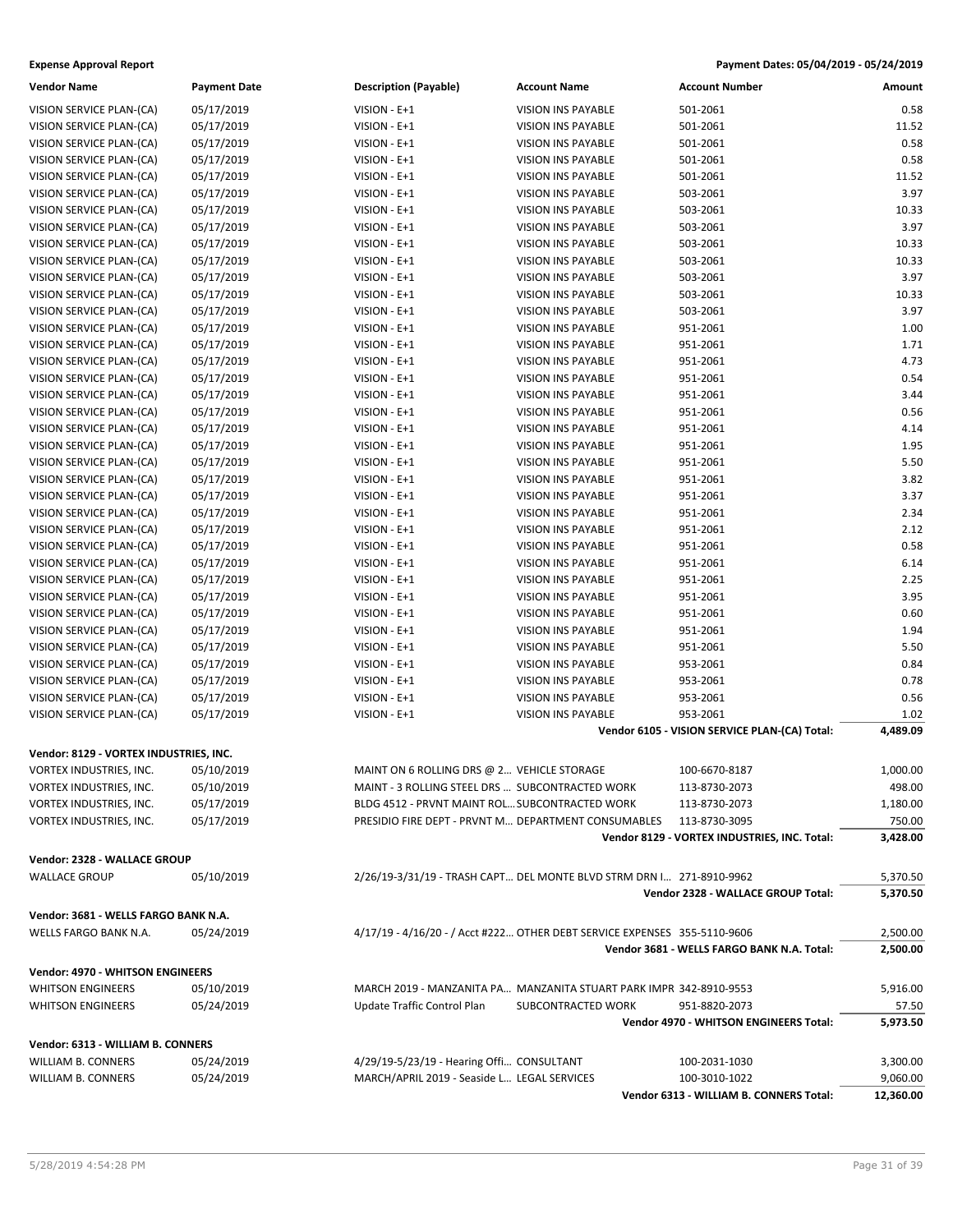**Expense Approval Report** — Payment Dates: 05/04/2019 - 05/24/2019

| Vendor Name | Payment Date | Description (Payable) | Account Name | Account Number | Amount |
|---|---|---|---|---|---|
| VISION SERVICE PLAN-(CA) | 05/17/2019 | VISION - E+1 | VISION INS PAYABLE | 501-2061 | 0.58 |
| VISION SERVICE PLAN-(CA) | 05/17/2019 | VISION - E+1 | VISION INS PAYABLE | 501-2061 | 11.52 |
| VISION SERVICE PLAN-(CA) | 05/17/2019 | VISION - E+1 | VISION INS PAYABLE | 501-2061 | 0.58 |
| VISION SERVICE PLAN-(CA) | 05/17/2019 | VISION - E+1 | VISION INS PAYABLE | 501-2061 | 0.58 |
| VISION SERVICE PLAN-(CA) | 05/17/2019 | VISION - E+1 | VISION INS PAYABLE | 501-2061 | 11.52 |
| VISION SERVICE PLAN-(CA) | 05/17/2019 | VISION - E+1 | VISION INS PAYABLE | 503-2061 | 3.97 |
| VISION SERVICE PLAN-(CA) | 05/17/2019 | VISION - E+1 | VISION INS PAYABLE | 503-2061 | 10.33 |
| VISION SERVICE PLAN-(CA) | 05/17/2019 | VISION - E+1 | VISION INS PAYABLE | 503-2061 | 3.97 |
| VISION SERVICE PLAN-(CA) | 05/17/2019 | VISION - E+1 | VISION INS PAYABLE | 503-2061 | 10.33 |
| VISION SERVICE PLAN-(CA) | 05/17/2019 | VISION - E+1 | VISION INS PAYABLE | 503-2061 | 10.33 |
| VISION SERVICE PLAN-(CA) | 05/17/2019 | VISION - E+1 | VISION INS PAYABLE | 503-2061 | 3.97 |
| VISION SERVICE PLAN-(CA) | 05/17/2019 | VISION - E+1 | VISION INS PAYABLE | 503-2061 | 10.33 |
| VISION SERVICE PLAN-(CA) | 05/17/2019 | VISION - E+1 | VISION INS PAYABLE | 503-2061 | 3.97 |
| VISION SERVICE PLAN-(CA) | 05/17/2019 | VISION - E+1 | VISION INS PAYABLE | 951-2061 | 1.00 |
| VISION SERVICE PLAN-(CA) | 05/17/2019 | VISION - E+1 | VISION INS PAYABLE | 951-2061 | 1.71 |
| VISION SERVICE PLAN-(CA) | 05/17/2019 | VISION - E+1 | VISION INS PAYABLE | 951-2061 | 4.73 |
| VISION SERVICE PLAN-(CA) | 05/17/2019 | VISION - E+1 | VISION INS PAYABLE | 951-2061 | 0.54 |
| VISION SERVICE PLAN-(CA) | 05/17/2019 | VISION - E+1 | VISION INS PAYABLE | 951-2061 | 3.44 |
| VISION SERVICE PLAN-(CA) | 05/17/2019 | VISION - E+1 | VISION INS PAYABLE | 951-2061 | 0.56 |
| VISION SERVICE PLAN-(CA) | 05/17/2019 | VISION - E+1 | VISION INS PAYABLE | 951-2061 | 4.14 |
| VISION SERVICE PLAN-(CA) | 05/17/2019 | VISION - E+1 | VISION INS PAYABLE | 951-2061 | 1.95 |
| VISION SERVICE PLAN-(CA) | 05/17/2019 | VISION - E+1 | VISION INS PAYABLE | 951-2061 | 5.50 |
| VISION SERVICE PLAN-(CA) | 05/17/2019 | VISION - E+1 | VISION INS PAYABLE | 951-2061 | 3.82 |
| VISION SERVICE PLAN-(CA) | 05/17/2019 | VISION - E+1 | VISION INS PAYABLE | 951-2061 | 3.37 |
| VISION SERVICE PLAN-(CA) | 05/17/2019 | VISION - E+1 | VISION INS PAYABLE | 951-2061 | 2.34 |
| VISION SERVICE PLAN-(CA) | 05/17/2019 | VISION - E+1 | VISION INS PAYABLE | 951-2061 | 2.12 |
| VISION SERVICE PLAN-(CA) | 05/17/2019 | VISION - E+1 | VISION INS PAYABLE | 951-2061 | 0.58 |
| VISION SERVICE PLAN-(CA) | 05/17/2019 | VISION - E+1 | VISION INS PAYABLE | 951-2061 | 6.14 |
| VISION SERVICE PLAN-(CA) | 05/17/2019 | VISION - E+1 | VISION INS PAYABLE | 951-2061 | 2.25 |
| VISION SERVICE PLAN-(CA) | 05/17/2019 | VISION - E+1 | VISION INS PAYABLE | 951-2061 | 3.95 |
| VISION SERVICE PLAN-(CA) | 05/17/2019 | VISION - E+1 | VISION INS PAYABLE | 951-2061 | 0.60 |
| VISION SERVICE PLAN-(CA) | 05/17/2019 | VISION - E+1 | VISION INS PAYABLE | 951-2061 | 1.94 |
| VISION SERVICE PLAN-(CA) | 05/17/2019 | VISION - E+1 | VISION INS PAYABLE | 951-2061 | 5.50 |
| VISION SERVICE PLAN-(CA) | 05/17/2019 | VISION - E+1 | VISION INS PAYABLE | 953-2061 | 0.84 |
| VISION SERVICE PLAN-(CA) | 05/17/2019 | VISION - E+1 | VISION INS PAYABLE | 953-2061 | 0.78 |
| VISION SERVICE PLAN-(CA) | 05/17/2019 | VISION - E+1 | VISION INS PAYABLE | 953-2061 | 0.56 |
| VISION SERVICE PLAN-(CA) | 05/17/2019 | VISION - E+1 | VISION INS PAYABLE | 953-2061 | 1.02 |
| | | | | **Vendor 6105 - VISION SERVICE PLAN-(CA) Total:** | **4,489.09** |
| **Vendor: 8129 - VORTEX INDUSTRIES, INC.** | | | | | |
| VORTEX INDUSTRIES, INC. | 05/10/2019 | MAINT ON 6 ROLLING DRS @ 2... | VEHICLE STORAGE | 100-6670-8187 | 1,000.00 |
| VORTEX INDUSTRIES, INC. | 05/10/2019 | MAINT - 3 ROLLING STEEL DRS ... | SUBCONTRACTED WORK | 113-8730-2073 | 498.00 |
| VORTEX INDUSTRIES, INC. | 05/17/2019 | BLDG 4512 - PRVNT MAINT ROL... | SUBCONTRACTED WORK | 113-8730-2073 | 1,180.00 |
| VORTEX INDUSTRIES, INC. | 05/17/2019 | PRESIDIO FIRE DEPT - PRVNT M... | DEPARTMENT CONSUMABLES | 113-8730-3095 | 750.00 |
| | | | | **Vendor 8129 - VORTEX INDUSTRIES, INC. Total:** | **3,428.00** |
| **Vendor: 2328 - WALLACE GROUP** | | | | | |
| WALLACE GROUP | 05/10/2019 | 2/26/19-3/31/19 - TRASH CAPT... | DEL MONTE BLVD STRM DRN I... | 271-8910-9962 | 5,370.50 |
| | | | | **Vendor 2328 - WALLACE GROUP Total:** | **5,370.50** |
| **Vendor: 3681 - WELLS FARGO BANK N.A.** | | | | | |
| WELLS FARGO BANK N.A. | 05/24/2019 | 4/17/19 - 4/16/20 - / Acct #222... | OTHER DEBT SERVICE EXPENSES | 355-5110-9606 | 2,500.00 |
| | | | | **Vendor 3681 - WELLS FARGO BANK N.A. Total:** | **2,500.00** |
| **Vendor: 4970 - WHITSON ENGINEERS** | | | | | |
| WHITSON ENGINEERS | 05/10/2019 | MARCH 2019 - MANZANITA PA... | MANZANITA STUART PARK IMPR | 342-8910-9553 | 5,916.00 |
| WHITSON ENGINEERS | 05/24/2019 | Update Traffic Control Plan | SUBCONTRACTED WORK | 951-8820-2073 | 57.50 |
| | | | | **Vendor 4970 - WHITSON ENGINEERS Total:** | **5,973.50** |
| **Vendor: 6313 - WILLIAM B. CONNERS** | | | | | |
| WILLIAM B. CONNERS | 05/24/2019 | 4/29/19-5/23/19 - Hearing Offi... | CONSULTANT | 100-2031-1030 | 3,300.00 |
| WILLIAM B. CONNERS | 05/24/2019 | MARCH/APRIL 2019 - Seaside L... | LEGAL SERVICES | 100-3010-1022 | 9,060.00 |
| | | | | **Vendor 6313 - WILLIAM B. CONNERS Total:** | **12,360.00** |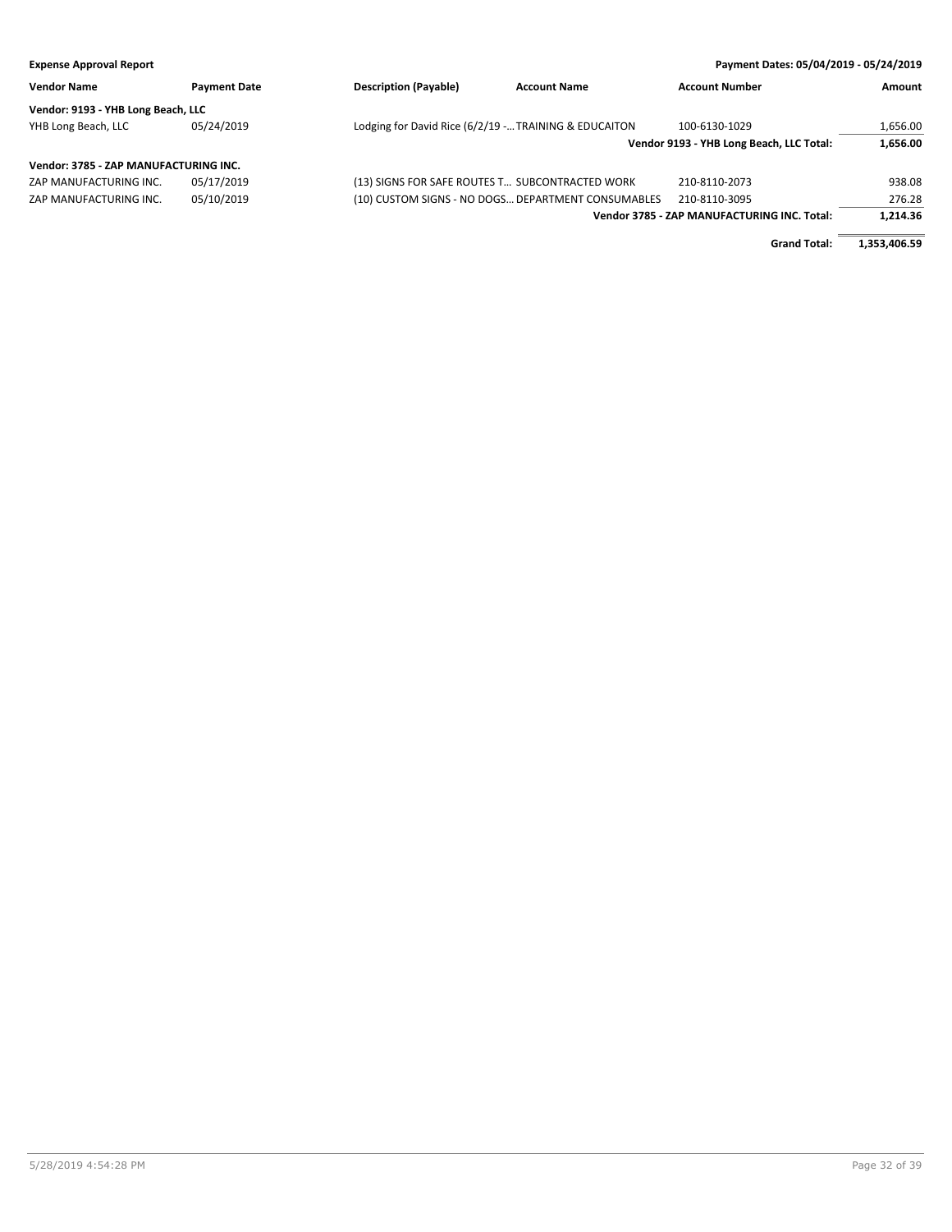**Expense Approval Report** — Payment Dates: 05/04/2019 - 05/24/2019

| Vendor Name | Payment Date | Description (Payable) | Account Name | Account Number | Amount |
|---|---|---|---|---|---|
| **Vendor: 9193 - YHB Long Beach, LLC** | | | | | |
| YHB Long Beach, LLC | 05/24/2019 | Lodging for David Rice (6/2/19 -... | TRAINING & EDUCAITON | 100-6130-1029 | 1,656.00 |
| | | | | **Vendor 9193 - YHB Long Beach, LLC Total:** | **1,656.00** |
| **Vendor: 3785 - ZAP MANUFACTURING INC.** | | | | | |
| ZAP MANUFACTURING INC. | 05/17/2019 | (13) SIGNS FOR SAFE ROUTES T... | SUBCONTRACTED WORK | 210-8110-2073 | 938.08 |
| ZAP MANUFACTURING INC. | 05/10/2019 | (10) CUSTOM SIGNS - NO DOGS... | DEPARTMENT CONSUMABLES | 210-8110-3095 | 276.28 |
| | | | | **Vendor 3785 - ZAP MANUFACTURING INC. Total:** | **1,214.36** |
| | | | | **Grand Total:** | **1,353,406.59** |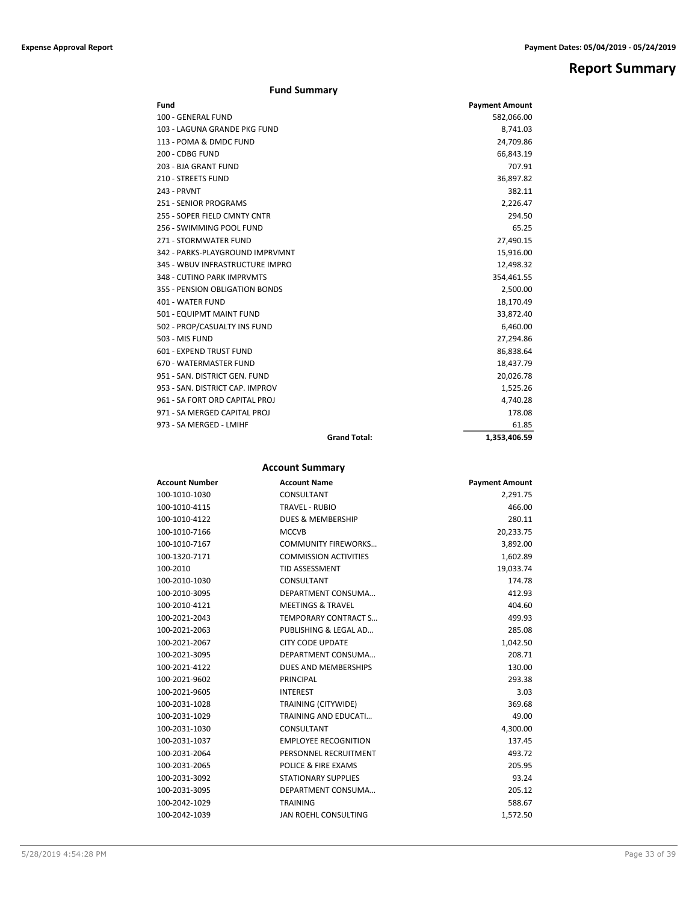# Report Summary

## Fund Summary

| Fund | Payment Amount |
|---|---|
| 100 - GENERAL FUND | 582,066.00 |
| 103 - LAGUNA GRANDE PKG FUND | 8,741.03 |
| 113 - POMA & DMDC FUND | 24,709.86 |
| 200 - CDBG FUND | 66,843.19 |
| 203 - BJA GRANT FUND | 707.91 |
| 210 - STREETS FUND | 36,897.82 |
| 243 - PRVNT | 382.11 |
| 251 - SENIOR PROGRAMS | 2,226.47 |
| 255 - SOPER FIELD CMNTY CNTR | 294.50 |
| 256 - SWIMMING POOL FUND | 65.25 |
| 271 - STORMWATER FUND | 27,490.15 |
| 342 - PARKS-PLAYGROUND IMPRVMNT | 15,916.00 |
| 345 - WBUV INFRASTRUCTURE IMPRO | 12,498.32 |
| 348 - CUTINO PARK IMPRVMTS | 354,461.55 |
| 355 - PENSION OBLIGATION BONDS | 2,500.00 |
| 401 - WATER FUND | 18,170.49 |
| 501 - EQUIPMT MAINT FUND | 33,872.40 |
| 502 - PROP/CASUALTY INS FUND | 6,460.00 |
| 503 - MIS FUND | 27,294.86 |
| 601 - EXPEND TRUST FUND | 86,838.64 |
| 670 - WATERMASTER FUND | 18,437.79 |
| 951 - SAN. DISTRICT GEN. FUND | 20,026.78 |
| 953 - SAN. DISTRICT CAP. IMPROV | 1,525.26 |
| 961 - SA FORT ORD CAPITAL PROJ | 4,740.28 |
| 971 - SA MERGED CAPITAL PROJ | 178.08 |
| 973 - SA MERGED - LMIHF | 61.85 |
| **Grand Total:** | **1,353,406.59** |

## Account Summary

| Account Number | Account Name | Payment Amount |
|---|---|---|
| 100-1010-1030 | CONSULTANT | 2,291.75 |
| 100-1010-4115 | TRAVEL - RUBIO | 466.00 |
| 100-1010-4122 | DUES & MEMBERSHIP | 280.11 |
| 100-1010-7166 | MCCVB | 20,233.75 |
| 100-1010-7167 | COMMUNITY FIREWORKS… | 3,892.00 |
| 100-1320-7171 | COMMISSION ACTIVITIES | 1,602.89 |
| 100-2010 | TID ASSESSMENT | 19,033.74 |
| 100-2010-1030 | CONSULTANT | 174.78 |
| 100-2010-3095 | DEPARTMENT CONSUMA… | 412.93 |
| 100-2010-4121 | MEETINGS & TRAVEL | 404.60 |
| 100-2021-2043 | TEMPORARY CONTRACT S… | 499.93 |
| 100-2021-2063 | PUBLISHING & LEGAL AD… | 285.08 |
| 100-2021-2067 | CITY CODE UPDATE | 1,042.50 |
| 100-2021-3095 | DEPARTMENT CONSUMA… | 208.71 |
| 100-2021-4122 | DUES AND MEMBERSHIPS | 130.00 |
| 100-2021-9602 | PRINCIPAL | 293.38 |
| 100-2021-9605 | INTEREST | 3.03 |
| 100-2031-1028 | TRAINING (CITYWIDE) | 369.68 |
| 100-2031-1029 | TRAINING AND EDUCATI… | 49.00 |
| 100-2031-1030 | CONSULTANT | 4,300.00 |
| 100-2031-1037 | EMPLOYEE RECOGNITION | 137.45 |
| 100-2031-2064 | PERSONNEL RECRUITMENT | 493.72 |
| 100-2031-2065 | POLICE & FIRE EXAMS | 205.95 |
| 100-2031-3092 | STATIONARY SUPPLIES | 93.24 |
| 100-2031-3095 | DEPARTMENT CONSUMA… | 205.12 |
| 100-2042-1029 | TRAINING | 588.67 |
| 100-2042-1039 | JAN ROEHL CONSULTING | 1,572.50 |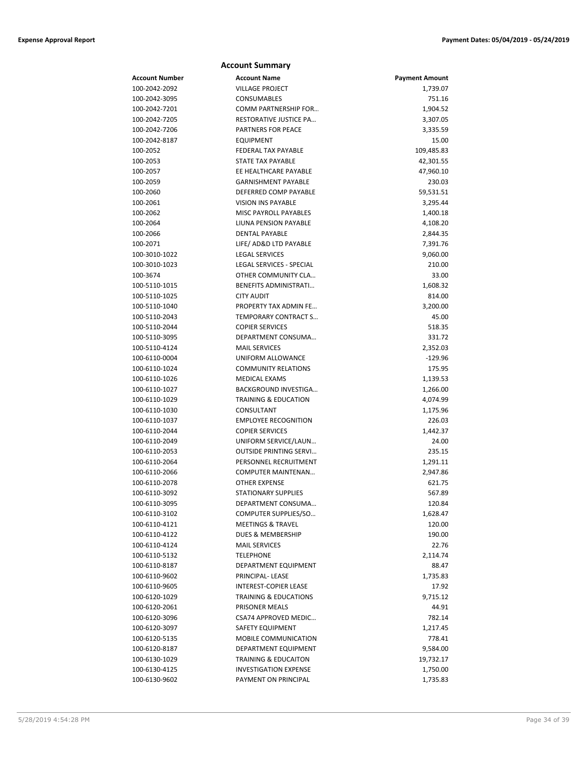## Account Summary

| Account Number | Account Name | Payment Amount |
|---|---|---|
| 100-2042-2092 | VILLAGE PROJECT | 1,739.07 |
| 100-2042-3095 | CONSUMABLES | 751.16 |
| 100-2042-7201 | COMM PARTNERSHIP FOR… | 1,904.52 |
| 100-2042-7205 | RESTORATIVE JUSTICE PA… | 3,307.05 |
| 100-2042-7206 | PARTNERS FOR PEACE | 3,335.59 |
| 100-2042-8187 | EQUIPMENT | 15.00 |
| 100-2052 | FEDERAL TAX PAYABLE | 109,485.83 |
| 100-2053 | STATE TAX PAYABLE | 42,301.55 |
| 100-2057 | EE HEALTHCARE PAYABLE | 47,960.10 |
| 100-2059 | GARNISHMENT PAYABLE | 230.03 |
| 100-2060 | DEFERRED COMP PAYABLE | 59,531.51 |
| 100-2061 | VISION INS PAYABLE | 3,295.44 |
| 100-2062 | MISC PAYROLL PAYABLES | 1,400.18 |
| 100-2064 | LIUNA PENSION PAYABLE | 4,108.20 |
| 100-2066 | DENTAL PAYABLE | 2,844.35 |
| 100-2071 | LIFE/ AD&D LTD PAYABLE | 7,391.76 |
| 100-3010-1022 | LEGAL SERVICES | 9,060.00 |
| 100-3010-1023 | LEGAL SERVICES - SPECIAL | 210.00 |
| 100-3674 | OTHER COMMUNITY CLA… | 33.00 |
| 100-5110-1015 | BENEFITS ADMINISTRATI… | 1,608.32 |
| 100-5110-1025 | CITY AUDIT | 814.00 |
| 100-5110-1040 | PROPERTY TAX ADMIN FE… | 3,200.00 |
| 100-5110-2043 | TEMPORARY CONTRACT S… | 45.00 |
| 100-5110-2044 | COPIER SERVICES | 518.35 |
| 100-5110-3095 | DEPARTMENT CONSUMA… | 331.72 |
| 100-5110-4124 | MAIL SERVICES | 2,352.03 |
| 100-6110-0004 | UNIFORM ALLOWANCE | -129.96 |
| 100-6110-1024 | COMMUNITY RELATIONS | 175.95 |
| 100-6110-1026 | MEDICAL EXAMS | 1,139.53 |
| 100-6110-1027 | BACKGROUND INVESTIGA… | 1,266.00 |
| 100-6110-1029 | TRAINING & EDUCATION | 4,074.99 |
| 100-6110-1030 | CONSULTANT | 1,175.96 |
| 100-6110-1037 | EMPLOYEE RECOGNITION | 226.03 |
| 100-6110-2044 | COPIER SERVICES | 1,442.37 |
| 100-6110-2049 | UNIFORM SERVICE/LAUN… | 24.00 |
| 100-6110-2053 | OUTSIDE PRINTING SERVI… | 235.15 |
| 100-6110-2064 | PERSONNEL RECRUITMENT | 1,291.11 |
| 100-6110-2066 | COMPUTER MAINTENAN… | 2,947.86 |
| 100-6110-2078 | OTHER EXPENSE | 621.75 |
| 100-6110-3092 | STATIONARY SUPPLIES | 567.89 |
| 100-6110-3095 | DEPARTMENT CONSUMA… | 120.84 |
| 100-6110-3102 | COMPUTER SUPPLIES/SO… | 1,628.47 |
| 100-6110-4121 | MEETINGS & TRAVEL | 120.00 |
| 100-6110-4122 | DUES & MEMBERSHIP | 190.00 |
| 100-6110-4124 | MAIL SERVICES | 22.76 |
| 100-6110-5132 | TELEPHONE | 2,114.74 |
| 100-6110-8187 | DEPARTMENT EQUIPMENT | 88.47 |
| 100-6110-9602 | PRINCIPAL- LEASE | 1,735.83 |
| 100-6110-9605 | INTEREST-COPIER LEASE | 17.92 |
| 100-6120-1029 | TRAINING & EDUCATIONS | 9,715.12 |
| 100-6120-2061 | PRISONER MEALS | 44.91 |
| 100-6120-3096 | CSA74 APPROVED MEDIC… | 782.14 |
| 100-6120-3097 | SAFETY EQUIPMENT | 1,217.45 |
| 100-6120-5135 | MOBILE COMMUNICATION | 778.41 |
| 100-6120-8187 | DEPARTMENT EQUIPMENT | 9,584.00 |
| 100-6130-1029 | TRAINING & EDUCAITON | 19,732.17 |
| 100-6130-4125 | INVESTIGATION EXPENSE | 1,750.00 |
| 100-6130-9602 | PAYMENT ON PRINCIPAL | 1,735.83 |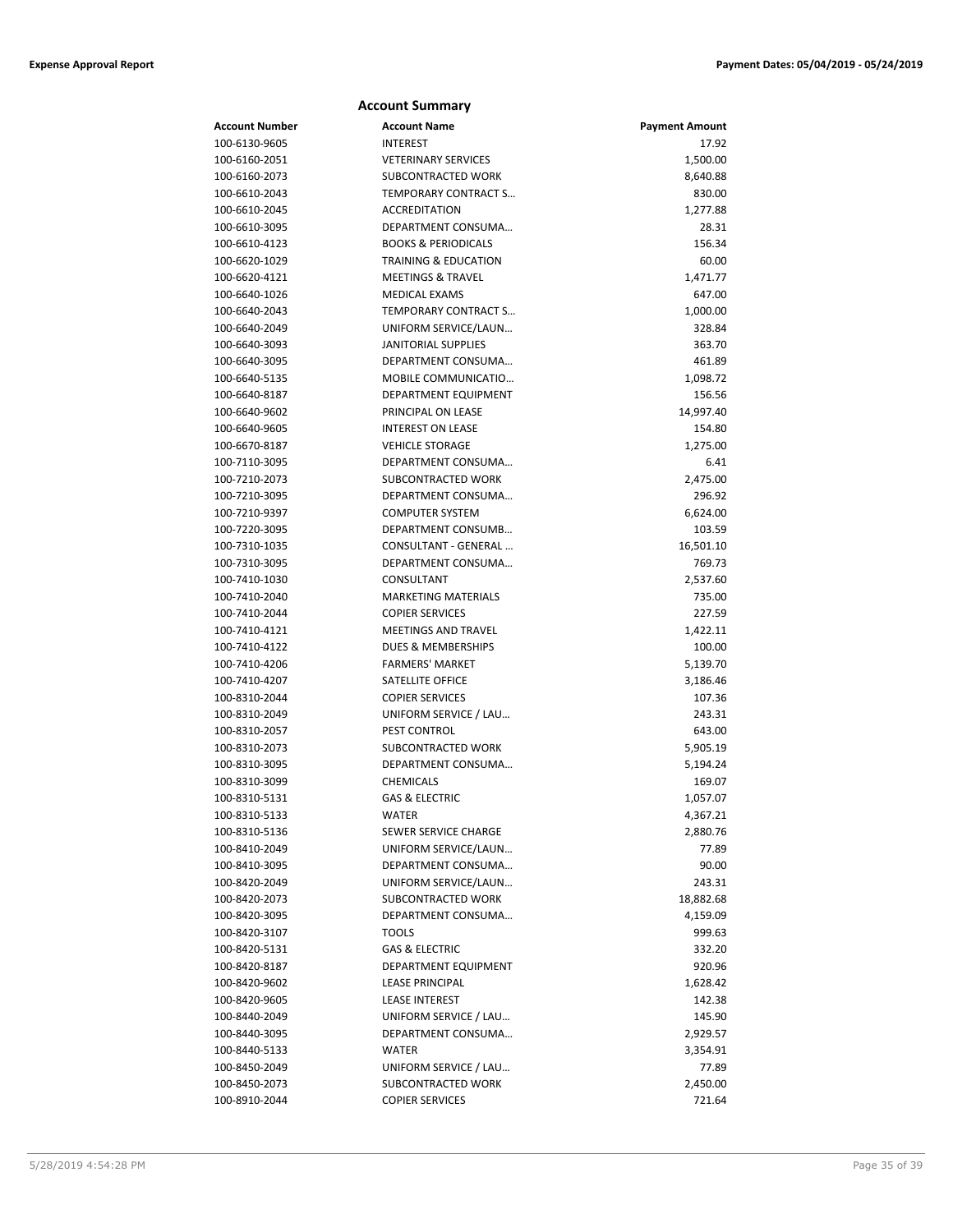## Account Summary

| Account Number | Account Name | Payment Amount |
|---|---|---|
| 100-6130-9605 | INTEREST | 17.92 |
| 100-6160-2051 | VETERINARY SERVICES | 1,500.00 |
| 100-6160-2073 | SUBCONTRACTED WORK | 8,640.88 |
| 100-6610-2043 | TEMPORARY CONTRACT S… | 830.00 |
| 100-6610-2045 | ACCREDITATION | 1,277.88 |
| 100-6610-3095 | DEPARTMENT CONSUMA… | 28.31 |
| 100-6610-4123 | BOOKS & PERIODICALS | 156.34 |
| 100-6620-1029 | TRAINING & EDUCATION | 60.00 |
| 100-6620-4121 | MEETINGS & TRAVEL | 1,471.77 |
| 100-6640-1026 | MEDICAL EXAMS | 647.00 |
| 100-6640-2043 | TEMPORARY CONTRACT S… | 1,000.00 |
| 100-6640-2049 | UNIFORM SERVICE/LAUN… | 328.84 |
| 100-6640-3093 | JANITORIAL SUPPLIES | 363.70 |
| 100-6640-3095 | DEPARTMENT CONSUMA… | 461.89 |
| 100-6640-5135 | MOBILE COMMUNICATIO… | 1,098.72 |
| 100-6640-8187 | DEPARTMENT EQUIPMENT | 156.56 |
| 100-6640-9602 | PRINCIPAL ON LEASE | 14,997.40 |
| 100-6640-9605 | INTEREST ON LEASE | 154.80 |
| 100-6670-8187 | VEHICLE STORAGE | 1,275.00 |
| 100-7110-3095 | DEPARTMENT CONSUMA… | 6.41 |
| 100-7210-2073 | SUBCONTRACTED WORK | 2,475.00 |
| 100-7210-3095 | DEPARTMENT CONSUMA… | 296.92 |
| 100-7210-9397 | COMPUTER SYSTEM | 6,624.00 |
| 100-7220-3095 | DEPARTMENT CONSUMB… | 103.59 |
| 100-7310-1035 | CONSULTANT - GENERAL … | 16,501.10 |
| 100-7310-3095 | DEPARTMENT CONSUMA… | 769.73 |
| 100-7410-1030 | CONSULTANT | 2,537.60 |
| 100-7410-2040 | MARKETING MATERIALS | 735.00 |
| 100-7410-2044 | COPIER SERVICES | 227.59 |
| 100-7410-4121 | MEETINGS AND TRAVEL | 1,422.11 |
| 100-7410-4122 | DUES & MEMBERSHIPS | 100.00 |
| 100-7410-4206 | FARMERS' MARKET | 5,139.70 |
| 100-7410-4207 | SATELLITE OFFICE | 3,186.46 |
| 100-8310-2044 | COPIER SERVICES | 107.36 |
| 100-8310-2049 | UNIFORM SERVICE / LAU… | 243.31 |
| 100-8310-2057 | PEST CONTROL | 643.00 |
| 100-8310-2073 | SUBCONTRACTED WORK | 5,905.19 |
| 100-8310-3095 | DEPARTMENT CONSUMA… | 5,194.24 |
| 100-8310-3099 | CHEMICALS | 169.07 |
| 100-8310-5131 | GAS & ELECTRIC | 1,057.07 |
| 100-8310-5133 | WATER | 4,367.21 |
| 100-8310-5136 | SEWER SERVICE CHARGE | 2,880.76 |
| 100-8410-2049 | UNIFORM SERVICE/LAUN… | 77.89 |
| 100-8410-3095 | DEPARTMENT CONSUMA… | 90.00 |
| 100-8420-2049 | UNIFORM SERVICE/LAUN… | 243.31 |
| 100-8420-2073 | SUBCONTRACTED WORK | 18,882.68 |
| 100-8420-3095 | DEPARTMENT CONSUMA… | 4,159.09 |
| 100-8420-3107 | TOOLS | 999.63 |
| 100-8420-5131 | GAS & ELECTRIC | 332.20 |
| 100-8420-8187 | DEPARTMENT EQUIPMENT | 920.96 |
| 100-8420-9602 | LEASE PRINCIPAL | 1,628.42 |
| 100-8420-9605 | LEASE INTEREST | 142.38 |
| 100-8440-2049 | UNIFORM SERVICE / LAU… | 145.90 |
| 100-8440-3095 | DEPARTMENT CONSUMA… | 2,929.57 |
| 100-8440-5133 | WATER | 3,354.91 |
| 100-8450-2049 | UNIFORM SERVICE / LAU… | 77.89 |
| 100-8450-2073 | SUBCONTRACTED WORK | 2,450.00 |
| 100-8910-2044 | COPIER SERVICES | 721.64 |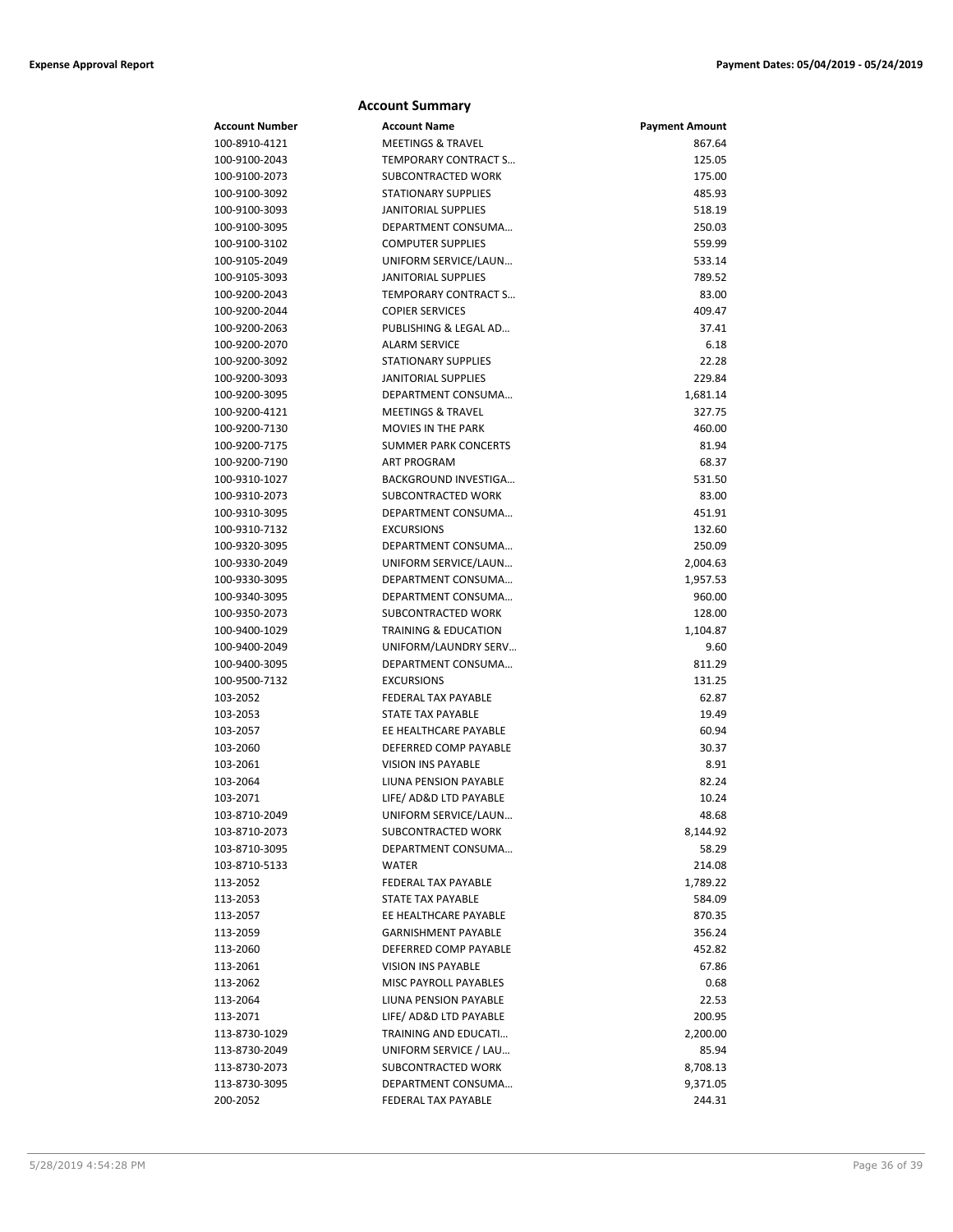## Account Summary

| Account Number | Account Name | Payment Amount |
|---|---|---|
| 100-8910-4121 | MEETINGS & TRAVEL | 867.64 |
| 100-9100-2043 | TEMPORARY CONTRACT S… | 125.05 |
| 100-9100-2073 | SUBCONTRACTED WORK | 175.00 |
| 100-9100-3092 | STATIONARY SUPPLIES | 485.93 |
| 100-9100-3093 | JANITORIAL SUPPLIES | 518.19 |
| 100-9100-3095 | DEPARTMENT CONSUMA… | 250.03 |
| 100-9100-3102 | COMPUTER SUPPLIES | 559.99 |
| 100-9105-2049 | UNIFORM SERVICE/LAUN… | 533.14 |
| 100-9105-3093 | JANITORIAL SUPPLIES | 789.52 |
| 100-9200-2043 | TEMPORARY CONTRACT S… | 83.00 |
| 100-9200-2044 | COPIER SERVICES | 409.47 |
| 100-9200-2063 | PUBLISHING & LEGAL AD… | 37.41 |
| 100-9200-2070 | ALARM SERVICE | 6.18 |
| 100-9200-3092 | STATIONARY SUPPLIES | 22.28 |
| 100-9200-3093 | JANITORIAL SUPPLIES | 229.84 |
| 100-9200-3095 | DEPARTMENT CONSUMA… | 1,681.14 |
| 100-9200-4121 | MEETINGS & TRAVEL | 327.75 |
| 100-9200-7130 | MOVIES IN THE PARK | 460.00 |
| 100-9200-7175 | SUMMER PARK CONCERTS | 81.94 |
| 100-9200-7190 | ART PROGRAM | 68.37 |
| 100-9310-1027 | BACKGROUND INVESTIGA… | 531.50 |
| 100-9310-2073 | SUBCONTRACTED WORK | 83.00 |
| 100-9310-3095 | DEPARTMENT CONSUMA… | 451.91 |
| 100-9310-7132 | EXCURSIONS | 132.60 |
| 100-9320-3095 | DEPARTMENT CONSUMA… | 250.09 |
| 100-9330-2049 | UNIFORM SERVICE/LAUN… | 2,004.63 |
| 100-9330-3095 | DEPARTMENT CONSUMA… | 1,957.53 |
| 100-9340-3095 | DEPARTMENT CONSUMA… | 960.00 |
| 100-9350-2073 | SUBCONTRACTED WORK | 128.00 |
| 100-9400-1029 | TRAINING & EDUCATION | 1,104.87 |
| 100-9400-2049 | UNIFORM/LAUNDRY SERV… | 9.60 |
| 100-9400-3095 | DEPARTMENT CONSUMA… | 811.29 |
| 100-9500-7132 | EXCURSIONS | 131.25 |
| 103-2052 | FEDERAL TAX PAYABLE | 62.87 |
| 103-2053 | STATE TAX PAYABLE | 19.49 |
| 103-2057 | EE HEALTHCARE PAYABLE | 60.94 |
| 103-2060 | DEFERRED COMP PAYABLE | 30.37 |
| 103-2061 | VISION INS PAYABLE | 8.91 |
| 103-2064 | LIUNA PENSION PAYABLE | 82.24 |
| 103-2071 | LIFE/ AD&D LTD PAYABLE | 10.24 |
| 103-8710-2049 | UNIFORM SERVICE/LAUN… | 48.68 |
| 103-8710-2073 | SUBCONTRACTED WORK | 8,144.92 |
| 103-8710-3095 | DEPARTMENT CONSUMA… | 58.29 |
| 103-8710-5133 | WATER | 214.08 |
| 113-2052 | FEDERAL TAX PAYABLE | 1,789.22 |
| 113-2053 | STATE TAX PAYABLE | 584.09 |
| 113-2057 | EE HEALTHCARE PAYABLE | 870.35 |
| 113-2059 | GARNISHMENT PAYABLE | 356.24 |
| 113-2060 | DEFERRED COMP PAYABLE | 452.82 |
| 113-2061 | VISION INS PAYABLE | 67.86 |
| 113-2062 | MISC PAYROLL PAYABLES | 0.68 |
| 113-2064 | LIUNA PENSION PAYABLE | 22.53 |
| 113-2071 | LIFE/ AD&D LTD PAYABLE | 200.95 |
| 113-8730-1029 | TRAINING AND EDUCATI… | 2,200.00 |
| 113-8730-2049 | UNIFORM SERVICE / LAU… | 85.94 |
| 113-8730-2073 | SUBCONTRACTED WORK | 8,708.13 |
| 113-8730-3095 | DEPARTMENT CONSUMA… | 9,371.05 |
| 200-2052 | FEDERAL TAX PAYABLE | 244.31 |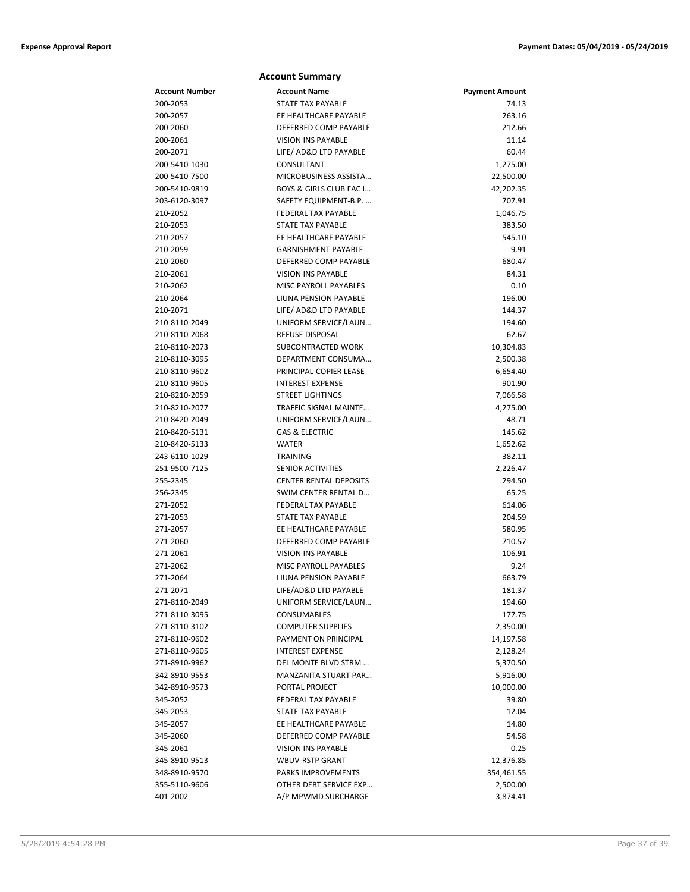## Account Summary

| Account Number | Account Name | Payment Amount |
|---|---|---|
| 200-2053 | STATE TAX PAYABLE | 74.13 |
| 200-2057 | EE HEALTHCARE PAYABLE | 263.16 |
| 200-2060 | DEFERRED COMP PAYABLE | 212.66 |
| 200-2061 | VISION INS PAYABLE | 11.14 |
| 200-2071 | LIFE/ AD&D LTD PAYABLE | 60.44 |
| 200-5410-1030 | CONSULTANT | 1,275.00 |
| 200-5410-7500 | MICROBUSINESS ASSISTA… | 22,500.00 |
| 200-5410-9819 | BOYS & GIRLS CLUB FAC I… | 42,202.35 |
| 203-6120-3097 | SAFETY EQUIPMENT-B.P. … | 707.91 |
| 210-2052 | FEDERAL TAX PAYABLE | 1,046.75 |
| 210-2053 | STATE TAX PAYABLE | 383.50 |
| 210-2057 | EE HEALTHCARE PAYABLE | 545.10 |
| 210-2059 | GARNISHMENT PAYABLE | 9.91 |
| 210-2060 | DEFERRED COMP PAYABLE | 680.47 |
| 210-2061 | VISION INS PAYABLE | 84.31 |
| 210-2062 | MISC PAYROLL PAYABLES | 0.10 |
| 210-2064 | LIUNA PENSION PAYABLE | 196.00 |
| 210-2071 | LIFE/ AD&D LTD PAYABLE | 144.37 |
| 210-8110-2049 | UNIFORM SERVICE/LAUN… | 194.60 |
| 210-8110-2068 | REFUSE DISPOSAL | 62.67 |
| 210-8110-2073 | SUBCONTRACTED WORK | 10,304.83 |
| 210-8110-3095 | DEPARTMENT CONSUMA… | 2,500.38 |
| 210-8110-9602 | PRINCIPAL-COPIER LEASE | 6,654.40 |
| 210-8110-9605 | INTEREST EXPENSE | 901.90 |
| 210-8210-2059 | STREET LIGHTINGS | 7,066.58 |
| 210-8210-2077 | TRAFFIC SIGNAL MAINTE… | 4,275.00 |
| 210-8420-2049 | UNIFORM SERVICE/LAUN… | 48.71 |
| 210-8420-5131 | GAS & ELECTRIC | 145.62 |
| 210-8420-5133 | WATER | 1,652.62 |
| 243-6110-1029 | TRAINING | 382.11 |
| 251-9500-7125 | SENIOR ACTIVITIES | 2,226.47 |
| 255-2345 | CENTER RENTAL DEPOSITS | 294.50 |
| 256-2345 | SWIM CENTER RENTAL D… | 65.25 |
| 271-2052 | FEDERAL TAX PAYABLE | 614.06 |
| 271-2053 | STATE TAX PAYABLE | 204.59 |
| 271-2057 | EE HEALTHCARE PAYABLE | 580.95 |
| 271-2060 | DEFERRED COMP PAYABLE | 710.57 |
| 271-2061 | VISION INS PAYABLE | 106.91 |
| 271-2062 | MISC PAYROLL PAYABLES | 9.24 |
| 271-2064 | LIUNA PENSION PAYABLE | 663.79 |
| 271-2071 | LIFE/AD&D LTD PAYABLE | 181.37 |
| 271-8110-2049 | UNIFORM SERVICE/LAUN… | 194.60 |
| 271-8110-3095 | CONSUMABLES | 177.75 |
| 271-8110-3102 | COMPUTER SUPPLIES | 2,350.00 |
| 271-8110-9602 | PAYMENT ON PRINCIPAL | 14,197.58 |
| 271-8110-9605 | INTEREST EXPENSE | 2,128.24 |
| 271-8910-9962 | DEL MONTE BLVD STRM … | 5,370.50 |
| 342-8910-9553 | MANZANITA STUART PAR… | 5,916.00 |
| 342-8910-9573 | PORTAL PROJECT | 10,000.00 |
| 345-2052 | FEDERAL TAX PAYABLE | 39.80 |
| 345-2053 | STATE TAX PAYABLE | 12.04 |
| 345-2057 | EE HEALTHCARE PAYABLE | 14.80 |
| 345-2060 | DEFERRED COMP PAYABLE | 54.58 |
| 345-2061 | VISION INS PAYABLE | 0.25 |
| 345-8910-9513 | WBUV-RSTP GRANT | 12,376.85 |
| 348-8910-9570 | PARKS IMPROVEMENTS | 354,461.55 |
| 355-5110-9606 | OTHER DEBT SERVICE EXP… | 2,500.00 |
| 401-2002 | A/P MPWMD SURCHARGE | 3,874.41 |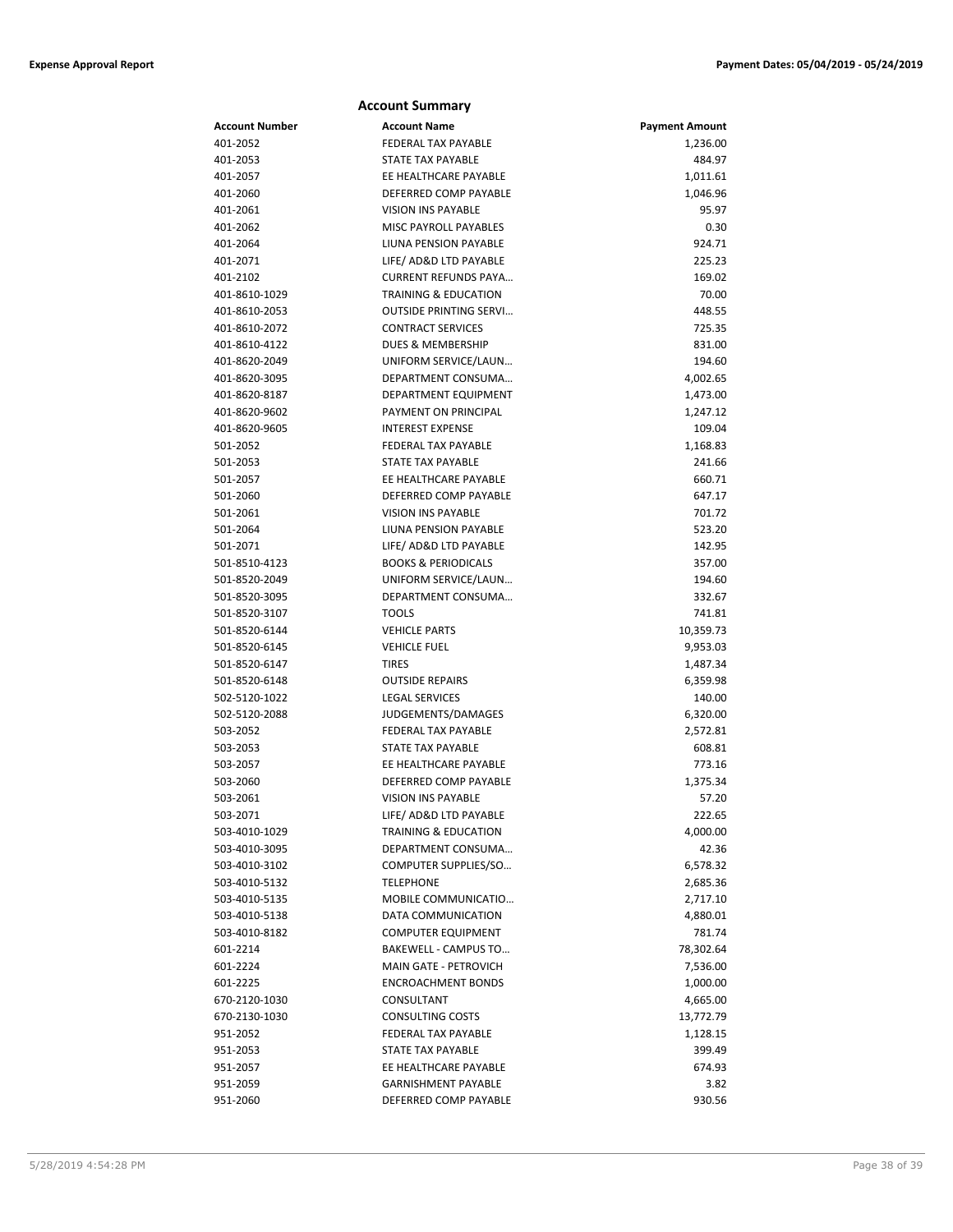## Account Summary

| Account Number | Account Name | Payment Amount |
|---|---|---|
| 401-2052 | FEDERAL TAX PAYABLE | 1,236.00 |
| 401-2053 | STATE TAX PAYABLE | 484.97 |
| 401-2057 | EE HEALTHCARE PAYABLE | 1,011.61 |
| 401-2060 | DEFERRED COMP PAYABLE | 1,046.96 |
| 401-2061 | VISION INS PAYABLE | 95.97 |
| 401-2062 | MISC PAYROLL PAYABLES | 0.30 |
| 401-2064 | LIUNA PENSION PAYABLE | 924.71 |
| 401-2071 | LIFE/ AD&D LTD PAYABLE | 225.23 |
| 401-2102 | CURRENT REFUNDS PAYA… | 169.02 |
| 401-8610-1029 | TRAINING & EDUCATION | 70.00 |
| 401-8610-2053 | OUTSIDE PRINTING SERVI… | 448.55 |
| 401-8610-2072 | CONTRACT SERVICES | 725.35 |
| 401-8610-4122 | DUES & MEMBERSHIP | 831.00 |
| 401-8620-2049 | UNIFORM SERVICE/LAUN… | 194.60 |
| 401-8620-3095 | DEPARTMENT CONSUMA… | 4,002.65 |
| 401-8620-8187 | DEPARTMENT EQUIPMENT | 1,473.00 |
| 401-8620-9602 | PAYMENT ON PRINCIPAL | 1,247.12 |
| 401-8620-9605 | INTEREST EXPENSE | 109.04 |
| 501-2052 | FEDERAL TAX PAYABLE | 1,168.83 |
| 501-2053 | STATE TAX PAYABLE | 241.66 |
| 501-2057 | EE HEALTHCARE PAYABLE | 660.71 |
| 501-2060 | DEFERRED COMP PAYABLE | 647.17 |
| 501-2061 | VISION INS PAYABLE | 701.72 |
| 501-2064 | LIUNA PENSION PAYABLE | 523.20 |
| 501-2071 | LIFE/ AD&D LTD PAYABLE | 142.95 |
| 501-8510-4123 | BOOKS & PERIODICALS | 357.00 |
| 501-8520-2049 | UNIFORM SERVICE/LAUN… | 194.60 |
| 501-8520-3095 | DEPARTMENT CONSUMA… | 332.67 |
| 501-8520-3107 | TOOLS | 741.81 |
| 501-8520-6144 | VEHICLE PARTS | 10,359.73 |
| 501-8520-6145 | VEHICLE FUEL | 9,953.03 |
| 501-8520-6147 | TIRES | 1,487.34 |
| 501-8520-6148 | OUTSIDE REPAIRS | 6,359.98 |
| 502-5120-1022 | LEGAL SERVICES | 140.00 |
| 502-5120-2088 | JUDGEMENTS/DAMAGES | 6,320.00 |
| 503-2052 | FEDERAL TAX PAYABLE | 2,572.81 |
| 503-2053 | STATE TAX PAYABLE | 608.81 |
| 503-2057 | EE HEALTHCARE PAYABLE | 773.16 |
| 503-2060 | DEFERRED COMP PAYABLE | 1,375.34 |
| 503-2061 | VISION INS PAYABLE | 57.20 |
| 503-2071 | LIFE/ AD&D LTD PAYABLE | 222.65 |
| 503-4010-1029 | TRAINING & EDUCATION | 4,000.00 |
| 503-4010-3095 | DEPARTMENT CONSUMA… | 42.36 |
| 503-4010-3102 | COMPUTER SUPPLIES/SO… | 6,578.32 |
| 503-4010-5132 | TELEPHONE | 2,685.36 |
| 503-4010-5135 | MOBILE COMMUNICATIO… | 2,717.10 |
| 503-4010-5138 | DATA COMMUNICATION | 4,880.01 |
| 503-4010-8182 | COMPUTER EQUIPMENT | 781.74 |
| 601-2214 | BAKEWELL - CAMPUS TO… | 78,302.64 |
| 601-2224 | MAIN GATE - PETROVICH | 7,536.00 |
| 601-2225 | ENCROACHMENT BONDS | 1,000.00 |
| 670-2120-1030 | CONSULTANT | 4,665.00 |
| 670-2130-1030 | CONSULTING COSTS | 13,772.79 |
| 951-2052 | FEDERAL TAX PAYABLE | 1,128.15 |
| 951-2053 | STATE TAX PAYABLE | 399.49 |
| 951-2057 | EE HEALTHCARE PAYABLE | 674.93 |
| 951-2059 | GARNISHMENT PAYABLE | 3.82 |
| 951-2060 | DEFERRED COMP PAYABLE | 930.56 |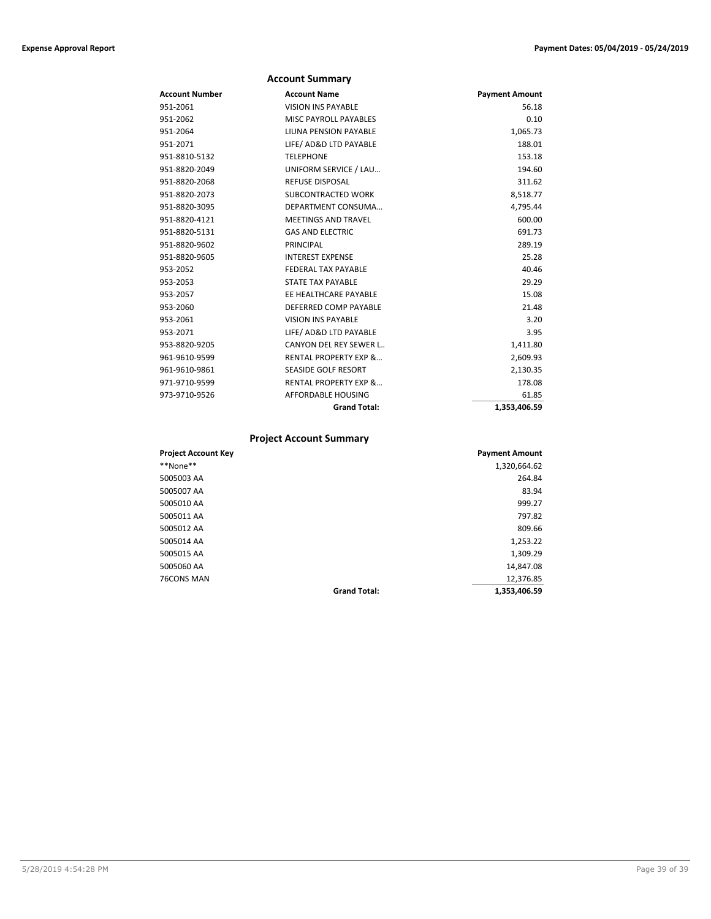## Account Summary

| Account Number | Account Name | Payment Amount |
|---|---|---|
| 951-2061 | VISION INS PAYABLE | 56.18 |
| 951-2062 | MISC PAYROLL PAYABLES | 0.10 |
| 951-2064 | LIUNA PENSION PAYABLE | 1,065.73 |
| 951-2071 | LIFE/ AD&D LTD PAYABLE | 188.01 |
| 951-8810-5132 | TELEPHONE | 153.18 |
| 951-8820-2049 | UNIFORM SERVICE / LAU… | 194.60 |
| 951-8820-2068 | REFUSE DISPOSAL | 311.62 |
| 951-8820-2073 | SUBCONTRACTED WORK | 8,518.77 |
| 951-8820-3095 | DEPARTMENT CONSUMA… | 4,795.44 |
| 951-8820-4121 | MEETINGS AND TRAVEL | 600.00 |
| 951-8820-5131 | GAS AND ELECTRIC | 691.73 |
| 951-8820-9602 | PRINCIPAL | 289.19 |
| 951-8820-9605 | INTEREST EXPENSE | 25.28 |
| 953-2052 | FEDERAL TAX PAYABLE | 40.46 |
| 953-2053 | STATE TAX PAYABLE | 29.29 |
| 953-2057 | EE HEALTHCARE PAYABLE | 15.08 |
| 953-2060 | DEFERRED COMP PAYABLE | 21.48 |
| 953-2061 | VISION INS PAYABLE | 3.20 |
| 953-2071 | LIFE/ AD&D LTD PAYABLE | 3.95 |
| 953-8820-9205 | CANYON DEL REY SEWER L.. | 1,411.80 |
| 961-9610-9599 | RENTAL PROPERTY EXP &… | 2,609.93 |
| 961-9610-9861 | SEASIDE GOLF RESORT | 2,130.35 |
| 971-9710-9599 | RENTAL PROPERTY EXP &… | 178.08 |
| 973-9710-9526 | AFFORDABLE HOUSING | 61.85 |
| | **Grand Total:** | **1,353,406.59** |

## Project Account Summary

| Project Account Key | | Payment Amount |
|---|---|---|
| **None** | | 1,320,664.62 |
| 5005003 AA | | 264.84 |
| 5005007 AA | | 83.94 |
| 5005010 AA | | 999.27 |
| 5005011 AA | | 797.82 |
| 5005012 AA | | 809.66 |
| 5005014 AA | | 1,253.22 |
| 5005015 AA | | 1,309.29 |
| 5005060 AA | | 14,847.08 |
| 76CONS MAN | | 12,376.85 |
| | **Grand Total:** | **1,353,406.59** |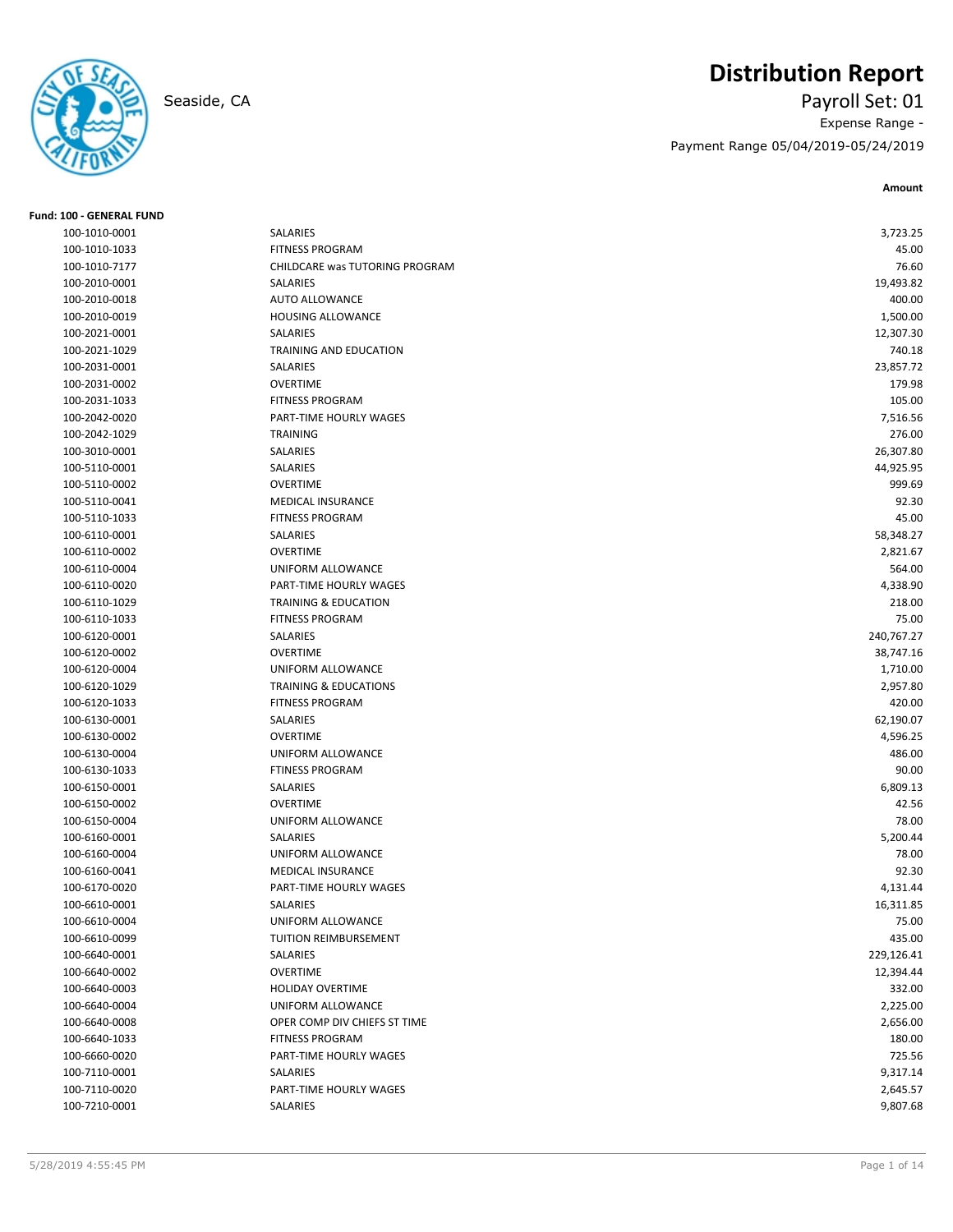Seaside, CA

# Distribution Report

Payroll Set: 01

Expense Range -

Payment Range 05/04/2019-05/24/2019

**Fund: 100 - GENERAL FUND**

| Account | Description | Amount |
|---|---|---|
| 100-1010-0001 | SALARIES | 3,723.25 |
| 100-1010-1033 | FITNESS PROGRAM | 45.00 |
| 100-1010-7177 | CHILDCARE was TUTORING PROGRAM | 76.60 |
| 100-2010-0001 | SALARIES | 19,493.82 |
| 100-2010-0018 | AUTO ALLOWANCE | 400.00 |
| 100-2010-0019 | HOUSING ALLOWANCE | 1,500.00 |
| 100-2021-0001 | SALARIES | 12,307.30 |
| 100-2021-1029 | TRAINING AND EDUCATION | 740.18 |
| 100-2031-0001 | SALARIES | 23,857.72 |
| 100-2031-0002 | OVERTIME | 179.98 |
| 100-2031-1033 | FITNESS PROGRAM | 105.00 |
| 100-2042-0020 | PART-TIME HOURLY WAGES | 7,516.56 |
| 100-2042-1029 | TRAINING | 276.00 |
| 100-3010-0001 | SALARIES | 26,307.80 |
| 100-5110-0001 | SALARIES | 44,925.95 |
| 100-5110-0002 | OVERTIME | 999.69 |
| 100-5110-0041 | MEDICAL INSURANCE | 92.30 |
| 100-5110-1033 | FITNESS PROGRAM | 45.00 |
| 100-6110-0001 | SALARIES | 58,348.27 |
| 100-6110-0002 | OVERTIME | 2,821.67 |
| 100-6110-0004 | UNIFORM ALLOWANCE | 564.00 |
| 100-6110-0020 | PART-TIME HOURLY WAGES | 4,338.90 |
| 100-6110-1029 | TRAINING & EDUCATION | 218.00 |
| 100-6110-1033 | FITNESS PROGRAM | 75.00 |
| 100-6120-0001 | SALARIES | 240,767.27 |
| 100-6120-0002 | OVERTIME | 38,747.16 |
| 100-6120-0004 | UNIFORM ALLOWANCE | 1,710.00 |
| 100-6120-1029 | TRAINING & EDUCATIONS | 2,957.80 |
| 100-6120-1033 | FITNESS PROGRAM | 420.00 |
| 100-6130-0001 | SALARIES | 62,190.07 |
| 100-6130-0002 | OVERTIME | 4,596.25 |
| 100-6130-0004 | UNIFORM ALLOWANCE | 486.00 |
| 100-6130-1033 | FTINESS PROGRAM | 90.00 |
| 100-6150-0001 | SALARIES | 6,809.13 |
| 100-6150-0002 | OVERTIME | 42.56 |
| 100-6150-0004 | UNIFORM ALLOWANCE | 78.00 |
| 100-6160-0001 | SALARIES | 5,200.44 |
| 100-6160-0004 | UNIFORM ALLOWANCE | 78.00 |
| 100-6160-0041 | MEDICAL INSURANCE | 92.30 |
| 100-6170-0020 | PART-TIME HOURLY WAGES | 4,131.44 |
| 100-6610-0001 | SALARIES | 16,311.85 |
| 100-6610-0004 | UNIFORM ALLOWANCE | 75.00 |
| 100-6610-0099 | TUITION REIMBURSEMENT | 435.00 |
| 100-6640-0001 | SALARIES | 229,126.41 |
| 100-6640-0002 | OVERTIME | 12,394.44 |
| 100-6640-0003 | HOLIDAY OVERTIME | 332.00 |
| 100-6640-0004 | UNIFORM ALLOWANCE | 2,225.00 |
| 100-6640-0008 | OPER COMP DIV CHIEFS ST TIME | 2,656.00 |
| 100-6640-1033 | FITNESS PROGRAM | 180.00 |
| 100-6660-0020 | PART-TIME HOURLY WAGES | 725.56 |
| 100-7110-0001 | SALARIES | 9,317.14 |
| 100-7110-0020 | PART-TIME HOURLY WAGES | 2,645.57 |
| 100-7210-0001 | SALARIES | 9,807.68 |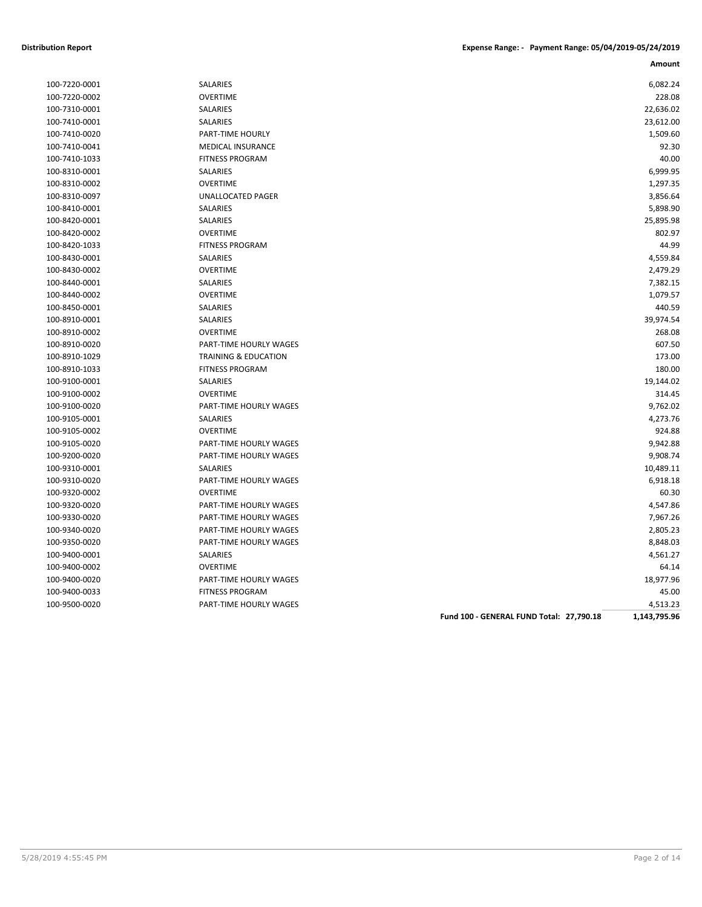**Distribution Report** **Expense Range: - Payment Range: 05/04/2019-05/24/2019**

| | | Amount |
|---|---|---|
| 100-7220-0001 | SALARIES | 6,082.24 |
| 100-7220-0002 | OVERTIME | 228.08 |
| 100-7310-0001 | SALARIES | 22,636.02 |
| 100-7410-0001 | SALARIES | 23,612.00 |
| 100-7410-0020 | PART-TIME HOURLY | 1,509.60 |
| 100-7410-0041 | MEDICAL INSURANCE | 92.30 |
| 100-7410-1033 | FITNESS PROGRAM | 40.00 |
| 100-8310-0001 | SALARIES | 6,999.95 |
| 100-8310-0002 | OVERTIME | 1,297.35 |
| 100-8310-0097 | UNALLOCATED PAGER | 3,856.64 |
| 100-8410-0001 | SALARIES | 5,898.90 |
| 100-8420-0001 | SALARIES | 25,895.98 |
| 100-8420-0002 | OVERTIME | 802.97 |
| 100-8420-1033 | FITNESS PROGRAM | 44.99 |
| 100-8430-0001 | SALARIES | 4,559.84 |
| 100-8430-0002 | OVERTIME | 2,479.29 |
| 100-8440-0001 | SALARIES | 7,382.15 |
| 100-8440-0002 | OVERTIME | 1,079.57 |
| 100-8450-0001 | SALARIES | 440.59 |
| 100-8910-0001 | SALARIES | 39,974.54 |
| 100-8910-0002 | OVERTIME | 268.08 |
| 100-8910-0020 | PART-TIME HOURLY WAGES | 607.50 |
| 100-8910-1029 | TRAINING & EDUCATION | 173.00 |
| 100-8910-1033 | FITNESS PROGRAM | 180.00 |
| 100-9100-0001 | SALARIES | 19,144.02 |
| 100-9100-0002 | OVERTIME | 314.45 |
| 100-9100-0020 | PART-TIME HOURLY WAGES | 9,762.02 |
| 100-9105-0001 | SALARIES | 4,273.76 |
| 100-9105-0002 | OVERTIME | 924.88 |
| 100-9105-0020 | PART-TIME HOURLY WAGES | 9,942.88 |
| 100-9200-0020 | PART-TIME HOURLY WAGES | 9,908.74 |
| 100-9310-0001 | SALARIES | 10,489.11 |
| 100-9310-0020 | PART-TIME HOURLY WAGES | 6,918.18 |
| 100-9320-0002 | OVERTIME | 60.30 |
| 100-9320-0020 | PART-TIME HOURLY WAGES | 4,547.86 |
| 100-9330-0020 | PART-TIME HOURLY WAGES | 7,967.26 |
| 100-9340-0020 | PART-TIME HOURLY WAGES | 2,805.23 |
| 100-9350-0020 | PART-TIME HOURLY WAGES | 8,848.03 |
| 100-9400-0001 | SALARIES | 4,561.27 |
| 100-9400-0002 | OVERTIME | 64.14 |
| 100-9400-0020 | PART-TIME HOURLY WAGES | 18,977.96 |
| 100-9400-0033 | FITNESS PROGRAM | 45.00 |
| 100-9500-0020 | PART-TIME HOURLY WAGES | 4,513.23 |
| | **Fund 100 - GENERAL FUND Total: 27,790.18** | **1,143,795.96** |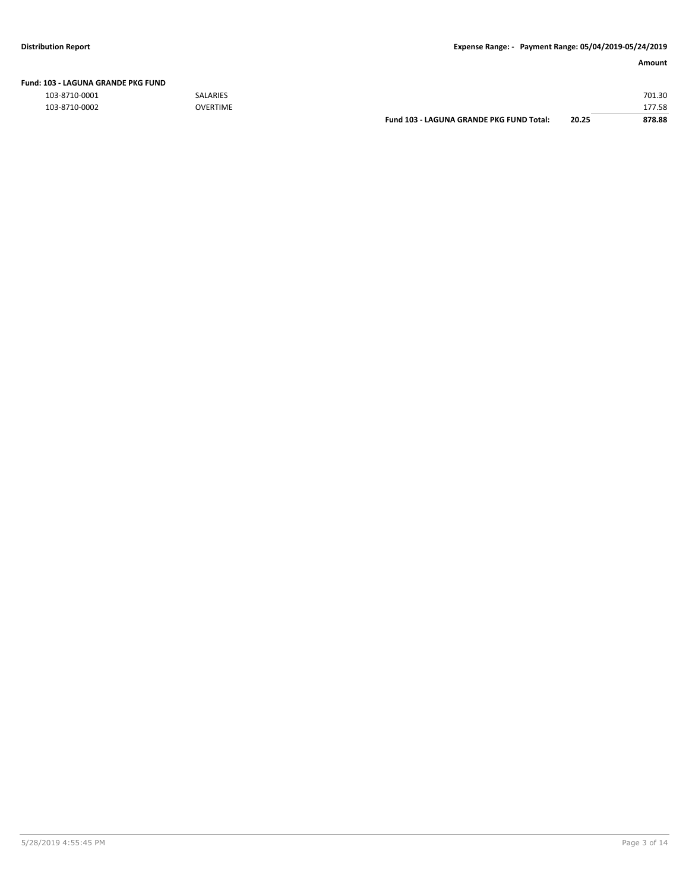**Distribution Report** — **Expense Range: - Payment Range: 05/04/2019-05/24/2019**

| | | | | Amount |
|---|---|---|---|---|
| **Fund: 103 - LAGUNA GRANDE PKG FUND** | | | | |
| 103-8710-0001 | SALARIES | | | 701.30 |
| 103-8710-0002 | OVERTIME | | | 177.58 |
| | | **Fund 103 - LAGUNA GRANDE PKG FUND Total:** | **20.25** | **878.88** |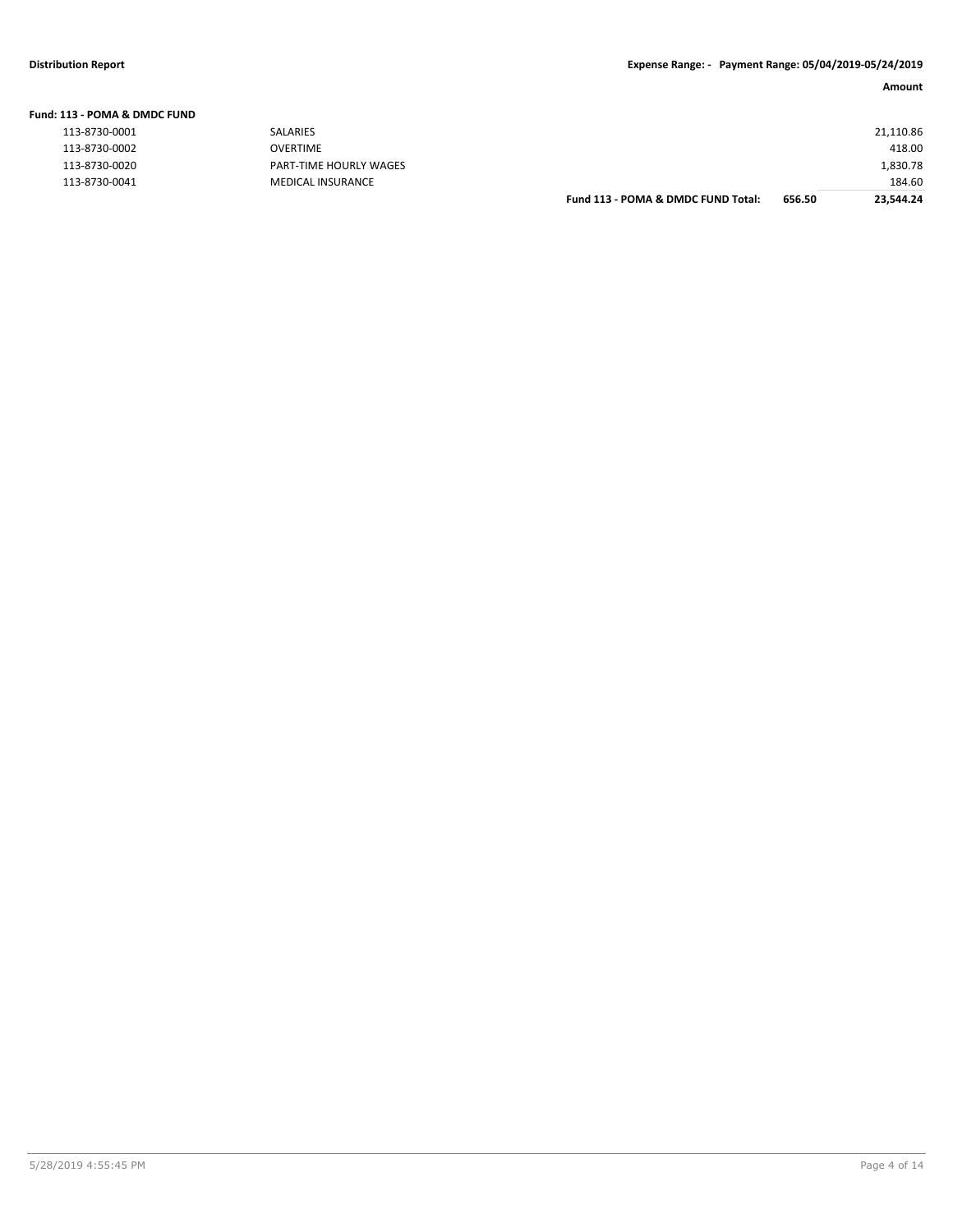**Distribution Report** | **Expense Range: - Payment Range: 05/04/2019-05/24/2019**

| | | | | Amount |
|---|---|---|---|---|
| **Fund: 113 - POMA & DMDC FUND** | | | | |
| 113-8730-0001 | SALARIES | | | 21,110.86 |
| 113-8730-0002 | OVERTIME | | | 418.00 |
| 113-8730-0020 | PART-TIME HOURLY WAGES | | | 1,830.78 |
| 113-8730-0041 | MEDICAL INSURANCE | | | 184.60 |
| | | **Fund 113 - POMA & DMDC FUND Total:** | **656.50** | **23,544.24** |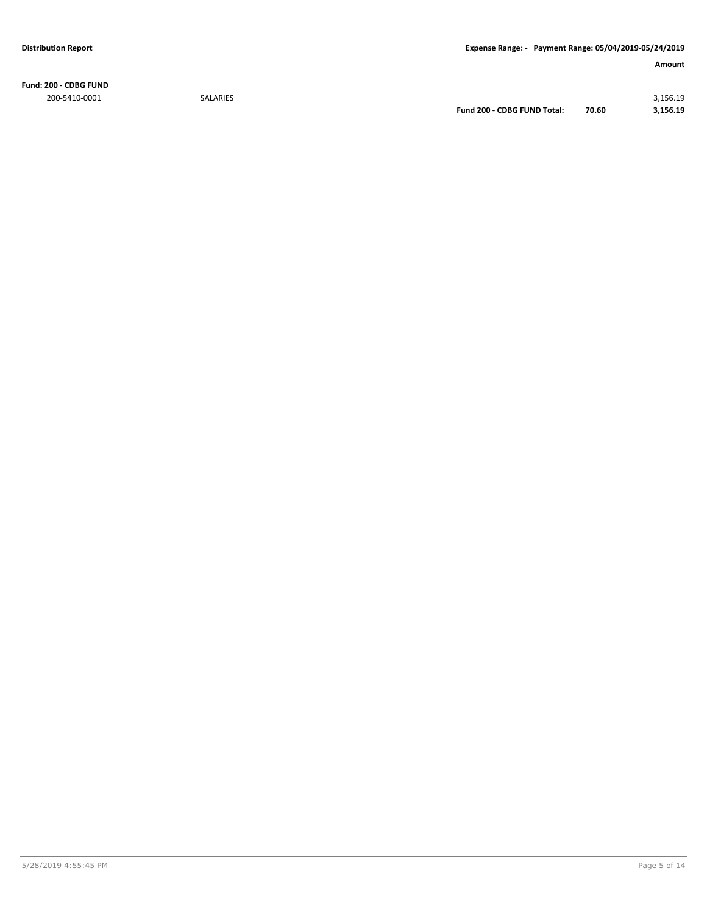**Distribution Report** | **Expense Range: - Payment Range: 05/04/2019-05/24/2019**

| | | | | **Amount** |
|---|---|---|---|---|
| **Fund: 200 - CDBG FUND** | | | | |
| 200-5410-0001 | SALARIES | | | 3,156.19 |
| | | **Fund 200 - CDBG FUND Total:** | **70.60** | **3,156.19** |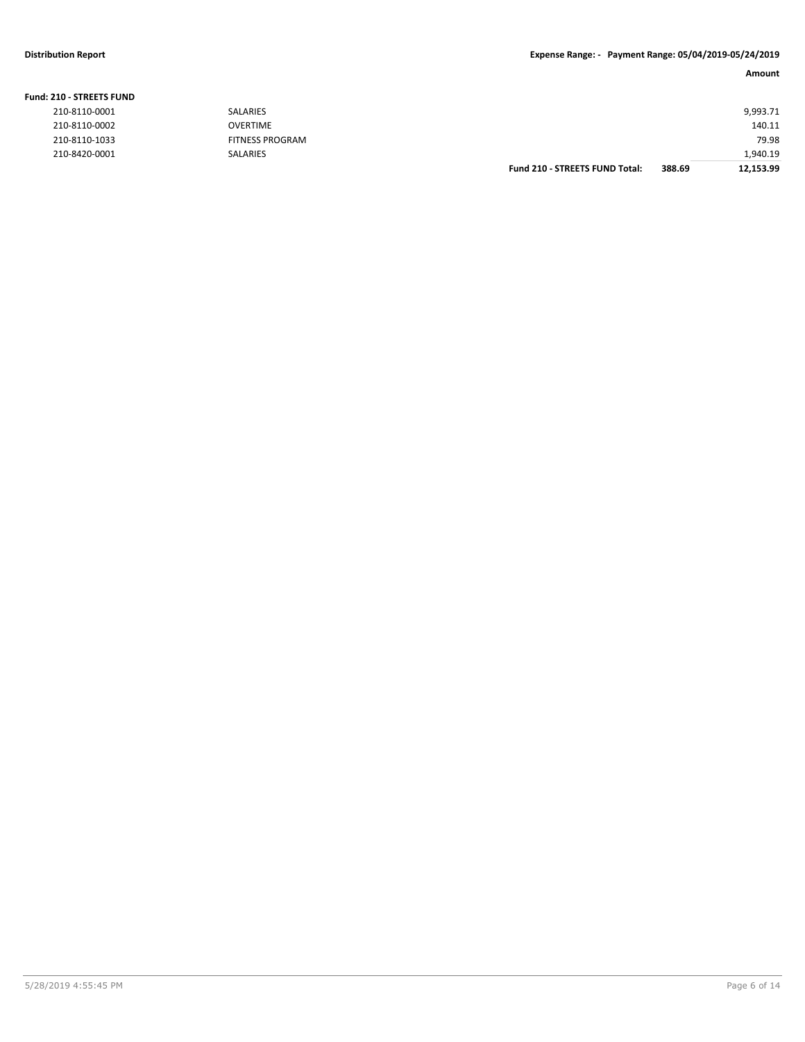**Distribution Report** **Expense Range: - Payment Range: 05/04/2019-05/24/2019**

**Fund: 210 - STREETS FUND**

| Account | Description | | | Amount |
|---|---|---|---|---|
| 210-8110-0001 | SALARIES | | | 9,993.71 |
| 210-8110-0002 | OVERTIME | | | 140.11 |
| 210-8110-1033 | FITNESS PROGRAM | | | 79.98 |
| 210-8420-0001 | SALARIES | | | 1,940.19 |
| | | **Fund 210 - STREETS FUND Total:** | **388.69** | **12,153.99** |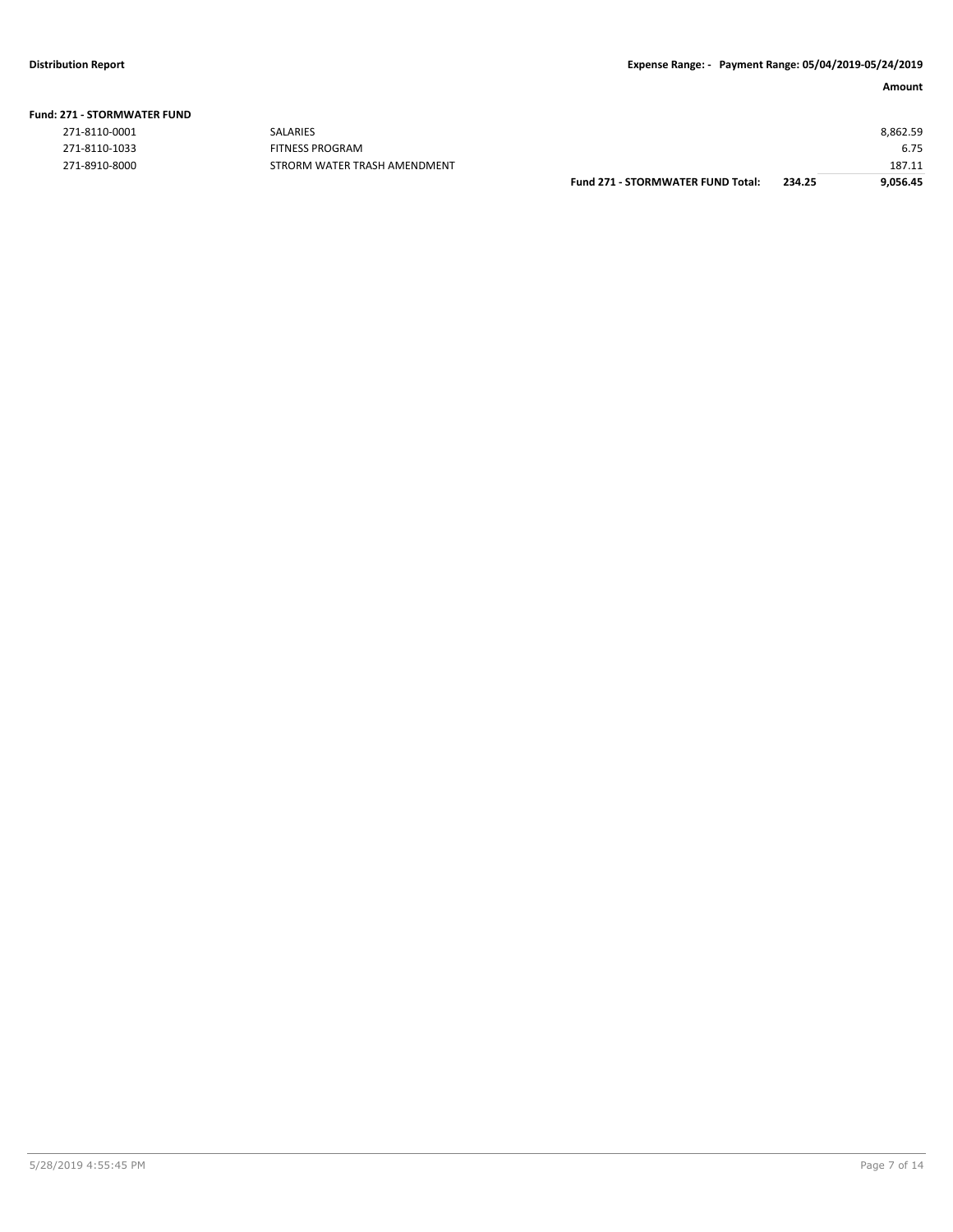**Fund: 271 - STORMWATER FUND**

| Account | Description | | | Amount |
|---|---|---|---|---|
| 271-8110-0001 | SALARIES | | | 8,862.59 |
| 271-8110-1033 | FITNESS PROGRAM | | | 6.75 |
| 271-8910-8000 | STRORM WATER TRASH AMENDMENT | | | 187.11 |
| | | **Fund 271 - STORMWATER FUND Total:** | **234.25** | **9,056.45** |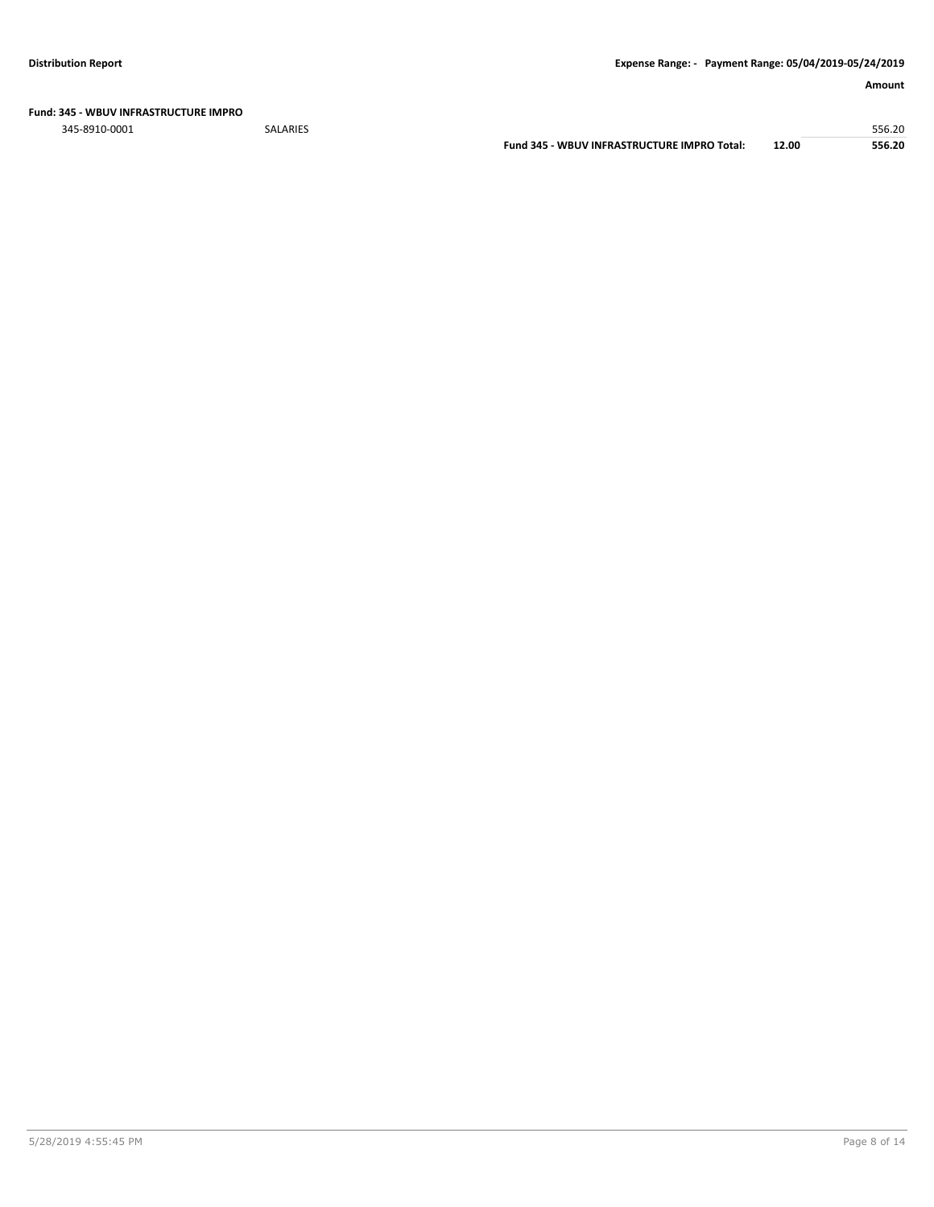**Fund: 345 - WBUV INFRASTRUCTURE IMPRO**

| | | | | Amount |
|---|---|---|---|---|
| 345-8910-0001 | SALARIES | | | 556.20 |
| | | **Fund 345 - WBUV INFRASTRUCTURE IMPRO Total:** | **12.00** | **556.20** |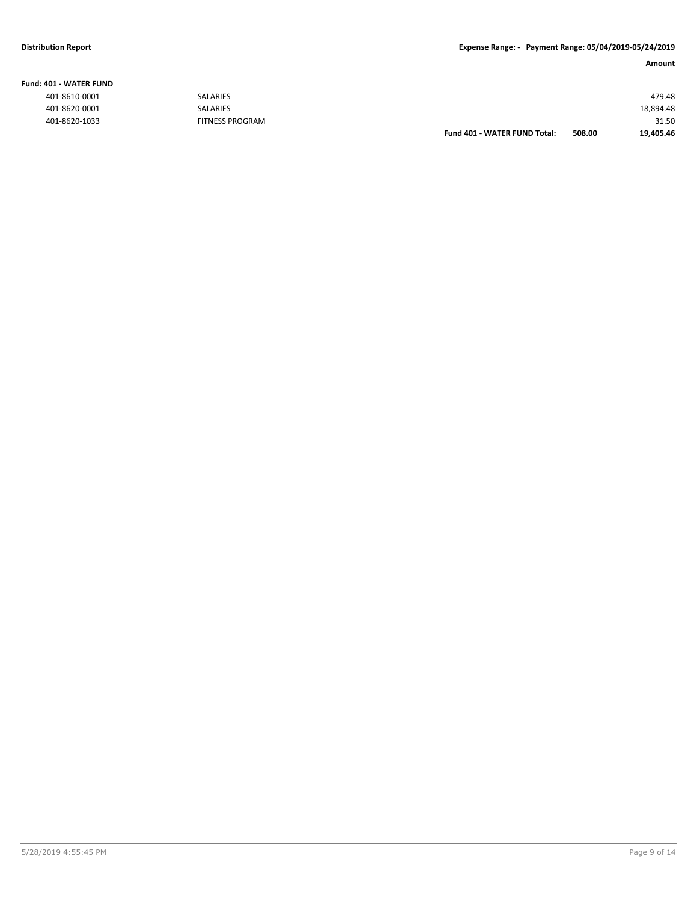**Distribution Report** — **Expense Range: - Payment Range: 05/04/2019-05/24/2019**

| | | | | **Amount** |
|---|---|---|---|---|
| **Fund: 401 - WATER FUND** | | | | |
| 401-8610-0001 | SALARIES | | | 479.48 |
| 401-8620-0001 | SALARIES | | | 18,894.48 |
| 401-8620-1033 | FITNESS PROGRAM | | | 31.50 |
| | | **Fund 401 - WATER FUND Total:** | **508.00** | **19,405.46** |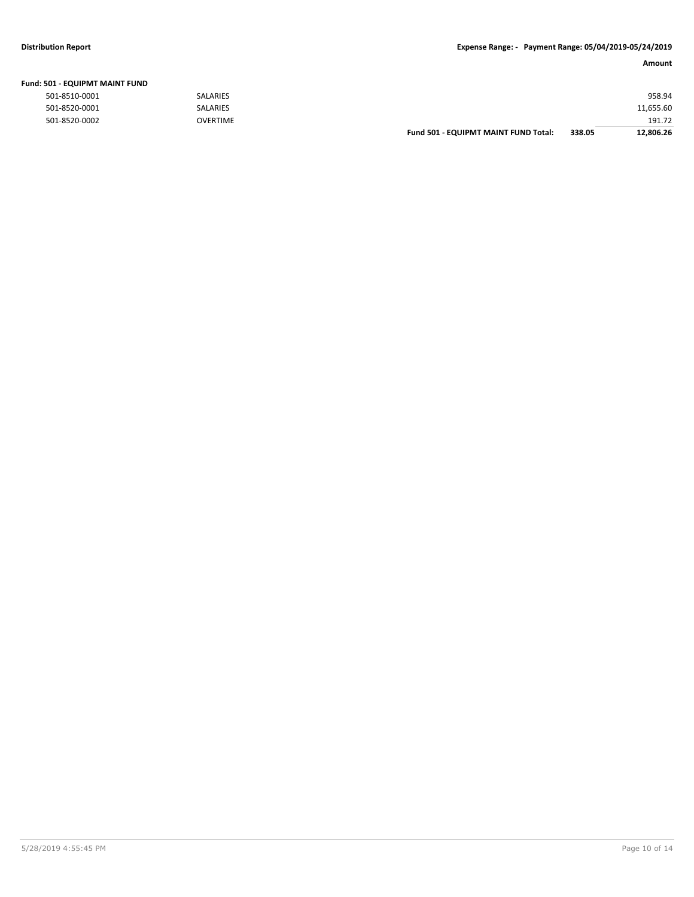**Distribution Report**

**Expense Range: - Payment Range: 05/04/2019-05/24/2019**

**Fund: 501 - EQUIPMT MAINT FUND**

| Account | Description | | | Amount |
|---|---|---|---|---|
| 501-8510-0001 | SALARIES | | | 958.94 |
| 501-8520-0001 | SALARIES | | | 11,655.60 |
| 501-8520-0002 | OVERTIME | | | 191.72 |
| | | **Fund 501 - EQUIPMT MAINT FUND Total:** | **338.05** | **12,806.26** |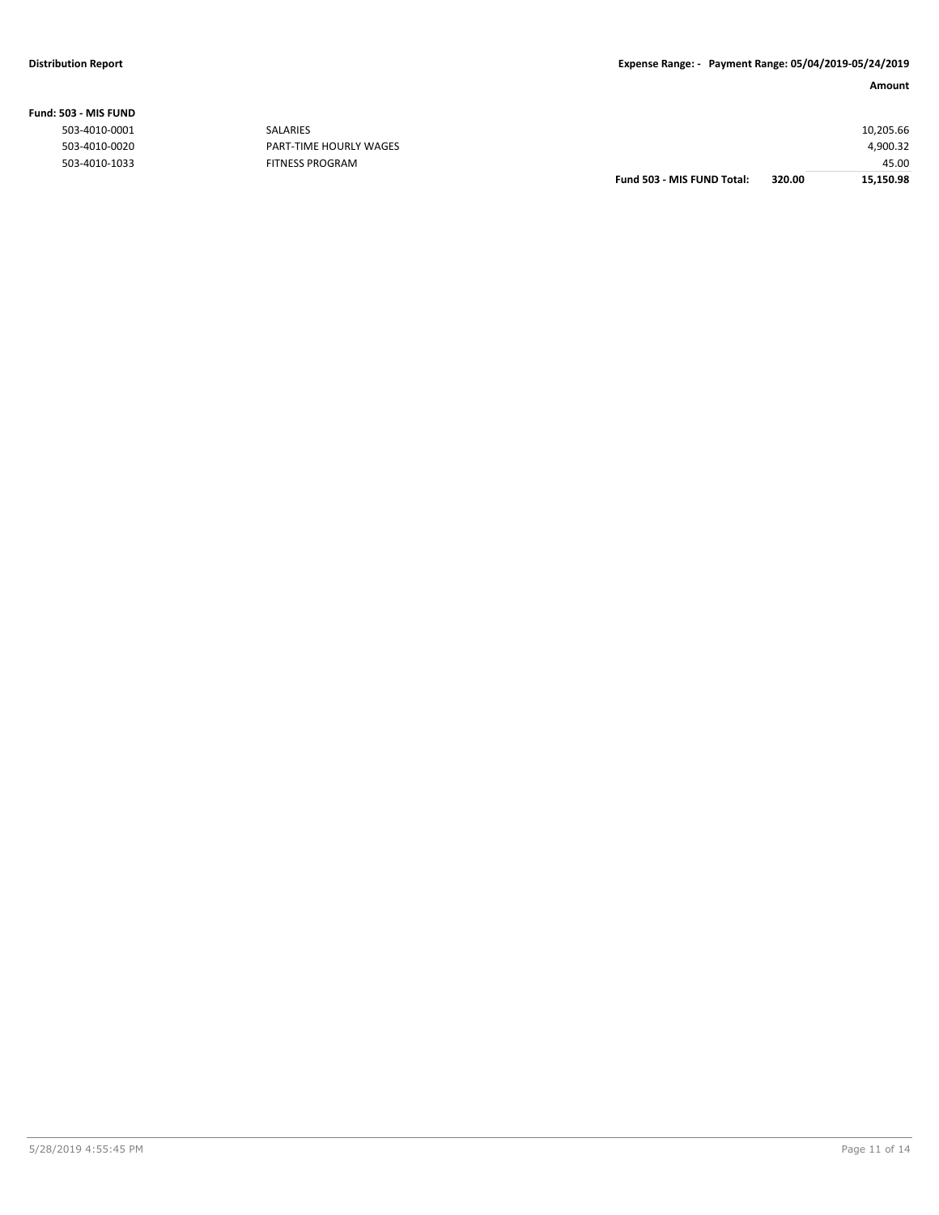**Distribution Report** **Expense Range: - Payment Range: 05/04/2019-05/24/2019**

| | | | | Amount |
|---|---|---|---|---|
| **Fund: 503 - MIS FUND** | | | | |
| 503-4010-0001 | SALARIES | | | 10,205.66 |
| 503-4010-0020 | PART-TIME HOURLY WAGES | | | 4,900.32 |
| 503-4010-1033 | FITNESS PROGRAM | | | 45.00 |
| | | **Fund 503 - MIS FUND Total:** | **320.00** | **15,150.98** |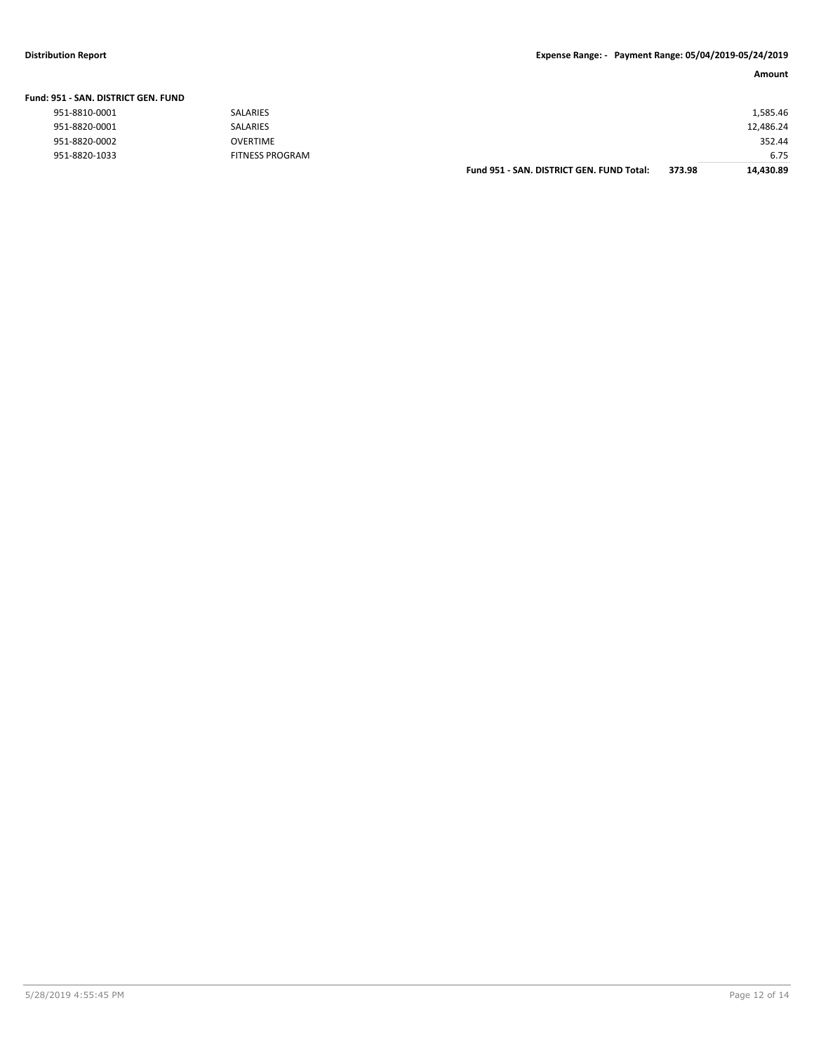**Distribution Report** — **Expense Range: - Payment Range: 05/04/2019-05/24/2019**

| | | | | Amount |
|---|---|---|---|---|
| **Fund: 951 - SAN. DISTRICT GEN. FUND** | | | | |
| 951-8810-0001 | SALARIES | | | 1,585.46 |
| 951-8820-0001 | SALARIES | | | 12,486.24 |
| 951-8820-0002 | OVERTIME | | | 352.44 |
| 951-8820-1033 | FITNESS PROGRAM | | | 6.75 |
| | | **Fund 951 - SAN. DISTRICT GEN. FUND Total:** | **373.98** | **14,430.89** |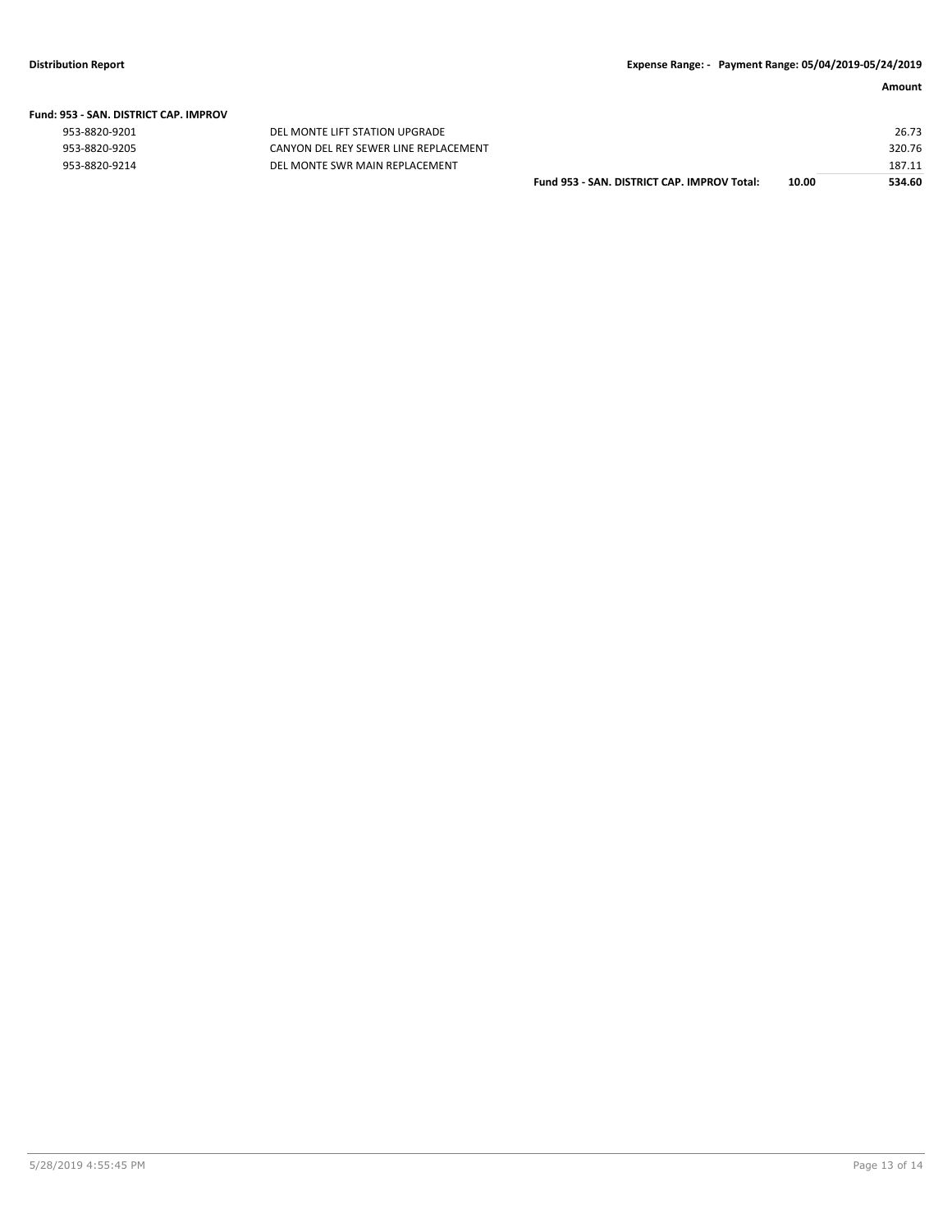| | | | Amount |
|---|---|---|---|
| **Fund: 953 - SAN. DISTRICT CAP. IMPROV** | | | |
| 953-8820-9201 | DEL MONTE LIFT STATION UPGRADE | | 26.73 |
| 953-8820-9205 | CANYON DEL REY SEWER LINE REPLACEMENT | | 320.76 |
| 953-8820-9214 | DEL MONTE SWR MAIN REPLACEMENT | | 187.11 |
| | **Fund 953 - SAN. DISTRICT CAP. IMPROV Total:** | **10.00** | **534.60** |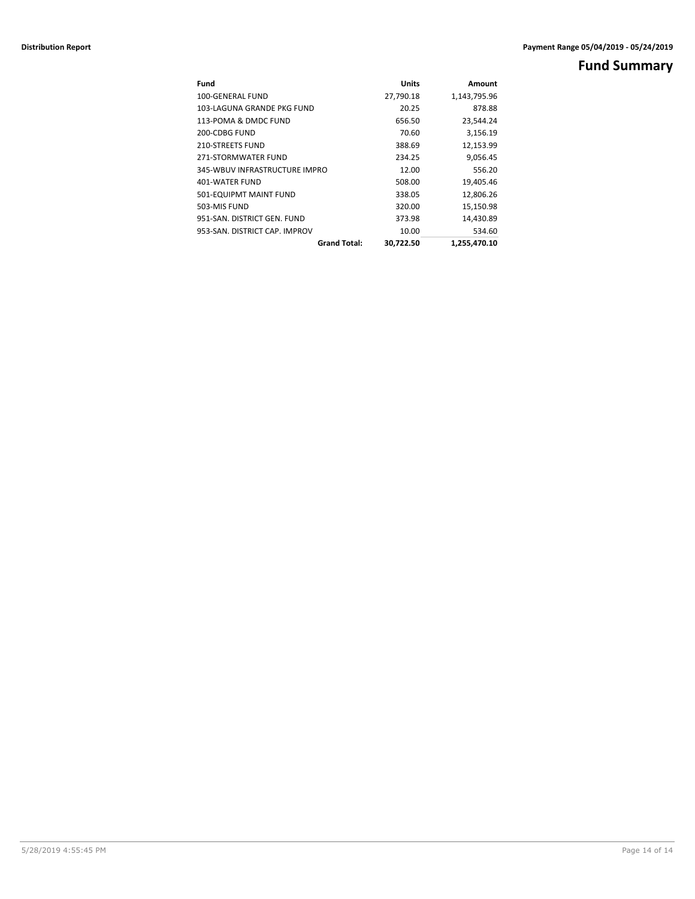# Fund Summary

| Fund | Units | Amount |
|---|---|---|
| 100-GENERAL FUND | 27,790.18 | 1,143,795.96 |
| 103-LAGUNA GRANDE PKG FUND | 20.25 | 878.88 |
| 113-POMA & DMDC FUND | 656.50 | 23,544.24 |
| 200-CDBG FUND | 70.60 | 3,156.19 |
| 210-STREETS FUND | 388.69 | 12,153.99 |
| 271-STORMWATER FUND | 234.25 | 9,056.45 |
| 345-WBUV INFRASTRUCTURE IMPRO | 12.00 | 556.20 |
| 401-WATER FUND | 508.00 | 19,405.46 |
| 501-EQUIPMT MAINT FUND | 338.05 | 12,806.26 |
| 503-MIS FUND | 320.00 | 15,150.98 |
| 951-SAN. DISTRICT GEN. FUND | 373.98 | 14,430.89 |
| 953-SAN. DISTRICT CAP. IMPROV | 10.00 | 534.60 |
| **Grand Total:** | **30,722.50** | **1,255,470.10** |